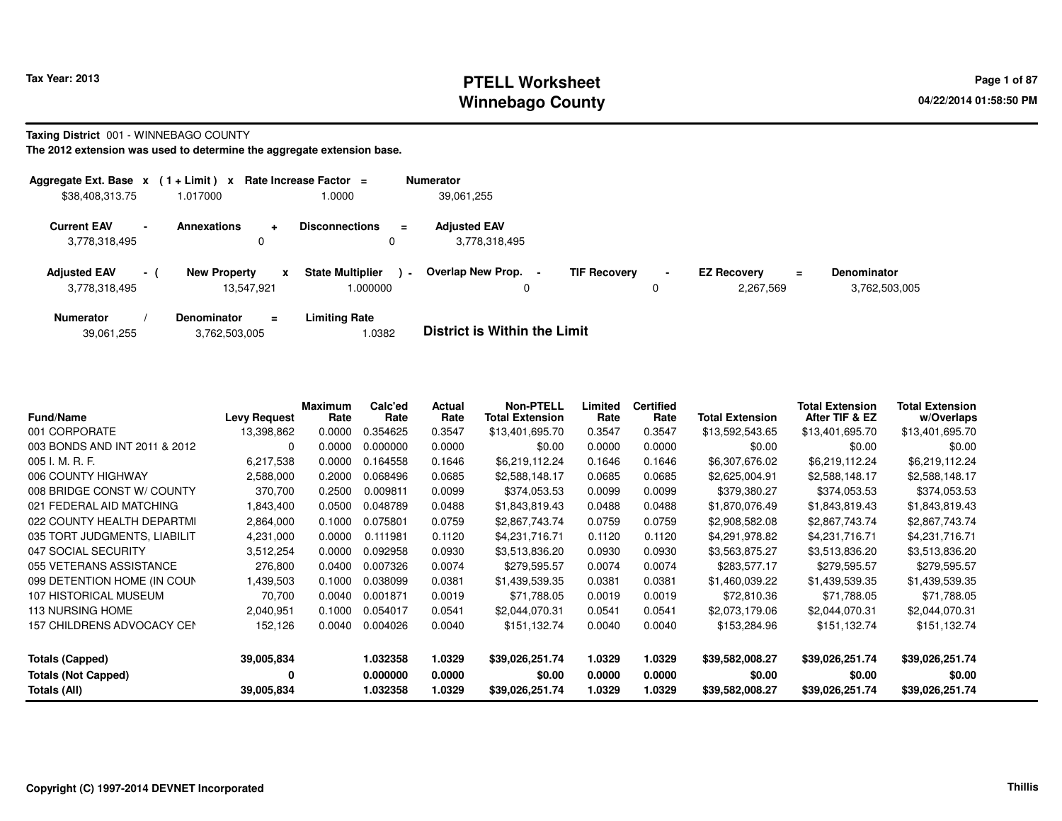Tax Year: 2013

# PTELL Worksheet
# Winnebago County

04/22/2014 01:58:50 PM

**Taxing District** 001 - WINNEBAGO COUNTY

**The 2012 extension was used to determine the aggregate extension base.**

| Aggregate Ext. Base x | ( 1 + Limit ) x | Rate Increase Factor = | Numerator |
|---|---|---|---|
| $38,408,313.75 | 1.017000 | 1.0000 | 39,061,255 |

| Current EAV - | Annexations + | Disconnections = | Adjusted EAV |
|---|---|---|---|
| 3,778,318,495 | 0 | 0 | 3,778,318,495 |

| Adjusted EAV - ( | New Property x | State Multiplier ) - | Overlap New Prop. - | TIF Recovery - | EZ Recovery = | Denominator |
|---|---|---|---|---|---|---|
| 3,778,318,495 | 13,547,921 | 1.000000 | 0 | 0 | 2,267,569 | 3,762,503,005 |

| Numerator / | Denominator = | Limiting Rate |
|---|---|---|
| 39,061,255 | 3,762,503,005 | 1.0382 |

**District is Within the Limit**

| Fund/Name | Levy Request | Maximum Rate | Calc'ed Rate | Actual Rate | Non-PTELL Total Extension | Limited Rate | Certified Rate | Total Extension | Total Extension After TIF & EZ | Total Extension w/Overlaps |
|---|---|---|---|---|---|---|---|---|---|---|
| 001 CORPORATE | 13,398,862 | 0.0000 | 0.354625 | 0.3547 | $13,401,695.70 | 0.3547 | 0.3547 | $13,592,543.65 | $13,401,695.70 | $13,401,695.70 |
| 003 BONDS AND INT 2011 & 2012 | 0 | 0.0000 | 0.000000 | 0.0000 | $0.00 | 0.0000 | 0.0000 | $0.00 | $0.00 | $0.00 |
| 005 I. M. R. F. | 6,217,538 | 0.0000 | 0.164558 | 0.1646 | $6,219,112.24 | 0.1646 | 0.1646 | $6,307,676.02 | $6,219,112.24 | $6,219,112.24 |
| 006 COUNTY HIGHWAY | 2,588,000 | 0.2000 | 0.068496 | 0.0685 | $2,588,148.17 | 0.0685 | 0.0685 | $2,625,004.91 | $2,588,148.17 | $2,588,148.17 |
| 008 BRIDGE CONST W/ COUNTY | 370,700 | 0.2500 | 0.009811 | 0.0099 | $374,053.53 | 0.0099 | 0.0099 | $379,380.27 | $374,053.53 | $374,053.53 |
| 021 FEDERAL AID MATCHING | 1,843,400 | 0.0500 | 0.048789 | 0.0488 | $1,843,819.43 | 0.0488 | 0.0488 | $1,870,076.49 | $1,843,819.43 | $1,843,819.43 |
| 022 COUNTY HEALTH DEPARTMI | 2,864,000 | 0.1000 | 0.075801 | 0.0759 | $2,867,743.74 | 0.0759 | 0.0759 | $2,908,582.08 | $2,867,743.74 | $2,867,743.74 |
| 035 TORT JUDGMENTS, LIABILIT | 4,231,000 | 0.0000 | 0.111981 | 0.1120 | $4,231,716.71 | 0.1120 | 0.1120 | $4,291,978.82 | $4,231,716.71 | $4,231,716.71 |
| 047 SOCIAL SECURITY | 3,512,254 | 0.0000 | 0.092958 | 0.0930 | $3,513,836.20 | 0.0930 | 0.0930 | $3,563,875.27 | $3,513,836.20 | $3,513,836.20 |
| 055 VETERANS ASSISTANCE | 276,800 | 0.0400 | 0.007326 | 0.0074 | $279,595.57 | 0.0074 | 0.0074 | $283,577.17 | $279,595.57 | $279,595.57 |
| 099 DETENTION HOME (IN COUN | 1,439,503 | 0.1000 | 0.038099 | 0.0381 | $1,439,539.35 | 0.0381 | 0.0381 | $1,460,039.22 | $1,439,539.35 | $1,439,539.35 |
| 107 HISTORICAL MUSEUM | 70,700 | 0.0040 | 0.001871 | 0.0019 | $71,788.05 | 0.0019 | 0.0019 | $72,810.36 | $71,788.05 | $71,788.05 |
| 113 NURSING HOME | 2,040,951 | 0.1000 | 0.054017 | 0.0541 | $2,044,070.31 | 0.0541 | 0.0541 | $2,073,179.06 | $2,044,070.31 | $2,044,070.31 |
| 157 CHILDRENS ADVOCACY CEN | 152,126 | 0.0040 | 0.004026 | 0.0040 | $151,132.74 | 0.0040 | 0.0040 | $153,284.96 | $151,132.74 | $151,132.74 |
| **Totals (Capped)** | **39,005,834** | | **1.032358** | **1.0329** | **$39,026,251.74** | **1.0329** | **1.0329** | **$39,582,008.27** | **$39,026,251.74** | **$39,026,251.74** |
| **Totals (Not Capped)** | **0** | | **0.000000** | **0.0000** | **$0.00** | **0.0000** | **0.0000** | **$0.00** | **$0.00** | **$0.00** |
| **Totals (All)** | **39,005,834** | | **1.032358** | **1.0329** | **$39,026,251.74** | **1.0329** | **1.0329** | **$39,582,008.27** | **$39,026,251.74** | **$39,026,251.74** |

Copyright (C) 1997-2014 DEVNET Incorporated

Thillis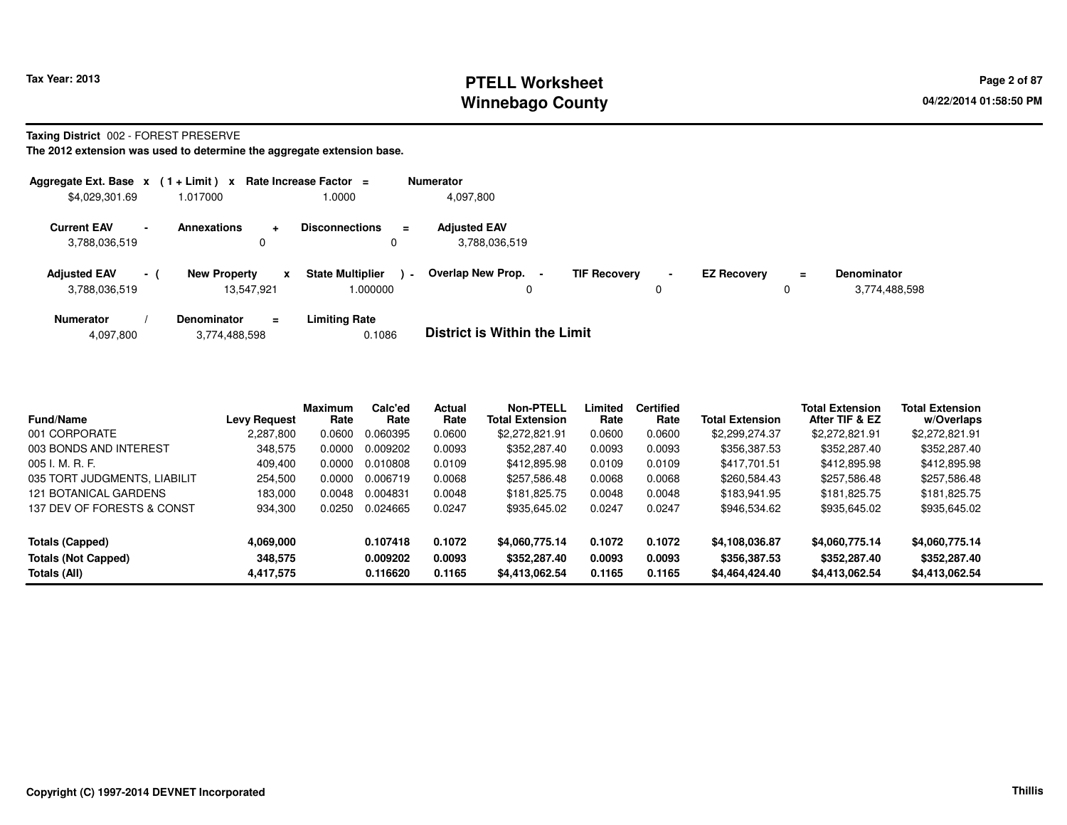**Tax Year: 2013**

# PTELL Worksheet
# Winnebago County

04/22/2014 01:58:50 PM

**Taxing District** 002 - FOREST PRESERVE

**The 2012 extension was used to determine the aggregate extension base.**

| Aggregate Ext. Base | x | (1 + Limit) | x | Rate Increase Factor | = | Numerator |
|---|---|---|---|---|---|---|
| $4,029,301.69 | | 1.017000 | | 1.0000 | | 4,097,800 |

| Current EAV | - | Annexations | + | Disconnections | = | Adjusted EAV |
|---|---|---|---|---|---|---|
| 3,788,036,519 | | 0 | | 0 | | 3,788,036,519 |

| Adjusted EAV | - ( | New Property | x | State Multiplier | ) - | Overlap New Prop. | - | TIF Recovery | - | EZ Recovery | = | Denominator |
|---|---|---|---|---|---|---|---|---|---|---|---|---|
| 3,788,036,519 | | 13,547,921 | | 1.000000 | | 0 | | 0 | | 0 | | 3,774,488,598 |

| Numerator | / | Denominator | = | Limiting Rate |
|---|---|---|---|---|
| 4,097,800 | | 3,774,488,598 | | 0.1086 |

**District is Within the Limit**

| Fund/Name | Levy Request | Maximum Rate | Calc'ed Rate | Actual Rate | Non-PTELL Total Extension | Limited Rate | Certified Rate | Total Extension | Total Extension After TIF & EZ | Total Extension w/Overlaps |
|---|---|---|---|---|---|---|---|---|---|---|
| 001 CORPORATE | 2,287,800 | 0.0600 | 0.060395 | 0.0600 | $2,272,821.91 | 0.0600 | 0.0600 | $2,299,274.37 | $2,272,821.91 | $2,272,821.91 |
| 003 BONDS AND INTEREST | 348,575 | 0.0000 | 0.009202 | 0.0093 | $352,287.40 | 0.0093 | 0.0093 | $356,387.53 | $352,287.40 | $352,287.40 |
| 005 I. M. R. F. | 409,400 | 0.0000 | 0.010808 | 0.0109 | $412,895.98 | 0.0109 | 0.0109 | $417,701.51 | $412,895.98 | $412,895.98 |
| 035 TORT JUDGMENTS, LIABILIT | 254,500 | 0.0000 | 0.006719 | 0.0068 | $257,586.48 | 0.0068 | 0.0068 | $260,584.43 | $257,586.48 | $257,586.48 |
| 121 BOTANICAL GARDENS | 183,000 | 0.0048 | 0.004831 | 0.0048 | $181,825.75 | 0.0048 | 0.0048 | $183,941.95 | $181,825.75 | $181,825.75 |
| 137 DEV OF FORESTS & CONST | 934,300 | 0.0250 | 0.024665 | 0.0247 | $935,645.02 | 0.0247 | 0.0247 | $946,534.62 | $935,645.02 | $935,645.02 |
| **Totals (Capped)** | **4,069,000** | | **0.107418** | **0.1072** | **$4,060,775.14** | **0.1072** | **0.1072** | **$4,108,036.87** | **$4,060,775.14** | **$4,060,775.14** |
| **Totals (Not Capped)** | **348,575** | | **0.009202** | **0.0093** | **$352,287.40** | **0.0093** | **0.0093** | **$356,387.53** | **$352,287.40** | **$352,287.40** |
| **Totals (All)** | **4,417,575** | | **0.116620** | **0.1165** | **$4,413,062.54** | **0.1165** | **0.1165** | **$4,464,424.40** | **$4,413,062.54** | **$4,413,062.54** |

**Copyright (C) 1997-2014 DEVNET Incorporated**

**Thillis**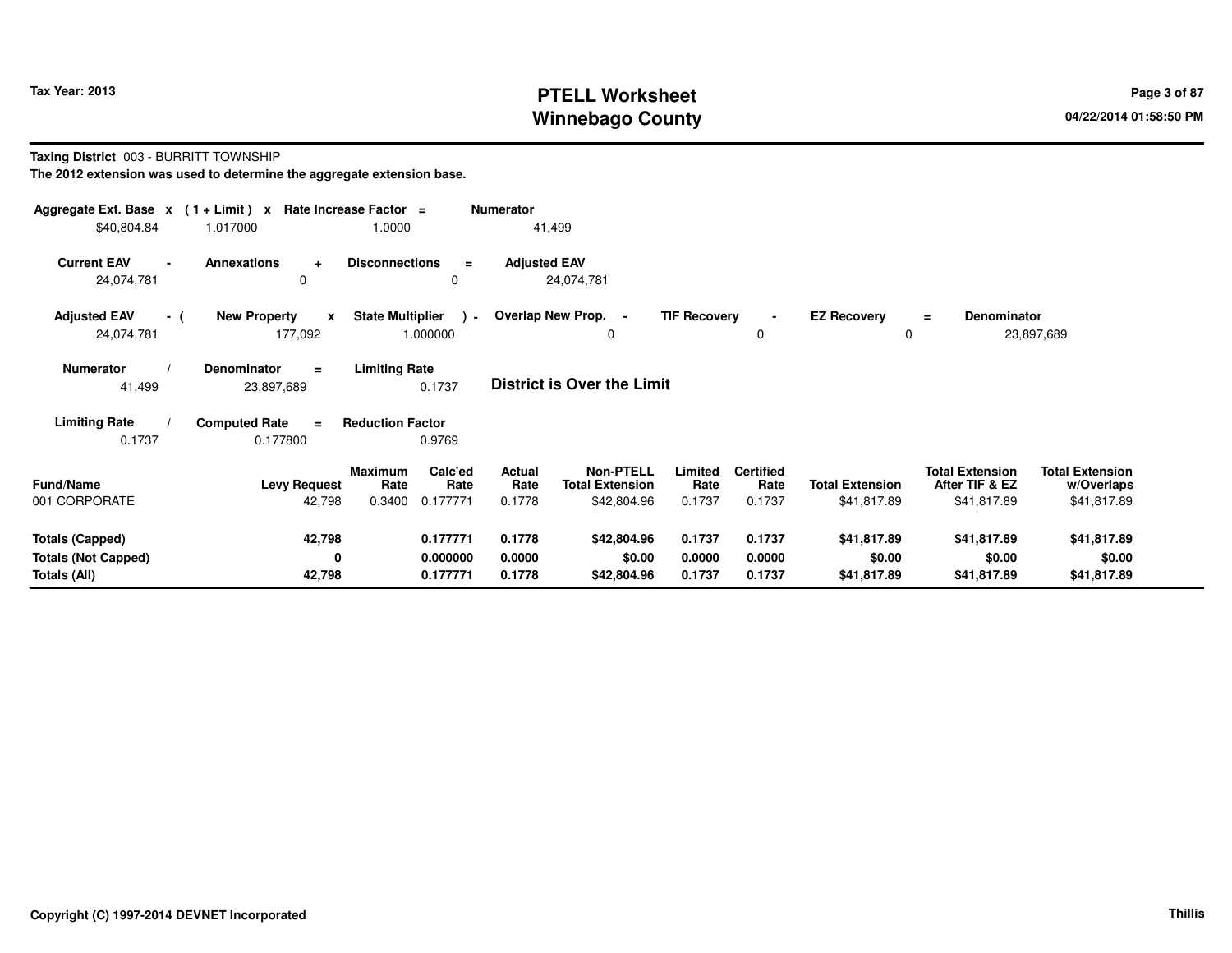# PTELL Worksheet
# Winnebago County

Tax Year: 2013

04/22/2014 01:58:50 PM

**Taxing District** 003 - BURRITT TOWNSHIP

**The 2012 extension was used to determine the aggregate extension base.**

| Aggregate Ext. Base | x | (1 + Limit) | x | Rate Increase Factor | = | Numerator |
|---|---|---|---|---|---|---|
| $40,804.84 | | 1.017000 | | 1.0000 | | 41,499 |

| Current EAV | - | Annexations | + | Disconnections | = | Adjusted EAV |
|---|---|---|---|---|---|---|
| 24,074,781 | | 0 | | 0 | | 24,074,781 |

| Adjusted EAV | - ( | New Property | x | State Multiplier | ) - | Overlap New Prop. | - | TIF Recovery | - | EZ Recovery | = | Denominator |
|---|---|---|---|---|---|---|---|---|---|---|---|---|
| 24,074,781 | | 177,092 | | 1.000000 | | 0 | | 0 | | 0 | | 23,897,689 |

| Numerator | / | Denominator | = | Limiting Rate |
|---|---|---|---|---|
| 41,499 | | 23,897,689 | | 0.1737 |

**District is Over the Limit**

| Limiting Rate | / | Computed Rate | = | Reduction Factor |
|---|---|---|---|---|
| 0.1737 | | 0.177800 | | 0.9769 |

| Fund/Name | Levy Request | Maximum Rate | Calc'ed Rate | Actual Rate | Non-PTELL Total Extension | Limited Rate | Certified Rate | Total Extension | Total Extension After TIF & EZ | Total Extension w/Overlaps |
|---|---|---|---|---|---|---|---|---|---|---|
| 001 CORPORATE | 42,798 | 0.3400 | 0.177771 | 0.1778 | $42,804.96 | 0.1737 | 0.1737 | $41,817.89 | $41,817.89 | $41,817.89 |
| **Totals (Capped)** | **42,798** | | **0.177771** | **0.1778** | **$42,804.96** | **0.1737** | **0.1737** | **$41,817.89** | **$41,817.89** | **$41,817.89** |
| **Totals (Not Capped)** | **0** | | **0.000000** | **0.0000** | **$0.00** | **0.0000** | **0.0000** | **$0.00** | **$0.00** | **$0.00** |
| **Totals (All)** | **42,798** | | **0.177771** | **0.1778** | **$42,804.96** | **0.1737** | **0.1737** | **$41,817.89** | **$41,817.89** | **$41,817.89** |

**Copyright (C) 1997-2014 DEVNET Incorporated** Thillis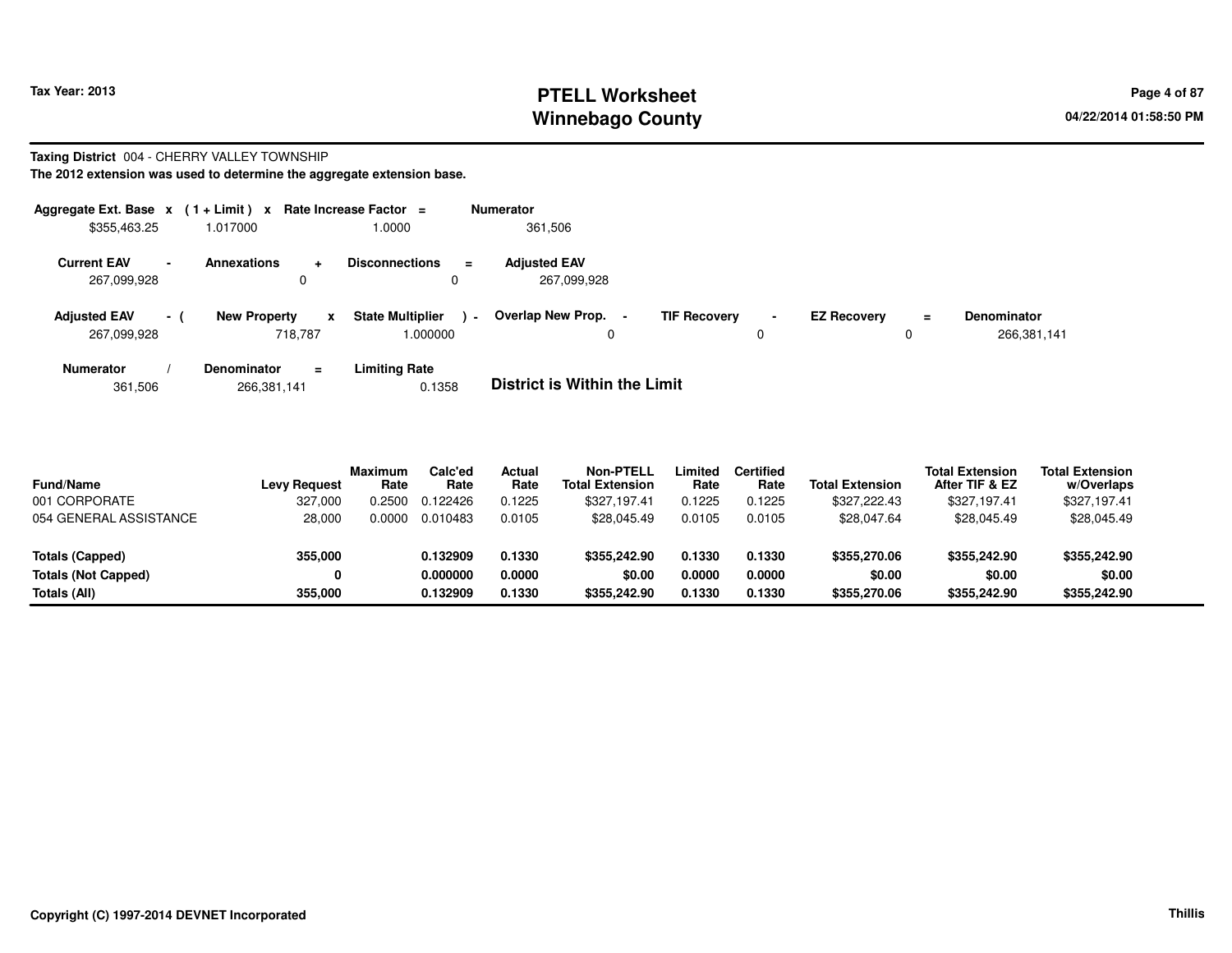**Tax Year: 2013**

# PTELL Worksheet
# Winnebago County

**Taxing District** 004 - CHERRY VALLEY TOWNSHIP

**The 2012 extension was used to determine the aggregate extension base.**

| Aggregate Ext. Base | x | (1 + Limit) | x | Rate Increase Factor | = | Numerator |
|---|---|---|---|---|---|---|
| $355,463.25 | | 1.017000 | | 1.0000 | | 361,506 |

| Current EAV | - | Annexations | + | Disconnections | = | Adjusted EAV |
|---|---|---|---|---|---|---|
| 267,099,928 | | 0 | | 0 | | 267,099,928 |

| Adjusted EAV | - ( | New Property | x | State Multiplier | ) - | Overlap New Prop. | - | TIF Recovery | - | EZ Recovery | = | Denominator |
|---|---|---|---|---|---|---|---|---|---|---|---|---|
| 267,099,928 | | 718,787 | | 1.000000 | | 0 | | 0 | | 0 | | 266,381,141 |

| Numerator | / | Denominator | = | Limiting Rate |
|---|---|---|---|---|
| 361,506 | | 266,381,141 | | 0.1358 |

**District is Within the Limit**

| Fund/Name | Levy Request | Maximum Rate | Calc'ed Rate | Actual Rate | Non-PTELL Total Extension | Limited Rate | Certified Rate | Total Extension | Total Extension After TIF & EZ | Total Extension w/Overlaps |
|---|---|---|---|---|---|---|---|---|---|---|
| 001 CORPORATE | 327,000 | 0.2500 | 0.122426 | 0.1225 | $327,197.41 | 0.1225 | 0.1225 | $327,222.43 | $327,197.41 | $327,197.41 |
| 054 GENERAL ASSISTANCE | 28,000 | 0.0000 | 0.010483 | 0.0105 | $28,045.49 | 0.0105 | 0.0105 | $28,047.64 | $28,045.49 | $28,045.49 |
| **Totals (Capped)** | **355,000** | | **0.132909** | **0.1330** | **$355,242.90** | **0.1330** | **0.1330** | **$355,270.06** | **$355,242.90** | **$355,242.90** |
| **Totals (Not Capped)** | **0** | | **0.000000** | **0.0000** | **$0.00** | **0.0000** | **0.0000** | **$0.00** | **$0.00** | **$0.00** |
| **Totals (All)** | **355,000** | | **0.132909** | **0.1330** | **$355,242.90** | **0.1330** | **0.1330** | **$355,270.06** | **$355,242.90** | **$355,242.90** |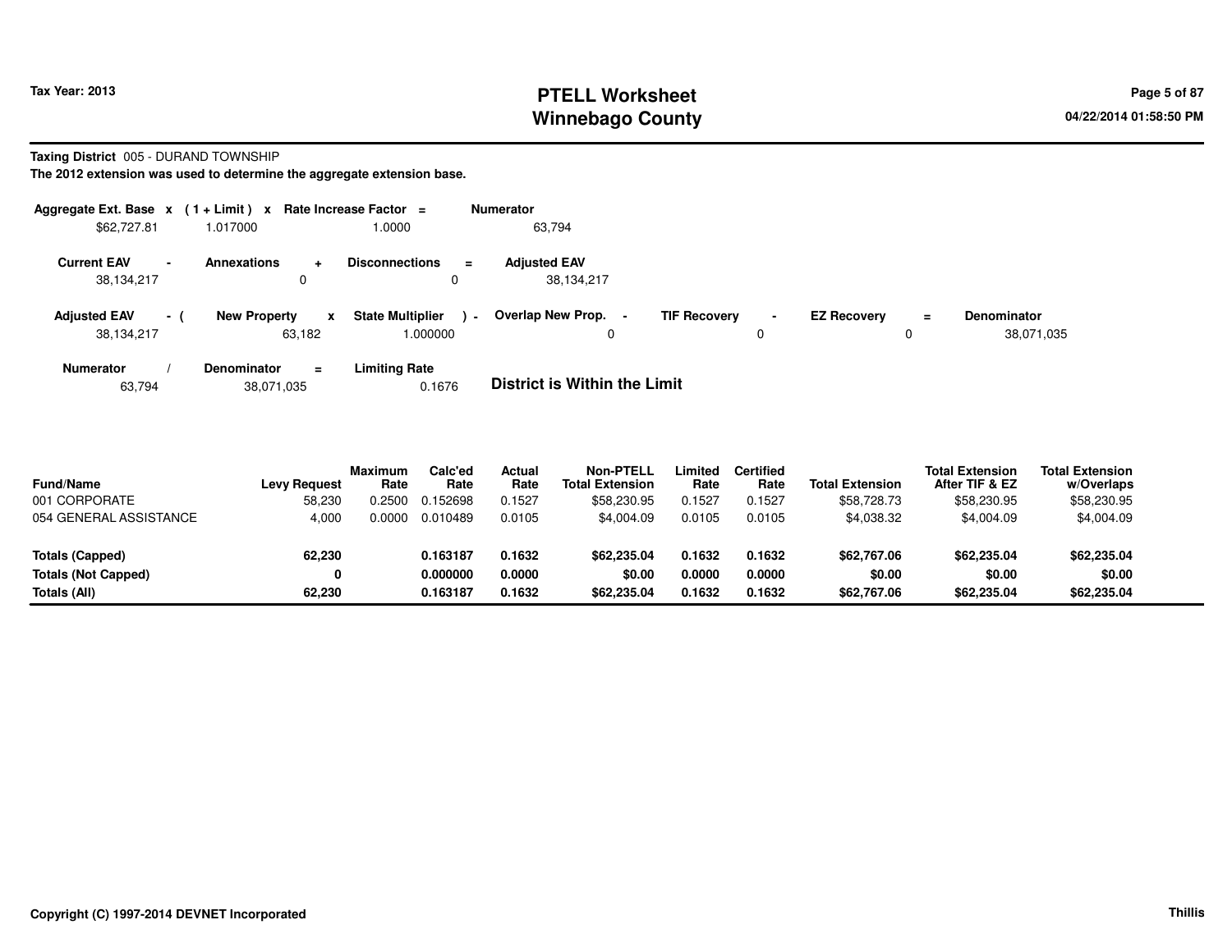Tax Year: 2013

# PTELL Worksheet
# Winnebago County

04/22/2014 01:58:50 PM

**Taxing District** 005 - DURAND TOWNSHIP

**The 2012 extension was used to determine the aggregate extension base.**

| Aggregate Ext. Base | x | (1 + Limit) | x | Rate Increase Factor | = | Numerator |
|---|---|---|---|---|---|---|
| $62,727.81 | | 1.017000 | | 1.0000 | | 63,794 |

| Current EAV | - | Annexations | + | Disconnections | = | Adjusted EAV |
|---|---|---|---|---|---|---|
| 38,134,217 | | 0 | | 0 | | 38,134,217 |

| Adjusted EAV | - ( | New Property | x | State Multiplier | ) - | Overlap New Prop. | - | TIF Recovery | - | EZ Recovery | = | Denominator |
|---|---|---|---|---|---|---|---|---|---|---|---|---|
| 38,134,217 | | 63,182 | | 1.000000 | | 0 | | 0 | | 0 | | 38,071,035 |

| Numerator | / | Denominator | = | Limiting Rate |
|---|---|---|---|---|
| 63,794 | | 38,071,035 | | 0.1676 |

**District is Within the Limit**

| Fund/Name | Levy Request | Maximum Rate | Calc'ed Rate | Actual Rate | Non-PTELL Total Extension | Limited Rate | Certified Rate | Total Extension | Total Extension After TIF & EZ | Total Extension w/Overlaps |
|---|---|---|---|---|---|---|---|---|---|---|
| 001 CORPORATE | 58,230 | 0.2500 | 0.152698 | 0.1527 | $58,230.95 | 0.1527 | 0.1527 | $58,728.73 | $58,230.95 | $58,230.95 |
| 054 GENERAL ASSISTANCE | 4,000 | 0.0000 | 0.010489 | 0.0105 | $4,004.09 | 0.0105 | 0.0105 | $4,038.32 | $4,004.09 | $4,004.09 |
| **Totals (Capped)** | **62,230** | | **0.163187** | **0.1632** | **$62,235.04** | **0.1632** | **0.1632** | **$62,767.06** | **$62,235.04** | **$62,235.04** |
| **Totals (Not Capped)** | **0** | | **0.000000** | **0.0000** | **$0.00** | **0.0000** | **0.0000** | **$0.00** | **$0.00** | **$0.00** |
| **Totals (All)** | **62,230** | | **0.163187** | **0.1632** | **$62,235.04** | **0.1632** | **0.1632** | **$62,767.06** | **$62,235.04** | **$62,235.04** |

Copyright (C) 1997-2014 DEVNET Incorporated

Thillis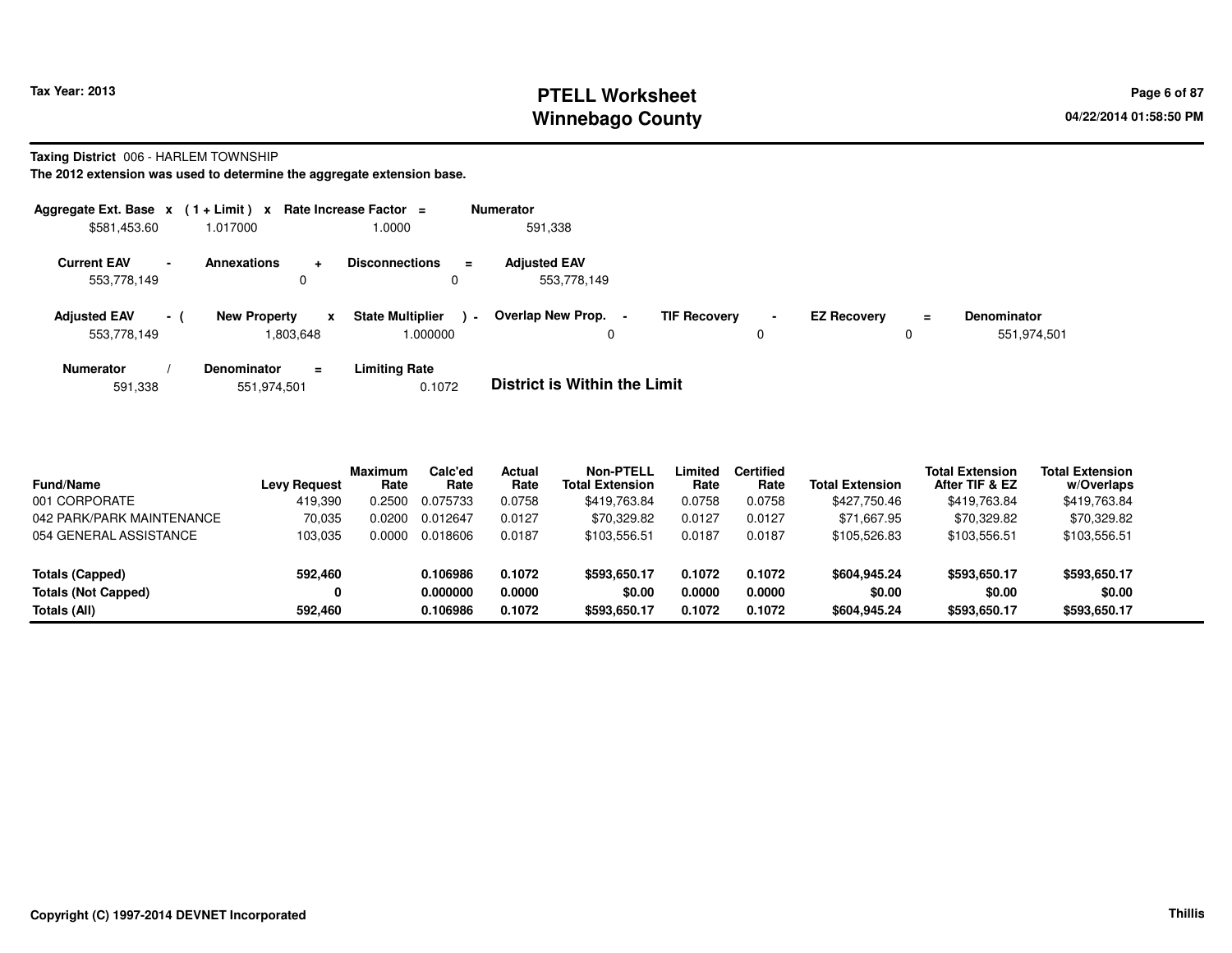# PTELL Worksheet
# Winnebago County

Tax Year: 2013

04/22/2014 01:58:50 PM

**Taxing District** 006 - HARLEM TOWNSHIP

**The 2012 extension was used to determine the aggregate extension base.**

| Aggregate Ext. Base | x | ( 1 + Limit ) | x | Rate Increase Factor | = | Numerator |
|---|---|---|---|---|---|---|
| $581,453.60 | | 1.017000 | | 1.0000 | | 591,338 |

| Current EAV | - | Annexations | + | Disconnections | = | Adjusted EAV |
|---|---|---|---|---|---|---|
| 553,778,149 | | 0 | | 0 | | 553,778,149 |

| Adjusted EAV | - ( | New Property | x | State Multiplier | ) - | Overlap New Prop. | - | TIF Recovery | - | EZ Recovery | = | Denominator |
|---|---|---|---|---|---|---|---|---|---|---|---|---|
| 553,778,149 | | 1,803,648 | | 1.000000 | | 0 | | 0 | | 0 | | 551,974,501 |

| Numerator | / | Denominator | = | Limiting Rate |
|---|---|---|---|---|
| 591,338 | | 551,974,501 | | 0.1072 |

**District is Within the Limit**

| Fund/Name | Levy Request | Maximum Rate | Calc'ed Rate | Actual Rate | Non-PTELL Total Extension | Limited Rate | Certified Rate | Total Extension | Total Extension After TIF & EZ | Total Extension w/Overlaps |
|---|---|---|---|---|---|---|---|---|---|---|
| 001 CORPORATE | 419,390 | 0.2500 | 0.075733 | 0.0758 | $419,763.84 | 0.0758 | 0.0758 | $427,750.46 | $419,763.84 | $419,763.84 |
| 042 PARK/PARK MAINTENANCE | 70,035 | 0.0200 | 0.012647 | 0.0127 | $70,329.82 | 0.0127 | 0.0127 | $71,667.95 | $70,329.82 | $70,329.82 |
| 054 GENERAL ASSISTANCE | 103,035 | 0.0000 | 0.018606 | 0.0187 | $103,556.51 | 0.0187 | 0.0187 | $105,526.83 | $103,556.51 | $103,556.51 |
| **Totals (Capped)** | **592,460** | | **0.106986** | **0.1072** | **$593,650.17** | **0.1072** | **0.1072** | **$604,945.24** | **$593,650.17** | **$593,650.17** |
| **Totals (Not Capped)** | **0** | | **0.000000** | **0.0000** | **$0.00** | **0.0000** | **0.0000** | **$0.00** | **$0.00** | **$0.00** |
| **Totals (All)** | **592,460** | | **0.106986** | **0.1072** | **$593,650.17** | **0.1072** | **0.1072** | **$604,945.24** | **$593,650.17** | **$593,650.17** |

**Copyright (C) 1997-2014 DEVNET Incorporated**

Thillis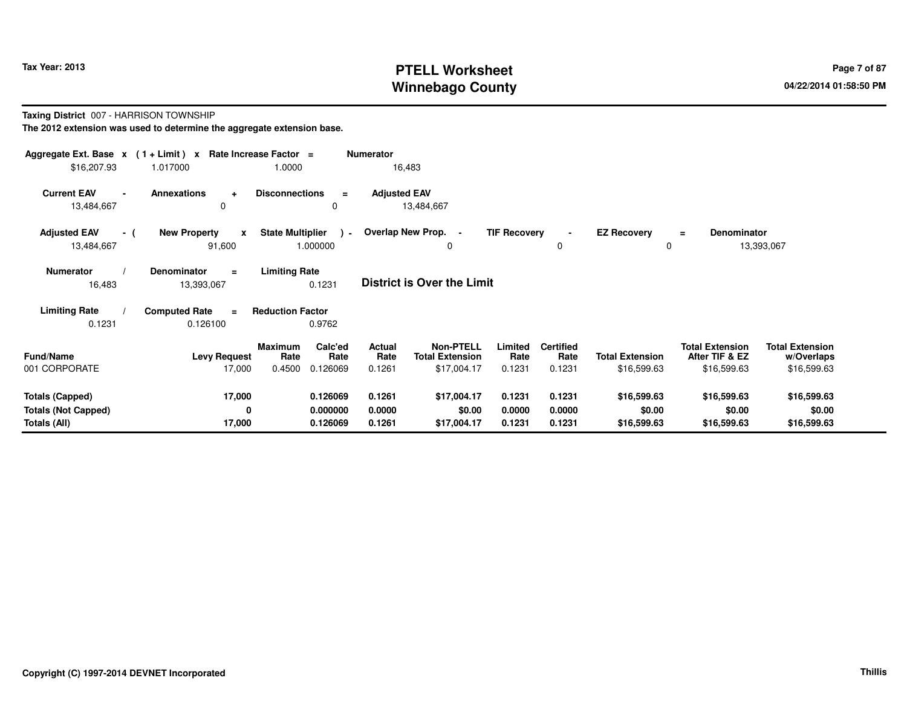# PTELL Worksheet
# Winnebago County

Tax Year: 2013

04/22/2014 01:58:50 PM

**Taxing District** 007 - HARRISON TOWNSHIP

**The 2012 extension was used to determine the aggregate extension base.**

| Aggregate Ext. Base | x | (1 + Limit) | x | Rate Increase Factor | = | Numerator |
|---|---|---|---|---|---|---|
| $16,207.93 | | 1.017000 | | 1.0000 | | 16,483 |

| Current EAV | - | Annexations | + | Disconnections | = | Adjusted EAV |
|---|---|---|---|---|---|---|
| 13,484,667 | | 0 | | 0 | | 13,484,667 |

| Adjusted EAV | - ( | New Property | x | State Multiplier | ) - | Overlap New Prop. | - | TIF Recovery | - | EZ Recovery | = | Denominator |
|---|---|---|---|---|---|---|---|---|---|---|---|---|
| 13,484,667 | | 91,600 | | 1.000000 | | 0 | | 0 | | 0 | | 13,393,067 |

| Numerator | / | Denominator | = | Limiting Rate |
|---|---|---|---|---|
| 16,483 | | 13,393,067 | | 0.1231 |

**District is Over the Limit**

| Limiting Rate | / | Computed Rate | = | Reduction Factor |
|---|---|---|---|---|
| 0.1231 | | 0.126100 | | 0.9762 |

| Fund/Name | Levy Request | Maximum Rate | Calc'ed Rate | Actual Rate | Non-PTELL Total Extension | Limited Rate | Certified Rate | Total Extension | Total Extension After TIF & EZ | Total Extension w/Overlaps |
|---|---|---|---|---|---|---|---|---|---|---|
| 001 CORPORATE | 17,000 | 0.4500 | 0.126069 | 0.1261 | $17,004.17 | 0.1231 | 0.1231 | $16,599.63 | $16,599.63 | $16,599.63 |
| **Totals (Capped)** | **17,000** | | **0.126069** | **0.1261** | **$17,004.17** | **0.1231** | **0.1231** | **$16,599.63** | **$16,599.63** | **$16,599.63** |
| **Totals (Not Capped)** | **0** | | **0.000000** | **0.0000** | **$0.00** | **0.0000** | **0.0000** | **$0.00** | **$0.00** | **$0.00** |
| **Totals (All)** | **17,000** | | **0.126069** | **0.1261** | **$17,004.17** | **0.1231** | **0.1231** | **$16,599.63** | **$16,599.63** | **$16,599.63** |

Copyright (C) 1997-2014 DEVNET Incorporated

Thillis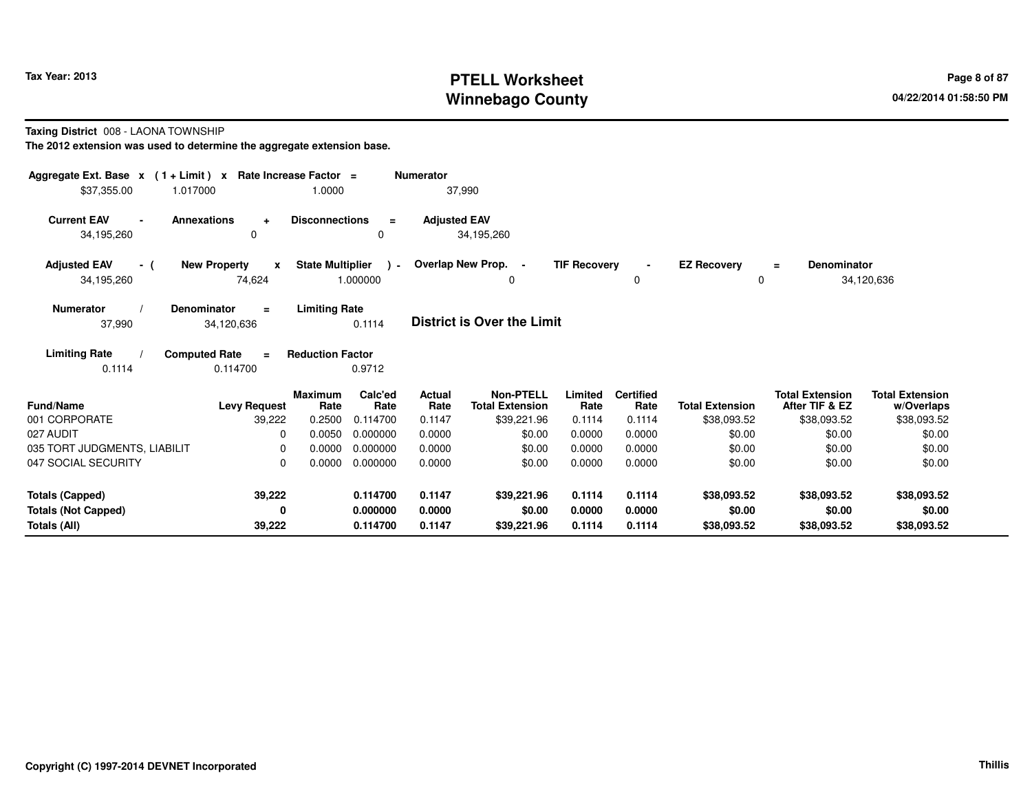Tax Year: 2013

# PTELL Worksheet
# Winnebago County

04/22/2014 01:58:50 PM

**Taxing District** 008 - LAONA TOWNSHIP

**The 2012 extension was used to determine the aggregate extension base.**

| Aggregate Ext. Base | x | (1 + Limit) | x | Rate Increase Factor | = | Numerator |
|---|---|---|---|---|---|---|
| $37,355.00 | | 1.017000 | | 1.0000 | | 37,990 |

| Current EAV | - | Annexations | + | Disconnections | = | Adjusted EAV |
|---|---|---|---|---|---|---|
| 34,195,260 | | 0 | | 0 | | 34,195,260 |

| Adjusted EAV | - ( | New Property | x | State Multiplier | ) - | Overlap New Prop. | - | TIF Recovery | - | EZ Recovery | = | Denominator |
|---|---|---|---|---|---|---|---|---|---|---|---|---|
| 34,195,260 | | 74,624 | | 1.000000 | | 0 | | 0 | | 0 | | 34,120,636 |

| Numerator | / | Denominator | = | Limiting Rate |
|---|---|---|---|---|
| 37,990 | | 34,120,636 | | 0.1114 |

**District is Over the Limit**

| Limiting Rate | / | Computed Rate | = | Reduction Factor |
|---|---|---|---|---|
| 0.1114 | | 0.114700 | | 0.9712 |

| Fund/Name | Levy Request | Maximum Rate | Calc'ed Rate | Actual Rate | Non-PTELL Total Extension | Limited Rate | Certified Rate | Total Extension | Total Extension After TIF & EZ | Total Extension w/Overlaps |
|---|---|---|---|---|---|---|---|---|---|---|
| 001 CORPORATE | 39,222 | 0.2500 | 0.114700 | 0.1147 | $39,221.96 | 0.1114 | 0.1114 | $38,093.52 | $38,093.52 | $38,093.52 |
| 027 AUDIT | 0 | 0.0050 | 0.000000 | 0.0000 | $0.00 | 0.0000 | 0.0000 | $0.00 | $0.00 | $0.00 |
| 035 TORT JUDGMENTS, LIABILIT | 0 | 0.0000 | 0.000000 | 0.0000 | $0.00 | 0.0000 | 0.0000 | $0.00 | $0.00 | $0.00 |
| 047 SOCIAL SECURITY | 0 | 0.0000 | 0.000000 | 0.0000 | $0.00 | 0.0000 | 0.0000 | $0.00 | $0.00 | $0.00 |
| **Totals (Capped)** | **39,222** | | **0.114700** | **0.1147** | **$39,221.96** | **0.1114** | **0.1114** | **$38,093.52** | **$38,093.52** | **$38,093.52** |
| **Totals (Not Capped)** | **0** | | **0.000000** | **0.0000** | **$0.00** | **0.0000** | **0.0000** | **$0.00** | **$0.00** | **$0.00** |
| **Totals (All)** | **39,222** | | **0.114700** | **0.1147** | **$39,221.96** | **0.1114** | **0.1114** | **$38,093.52** | **$38,093.52** | **$38,093.52** |

Copyright (C) 1997-2014 DEVNET Incorporated

Thillis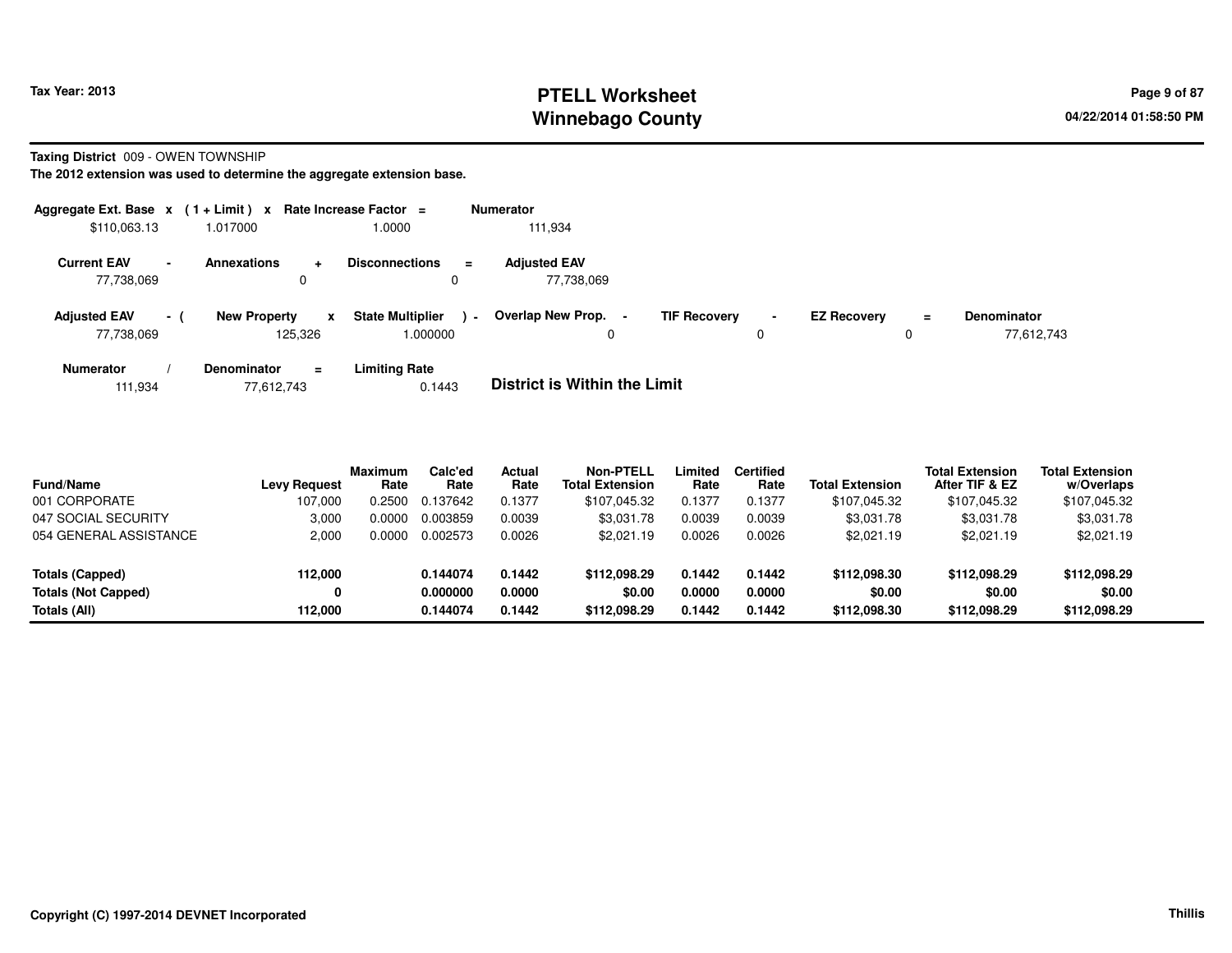**Taxing District** 009 - OWEN TOWNSHIP

**The 2012 extension was used to determine the aggregate extension base.**

| Aggregate Ext. Base | x | (1 + Limit) | x | Rate Increase Factor | = | Numerator |
|---|---|---|---|---|---|---|
| $110,063.13 | | 1.017000 | | 1.0000 | | 111,934 |

| Current EAV | - | Annexations | + | Disconnections | = | Adjusted EAV |
|---|---|---|---|---|---|---|
| 77,738,069 | | 0 | | 0 | | 77,738,069 |

| Adjusted EAV | - ( | New Property | x | State Multiplier | ) - | Overlap New Prop. | - | TIF Recovery | - | EZ Recovery | = | Denominator |
|---|---|---|---|---|---|---|---|---|---|---|---|---|
| 77,738,069 | | 125,326 | | 1.000000 | | 0 | | 0 | | 0 | | 77,612,743 |

| Numerator | / | Denominator | = | Limiting Rate |
|---|---|---|---|---|
| 111,934 | | 77,612,743 | | 0.1443 |

**District is Within the Limit**

| Fund/Name | Levy Request | Maximum Rate | Calc'ed Rate | Actual Rate | Non-PTELL Total Extension | Limited Rate | Certified Rate | Total Extension | Total Extension After TIF & EZ | Total Extension w/Overlaps |
|---|---|---|---|---|---|---|---|---|---|---|
| 001 CORPORATE | 107,000 | 0.2500 | 0.137642 | 0.1377 | $107,045.32 | 0.1377 | 0.1377 | $107,045.32 | $107,045.32 | $107,045.32 |
| 047 SOCIAL SECURITY | 3,000 | 0.0000 | 0.003859 | 0.0039 | $3,031.78 | 0.0039 | 0.0039 | $3,031.78 | $3,031.78 | $3,031.78 |
| 054 GENERAL ASSISTANCE | 2,000 | 0.0000 | 0.002573 | 0.0026 | $2,021.19 | 0.0026 | 0.0026 | $2,021.19 | $2,021.19 | $2,021.19 |
| **Totals (Capped)** | **112,000** | | **0.144074** | **0.1442** | **$112,098.29** | **0.1442** | **0.1442** | **$112,098.30** | **$112,098.29** | **$112,098.29** |
| **Totals (Not Capped)** | **0** | | **0.000000** | **0.0000** | **$0.00** | **0.0000** | **0.0000** | **$0.00** | **$0.00** | **$0.00** |
| **Totals (All)** | **112,000** | | **0.144074** | **0.1442** | **$112,098.29** | **0.1442** | **0.1442** | **$112,098.30** | **$112,098.29** | **$112,098.29** |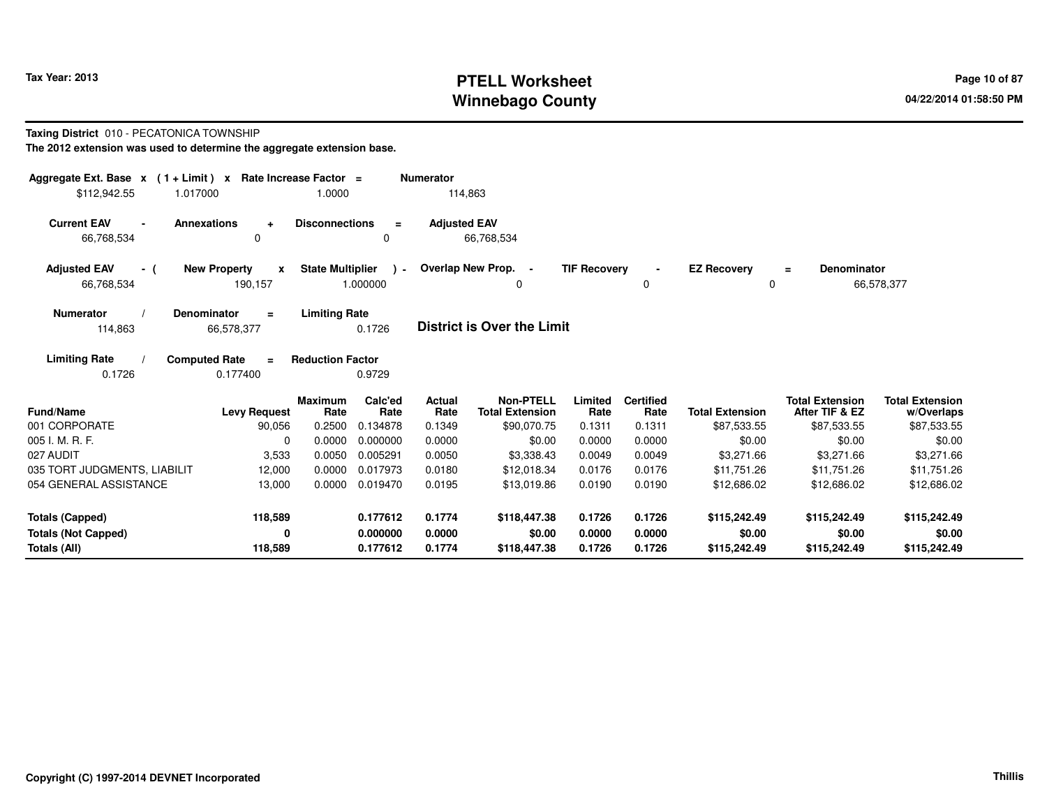# PTELL Worksheet
# Winnebago County

Tax Year: 2013

04/22/2014 01:58:50 PM

**Taxing District** 010 - PECATONICA TOWNSHIP

**The 2012 extension was used to determine the aggregate extension base.**

| Aggregate Ext. Base | x | (1 + Limit) | x | Rate Increase Factor | = | Numerator |
|---|---|---|---|---|---|---|
| $112,942.55 | | 1.017000 | | 1.0000 | | 114,863 |

| Current EAV | - | Annexations | + | Disconnections | = | Adjusted EAV |
|---|---|---|---|---|---|---|
| 66,768,534 | | 0 | | 0 | | 66,768,534 |

| Adjusted EAV | - ( | New Property | x | State Multiplier | ) - | Overlap New Prop. | - | TIF Recovery | - | EZ Recovery | = | Denominator |
|---|---|---|---|---|---|---|---|---|---|---|---|---|
| 66,768,534 | | 190,157 | | 1.000000 | | 0 | | 0 | | 0 | | 66,578,377 |

| Numerator | / | Denominator | = | Limiting Rate |
|---|---|---|---|---|
| 114,863 | | 66,578,377 | | 0.1726 |

**District is Over the Limit**

| Limiting Rate | / | Computed Rate | = | Reduction Factor |
|---|---|---|---|---|
| 0.1726 | | 0.177400 | | 0.9729 |

| Fund/Name | Levy Request | Maximum Rate | Calc'ed Rate | Actual Rate | Non-PTELL Total Extension | Limited Rate | Certified Rate | Total Extension | Total Extension After TIF & EZ | Total Extension w/Overlaps |
|---|---|---|---|---|---|---|---|---|---|---|
| 001 CORPORATE | 90,056 | 0.2500 | 0.134878 | 0.1349 | $90,070.75 | 0.1311 | 0.1311 | $87,533.55 | $87,533.55 | $87,533.55 |
| 005 I. M. R. F. | 0 | 0.0000 | 0.000000 | 0.0000 | $0.00 | 0.0000 | 0.0000 | $0.00 | $0.00 | $0.00 |
| 027 AUDIT | 3,533 | 0.0050 | 0.005291 | 0.0050 | $3,338.43 | 0.0049 | 0.0049 | $3,271.66 | $3,271.66 | $3,271.66 |
| 035 TORT JUDGMENTS, LIABILIT | 12,000 | 0.0000 | 0.017973 | 0.0180 | $12,018.34 | 0.0176 | 0.0176 | $11,751.26 | $11,751.26 | $11,751.26 |
| 054 GENERAL ASSISTANCE | 13,000 | 0.0000 | 0.019470 | 0.0195 | $13,019.86 | 0.0190 | 0.0190 | $12,686.02 | $12,686.02 | $12,686.02 |
| **Totals (Capped)** | **118,589** | | **0.177612** | **0.1774** | **$118,447.38** | **0.1726** | **0.1726** | **$115,242.49** | **$115,242.49** | **$115,242.49** |
| **Totals (Not Capped)** | **0** | | **0.000000** | **0.0000** | **$0.00** | **0.0000** | **0.0000** | **$0.00** | **$0.00** | **$0.00** |
| **Totals (All)** | **118,589** | | **0.177612** | **0.1774** | **$118,447.38** | **0.1726** | **0.1726** | **$115,242.49** | **$115,242.49** | **$115,242.49** |

Copyright (C) 1997-2014 DEVNET Incorporated

Thillis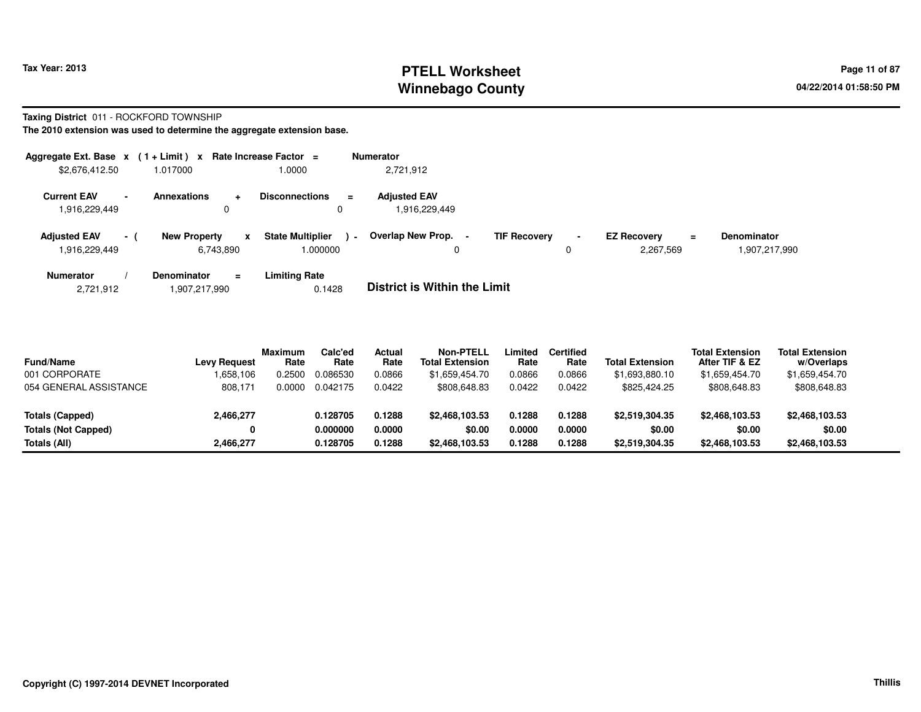Tax Year: 2013

# PTELL Worksheet
# Winnebago County

04/22/2014 01:58:50 PM

**Taxing District** 011 - ROCKFORD TOWNSHIP

**The 2010 extension was used to determine the aggregate extension base.**

| Aggregate Ext. Base | x | (1 + Limit) | x | Rate Increase Factor | = | Numerator |
|---|---|---|---|---|---|---|
| $2,676,412.50 | | 1.017000 | | 1.0000 | | 2,721,912 |

| Current EAV | - | Annexations | + | Disconnections | = | Adjusted EAV |
|---|---|---|---|---|---|---|
| 1,916,229,449 | | 0 | | 0 | | 1,916,229,449 |

| Adjusted EAV | - ( | New Property | x | State Multiplier | ) - | Overlap New Prop. | - | TIF Recovery | - | EZ Recovery | = | Denominator |
|---|---|---|---|---|---|---|---|---|---|---|---|---|
| 1,916,229,449 | | 6,743,890 | | 1.000000 | | 0 | | 0 | | 2,267,569 | | 1,907,217,990 |

| Numerator | / | Denominator | = | Limiting Rate |
|---|---|---|---|---|
| 2,721,912 | | 1,907,217,990 | | 0.1428 |

**District is Within the Limit**

| Fund/Name | Levy Request | Maximum Rate | Calc'ed Rate | Actual Rate | Non-PTELL Total Extension | Limited Rate | Certified Rate | Total Extension | Total Extension After TIF & EZ | Total Extension w/Overlaps |
|---|---|---|---|---|---|---|---|---|---|---|
| 001 CORPORATE | 1,658,106 | 0.2500 | 0.086530 | 0.0866 | $1,659,454.70 | 0.0866 | 0.0866 | $1,693,880.10 | $1,659,454.70 | $1,659,454.70 |
| 054 GENERAL ASSISTANCE | 808,171 | 0.0000 | 0.042175 | 0.0422 | $808,648.83 | 0.0422 | 0.0422 | $825,424.25 | $808,648.83 | $808,648.83 |
| **Totals (Capped)** | **2,466,277** | | **0.128705** | **0.1288** | **$2,468,103.53** | **0.1288** | **0.1288** | **$2,519,304.35** | **$2,468,103.53** | **$2,468,103.53** |
| **Totals (Not Capped)** | **0** | | **0.000000** | **0.0000** | **$0.00** | **0.0000** | **0.0000** | **$0.00** | **$0.00** | **$0.00** |
| **Totals (All)** | **2,466,277** | | **0.128705** | **0.1288** | **$2,468,103.53** | **0.1288** | **0.1288** | **$2,519,304.35** | **$2,468,103.53** | **$2,468,103.53** |

**Copyright (C) 1997-2014 DEVNET Incorporated** — Thillis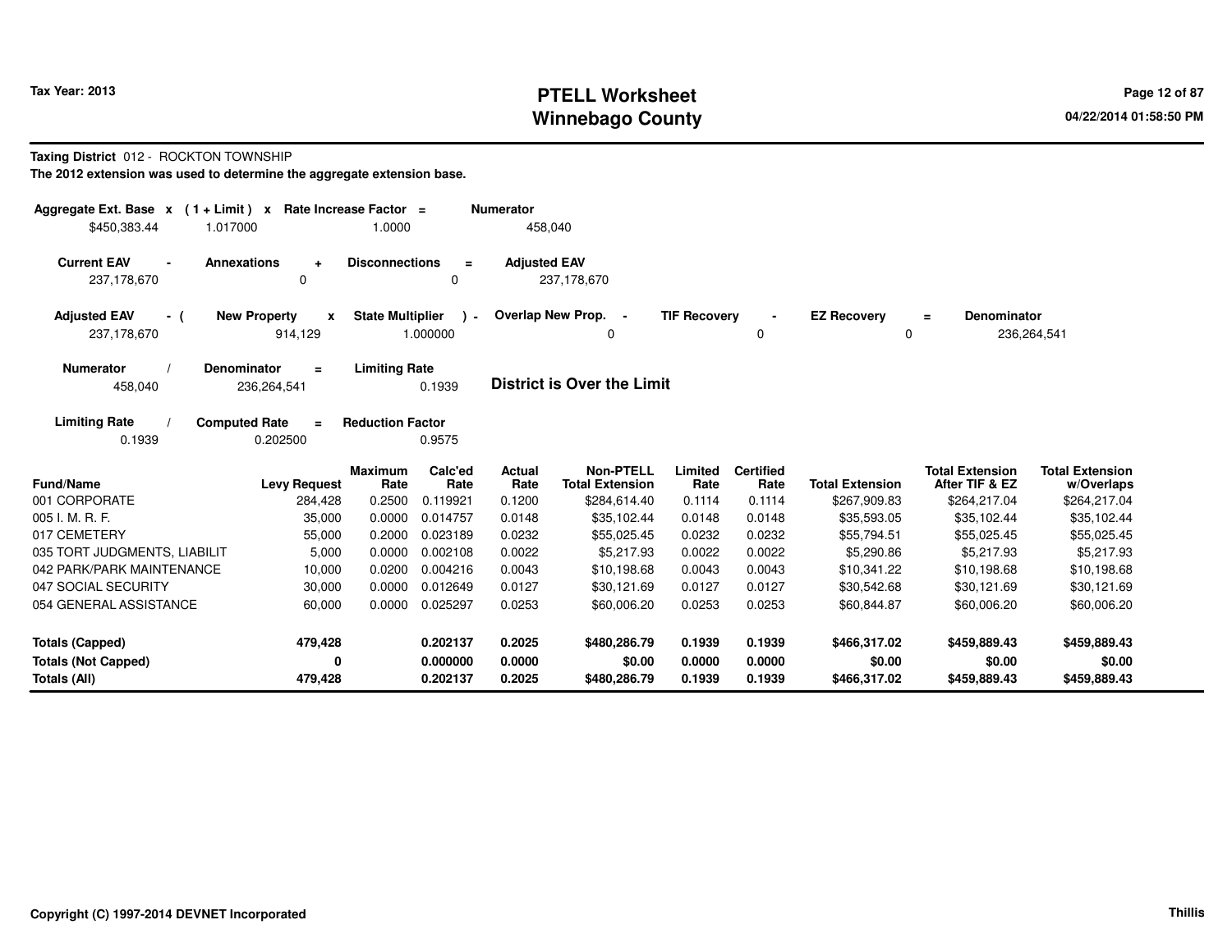**Tax Year: 2013**

# PTELL Worksheet
# Winnebago County

**Taxing District** 012 - ROCKTON TOWNSHIP

**The 2012 extension was used to determine the aggregate extension base.**

| Aggregate Ext. Base | x | (1 + Limit) | x | Rate Increase Factor | = | Numerator |
|---|---|---|---|---|---|---|
| $450,383.44 | | 1.017000 | | 1.0000 | | 458,040 |

| Current EAV | - | Annexations | + | Disconnections | = | Adjusted EAV |
|---|---|---|---|---|---|---|
| 237,178,670 | | 0 | | 0 | | 237,178,670 |

| Adjusted EAV | - ( | New Property | x | State Multiplier | ) - | Overlap New Prop. | - | TIF Recovery | - | EZ Recovery | = | Denominator |
|---|---|---|---|---|---|---|---|---|---|---|---|---|
| 237,178,670 | | 914,129 | | 1.000000 | | 0 | | 0 | | 0 | | 236,264,541 |

| Numerator | / | Denominator | = | Limiting Rate |
|---|---|---|---|---|
| 458,040 | | 236,264,541 | | 0.1939 |

**District is Over the Limit**

| Limiting Rate | / | Computed Rate | = | Reduction Factor |
|---|---|---|---|---|
| 0.1939 | | 0.202500 | | 0.9575 |

| Fund/Name | Levy Request | Maximum Rate | Calc'ed Rate | Actual Rate | Non-PTELL Total Extension | Limited Rate | Certified Rate | Total Extension | Total Extension After TIF & EZ | Total Extension w/Overlaps |
|---|---|---|---|---|---|---|---|---|---|---|
| 001 CORPORATE | 284,428 | 0.2500 | 0.119921 | 0.1200 | $284,614.40 | 0.1114 | 0.1114 | $267,909.83 | $264,217.04 | $264,217.04 |
| 005 I. M. R. F. | 35,000 | 0.0000 | 0.014757 | 0.0148 | $35,102.44 | 0.0148 | 0.0148 | $35,593.05 | $35,102.44 | $35,102.44 |
| 017 CEMETERY | 55,000 | 0.2000 | 0.023189 | 0.0232 | $55,025.45 | 0.0232 | 0.0232 | $55,794.51 | $55,025.45 | $55,025.45 |
| 035 TORT JUDGMENTS, LIABILIT | 5,000 | 0.0000 | 0.002108 | 0.0022 | $5,217.93 | 0.0022 | 0.0022 | $5,290.86 | $5,217.93 | $5,217.93 |
| 042 PARK/PARK MAINTENANCE | 10,000 | 0.0200 | 0.004216 | 0.0043 | $10,198.68 | 0.0043 | 0.0043 | $10,341.22 | $10,198.68 | $10,198.68 |
| 047 SOCIAL SECURITY | 30,000 | 0.0000 | 0.012649 | 0.0127 | $30,121.69 | 0.0127 | 0.0127 | $30,542.68 | $30,121.69 | $30,121.69 |
| 054 GENERAL ASSISTANCE | 60,000 | 0.0000 | 0.025297 | 0.0253 | $60,006.20 | 0.0253 | 0.0253 | $60,844.87 | $60,006.20 | $60,006.20 |
| **Totals (Capped)** | **479,428** | | **0.202137** | **0.2025** | **$480,286.79** | **0.1939** | **0.1939** | **$466,317.02** | **$459,889.43** | **$459,889.43** |
| **Totals (Not Capped)** | **0** | | **0.000000** | **0.0000** | **$0.00** | **0.0000** | **0.0000** | **$0.00** | **$0.00** | **$0.00** |
| **Totals (All)** | **479,428** | | **0.202137** | **0.2025** | **$480,286.79** | **0.1939** | **0.1939** | **$466,317.02** | **$459,889.43** | **$459,889.43** |

**Copyright (C) 1997-2014 DEVNET Incorporated**

**Thillis**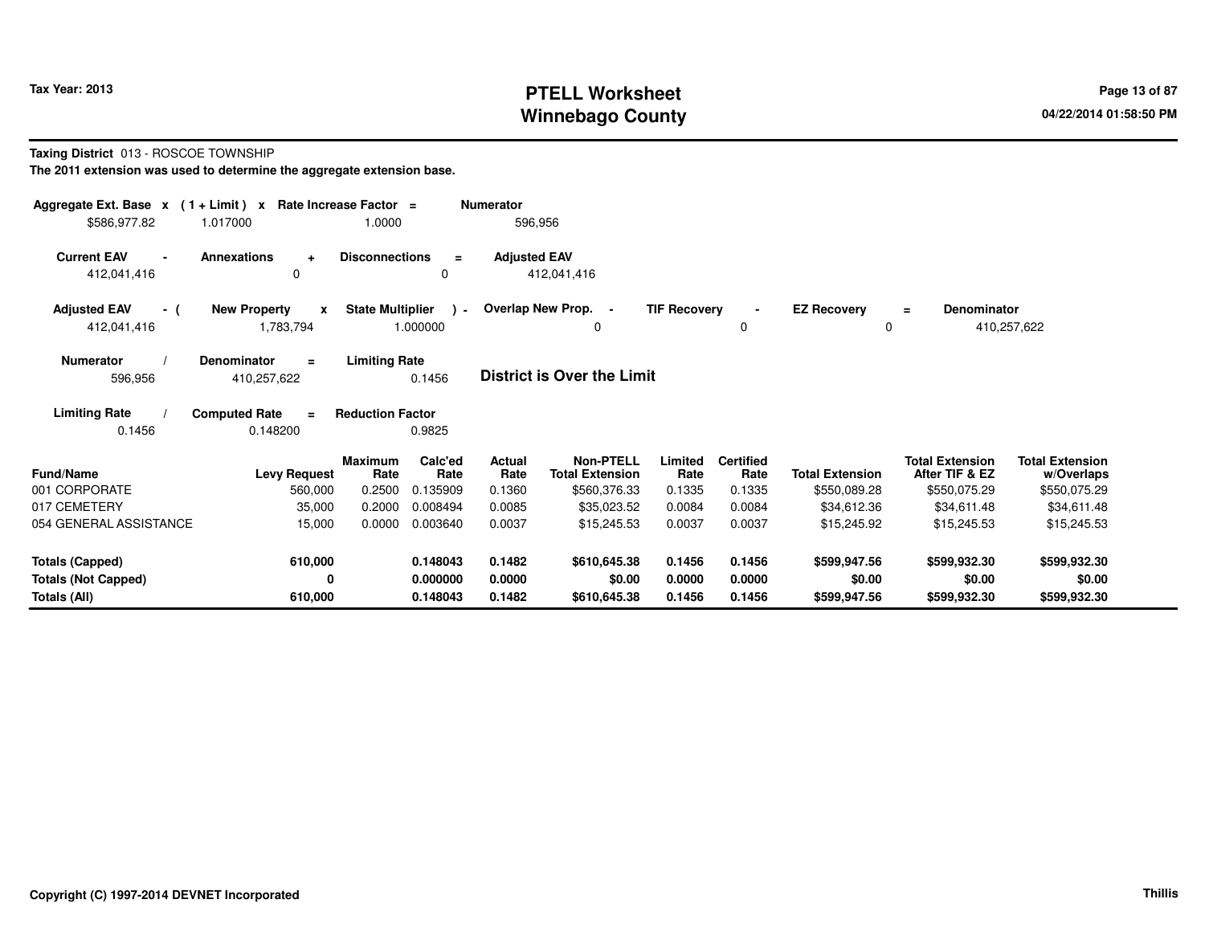# PTELL Worksheet
# Winnebago County

Tax Year: 2013

04/22/2014 01:58:50 PM

**Taxing District** 013 - ROSCOE TOWNSHIP

**The 2011 extension was used to determine the aggregate extension base.**

| Aggregate Ext. Base | x | (1 + Limit) | x | Rate Increase Factor | = | Numerator |
|---|---|---|---|---|---|---|
| $586,977.82 | | 1.017000 | | 1.0000 | | 596,956 |

| Current EAV | - | Annexations | + | Disconnections | = | Adjusted EAV |
|---|---|---|---|---|---|---|
| 412,041,416 | | 0 | | 0 | | 412,041,416 |

| Adjusted EAV | - ( | New Property | x | State Multiplier | ) - | Overlap New Prop. | - | TIF Recovery | - | EZ Recovery | = | Denominator |
|---|---|---|---|---|---|---|---|---|---|---|---|---|
| 412,041,416 | | 1,783,794 | | 1.000000 | | 0 | | 0 | | 0 | | 410,257,622 |

| Numerator | / | Denominator | = | Limiting Rate |
|---|---|---|---|---|
| 596,956 | | 410,257,622 | | 0.1456 |

**District is Over the Limit**

| Limiting Rate | / | Computed Rate | = | Reduction Factor |
|---|---|---|---|---|
| 0.1456 | | 0.148200 | | 0.9825 |

| Fund/Name | Levy Request | Maximum Rate | Calc'ed Rate | Actual Rate | Non-PTELL Total Extension | Limited Rate | Certified Rate | Total Extension | Total Extension After TIF & EZ | Total Extension w/Overlaps |
|---|---|---|---|---|---|---|---|---|---|---|
| 001 CORPORATE | 560,000 | 0.2500 | 0.135909 | 0.1360 | $560,376.33 | 0.1335 | 0.1335 | $550,089.28 | $550,075.29 | $550,075.29 |
| 017 CEMETERY | 35,000 | 0.2000 | 0.008494 | 0.0085 | $35,023.52 | 0.0084 | 0.0084 | $34,612.36 | $34,611.48 | $34,611.48 |
| 054 GENERAL ASSISTANCE | 15,000 | 0.0000 | 0.003640 | 0.0037 | $15,245.53 | 0.0037 | 0.0037 | $15,245.92 | $15,245.53 | $15,245.53 |
| **Totals (Capped)** | **610,000** | | **0.148043** | **0.1482** | **$610,645.38** | **0.1456** | **0.1456** | **$599,947.56** | **$599,932.30** | **$599,932.30** |
| **Totals (Not Capped)** | **0** | | **0.000000** | **0.0000** | **$0.00** | **0.0000** | **0.0000** | **$0.00** | **$0.00** | **$0.00** |
| **Totals (All)** | **610,000** | | **0.148043** | **0.1482** | **$610,645.38** | **0.1456** | **0.1456** | **$599,947.56** | **$599,932.30** | **$599,932.30** |

**Copyright (C) 1997-2014 DEVNET Incorporated**

**Thillis**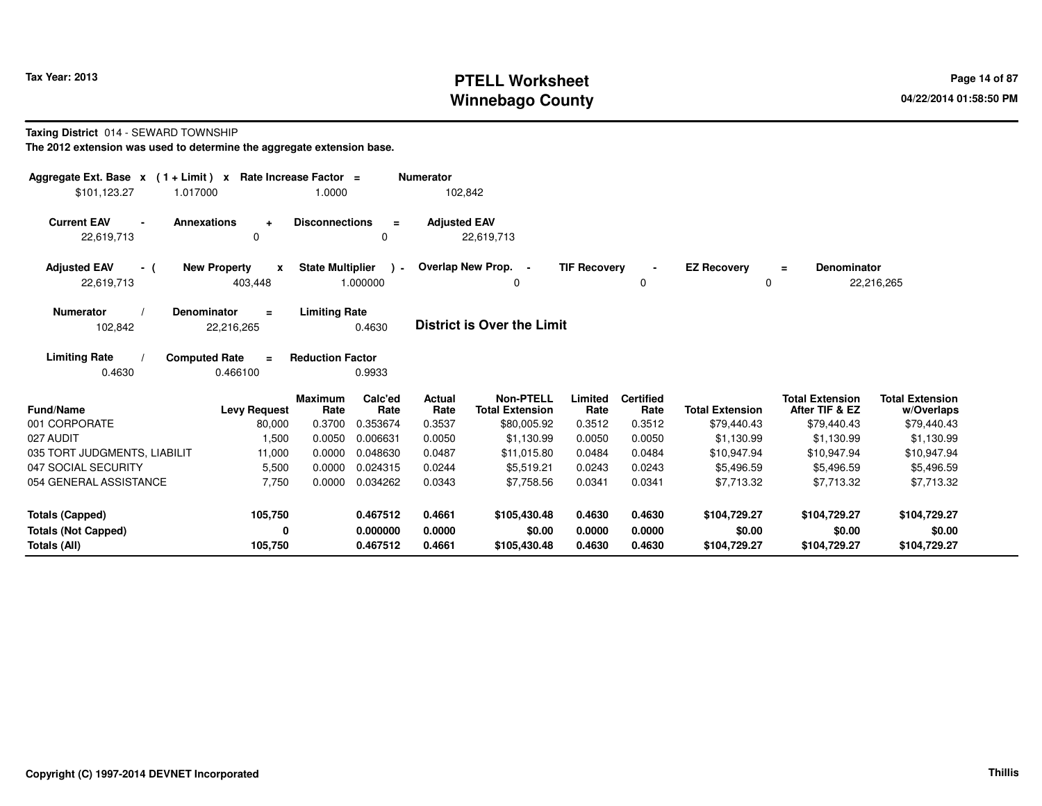# PTELL Worksheet
# Winnebago County

Tax Year: 2013

04/22/2014 01:58:50 PM

**Taxing District** 014 - SEWARD TOWNSHIP

**The 2012 extension was used to determine the aggregate extension base.**

| Aggregate Ext. Base | x | ( 1 + Limit ) | x | Rate Increase Factor | = | Numerator |
|---|---|---|---|---|---|---|
| $101,123.27 | | 1.017000 | | 1.0000 | | 102,842 |

| Current EAV | - | Annexations | + | Disconnections | = | Adjusted EAV |
|---|---|---|---|---|---|---|
| 22,619,713 | | 0 | | 0 | | 22,619,713 |

| Adjusted EAV | - ( | New Property | x | State Multiplier | ) - | Overlap New Prop. | - | TIF Recovery | - | EZ Recovery | = | Denominator |
|---|---|---|---|---|---|---|---|---|---|---|---|---|
| 22,619,713 | | 403,448 | | 1.000000 | | 0 | | 0 | | 0 | | 22,216,265 |

| Numerator | / | Denominator | = | Limiting Rate |
|---|---|---|---|---|
| 102,842 | | 22,216,265 | | 0.4630 |

**District is Over the Limit**

| Limiting Rate | / | Computed Rate | = | Reduction Factor |
|---|---|---|---|---|
| 0.4630 | | 0.466100 | | 0.9933 |

| Fund/Name | Levy Request | Maximum Rate | Calc'ed Rate | Actual Rate | Non-PTELL Total Extension | Limited Rate | Certified Rate | Total Extension | Total Extension After TIF & EZ | Total Extension w/Overlaps |
|---|---|---|---|---|---|---|---|---|---|---|
| 001 CORPORATE | 80,000 | 0.3700 | 0.353674 | 0.3537 | $80,005.92 | 0.3512 | 0.3512 | $79,440.43 | $79,440.43 | $79,440.43 |
| 027 AUDIT | 1,500 | 0.0050 | 0.006631 | 0.0050 | $1,130.99 | 0.0050 | 0.0050 | $1,130.99 | $1,130.99 | $1,130.99 |
| 035 TORT JUDGMENTS, LIABILIT | 11,000 | 0.0000 | 0.048630 | 0.0487 | $11,015.80 | 0.0484 | 0.0484 | $10,947.94 | $10,947.94 | $10,947.94 |
| 047 SOCIAL SECURITY | 5,500 | 0.0000 | 0.024315 | 0.0244 | $5,519.21 | 0.0243 | 0.0243 | $5,496.59 | $5,496.59 | $5,496.59 |
| 054 GENERAL ASSISTANCE | 7,750 | 0.0000 | 0.034262 | 0.0343 | $7,758.56 | 0.0341 | 0.0341 | $7,713.32 | $7,713.32 | $7,713.32 |
| **Totals (Capped)** | **105,750** | | **0.467512** | **0.4661** | **$105,430.48** | **0.4630** | **0.4630** | **$104,729.27** | **$104,729.27** | **$104,729.27** |
| **Totals (Not Capped)** | **0** | | **0.000000** | **0.0000** | **$0.00** | **0.0000** | **0.0000** | **$0.00** | **$0.00** | **$0.00** |
| **Totals (All)** | **105,750** | | **0.467512** | **0.4661** | **$105,430.48** | **0.4630** | **0.4630** | **$104,729.27** | **$104,729.27** | **$104,729.27** |

**Copyright (C) 1997-2014 DEVNET Incorporated**

**Thillis**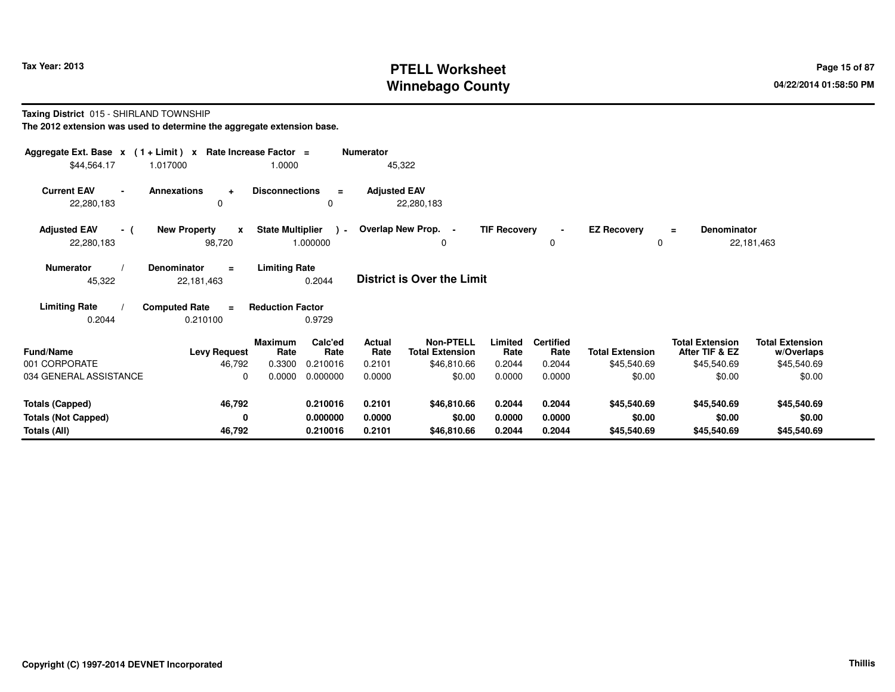Tax Year: 2013

# PTELL Worksheet
# Winnebago County

**Taxing District** 015 - SHIRLAND TOWNSHIP

**The 2012 extension was used to determine the aggregate extension base.**

| Aggregate Ext. Base x | (1 + Limit) x | Rate Increase Factor = | Numerator |
|---|---|---|---|
| $44,564.17 | 1.017000 | 1.0000 | 45,322 |

| Current EAV - | Annexations + | Disconnections = | Adjusted EAV |
|---|---|---|---|
| 22,280,183 | 0 | 0 | 22,280,183 |

| Adjusted EAV - ( | New Property x | State Multiplier ) - | Overlap New Prop. - | TIF Recovery - | EZ Recovery = | Denominator |
|---|---|---|---|---|---|---|
| 22,280,183 | 98,720 | 1.000000 | 0 | 0 | 0 | 22,181,463 |

| Numerator / | Denominator = | Limiting Rate |
|---|---|---|
| 45,322 | 22,181,463 | 0.2044 |

**District is Over the Limit**

| Limiting Rate / | Computed Rate = | Reduction Factor |
|---|---|---|
| 0.2044 | 0.210100 | 0.9729 |

| Fund/Name | Levy Request | Maximum Rate | Calc'ed Rate | Actual Rate | Non-PTELL Total Extension | Limited Rate | Certified Rate | Total Extension | Total Extension After TIF & EZ | Total Extension w/Overlaps |
|---|---|---|---|---|---|---|---|---|---|---|
| 001 CORPORATE | 46,792 | 0.3300 | 0.210016 | 0.2101 | $46,810.66 | 0.2044 | 0.2044 | $45,540.69 | $45,540.69 | $45,540.69 |
| 034 GENERAL ASSISTANCE | 0 | 0.0000 | 0.000000 | 0.0000 | $0.00 | 0.0000 | 0.0000 | $0.00 | $0.00 | $0.00 |
| **Totals (Capped)** | **46,792** | | **0.210016** | **0.2101** | **$46,810.66** | **0.2044** | **0.2044** | **$45,540.69** | **$45,540.69** | **$45,540.69** |
| **Totals (Not Capped)** | **0** | | **0.000000** | **0.0000** | **$0.00** | **0.0000** | **0.0000** | **$0.00** | **$0.00** | **$0.00** |
| **Totals (All)** | **46,792** | | **0.210016** | **0.2101** | **$46,810.66** | **0.2044** | **0.2044** | **$45,540.69** | **$45,540.69** | **$45,540.69** |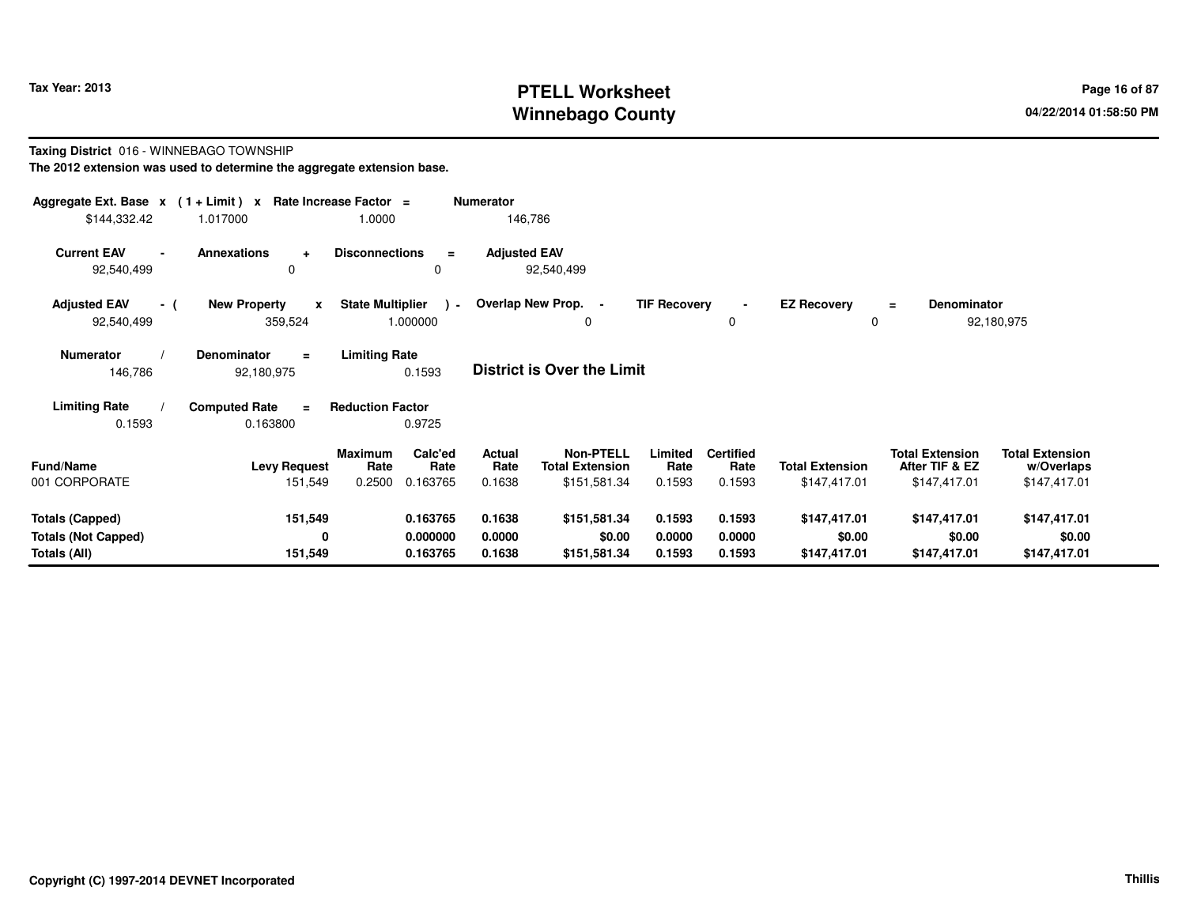# PTELL Worksheet
# Winnebago County

Tax Year: 2013

04/22/2014 01:58:50 PM

**Taxing District** 016 - WINNEBAGO TOWNSHIP

**The 2012 extension was used to determine the aggregate extension base.**

| Aggregate Ext. Base | x | (1 + Limit) | x | Rate Increase Factor | = | Numerator |
|---|---|---|---|---|---|---|
| $144,332.42 | | 1.017000 | | 1.0000 | | 146,786 |

| Current EAV | - | Annexations | + | Disconnections | = | Adjusted EAV |
|---|---|---|---|---|---|---|
| 92,540,499 | | 0 | | 0 | | 92,540,499 |

| Adjusted EAV | - ( | New Property | x | State Multiplier | ) - | Overlap New Prop. | - | TIF Recovery | - | EZ Recovery | = | Denominator |
|---|---|---|---|---|---|---|---|---|---|---|---|---|
| 92,540,499 | | 359,524 | | 1.000000 | | 0 | | 0 | | 0 | | 92,180,975 |

| Numerator | / | Denominator | = | Limiting Rate |
|---|---|---|---|---|
| 146,786 | | 92,180,975 | | 0.1593 |

**District is Over the Limit**

| Limiting Rate | / | Computed Rate | = | Reduction Factor |
|---|---|---|---|---|
| 0.1593 | | 0.163800 | | 0.9725 |

| Fund/Name | Levy Request | Maximum Rate | Calc'ed Rate | Actual Rate | Non-PTELL Total Extension | Limited Rate | Certified Rate | Total Extension | Total Extension After TIF & EZ | Total Extension w/Overlaps |
|---|---|---|---|---|---|---|---|---|---|---|
| 001 CORPORATE | 151,549 | 0.2500 | 0.163765 | 0.1638 | $151,581.34 | 0.1593 | 0.1593 | $147,417.01 | $147,417.01 | $147,417.01 |
| **Totals (Capped)** | **151,549** | | **0.163765** | **0.1638** | **$151,581.34** | **0.1593** | **0.1593** | **$147,417.01** | **$147,417.01** | **$147,417.01** |
| **Totals (Not Capped)** | **0** | | **0.000000** | **0.0000** | **$0.00** | **0.0000** | **0.0000** | **$0.00** | **$0.00** | **$0.00** |
| **Totals (All)** | **151,549** | | **0.163765** | **0.1638** | **$151,581.34** | **0.1593** | **0.1593** | **$147,417.01** | **$147,417.01** | **$147,417.01** |

Copyright (C) 1997-2014 DEVNET Incorporated

Thillis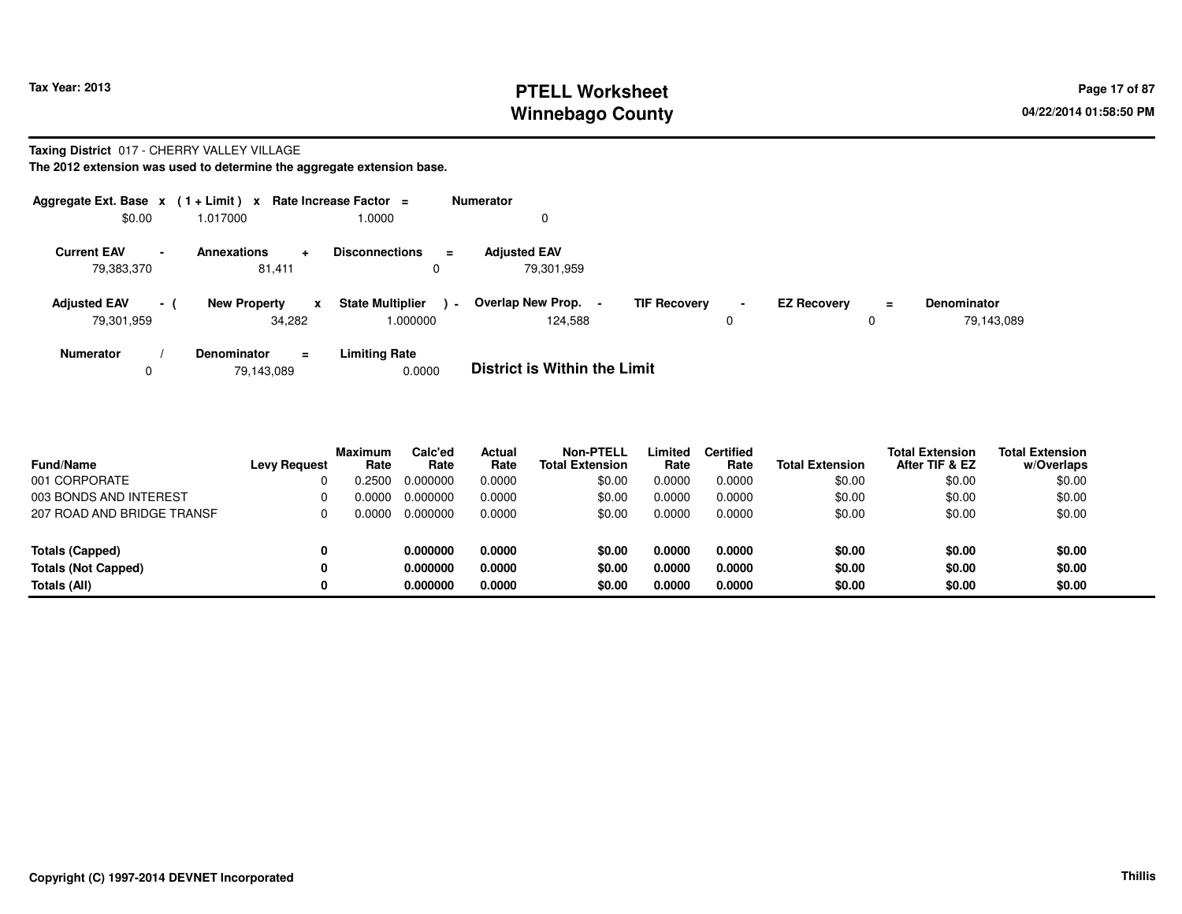Tax Year: 2013

# PTELL Worksheet
# Winnebago County

04/22/2014 01:58:50 PM

**Taxing District** 017 - CHERRY VALLEY VILLAGE

**The 2012 extension was used to determine the aggregate extension base.**

| Aggregate Ext. Base | x | (1 + Limit) | x | Rate Increase Factor | = | Numerator |
|---|---|---|---|---|---|---|
| $0.00 | | 1.017000 | | 1.0000 | | 0 |

| Current EAV | - | Annexations | + | Disconnections | = | Adjusted EAV |
|---|---|---|---|---|---|---|
| 79,383,370 | | 81,411 | | 0 | | 79,301,959 |

| Adjusted EAV | - ( | New Property | x | State Multiplier | ) - | Overlap New Prop. | - | TIF Recovery | - | EZ Recovery | = | Denominator |
|---|---|---|---|---|---|---|---|---|---|---|---|---|
| 79,301,959 | | 34,282 | | 1.000000 | | 124,588 | | 0 | | 0 | | 79,143,089 |

| Numerator | / | Denominator | = | Limiting Rate |
|---|---|---|---|---|
| 0 | | 79,143,089 | | 0.0000 |

**District is Within the Limit**

| Fund/Name | Levy Request | Maximum Rate | Calc'ed Rate | Actual Rate | Non-PTELL Total Extension | Limited Rate | Certified Rate | Total Extension | Total Extension After TIF & EZ | Total Extension w/Overlaps |
|---|---|---|---|---|---|---|---|---|---|---|
| 001 CORPORATE | 0 | 0.2500 | 0.000000 | 0.0000 | $0.00 | 0.0000 | 0.0000 | $0.00 | $0.00 | $0.00 |
| 003 BONDS AND INTEREST | 0 | 0.0000 | 0.000000 | 0.0000 | $0.00 | 0.0000 | 0.0000 | $0.00 | $0.00 | $0.00 |
| 207 ROAD AND BRIDGE TRANSF | 0 | 0.0000 | 0.000000 | 0.0000 | $0.00 | 0.0000 | 0.0000 | $0.00 | $0.00 | $0.00 |
| **Totals (Capped)** | **0** | | **0.000000** | **0.0000** | **$0.00** | **0.0000** | **0.0000** | **$0.00** | **$0.00** | **$0.00** |
| **Totals (Not Capped)** | **0** | | **0.000000** | **0.0000** | **$0.00** | **0.0000** | **0.0000** | **$0.00** | **$0.00** | **$0.00** |
| **Totals (All)** | **0** | | **0.000000** | **0.0000** | **$0.00** | **0.0000** | **0.0000** | **$0.00** | **$0.00** | **$0.00** |

Copyright (C) 1997-2014 DEVNET Incorporated

Thillis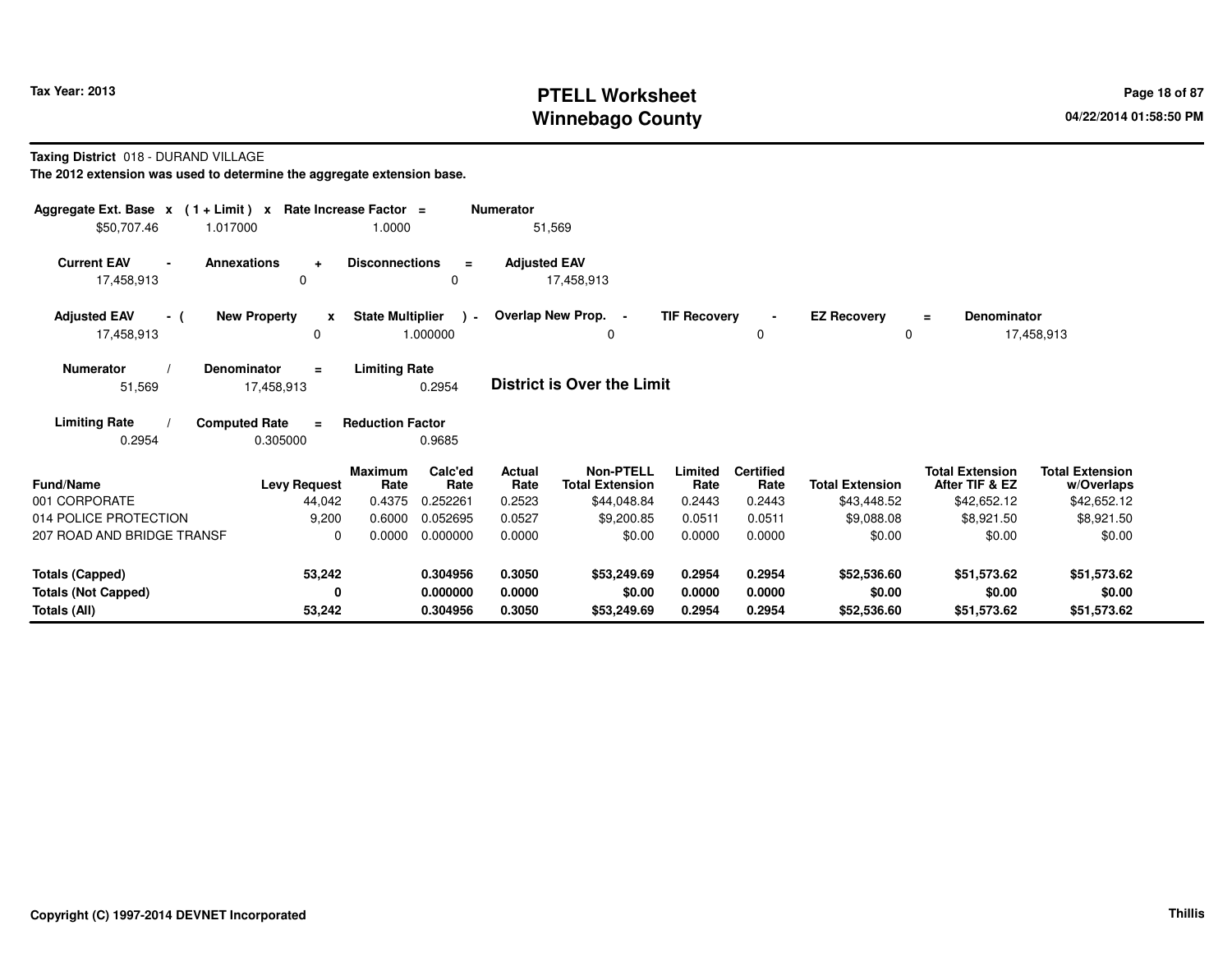**Tax Year: 2013**

# PTELL Worksheet
# Winnebago County

04/22/2014 01:58:50 PM

**Taxing District** 018 - DURAND VILLAGE

**The 2012 extension was used to determine the aggregate extension base.**

| Aggregate Ext. Base x | (1 + Limit) x | Rate Increase Factor = | Numerator |
|---|---|---|---|
| $50,707.46 | 1.017000 | 1.0000 | 51,569 |

| Current EAV - | Annexations + | Disconnections = | Adjusted EAV |
|---|---|---|---|
| 17,458,913 | 0 | 0 | 17,458,913 |

| Adjusted EAV - ( | New Property x | State Multiplier ) - | Overlap New Prop. - | TIF Recovery - | EZ Recovery = | Denominator |
|---|---|---|---|---|---|---|
| 17,458,913 | 0 | 1.000000 | 0 | 0 | 0 | 17,458,913 |

| Numerator / | Denominator = | Limiting Rate |
|---|---|---|
| 51,569 | 17,458,913 | 0.2954 |

**District is Over the Limit**

| Limiting Rate / | Computed Rate = | Reduction Factor |
|---|---|---|
| 0.2954 | 0.305000 | 0.9685 |

| Fund/Name | Levy Request | Maximum Rate | Calc'ed Rate | Actual Rate | Non-PTELL Total Extension | Limited Rate | Certified Rate | Total Extension | Total Extension After TIF & EZ | Total Extension w/Overlaps |
|---|---|---|---|---|---|---|---|---|---|---|
| 001 CORPORATE | 44,042 | 0.4375 | 0.252261 | 0.2523 | $44,048.84 | 0.2443 | 0.2443 | $43,448.52 | $42,652.12 | $42,652.12 |
| 014 POLICE PROTECTION | 9,200 | 0.6000 | 0.052695 | 0.0527 | $9,200.85 | 0.0511 | 0.0511 | $9,088.08 | $8,921.50 | $8,921.50 |
| 207 ROAD AND BRIDGE TRANSF | 0 | 0.0000 | 0.000000 | 0.0000 | $0.00 | 0.0000 | 0.0000 | $0.00 | $0.00 | $0.00 |
| **Totals (Capped)** | **53,242** | | **0.304956** | **0.3050** | **$53,249.69** | **0.2954** | **0.2954** | **$52,536.60** | **$51,573.62** | **$51,573.62** |
| **Totals (Not Capped)** | **0** | | **0.000000** | **0.0000** | **$0.00** | **0.0000** | **0.0000** | **$0.00** | **$0.00** | **$0.00** |
| **Totals (All)** | **53,242** | | **0.304956** | **0.3050** | **$53,249.69** | **0.2954** | **0.2954** | **$52,536.60** | **$51,573.62** | **$51,573.62** |

**Copyright (C) 1997-2014 DEVNET Incorporated** | **Thillis**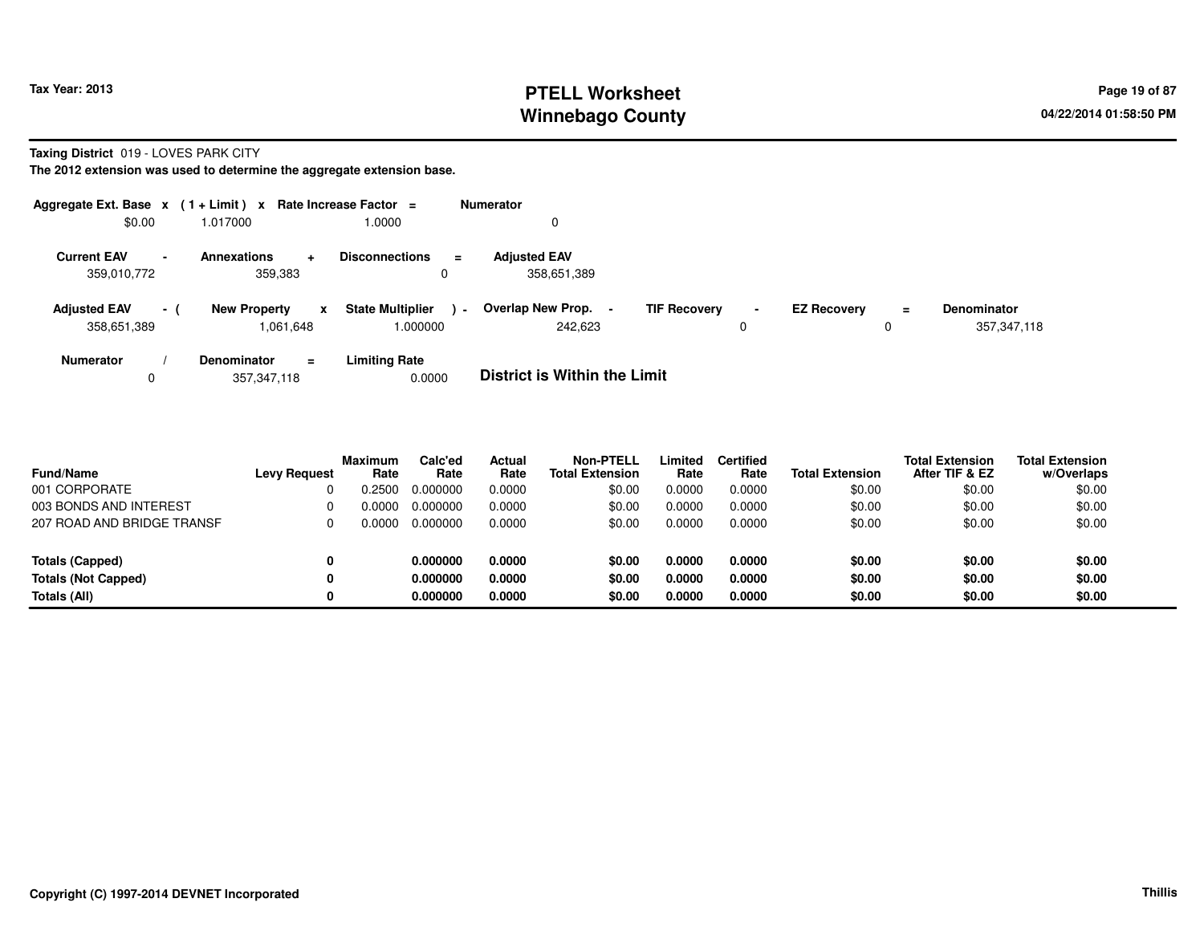Tax Year: 2013

# PTELL Worksheet
# Winnebago County

04/22/2014 01:58:50 PM

**Taxing District** 019 - LOVES PARK CITY

**The 2012 extension was used to determine the aggregate extension base.**

| Aggregate Ext. Base | x | (1 + Limit) | x | Rate Increase Factor | = | Numerator |
|---|---|---|---|---|---|---|
| $0.00 | | 1.017000 | | 1.0000 | | 0 |

| Current EAV | - | Annexations | + | Disconnections | = | Adjusted EAV |
|---|---|---|---|---|---|---|
| 359,010,772 | | 359,383 | | 0 | | 358,651,389 |

| Adjusted EAV | - ( | New Property | x | State Multiplier | ) - | Overlap New Prop. | - | TIF Recovery | - | EZ Recovery | = | Denominator |
|---|---|---|---|---|---|---|---|---|---|---|---|---|
| 358,651,389 | | 1,061,648 | | 1.000000 | | 242,623 | | 0 | | 0 | | 357,347,118 |

| Numerator | / | Denominator | = | Limiting Rate |
|---|---|---|---|---|
| 0 | | 357,347,118 | | 0.0000 |

**District is Within the Limit**

| Fund/Name | Levy Request | Maximum Rate | Calc'ed Rate | Actual Rate | Non-PTELL Total Extension | Limited Rate | Certified Rate | Total Extension | Total Extension After TIF & EZ | Total Extension w/Overlaps |
|---|---|---|---|---|---|---|---|---|---|---|
| 001 CORPORATE | 0 | 0.2500 | 0.000000 | 0.0000 | $0.00 | 0.0000 | 0.0000 | $0.00 | $0.00 | $0.00 |
| 003 BONDS AND INTEREST | 0 | 0.0000 | 0.000000 | 0.0000 | $0.00 | 0.0000 | 0.0000 | $0.00 | $0.00 | $0.00 |
| 207 ROAD AND BRIDGE TRANSF | 0 | 0.0000 | 0.000000 | 0.0000 | $0.00 | 0.0000 | 0.0000 | $0.00 | $0.00 | $0.00 |
| **Totals (Capped)** | **0** | | **0.000000** | **0.0000** | **$0.00** | **0.0000** | **0.0000** | **$0.00** | **$0.00** | **$0.00** |
| **Totals (Not Capped)** | **0** | | **0.000000** | **0.0000** | **$0.00** | **0.0000** | **0.0000** | **$0.00** | **$0.00** | **$0.00** |
| **Totals (All)** | **0** | | **0.000000** | **0.0000** | **$0.00** | **0.0000** | **0.0000** | **$0.00** | **$0.00** | **$0.00** |

Copyright (C) 1997-2014 DEVNET Incorporated

Thillis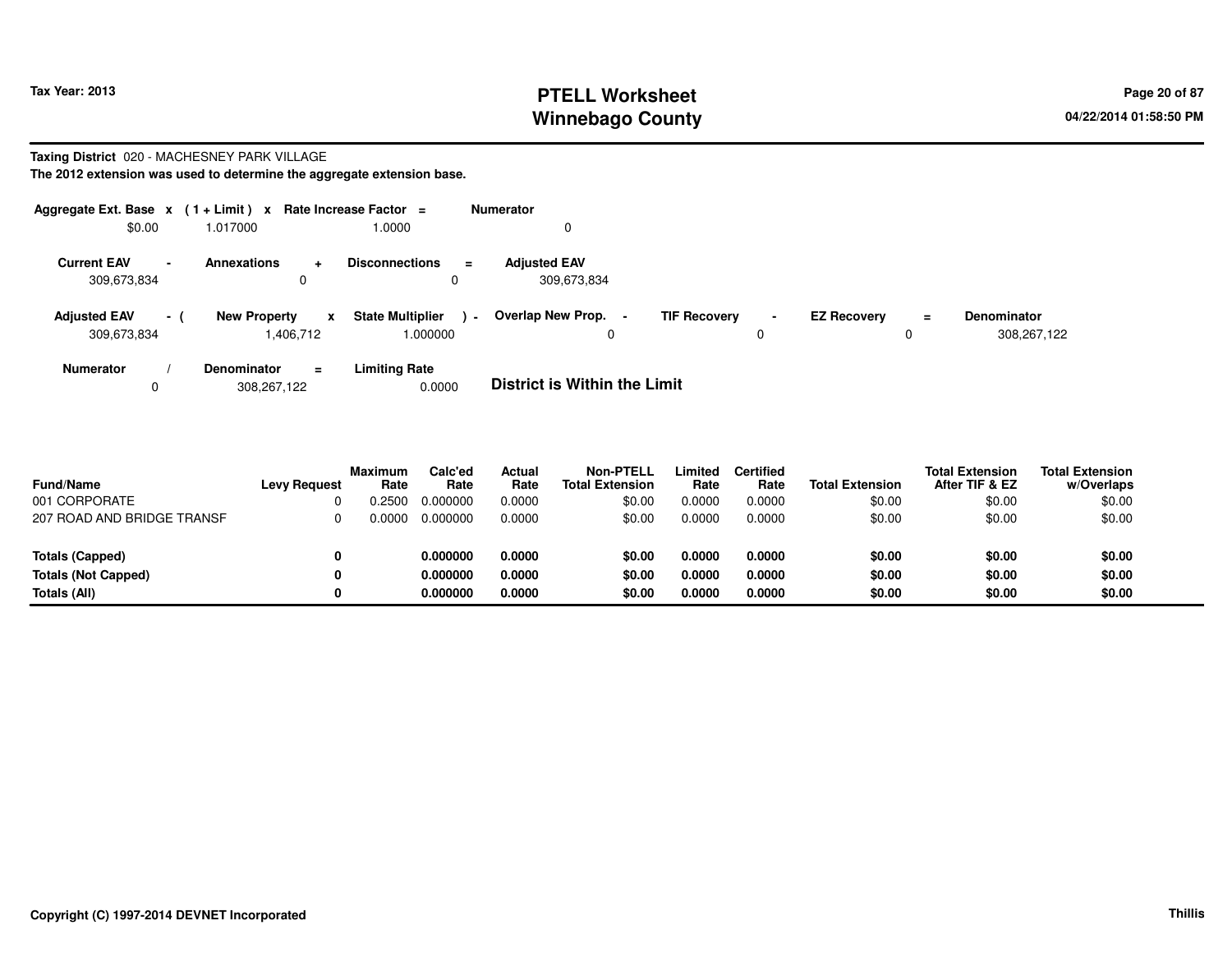Tax Year: 2013

# PTELL Worksheet
# Winnebago County

04/22/2014 01:58:50 PM

**Taxing District** 020 - MACHESNEY PARK VILLAGE

**The 2012 extension was used to determine the aggregate extension base.**

| Aggregate Ext. Base | x | (1 + Limit) | x | Rate Increase Factor | = | Numerator |
|---|---|---|---|---|---|---|
| $0.00 | | 1.017000 | | 1.0000 | | 0 |

| Current EAV | - | Annexations | + | Disconnections | = | Adjusted EAV |
|---|---|---|---|---|---|---|
| 309,673,834 | | 0 | | 0 | | 309,673,834 |

| Adjusted EAV | - ( | New Property | x | State Multiplier | ) - | Overlap New Prop. | - | TIF Recovery | - | EZ Recovery | = | Denominator |
|---|---|---|---|---|---|---|---|---|---|---|---|---|
| 309,673,834 | | 1,406,712 | | 1.000000 | | 0 | | 0 | | 0 | | 308,267,122 |

| Numerator | / | Denominator | = | Limiting Rate |
|---|---|---|---|---|
| 0 | | 308,267,122 | | 0.0000 |

**District is Within the Limit**

| Fund/Name | Levy Request | Maximum Rate | Calc'ed Rate | Actual Rate | Non-PTELL Total Extension | Limited Rate | Certified Rate | Total Extension | Total Extension After TIF & EZ | Total Extension w/Overlaps |
|---|---|---|---|---|---|---|---|---|---|---|
| 001 CORPORATE | 0 | 0.2500 | 0.000000 | 0.0000 | $0.00 | 0.0000 | 0.0000 | $0.00 | $0.00 | $0.00 |
| 207 ROAD AND BRIDGE TRANSF | 0 | 0.0000 | 0.000000 | 0.0000 | $0.00 | 0.0000 | 0.0000 | $0.00 | $0.00 | $0.00 |
| **Totals (Capped)** | **0** | | **0.000000** | **0.0000** | **$0.00** | **0.0000** | **0.0000** | **$0.00** | **$0.00** | **$0.00** |
| **Totals (Not Capped)** | **0** | | **0.000000** | **0.0000** | **$0.00** | **0.0000** | **0.0000** | **$0.00** | **$0.00** | **$0.00** |
| **Totals (All)** | **0** | | **0.000000** | **0.0000** | **$0.00** | **0.0000** | **0.0000** | **$0.00** | **$0.00** | **$0.00** |

Copyright (C) 1997-2014 DEVNET Incorporated

Thillis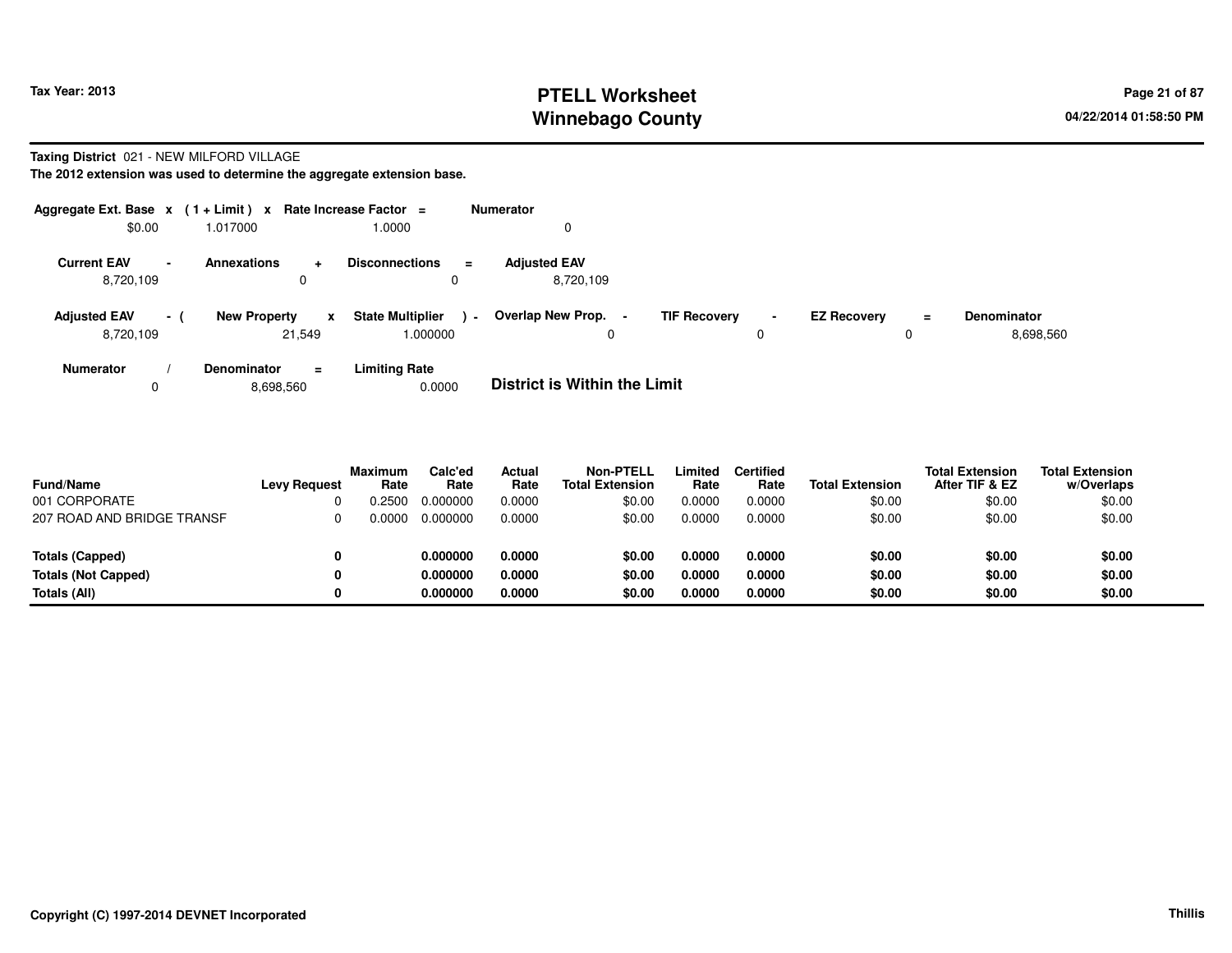**Taxing District** 021 - NEW MILFORD VILLAGE

**The 2012 extension was used to determine the aggregate extension base.**

| Aggregate Ext. Base | x | (1 + Limit) | x | Rate Increase Factor | = | Numerator |
|---|---|---|---|---|---|---|
| $0.00 | | 1.017000 | | 1.0000 | | 0 |

| Current EAV | - | Annexations | + | Disconnections | = | Adjusted EAV |
|---|---|---|---|---|---|---|
| 8,720,109 | | 0 | | 0 | | 8,720,109 |

| Adjusted EAV | - ( | New Property | x | State Multiplier | ) - | Overlap New Prop. | - | TIF Recovery | - | EZ Recovery | = | Denominator |
|---|---|---|---|---|---|---|---|---|---|---|---|---|
| 8,720,109 | | 21,549 | | 1.000000 | | 0 | | 0 | | 0 | | 8,698,560 |

| Numerator | / | Denominator | = | Limiting Rate |
|---|---|---|---|---|
| 0 | | 8,698,560 | | 0.0000 |

**District is Within the Limit**

| Fund/Name | Levy Request | Maximum Rate | Calc'ed Rate | Actual Rate | Non-PTELL Total Extension | Limited Rate | Certified Rate | Total Extension | Total Extension After TIF & EZ | Total Extension w/Overlaps |
|---|---|---|---|---|---|---|---|---|---|---|
| 001 CORPORATE | 0 | 0.2500 | 0.000000 | 0.0000 | $0.00 | 0.0000 | 0.0000 | $0.00 | $0.00 | $0.00 |
| 207 ROAD AND BRIDGE TRANSF | 0 | 0.0000 | 0.000000 | 0.0000 | $0.00 | 0.0000 | 0.0000 | $0.00 | $0.00 | $0.00 |
| **Totals (Capped)** | **0** | | **0.000000** | **0.0000** | **$0.00** | **0.0000** | **0.0000** | **$0.00** | **$0.00** | **$0.00** |
| **Totals (Not Capped)** | **0** | | **0.000000** | **0.0000** | **$0.00** | **0.0000** | **0.0000** | **$0.00** | **$0.00** | **$0.00** |
| **Totals (All)** | **0** | | **0.000000** | **0.0000** | **$0.00** | **0.0000** | **0.0000** | **$0.00** | **$0.00** | **$0.00** |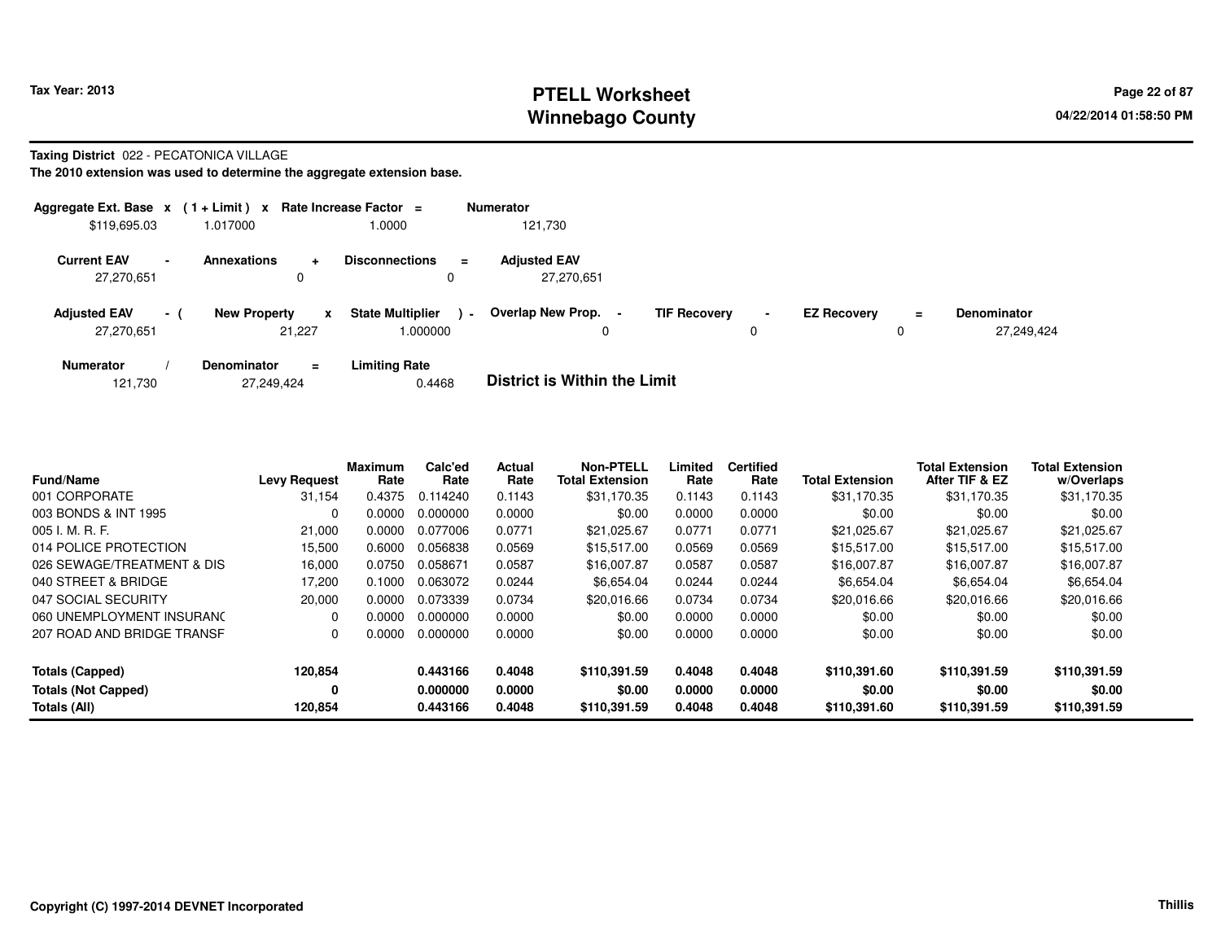# PTELL Worksheet
# Winnebago County

Tax Year: 2013

04/22/2014 01:58:50 PM

**Taxing District** 022 - PECATONICA VILLAGE

**The 2010 extension was used to determine the aggregate extension base.**

| Aggregate Ext. Base | x | (1 + Limit) | x | Rate Increase Factor | = | Numerator |
|---|---|---|---|---|---|---|
| $119,695.03 | | 1.017000 | | 1.0000 | | 121,730 |

| Current EAV | - | Annexations | + | Disconnections | = | Adjusted EAV |
|---|---|---|---|---|---|---|
| 27,270,651 | | 0 | | 0 | | 27,270,651 |

| Adjusted EAV | - ( | New Property | x | State Multiplier | ) - | Overlap New Prop. | - | TIF Recovery | - | EZ Recovery | = | Denominator |
|---|---|---|---|---|---|---|---|---|---|---|---|---|
| 27,270,651 | | 21,227 | | 1.000000 | | 0 | | 0 | | 0 | | 27,249,424 |

| Numerator | / | Denominator | = | Limiting Rate |
|---|---|---|---|---|
| 121,730 | | 27,249,424 | | 0.4468 |

**District is Within the Limit**

| Fund/Name | Levy Request | Maximum Rate | Calc'ed Rate | Actual Rate | Non-PTELL Total Extension | Limited Rate | Certified Rate | Total Extension | Total Extension After TIF & EZ | Total Extension w/Overlaps |
|---|---|---|---|---|---|---|---|---|---|---|
| 001 CORPORATE | 31,154 | 0.4375 | 0.114240 | 0.1143 | $31,170.35 | 0.1143 | 0.1143 | $31,170.35 | $31,170.35 | $31,170.35 |
| 003 BONDS & INT 1995 | 0 | 0.0000 | 0.000000 | 0.0000 | $0.00 | 0.0000 | 0.0000 | $0.00 | $0.00 | $0.00 |
| 005 I. M. R. F. | 21,000 | 0.0000 | 0.077006 | 0.0771 | $21,025.67 | 0.0771 | 0.0771 | $21,025.67 | $21,025.67 | $21,025.67 |
| 014 POLICE PROTECTION | 15,500 | 0.6000 | 0.056838 | 0.0569 | $15,517.00 | 0.0569 | 0.0569 | $15,517.00 | $15,517.00 | $15,517.00 |
| 026 SEWAGE/TREATMENT & DIS | 16,000 | 0.0750 | 0.058671 | 0.0587 | $16,007.87 | 0.0587 | 0.0587 | $16,007.87 | $16,007.87 | $16,007.87 |
| 040 STREET & BRIDGE | 17,200 | 0.1000 | 0.063072 | 0.0244 | $6,654.04 | 0.0244 | 0.0244 | $6,654.04 | $6,654.04 | $6,654.04 |
| 047 SOCIAL SECURITY | 20,000 | 0.0000 | 0.073339 | 0.0734 | $20,016.66 | 0.0734 | 0.0734 | $20,016.66 | $20,016.66 | $20,016.66 |
| 060 UNEMPLOYMENT INSURANC | 0 | 0.0000 | 0.000000 | 0.0000 | $0.00 | 0.0000 | 0.0000 | $0.00 | $0.00 | $0.00 |
| 207 ROAD AND BRIDGE TRANSF | 0 | 0.0000 | 0.000000 | 0.0000 | $0.00 | 0.0000 | 0.0000 | $0.00 | $0.00 | $0.00 |
| **Totals (Capped)** | **120,854** | | **0.443166** | **0.4048** | **$110,391.59** | **0.4048** | **0.4048** | **$110,391.60** | **$110,391.59** | **$110,391.59** |
| **Totals (Not Capped)** | **0** | | **0.000000** | **0.0000** | **$0.00** | **0.0000** | **0.0000** | **$0.00** | **$0.00** | **$0.00** |
| **Totals (All)** | **120,854** | | **0.443166** | **0.4048** | **$110,391.59** | **0.4048** | **0.4048** | **$110,391.60** | **$110,391.59** | **$110,391.59** |

Copyright (C) 1997-2014 DEVNET Incorporated

Thillis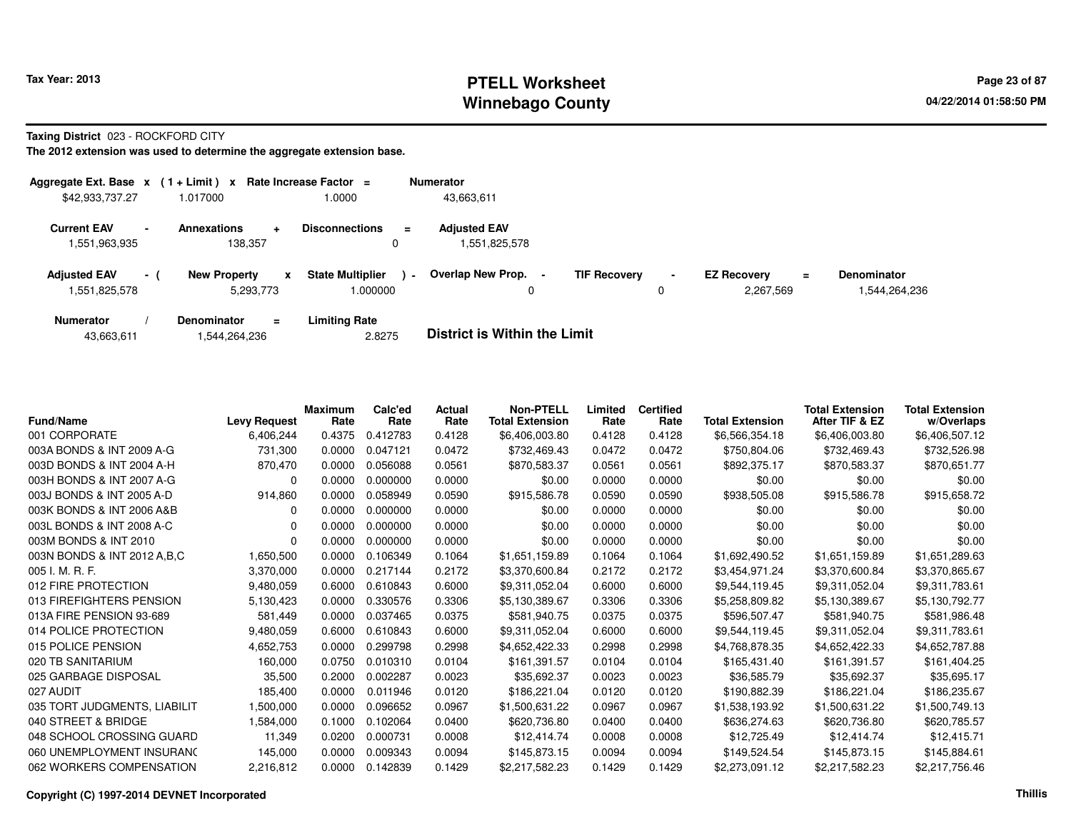# PTELL Worksheet
# Winnebago County

**Tax Year: 2013**

04/22/2014 01:58:50 PM

**Taxing District** 023 - ROCKFORD CITY

**The 2012 extension was used to determine the aggregate extension base.**

| Aggregate Ext. Base | x | ( 1 + Limit ) | x | Rate Increase Factor | = | Numerator |
|---|---|---|---|---|---|---|
| $42,933,737.27 | | 1.017000 | | 1.0000 | | 43,663,611 |

| Current EAV | - | Annexations | + | Disconnections | = | Adjusted EAV |
|---|---|---|---|---|---|---|
| 1,551,963,935 | | 138,357 | | 0 | | 1,551,825,578 |

| Adjusted EAV | - ( | New Property | x | State Multiplier | ) - | Overlap New Prop. | - | TIF Recovery | - | EZ Recovery | = | Denominator |
|---|---|---|---|---|---|---|---|---|---|---|---|---|
| 1,551,825,578 | | 5,293,773 | | 1.000000 | | 0 | | 0 | | 2,267,569 | | 1,544,264,236 |

| Numerator | / | Denominator | = | Limiting Rate |
|---|---|---|---|---|
| 43,663,611 | | 1,544,264,236 | | 2.8275 |

**District is Within the Limit**

| Fund/Name | Levy Request | Maximum Rate | Calc'ed Rate | Actual Rate | Non-PTELL Total Extension | Limited Rate | Certified Rate | Total Extension | Total Extension After TIF & EZ | Total Extension w/Overlaps |
|---|---|---|---|---|---|---|---|---|---|---|
| 001 CORPORATE | 6,406,244 | 0.4375 | 0.412783 | 0.4128 | $6,406,003.80 | 0.4128 | 0.4128 | $6,566,354.18 | $6,406,003.80 | $6,406,507.12 |
| 003A BONDS & INT 2009 A-G | 731,300 | 0.0000 | 0.047121 | 0.0472 | $732,469.43 | 0.0472 | 0.0472 | $750,804.06 | $732,469.43 | $732,526.98 |
| 003D BONDS & INT 2004 A-H | 870,470 | 0.0000 | 0.056088 | 0.0561 | $870,583.37 | 0.0561 | 0.0561 | $892,375.17 | $870,583.37 | $870,651.77 |
| 003H BONDS & INT 2007 A-G | 0 | 0.0000 | 0.000000 | 0.0000 | $0.00 | 0.0000 | 0.0000 | $0.00 | $0.00 | $0.00 |
| 003J BONDS & INT 2005 A-D | 914,860 | 0.0000 | 0.058949 | 0.0590 | $915,586.78 | 0.0590 | 0.0590 | $938,505.08 | $915,586.78 | $915,658.72 |
| 003K BONDS & INT 2006 A&B | 0 | 0.0000 | 0.000000 | 0.0000 | $0.00 | 0.0000 | 0.0000 | $0.00 | $0.00 | $0.00 |
| 003L BONDS & INT 2008 A-C | 0 | 0.0000 | 0.000000 | 0.0000 | $0.00 | 0.0000 | 0.0000 | $0.00 | $0.00 | $0.00 |
| 003M BONDS & INT 2010 | 0 | 0.0000 | 0.000000 | 0.0000 | $0.00 | 0.0000 | 0.0000 | $0.00 | $0.00 | $0.00 |
| 003N BONDS & INT 2012 A,B,C | 1,650,500 | 0.0000 | 0.106349 | 0.1064 | $1,651,159.89 | 0.1064 | 0.1064 | $1,692,490.52 | $1,651,159.89 | $1,651,289.63 |
| 005 I. M. R. F. | 3,370,000 | 0.0000 | 0.217144 | 0.2172 | $3,370,600.84 | 0.2172 | 0.2172 | $3,454,971.24 | $3,370,600.84 | $3,370,865.67 |
| 012 FIRE PROTECTION | 9,480,059 | 0.6000 | 0.610843 | 0.6000 | $9,311,052.04 | 0.6000 | 0.6000 | $9,544,119.45 | $9,311,052.04 | $9,311,783.61 |
| 013 FIREFIGHTERS PENSION | 5,130,423 | 0.0000 | 0.330576 | 0.3306 | $5,130,389.67 | 0.3306 | 0.3306 | $5,258,809.82 | $5,130,389.67 | $5,130,792.77 |
| 013A FIRE PENSION 93-689 | 581,449 | 0.0000 | 0.037465 | 0.0375 | $581,940.75 | 0.0375 | 0.0375 | $596,507.47 | $581,940.75 | $581,986.48 |
| 014 POLICE PROTECTION | 9,480,059 | 0.6000 | 0.610843 | 0.6000 | $9,311,052.04 | 0.6000 | 0.6000 | $9,544,119.45 | $9,311,052.04 | $9,311,783.61 |
| 015 POLICE PENSION | 4,652,753 | 0.0000 | 0.299798 | 0.2998 | $4,652,422.33 | 0.2998 | 0.2998 | $4,768,878.35 | $4,652,422.33 | $4,652,787.88 |
| 020 TB SANITARIUM | 160,000 | 0.0750 | 0.010310 | 0.0104 | $161,391.57 | 0.0104 | 0.0104 | $165,431.40 | $161,391.57 | $161,404.25 |
| 025 GARBAGE DISPOSAL | 35,500 | 0.2000 | 0.002287 | 0.0023 | $35,692.37 | 0.0023 | 0.0023 | $36,585.79 | $35,692.37 | $35,695.17 |
| 027 AUDIT | 185,400 | 0.0000 | 0.011946 | 0.0120 | $186,221.04 | 0.0120 | 0.0120 | $190,882.39 | $186,221.04 | $186,235.67 |
| 035 TORT JUDGMENTS, LIABILIT | 1,500,000 | 0.0000 | 0.096652 | 0.0967 | $1,500,631.22 | 0.0967 | 0.0967 | $1,538,193.92 | $1,500,631.22 | $1,500,749.13 |
| 040 STREET & BRIDGE | 1,584,000 | 0.1000 | 0.102064 | 0.0400 | $620,736.80 | 0.0400 | 0.0400 | $636,274.63 | $620,736.80 | $620,785.57 |
| 048 SCHOOL CROSSING GUARD | 11,349 | 0.0200 | 0.000731 | 0.0008 | $12,414.74 | 0.0008 | 0.0008 | $12,725.49 | $12,414.74 | $12,415.71 |
| 060 UNEMPLOYMENT INSURANC | 145,000 | 0.0000 | 0.009343 | 0.0094 | $145,873.15 | 0.0094 | 0.0094 | $149,524.54 | $145,873.15 | $145,884.61 |
| 062 WORKERS COMPENSATION | 2,216,812 | 0.0000 | 0.142839 | 0.1429 | $2,217,582.23 | 0.1429 | 0.1429 | $2,273,091.12 | $2,217,582.23 | $2,217,756.46 |

Copyright (C) 1997-2014 DEVNET Incorporated

Thillis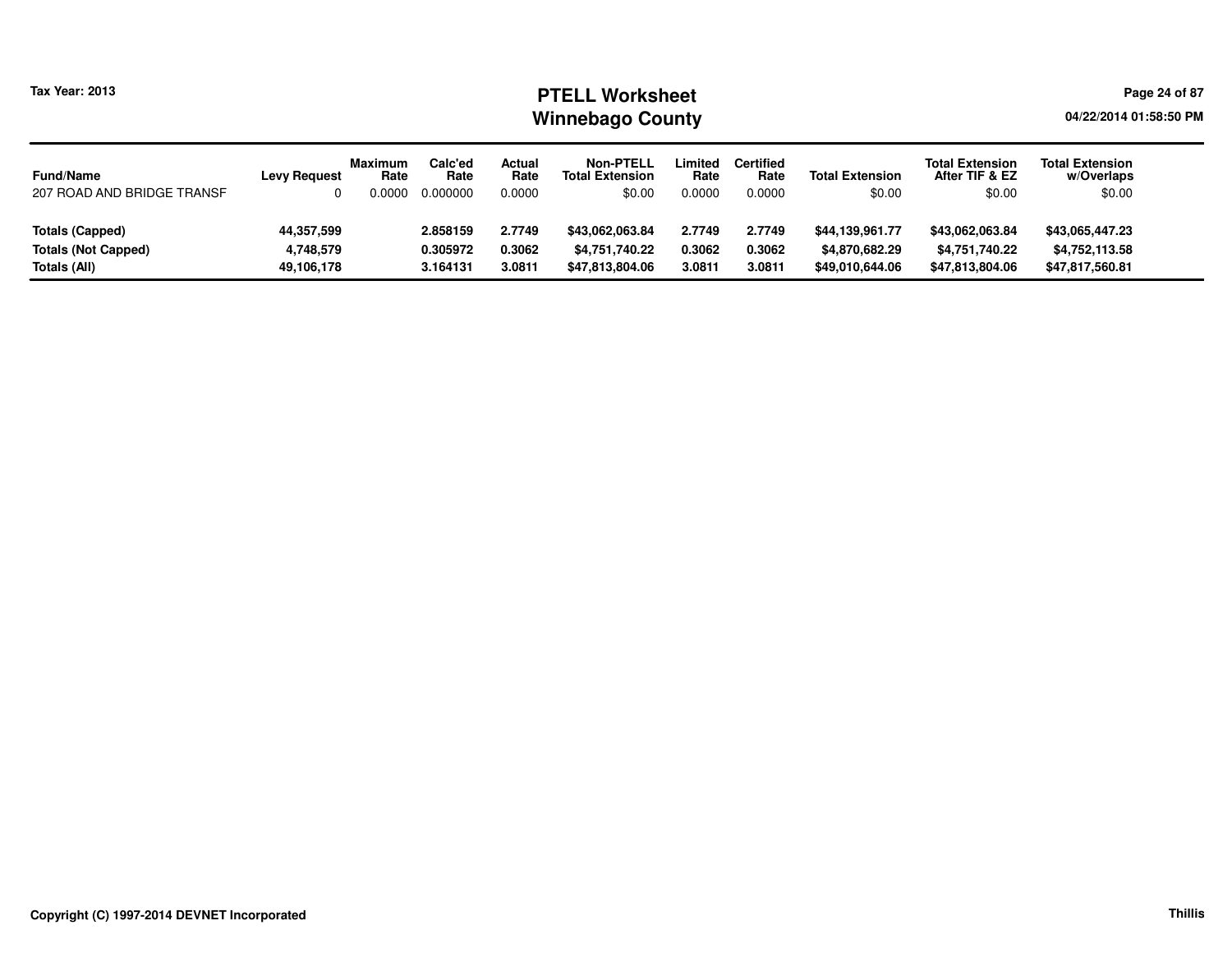# PTELL Worksheet
## Winnebago County

Tax Year: 2013

04/22/2014 01:58:50 PM

| Fund/Name | Levy Request | Maximum Rate | Calc'ed Rate | Actual Rate | Non-PTELL Total Extension | Limited Rate | Certified Rate | Total Extension | Total Extension After TIF & EZ | Total Extension w/Overlaps |
|---|---|---|---|---|---|---|---|---|---|---|
| 207 ROAD AND BRIDGE TRANSF | 0 | 0.0000 | 0.000000 | 0.0000 | $0.00 | 0.0000 | 0.0000 | $0.00 | $0.00 | $0.00 |
| **Totals (Capped)** | **44,357,599** | | **2.858159** | **2.7749** | **$43,062,063.84** | **2.7749** | **2.7749** | **$44,139,961.77** | **$43,062,063.84** | **$43,065,447.23** |
| **Totals (Not Capped)** | **4,748,579** | | **0.305972** | **0.3062** | **$4,751,740.22** | **0.3062** | **0.3062** | **$4,870,682.29** | **$4,751,740.22** | **$4,752,113.58** |
| **Totals (All)** | **49,106,178** | | **3.164131** | **3.0811** | **$47,813,804.06** | **3.0811** | **3.0811** | **$49,010,644.06** | **$47,813,804.06** | **$47,817,560.81** |

Copyright (C) 1997-2014 DEVNET Incorporated

Thillis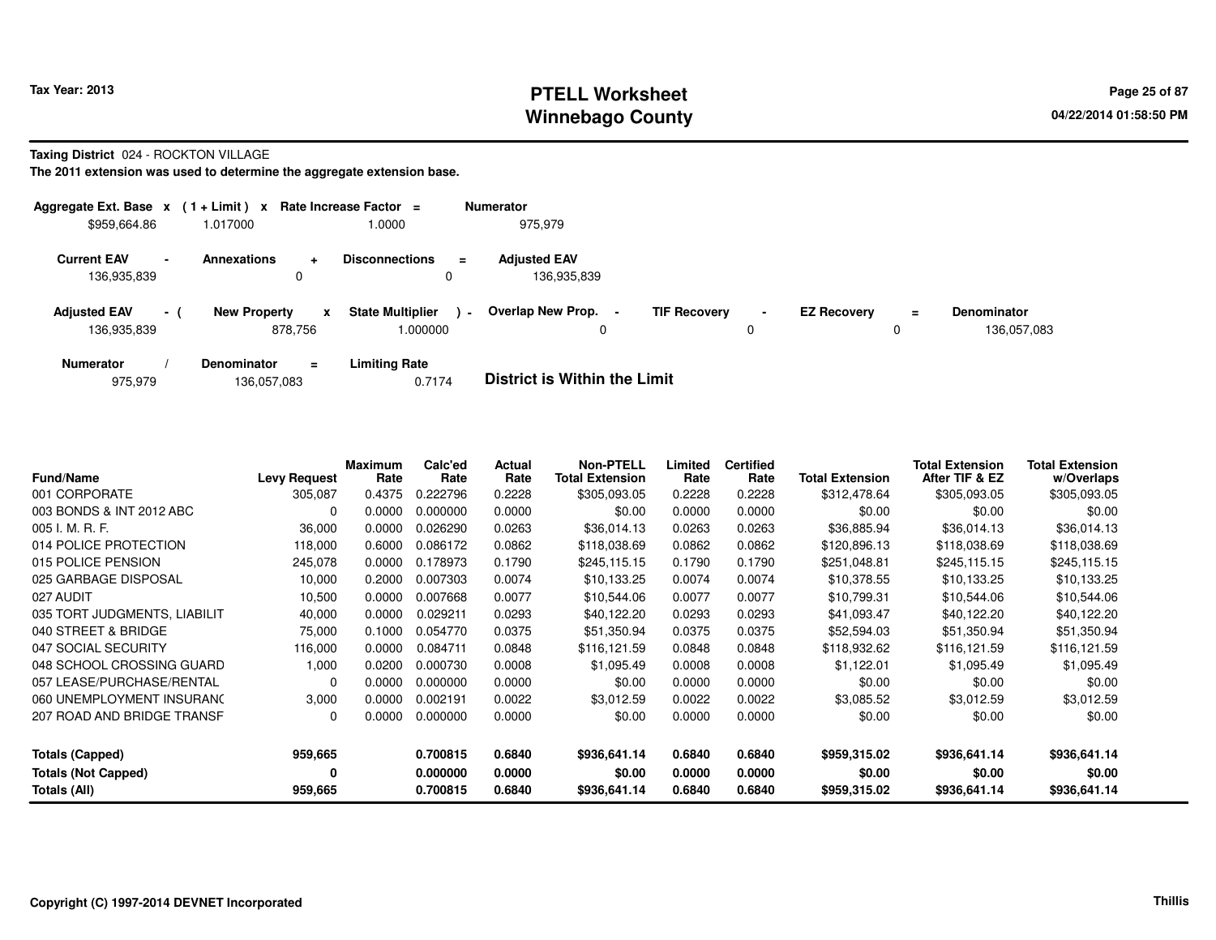# PTELL Worksheet
# Winnebago County

Tax Year: 2013

04/22/2014 01:58:50 PM

**Taxing District** 024 - ROCKTON VILLAGE

**The 2011 extension was used to determine the aggregate extension base.**

| Aggregate Ext. Base x | (1 + Limit) x | Rate Increase Factor = | Numerator |
|---|---|---|---|
| $959,664.86 | 1.017000 | 1.0000 | 975,979 |

| Current EAV - | Annexations + | Disconnections = | Adjusted EAV |
|---|---|---|---|
| 136,935,839 | 0 | 0 | 136,935,839 |

| Adjusted EAV - ( | New Property x | State Multiplier ) - | Overlap New Prop. - | TIF Recovery - | EZ Recovery = | Denominator |
|---|---|---|---|---|---|---|
| 136,935,839 | 878,756 | 1.000000 | 0 | 0 | 0 | 136,057,083 |

| Numerator / | Denominator = | Limiting Rate |
|---|---|---|
| 975,979 | 136,057,083 | 0.7174 |

**District is Within the Limit**

| Fund/Name | Levy Request | Maximum Rate | Calc'ed Rate | Actual Rate | Non-PTELL Total Extension | Limited Rate | Certified Rate | Total Extension | Total Extension After TIF & EZ | Total Extension w/Overlaps |
|---|---|---|---|---|---|---|---|---|---|---|
| 001 CORPORATE | 305,087 | 0.4375 | 0.222796 | 0.2228 | $305,093.05 | 0.2228 | 0.2228 | $312,478.64 | $305,093.05 | $305,093.05 |
| 003 BONDS & INT 2012 ABC | 0 | 0.0000 | 0.000000 | 0.0000 | $0.00 | 0.0000 | 0.0000 | $0.00 | $0.00 | $0.00 |
| 005 I. M. R. F. | 36,000 | 0.0000 | 0.026290 | 0.0263 | $36,014.13 | 0.0263 | 0.0263 | $36,885.94 | $36,014.13 | $36,014.13 |
| 014 POLICE PROTECTION | 118,000 | 0.6000 | 0.086172 | 0.0862 | $118,038.69 | 0.0862 | 0.0862 | $120,896.13 | $118,038.69 | $118,038.69 |
| 015 POLICE PENSION | 245,078 | 0.0000 | 0.178973 | 0.1790 | $245,115.15 | 0.1790 | 0.1790 | $251,048.81 | $245,115.15 | $245,115.15 |
| 025 GARBAGE DISPOSAL | 10,000 | 0.2000 | 0.007303 | 0.0074 | $10,133.25 | 0.0074 | 0.0074 | $10,378.55 | $10,133.25 | $10,133.25 |
| 027 AUDIT | 10,500 | 0.0000 | 0.007668 | 0.0077 | $10,544.06 | 0.0077 | 0.0077 | $10,799.31 | $10,544.06 | $10,544.06 |
| 035 TORT JUDGMENTS, LIABILIT | 40,000 | 0.0000 | 0.029211 | 0.0293 | $40,122.20 | 0.0293 | 0.0293 | $41,093.47 | $40,122.20 | $40,122.20 |
| 040 STREET & BRIDGE | 75,000 | 0.1000 | 0.054770 | 0.0375 | $51,350.94 | 0.0375 | 0.0375 | $52,594.03 | $51,350.94 | $51,350.94 |
| 047 SOCIAL SECURITY | 116,000 | 0.0000 | 0.084711 | 0.0848 | $116,121.59 | 0.0848 | 0.0848 | $118,932.62 | $116,121.59 | $116,121.59 |
| 048 SCHOOL CROSSING GUARD | 1,000 | 0.0200 | 0.000730 | 0.0008 | $1,095.49 | 0.0008 | 0.0008 | $1,122.01 | $1,095.49 | $1,095.49 |
| 057 LEASE/PURCHASE/RENTAL | 0 | 0.0000 | 0.000000 | 0.0000 | $0.00 | 0.0000 | 0.0000 | $0.00 | $0.00 | $0.00 |
| 060 UNEMPLOYMENT INSURANC | 3,000 | 0.0000 | 0.002191 | 0.0022 | $3,012.59 | 0.0022 | 0.0022 | $3,085.52 | $3,012.59 | $3,012.59 |
| 207 ROAD AND BRIDGE TRANSF | 0 | 0.0000 | 0.000000 | 0.0000 | $0.00 | 0.0000 | 0.0000 | $0.00 | $0.00 | $0.00 |
| **Totals (Capped)** | **959,665** | | **0.700815** | **0.6840** | **$936,641.14** | **0.6840** | **0.6840** | **$959,315.02** | **$936,641.14** | **$936,641.14** |
| **Totals (Not Capped)** | **0** | | **0.000000** | **0.0000** | **$0.00** | **0.0000** | **0.0000** | **$0.00** | **$0.00** | **$0.00** |
| **Totals (All)** | **959,665** | | **0.700815** | **0.6840** | **$936,641.14** | **0.6840** | **0.6840** | **$959,315.02** | **$936,641.14** | **$936,641.14** |

Copyright (C) 1997-2014 DEVNET Incorporated

Thillis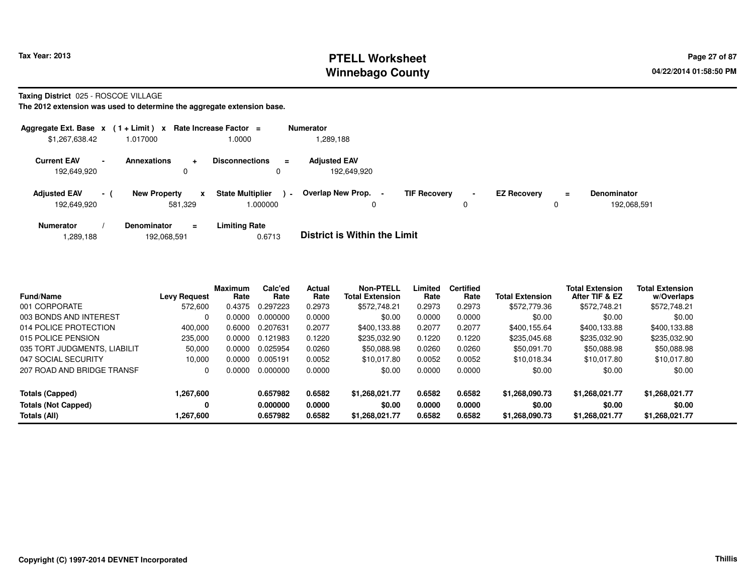Tax Year: 2013

# PTELL Worksheet
## Winnebago County

04/22/2014 01:58:50 PM

**Taxing District** 025 - ROSCOE VILLAGE

**The 2012 extension was used to determine the aggregate extension base.**

| Aggregate Ext. Base | x | (1 + Limit) | x | Rate Increase Factor | = | Numerator |
|---|---|---|---|---|---|---|
| $1,267,638.42 | | 1.017000 | | 1.0000 | | 1,289,188 |

| Current EAV | - | Annexations | + | Disconnections | = | Adjusted EAV |
|---|---|---|---|---|---|---|
| 192,649,920 | | 0 | | 0 | | 192,649,920 |

| Adjusted EAV | - ( | New Property | x | State Multiplier | ) - | Overlap New Prop. | - | TIF Recovery | - | EZ Recovery | = | Denominator |
|---|---|---|---|---|---|---|---|---|---|---|---|---|
| 192,649,920 | | 581,329 | | 1.000000 | | 0 | | 0 | | 0 | | 192,068,591 |

| Numerator | / | Denominator | = | Limiting Rate |
|---|---|---|---|---|
| 1,289,188 | | 192,068,591 | | 0.6713 |

**District is Within the Limit**

| Fund/Name | Levy Request | Maximum Rate | Calc'ed Rate | Actual Rate | Non-PTELL Total Extension | Limited Rate | Certified Rate | Total Extension | Total Extension After TIF & EZ | Total Extension w/Overlaps |
|---|---|---|---|---|---|---|---|---|---|---|
| 001 CORPORATE | 572,600 | 0.4375 | 0.297223 | 0.2973 | $572,748.21 | 0.2973 | 0.2973 | $572,779.36 | $572,748.21 | $572,748.21 |
| 003 BONDS AND INTEREST | 0 | 0.0000 | 0.000000 | 0.0000 | $0.00 | 0.0000 | 0.0000 | $0.00 | $0.00 | $0.00 |
| 014 POLICE PROTECTION | 400,000 | 0.6000 | 0.207631 | 0.2077 | $400,133.88 | 0.2077 | 0.2077 | $400,155.64 | $400,133.88 | $400,133.88 |
| 015 POLICE PENSION | 235,000 | 0.0000 | 0.121983 | 0.1220 | $235,032.90 | 0.1220 | 0.1220 | $235,045.68 | $235,032.90 | $235,032.90 |
| 035 TORT JUDGMENTS, LIABILIT | 50,000 | 0.0000 | 0.025954 | 0.0260 | $50,088.98 | 0.0260 | 0.0260 | $50,091.70 | $50,088.98 | $50,088.98 |
| 047 SOCIAL SECURITY | 10,000 | 0.0000 | 0.005191 | 0.0052 | $10,017.80 | 0.0052 | 0.0052 | $10,018.34 | $10,017.80 | $10,017.80 |
| 207 ROAD AND BRIDGE TRANSF | 0 | 0.0000 | 0.000000 | 0.0000 | $0.00 | 0.0000 | 0.0000 | $0.00 | $0.00 | $0.00 |
| **Totals (Capped)** | **1,267,600** | | **0.657982** | **0.6582** | **$1,268,021.77** | **0.6582** | **0.6582** | **$1,268,090.73** | **$1,268,021.77** | **$1,268,021.77** |
| **Totals (Not Capped)** | **0** | | **0.000000** | **0.0000** | **$0.00** | **0.0000** | **0.0000** | **$0.00** | **$0.00** | **$0.00** |
| **Totals (All)** | **1,267,600** | | **0.657982** | **0.6582** | **$1,268,021.77** | **0.6582** | **0.6582** | **$1,268,090.73** | **$1,268,021.77** | **$1,268,021.77** |

Copyright (C) 1997-2014 DEVNET Incorporated

Thillis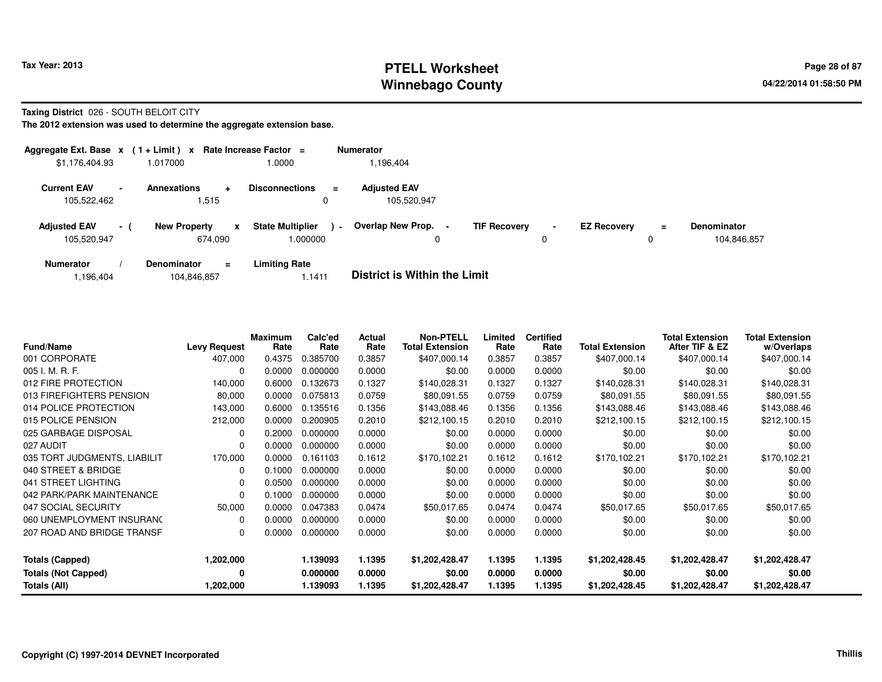# PTELL Worksheet
# Winnebago County

Tax Year: 2013

04/22/2014 01:58:50 PM

**Taxing District** 026 - SOUTH BELOIT CITY

**The 2012 extension was used to determine the aggregate extension base.**

| Aggregate Ext. Base | x | (1 + Limit) | x | Rate Increase Factor | = | Numerator |
|---|---|---|---|---|---|---|
| $1,176,404.93 | | 1.017000 | | 1.0000 | | 1,196,404 |

| Current EAV | - | Annexations | + | Disconnections | = | Adjusted EAV |
|---|---|---|---|---|---|---|
| 105,522,462 | | 1,515 | | 0 | | 105,520,947 |

| Adjusted EAV | - ( | New Property | x | State Multiplier | ) - | Overlap New Prop. | - | TIF Recovery | - | EZ Recovery | = | Denominator |
|---|---|---|---|---|---|---|---|---|---|---|---|---|
| 105,520,947 | | 674,090 | | 1.000000 | | 0 | | 0 | | 0 | | 104,846,857 |

| Numerator | / | Denominator | = | Limiting Rate |
|---|---|---|---|---|
| 1,196,404 | | 104,846,857 | | 1.1411 |

**District is Within the Limit**

| Fund/Name | Levy Request | Maximum Rate | Calc'ed Rate | Actual Rate | Non-PTELL Total Extension | Limited Rate | Certified Rate | Total Extension | Total Extension After TIF & EZ | Total Extension w/Overlaps |
|---|---|---|---|---|---|---|---|---|---|---|
| 001 CORPORATE | 407,000 | 0.4375 | 0.385700 | 0.3857 | $407,000.14 | 0.3857 | 0.3857 | $407,000.14 | $407,000.14 | $407,000.14 |
| 005 I. M. R. F. | 0 | 0.0000 | 0.000000 | 0.0000 | $0.00 | 0.0000 | 0.0000 | $0.00 | $0.00 | $0.00 |
| 012 FIRE PROTECTION | 140,000 | 0.6000 | 0.132673 | 0.1327 | $140,028.31 | 0.1327 | 0.1327 | $140,028.31 | $140,028.31 | $140,028.31 |
| 013 FIREFIGHTERS PENSION | 80,000 | 0.0000 | 0.075813 | 0.0759 | $80,091.55 | 0.0759 | 0.0759 | $80,091.55 | $80,091.55 | $80,091.55 |
| 014 POLICE PROTECTION | 143,000 | 0.6000 | 0.135516 | 0.1356 | $143,088.46 | 0.1356 | 0.1356 | $143,088.46 | $143,088.46 | $143,088.46 |
| 015 POLICE PENSION | 212,000 | 0.0000 | 0.200905 | 0.2010 | $212,100.15 | 0.2010 | 0.2010 | $212,100.15 | $212,100.15 | $212,100.15 |
| 025 GARBAGE DISPOSAL | 0 | 0.2000 | 0.000000 | 0.0000 | $0.00 | 0.0000 | 0.0000 | $0.00 | $0.00 | $0.00 |
| 027 AUDIT | 0 | 0.0000 | 0.000000 | 0.0000 | $0.00 | 0.0000 | 0.0000 | $0.00 | $0.00 | $0.00 |
| 035 TORT JUDGMENTS, LIABILIT | 170,000 | 0.0000 | 0.161103 | 0.1612 | $170,102.21 | 0.1612 | 0.1612 | $170,102.21 | $170,102.21 | $170,102.21 |
| 040 STREET & BRIDGE | 0 | 0.1000 | 0.000000 | 0.0000 | $0.00 | 0.0000 | 0.0000 | $0.00 | $0.00 | $0.00 |
| 041 STREET LIGHTING | 0 | 0.0500 | 0.000000 | 0.0000 | $0.00 | 0.0000 | 0.0000 | $0.00 | $0.00 | $0.00 |
| 042 PARK/PARK MAINTENANCE | 0 | 0.1000 | 0.000000 | 0.0000 | $0.00 | 0.0000 | 0.0000 | $0.00 | $0.00 | $0.00 |
| 047 SOCIAL SECURITY | 50,000 | 0.0000 | 0.047383 | 0.0474 | $50,017.65 | 0.0474 | 0.0474 | $50,017.65 | $50,017.65 | $50,017.65 |
| 060 UNEMPLOYMENT INSURANC | 0 | 0.0000 | 0.000000 | 0.0000 | $0.00 | 0.0000 | 0.0000 | $0.00 | $0.00 | $0.00 |
| 207 ROAD AND BRIDGE TRANSF | 0 | 0.0000 | 0.000000 | 0.0000 | $0.00 | 0.0000 | 0.0000 | $0.00 | $0.00 | $0.00 |
| **Totals (Capped)** | **1,202,000** | | **1.139093** | **1.1395** | **$1,202,428.47** | **1.1395** | **1.1395** | **$1,202,428.45** | **$1,202,428.47** | **$1,202,428.47** |
| **Totals (Not Capped)** | **0** | | **0.000000** | **0.0000** | **$0.00** | **0.0000** | **0.0000** | **$0.00** | **$0.00** | **$0.00** |
| **Totals (All)** | **1,202,000** | | **1.139093** | **1.1395** | **$1,202,428.47** | **1.1395** | **1.1395** | **$1,202,428.45** | **$1,202,428.47** | **$1,202,428.47** |

**Copyright (C) 1997-2014 DEVNET Incorporated**

**Thillis**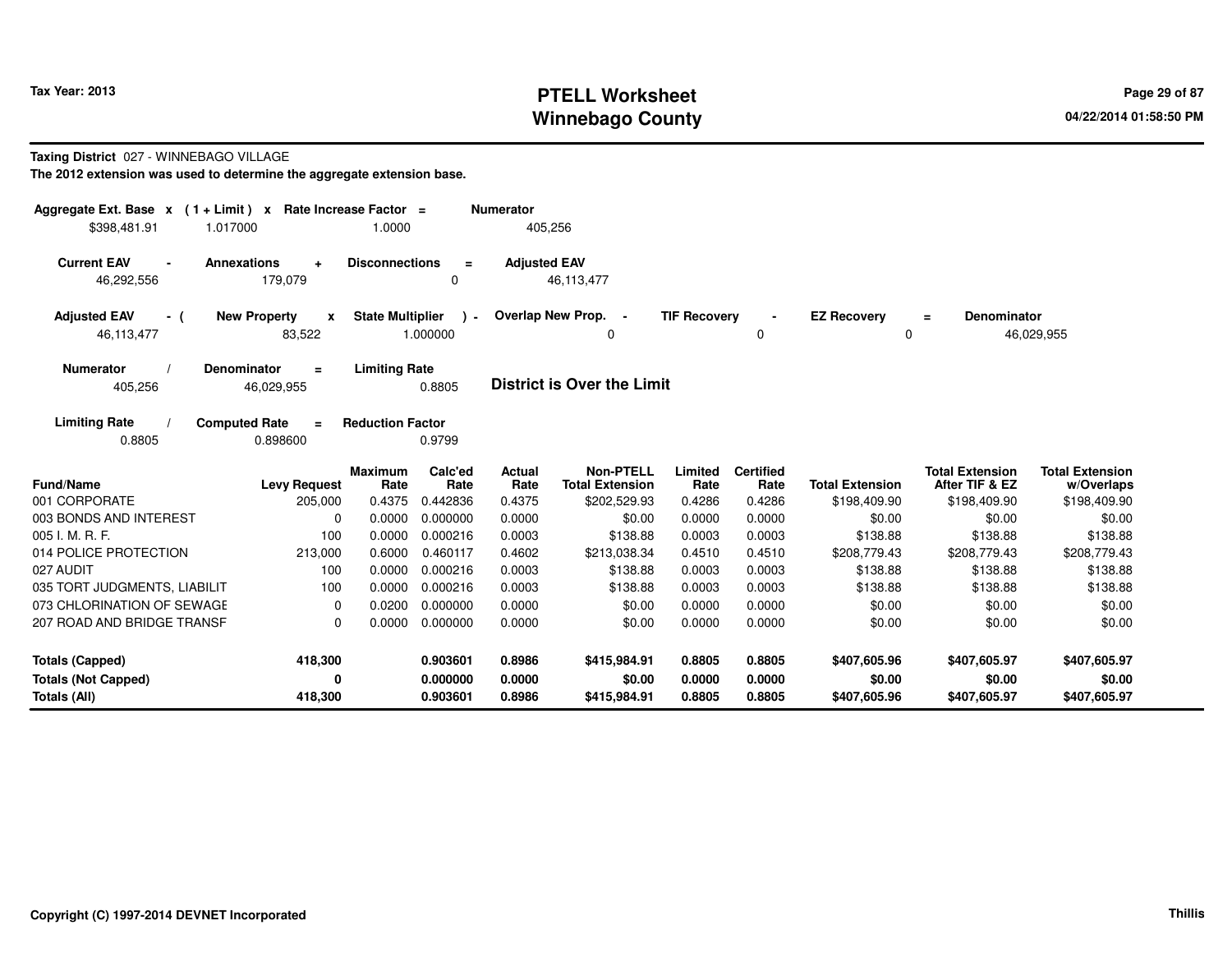Tax Year: 2013

# PTELL Worksheet
# Winnebago County

04/22/2014 01:58:50 PM

**Taxing District** 027 - WINNEBAGO VILLAGE

**The 2012 extension was used to determine the aggregate extension base.**

| Aggregate Ext. Base x | ( 1 + Limit ) x | Rate Increase Factor = | Numerator |
|---|---|---|---|
| $398,481.91 | 1.017000 | 1.0000 | 405,256 |

| Current EAV - | Annexations + | Disconnections = | Adjusted EAV |
|---|---|---|---|
| 46,292,556 | 179,079 | 0 | 46,113,477 |

| Adjusted EAV - ( | New Property x | State Multiplier ) - | Overlap New Prop. - | TIF Recovery - | EZ Recovery = | Denominator |
|---|---|---|---|---|---|---|
| 46,113,477 | 83,522 | 1.000000 | 0 | 0 | 0 | 46,029,955 |

| Numerator / | Denominator = | Limiting Rate |
|---|---|---|
| 405,256 | 46,029,955 | 0.8805 |

**District is Over the Limit**

| Limiting Rate / | Computed Rate = | Reduction Factor |
|---|---|---|
| 0.8805 | 0.898600 | 0.9799 |

| Fund/Name | Levy Request | Maximum Rate | Calc'ed Rate | Actual Rate | Non-PTELL Total Extension | Limited Rate | Certified Rate | Total Extension | Total Extension After TIF & EZ | Total Extension w/Overlaps |
|---|---|---|---|---|---|---|---|---|---|---|
| 001 CORPORATE | 205,000 | 0.4375 | 0.442836 | 0.4375 | $202,529.93 | 0.4286 | 0.4286 | $198,409.90 | $198,409.90 | $198,409.90 |
| 003 BONDS AND INTEREST | 0 | 0.0000 | 0.000000 | 0.0000 | $0.00 | 0.0000 | 0.0000 | $0.00 | $0.00 | $0.00 |
| 005 I. M. R. F. | 100 | 0.0000 | 0.000216 | 0.0003 | $138.88 | 0.0003 | 0.0003 | $138.88 | $138.88 | $138.88 |
| 014 POLICE PROTECTION | 213,000 | 0.6000 | 0.460117 | 0.4602 | $213,038.34 | 0.4510 | 0.4510 | $208,779.43 | $208,779.43 | $208,779.43 |
| 027 AUDIT | 100 | 0.0000 | 0.000216 | 0.0003 | $138.88 | 0.0003 | 0.0003 | $138.88 | $138.88 | $138.88 |
| 035 TORT JUDGMENTS, LIABILIT | 100 | 0.0000 | 0.000216 | 0.0003 | $138.88 | 0.0003 | 0.0003 | $138.88 | $138.88 | $138.88 |
| 073 CHLORINATION OF SEWAGE | 0 | 0.0200 | 0.000000 | 0.0000 | $0.00 | 0.0000 | 0.0000 | $0.00 | $0.00 | $0.00 |
| 207 ROAD AND BRIDGE TRANSF | 0 | 0.0000 | 0.000000 | 0.0000 | $0.00 | 0.0000 | 0.0000 | $0.00 | $0.00 | $0.00 |
| **Totals (Capped)** | **418,300** | | **0.903601** | **0.8986** | **$415,984.91** | **0.8805** | **0.8805** | **$407,605.96** | **$407,605.97** | **$407,605.97** |
| **Totals (Not Capped)** | **0** | | **0.000000** | **0.0000** | **$0.00** | **0.0000** | **0.0000** | **$0.00** | **$0.00** | **$0.00** |
| **Totals (All)** | **418,300** | | **0.903601** | **0.8986** | **$415,984.91** | **0.8805** | **0.8805** | **$407,605.96** | **$407,605.97** | **$407,605.97** |

**Copyright (C) 1997-2014 DEVNET Incorporated** | **Thillis**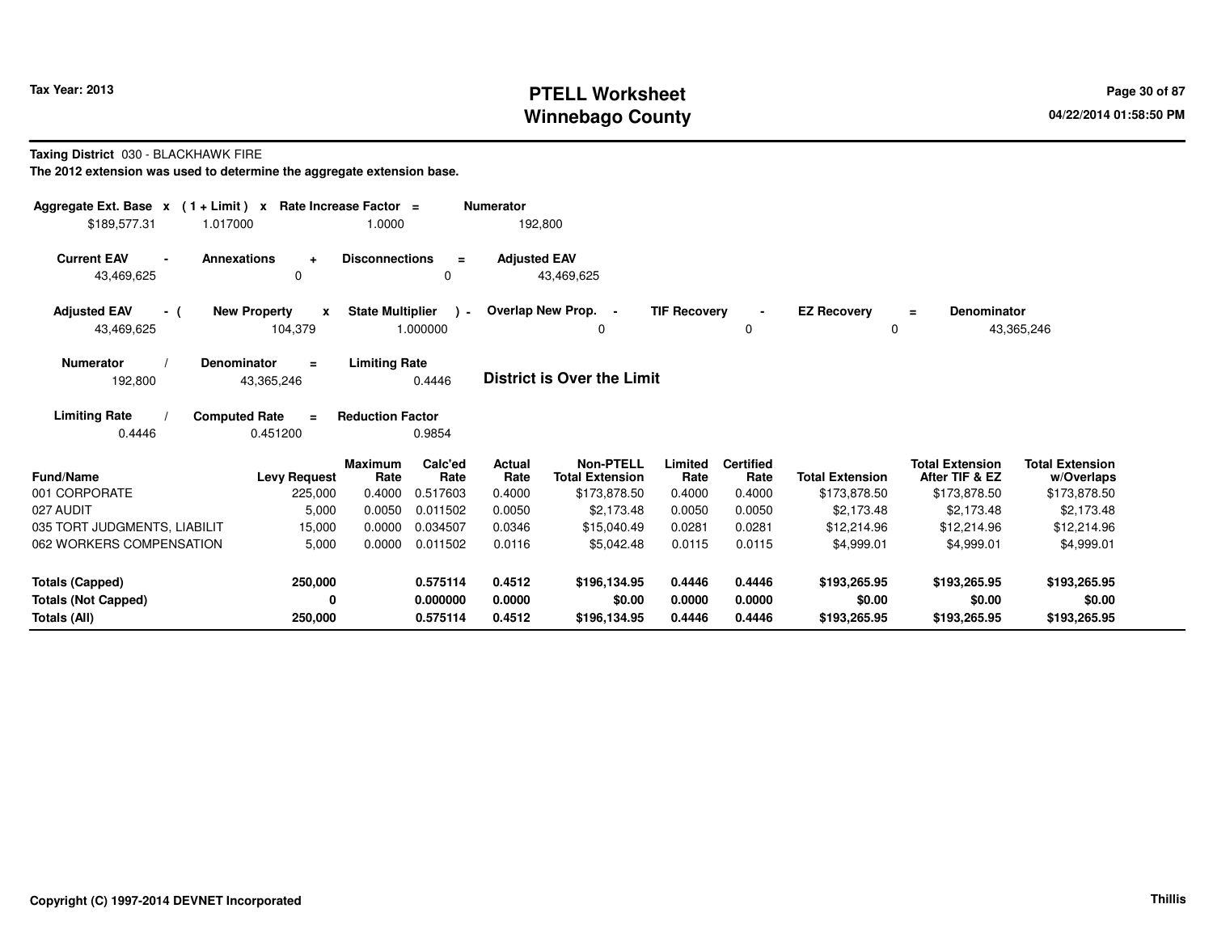Tax Year: 2013

# PTELL Worksheet
## Winnebago County

04/22/2014 01:58:50 PM

**Taxing District** 030 - BLACKHAWK FIRE

**The 2012 extension was used to determine the aggregate extension base.**

| Aggregate Ext. Base | x | (1 + Limit) | x | Rate Increase Factor | = | Numerator |
|---|---|---|---|---|---|---|
| $189,577.31 | | 1.017000 | | 1.0000 | | 192,800 |

| Current EAV | - | Annexations | + | Disconnections | = | Adjusted EAV |
|---|---|---|---|---|---|---|
| 43,469,625 | | 0 | | 0 | | 43,469,625 |

| Adjusted EAV | - ( | New Property | x | State Multiplier | ) - | Overlap New Prop. | - | TIF Recovery | - | EZ Recovery | = | Denominator |
|---|---|---|---|---|---|---|---|---|---|---|---|---|
| 43,469,625 | | 104,379 | | 1.000000 | | 0 | | 0 | | 0 | | 43,365,246 |

| Numerator | / | Denominator | = | Limiting Rate |
|---|---|---|---|---|
| 192,800 | | 43,365,246 | | 0.4446 |

**District is Over the Limit**

| Limiting Rate | / | Computed Rate | = | Reduction Factor |
|---|---|---|---|---|
| 0.4446 | | 0.451200 | | 0.9854 |

| Fund/Name | Levy Request | Maximum Rate | Calc'ed Rate | Actual Rate | Non-PTELL Total Extension | Limited Rate | Certified Rate | Total Extension | Total Extension After TIF & EZ | Total Extension w/Overlaps |
|---|---|---|---|---|---|---|---|---|---|---|
| 001 CORPORATE | 225,000 | 0.4000 | 0.517603 | 0.4000 | $173,878.50 | 0.4000 | 0.4000 | $173,878.50 | $173,878.50 | $173,878.50 |
| 027 AUDIT | 5,000 | 0.0050 | 0.011502 | 0.0050 | $2,173.48 | 0.0050 | 0.0050 | $2,173.48 | $2,173.48 | $2,173.48 |
| 035 TORT JUDGMENTS, LIABILIT | 15,000 | 0.0000 | 0.034507 | 0.0346 | $15,040.49 | 0.0281 | 0.0281 | $12,214.96 | $12,214.96 | $12,214.96 |
| 062 WORKERS COMPENSATION | 5,000 | 0.0000 | 0.011502 | 0.0116 | $5,042.48 | 0.0115 | 0.0115 | $4,999.01 | $4,999.01 | $4,999.01 |
| **Totals (Capped)** | **250,000** | | **0.575114** | **0.4512** | **$196,134.95** | **0.4446** | **0.4446** | **$193,265.95** | **$193,265.95** | **$193,265.95** |
| **Totals (Not Capped)** | **0** | | **0.000000** | **0.0000** | **$0.00** | **0.0000** | **0.0000** | **$0.00** | **$0.00** | **$0.00** |
| **Totals (All)** | **250,000** | | **0.575114** | **0.4512** | **$196,134.95** | **0.4446** | **0.4446** | **$193,265.95** | **$193,265.95** | **$193,265.95** |

Copyright (C) 1997-2014 DEVNET Incorporated

Thillis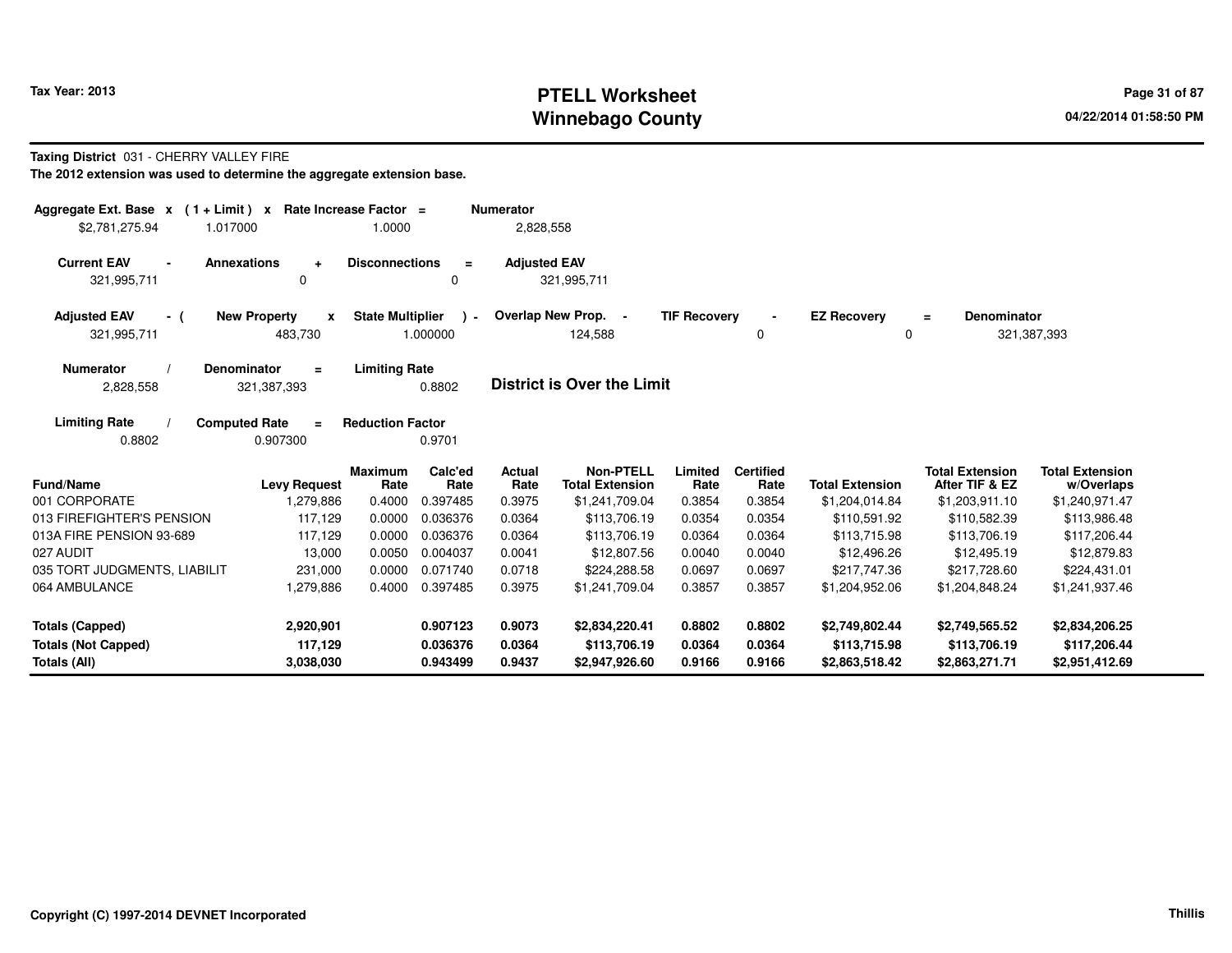# PTELL Worksheet
# Winnebago County

Tax Year: 2013

04/22/2014 01:58:50 PM

**Taxing District** 031 - CHERRY VALLEY FIRE

**The 2012 extension was used to determine the aggregate extension base.**

| Aggregate Ext. Base | x | (1 + Limit) | x | Rate Increase Factor | = | Numerator |
|---|---|---|---|---|---|---|
| $2,781,275.94 | | 1.017000 | | 1.0000 | | 2,828,558 |

| Current EAV | - | Annexations | + | Disconnections | = | Adjusted EAV |
|---|---|---|---|---|---|---|
| 321,995,711 | | 0 | | 0 | | 321,995,711 |

| Adjusted EAV | - ( | New Property | x | State Multiplier | ) - | Overlap New Prop. | - | TIF Recovery | - | EZ Recovery | = | Denominator |
|---|---|---|---|---|---|---|---|---|---|---|---|---|
| 321,995,711 | | 483,730 | | 1.000000 | | 124,588 | | 0 | | 0 | | 321,387,393 |

| Numerator | / | Denominator | = | Limiting Rate |
|---|---|---|---|---|
| 2,828,558 | | 321,387,393 | | 0.8802 |

**District is Over the Limit**

| Limiting Rate | / | Computed Rate | = | Reduction Factor |
|---|---|---|---|---|
| 0.8802 | | 0.907300 | | 0.9701 |

| Fund/Name | Levy Request | Maximum Rate | Calc'ed Rate | Actual Rate | Non-PTELL Total Extension | Limited Rate | Certified Rate | Total Extension | Total Extension After TIF & EZ | Total Extension w/Overlaps |
|---|---|---|---|---|---|---|---|---|---|---|
| 001 CORPORATE | 1,279,886 | 0.4000 | 0.397485 | 0.3975 | $1,241,709.04 | 0.3854 | 0.3854 | $1,204,014.84 | $1,203,911.10 | $1,240,971.47 |
| 013 FIREFIGHTER'S PENSION | 117,129 | 0.0000 | 0.036376 | 0.0364 | $113,706.19 | 0.0354 | 0.0354 | $110,591.92 | $110,582.39 | $113,986.48 |
| 013A FIRE PENSION 93-689 | 117,129 | 0.0000 | 0.036376 | 0.0364 | $113,706.19 | 0.0364 | 0.0364 | $113,715.98 | $113,706.19 | $117,206.44 |
| 027 AUDIT | 13,000 | 0.0050 | 0.004037 | 0.0041 | $12,807.56 | 0.0040 | 0.0040 | $12,496.26 | $12,495.19 | $12,879.83 |
| 035 TORT JUDGMENTS, LIABILIT | 231,000 | 0.0000 | 0.071740 | 0.0718 | $224,288.58 | 0.0697 | 0.0697 | $217,747.36 | $217,728.60 | $224,431.01 |
| 064 AMBULANCE | 1,279,886 | 0.4000 | 0.397485 | 0.3975 | $1,241,709.04 | 0.3857 | 0.3857 | $1,204,952.06 | $1,204,848.24 | $1,241,937.46 |
| **Totals (Capped)** | **2,920,901** | | **0.907123** | **0.9073** | **$2,834,220.41** | **0.8802** | **0.8802** | **$2,749,802.44** | **$2,749,565.52** | **$2,834,206.25** |
| **Totals (Not Capped)** | **117,129** | | **0.036376** | **0.0364** | **$113,706.19** | **0.0364** | **0.0364** | **$113,715.98** | **$113,706.19** | **$117,206.44** |
| **Totals (All)** | **3,038,030** | | **0.943499** | **0.9437** | **$2,947,926.60** | **0.9166** | **0.9166** | **$2,863,518.42** | **$2,863,271.71** | **$2,951,412.69** |

Copyright (C) 1997-2014 DEVNET Incorporated

Thillis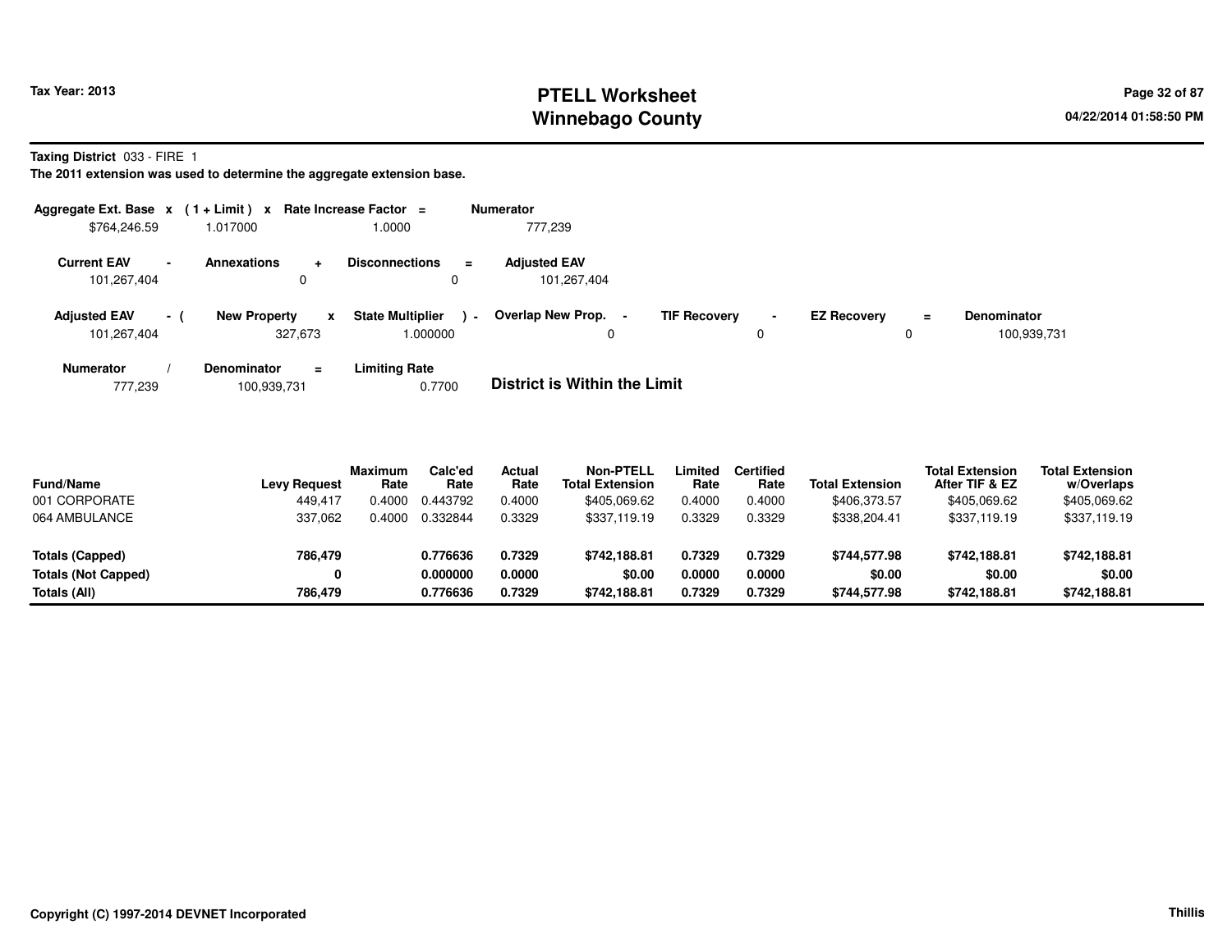**Tax Year: 2013**

# PTELL Worksheet
# Winnebago County

04/22/2014 01:58:50 PM

**Taxing District** 033 - FIRE 1

**The 2011 extension was used to determine the aggregate extension base.**

| Aggregate Ext. Base | x | (1 + Limit) | x | Rate Increase Factor | = | Numerator |
|---|---|---|---|---|---|---|
| $764,246.59 | | 1.017000 | | 1.0000 | | 777,239 |

| Current EAV | - | Annexations | + | Disconnections | = | Adjusted EAV |
|---|---|---|---|---|---|---|
| 101,267,404 | | 0 | | 0 | | 101,267,404 |

| Adjusted EAV | - ( | New Property | x | State Multiplier | ) - | Overlap New Prop. | - | TIF Recovery | - | EZ Recovery | = | Denominator |
|---|---|---|---|---|---|---|---|---|---|---|---|---|
| 101,267,404 | | 327,673 | | 1.000000 | | 0 | | 0 | | 0 | | 100,939,731 |

| Numerator | / | Denominator | = | Limiting Rate |
|---|---|---|---|---|
| 777,239 | | 100,939,731 | | 0.7700 |

**District is Within the Limit**

| Fund/Name | Levy Request | Maximum Rate | Calc'ed Rate | Actual Rate | Non-PTELL Total Extension | Limited Rate | Certified Rate | Total Extension | Total Extension After TIF & EZ | Total Extension w/Overlaps |
|---|---|---|---|---|---|---|---|---|---|---|
| 001 CORPORATE | 449,417 | 0.4000 | 0.443792 | 0.4000 | $405,069.62 | 0.4000 | 0.4000 | $406,373.57 | $405,069.62 | $405,069.62 |
| 064 AMBULANCE | 337,062 | 0.4000 | 0.332844 | 0.3329 | $337,119.19 | 0.3329 | 0.3329 | $338,204.41 | $337,119.19 | $337,119.19 |
| **Totals (Capped)** | **786,479** | | **0.776636** | **0.7329** | **$742,188.81** | **0.7329** | **0.7329** | **$744,577.98** | **$742,188.81** | **$742,188.81** |
| **Totals (Not Capped)** | **0** | | **0.000000** | **0.0000** | **$0.00** | **0.0000** | **0.0000** | **$0.00** | **$0.00** | **$0.00** |
| **Totals (All)** | **786,479** | | **0.776636** | **0.7329** | **$742,188.81** | **0.7329** | **0.7329** | **$744,577.98** | **$742,188.81** | **$742,188.81** |

**Copyright (C) 1997-2014 DEVNET Incorporated** Thillis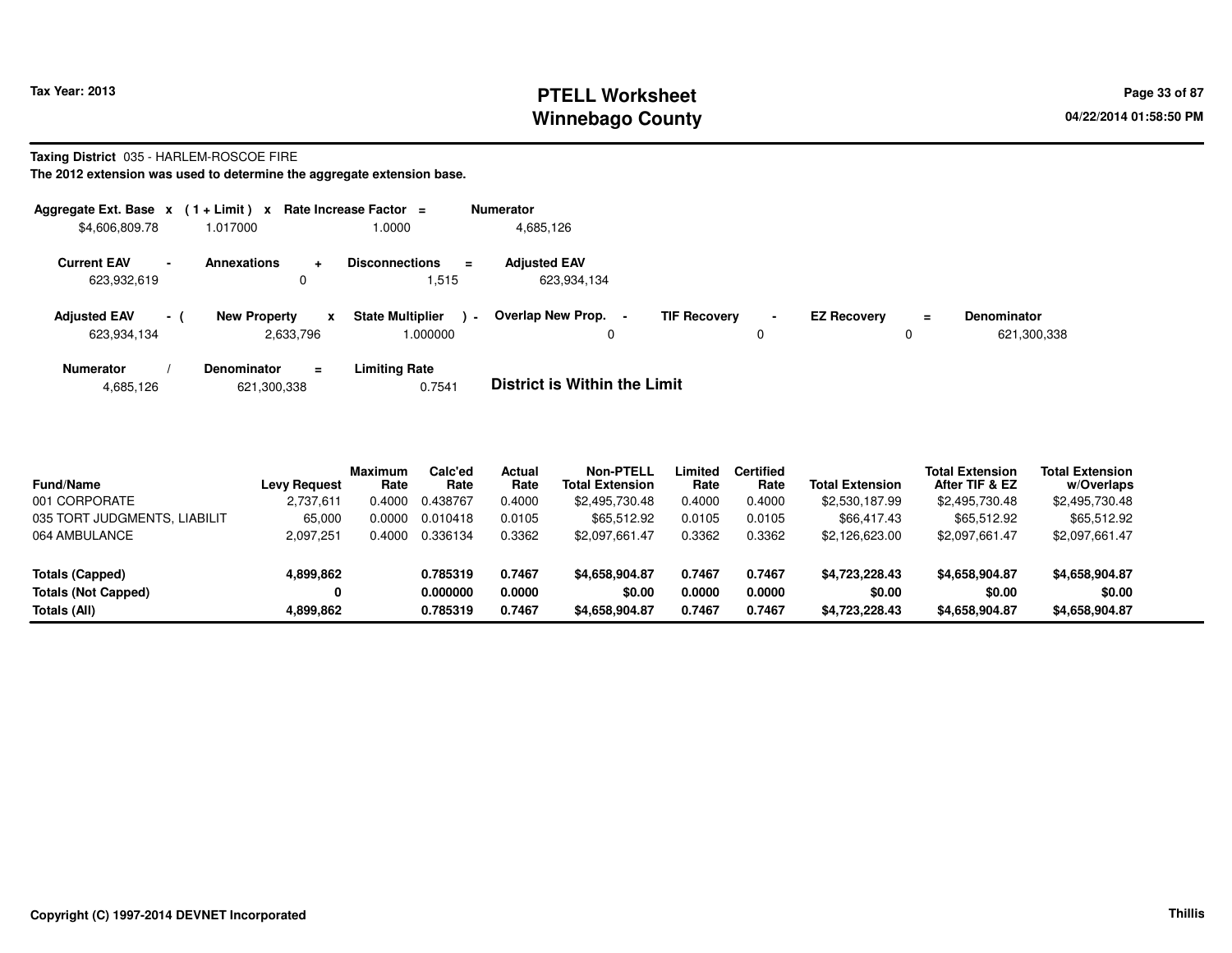# PTELL Worksheet
# Winnebago County

Tax Year: 2013

04/22/2014 01:58:50 PM

**Taxing District** 035 - HARLEM-ROSCOE FIRE

**The 2012 extension was used to determine the aggregate extension base.**

| Aggregate Ext. Base | x | ( 1 + Limit ) | x | Rate Increase Factor | = | Numerator |
|---|---|---|---|---|---|---|
| $4,606,809.78 | | 1.017000 | | 1.0000 | | 4,685,126 |

| Current EAV | - | Annexations | + | Disconnections | = | Adjusted EAV |
|---|---|---|---|---|---|---|
| 623,932,619 | | 0 | | 1,515 | | 623,934,134 |

| Adjusted EAV | - ( | New Property | x | State Multiplier | ) - | Overlap New Prop. | - | TIF Recovery | - | EZ Recovery | = | Denominator |
|---|---|---|---|---|---|---|---|---|---|---|---|---|
| 623,934,134 | | 2,633,796 | | 1.000000 | | 0 | | 0 | | 0 | | 621,300,338 |

| Numerator | / | Denominator | = | Limiting Rate |
|---|---|---|---|---|
| 4,685,126 | | 621,300,338 | | 0.7541 |

**District is Within the Limit**

| Fund/Name | Levy Request | Maximum Rate | Calc'ed Rate | Actual Rate | Non-PTELL Total Extension | Limited Rate | Certified Rate | Total Extension | Total Extension After TIF & EZ | Total Extension w/Overlaps |
|---|---|---|---|---|---|---|---|---|---|---|
| 001 CORPORATE | 2,737,611 | 0.4000 | 0.438767 | 0.4000 | $2,495,730.48 | 0.4000 | 0.4000 | $2,530,187.99 | $2,495,730.48 | $2,495,730.48 |
| 035 TORT JUDGMENTS, LIABILIT | 65,000 | 0.0000 | 0.010418 | 0.0105 | $65,512.92 | 0.0105 | 0.0105 | $66,417.43 | $65,512.92 | $65,512.92 |
| 064 AMBULANCE | 2,097,251 | 0.4000 | 0.336134 | 0.3362 | $2,097,661.47 | 0.3362 | 0.3362 | $2,126,623.00 | $2,097,661.47 | $2,097,661.47 |
| **Totals (Capped)** | **4,899,862** | | **0.785319** | **0.7467** | **$4,658,904.87** | **0.7467** | **0.7467** | **$4,723,228.43** | **$4,658,904.87** | **$4,658,904.87** |
| **Totals (Not Capped)** | **0** | | **0.000000** | **0.0000** | **$0.00** | **0.0000** | **0.0000** | **$0.00** | **$0.00** | **$0.00** |
| **Totals (All)** | **4,899,862** | | **0.785319** | **0.7467** | **$4,658,904.87** | **0.7467** | **0.7467** | **$4,723,228.43** | **$4,658,904.87** | **$4,658,904.87** |

Copyright (C) 1997-2014 DEVNET Incorporated

Thillis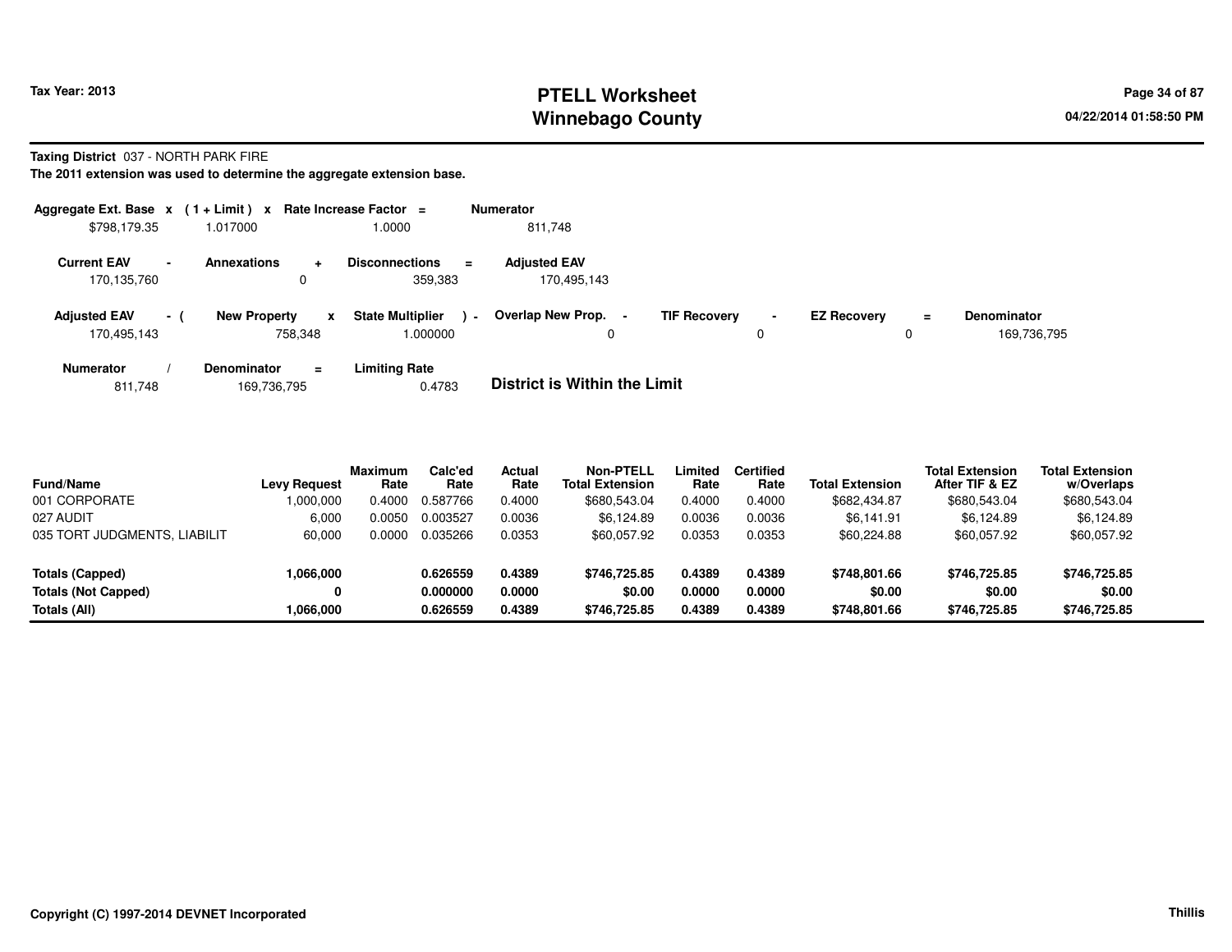**Tax Year: 2013**

# PTELL Worksheet
## Winnebago County

04/22/2014 01:58:50 PM

**Taxing District** 037 - NORTH PARK FIRE

**The 2011 extension was used to determine the aggregate extension base.**

| Aggregate Ext. Base | x | (1 + Limit) | x | Rate Increase Factor | = | Numerator |
|---|---|---|---|---|---|---|
| $798,179.35 | | 1.017000 | | 1.0000 | | 811,748 |

| Current EAV | - | Annexations | + | Disconnections | = | Adjusted EAV |
|---|---|---|---|---|---|---|
| 170,135,760 | | 0 | | 359,383 | | 170,495,143 |

| Adjusted EAV | - ( | New Property | x | State Multiplier | ) - | Overlap New Prop. | - | TIF Recovery | - | EZ Recovery | = | Denominator |
|---|---|---|---|---|---|---|---|---|---|---|---|---|
| 170,495,143 | | 758,348 | | 1.000000 | | 0 | | 0 | | 0 | | 169,736,795 |

| Numerator | / | Denominator | = | Limiting Rate |
|---|---|---|---|---|
| 811,748 | | 169,736,795 | | 0.4783 |

**District is Within the Limit**

| Fund/Name | Levy Request | Maximum Rate | Calc'ed Rate | Actual Rate | Non-PTELL Total Extension | Limited Rate | Certified Rate | Total Extension | Total Extension After TIF & EZ | Total Extension w/Overlaps |
|---|---|---|---|---|---|---|---|---|---|---|
| 001 CORPORATE | 1,000,000 | 0.4000 | 0.587766 | 0.4000 | $680,543.04 | 0.4000 | 0.4000 | $682,434.87 | $680,543.04 | $680,543.04 |
| 027 AUDIT | 6,000 | 0.0050 | 0.003527 | 0.0036 | $6,124.89 | 0.0036 | 0.0036 | $6,141.91 | $6,124.89 | $6,124.89 |
| 035 TORT JUDGMENTS, LIABILIT | 60,000 | 0.0000 | 0.035266 | 0.0353 | $60,057.92 | 0.0353 | 0.0353 | $60,224.88 | $60,057.92 | $60,057.92 |
| **Totals (Capped)** | **1,066,000** | | **0.626559** | **0.4389** | **$746,725.85** | **0.4389** | **0.4389** | **$748,801.66** | **$746,725.85** | **$746,725.85** |
| **Totals (Not Capped)** | **0** | | **0.000000** | **0.0000** | **$0.00** | **0.0000** | **0.0000** | **$0.00** | **$0.00** | **$0.00** |
| **Totals (All)** | **1,066,000** | | **0.626559** | **0.4389** | **$746,725.85** | **0.4389** | **0.4389** | **$748,801.66** | **$746,725.85** | **$746,725.85** |

**Copyright (C) 1997-2014 DEVNET Incorporated** — Thillis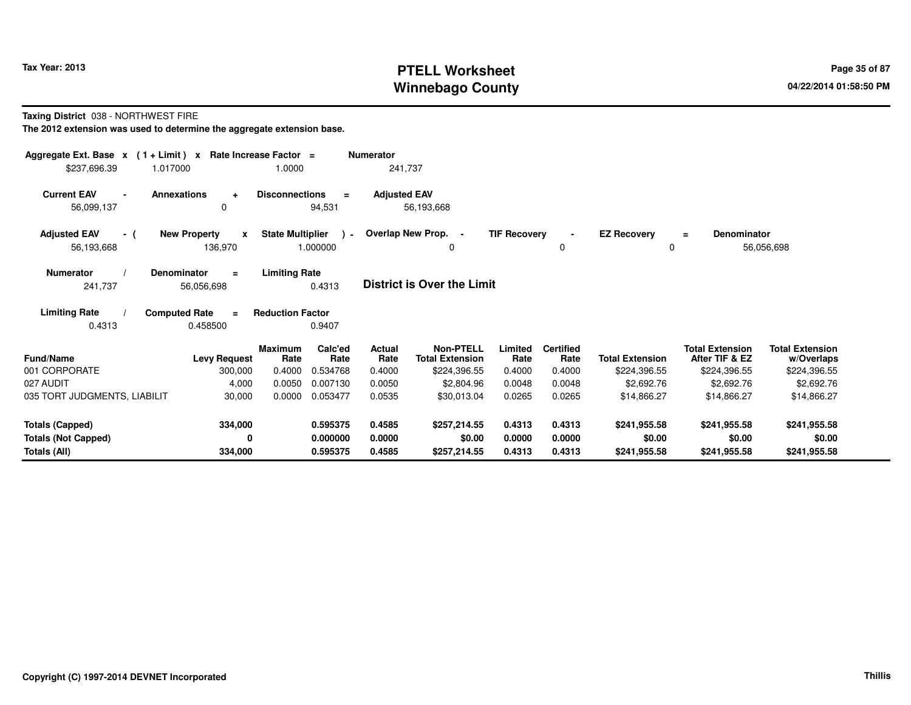Tax Year: 2013

# PTELL Worksheet
# Winnebago County

04/22/2014 01:58:50 PM

**Taxing District** 038 - NORTHWEST FIRE

**The 2012 extension was used to determine the aggregate extension base.**

| Aggregate Ext. Base | x | (1 + Limit) | x | Rate Increase Factor | = | Numerator |
|---|---|---|---|---|---|---|
| $237,696.39 | | 1.017000 | | 1.0000 | | 241,737 |

| Current EAV | - | Annexations | + | Disconnections | = | Adjusted EAV |
|---|---|---|---|---|---|---|
| 56,099,137 | | 0 | | 94,531 | | 56,193,668 |

| Adjusted EAV | - ( | New Property | x | State Multiplier | ) - | Overlap New Prop. | - | TIF Recovery | - | EZ Recovery | = | Denominator |
|---|---|---|---|---|---|---|---|---|---|---|---|---|
| 56,193,668 | | 136,970 | | 1.000000 | | 0 | | 0 | | 0 | | 56,056,698 |

| Numerator | / | Denominator | = | Limiting Rate |
|---|---|---|---|---|
| 241,737 | | 56,056,698 | | 0.4313 |

**District is Over the Limit**

| Limiting Rate | / | Computed Rate | = | Reduction Factor |
|---|---|---|---|---|
| 0.4313 | | 0.458500 | | 0.9407 |

| Fund/Name | Levy Request | Maximum Rate | Calc'ed Rate | Actual Rate | Non-PTELL Total Extension | Limited Rate | Certified Rate | Total Extension | Total Extension After TIF & EZ | Total Extension w/Overlaps |
|---|---|---|---|---|---|---|---|---|---|---|
| 001 CORPORATE | 300,000 | 0.4000 | 0.534768 | 0.4000 | $224,396.55 | 0.4000 | 0.4000 | $224,396.55 | $224,396.55 | $224,396.55 |
| 027 AUDIT | 4,000 | 0.0050 | 0.007130 | 0.0050 | $2,804.96 | 0.0048 | 0.0048 | $2,692.76 | $2,692.76 | $2,692.76 |
| 035 TORT JUDGMENTS, LIABILIT | 30,000 | 0.0000 | 0.053477 | 0.0535 | $30,013.04 | 0.0265 | 0.0265 | $14,866.27 | $14,866.27 | $14,866.27 |
| **Totals (Capped)** | **334,000** | | **0.595375** | **0.4585** | **$257,214.55** | **0.4313** | **0.4313** | **$241,955.58** | **$241,955.58** | **$241,955.58** |
| **Totals (Not Capped)** | **0** | | **0.000000** | **0.0000** | **$0.00** | **0.0000** | **0.0000** | **$0.00** | **$0.00** | **$0.00** |
| **Totals (All)** | **334,000** | | **0.595375** | **0.4585** | **$257,214.55** | **0.4313** | **0.4313** | **$241,955.58** | **$241,955.58** | **$241,955.58** |

Copyright (C) 1997-2014 DEVNET Incorporated

Thillis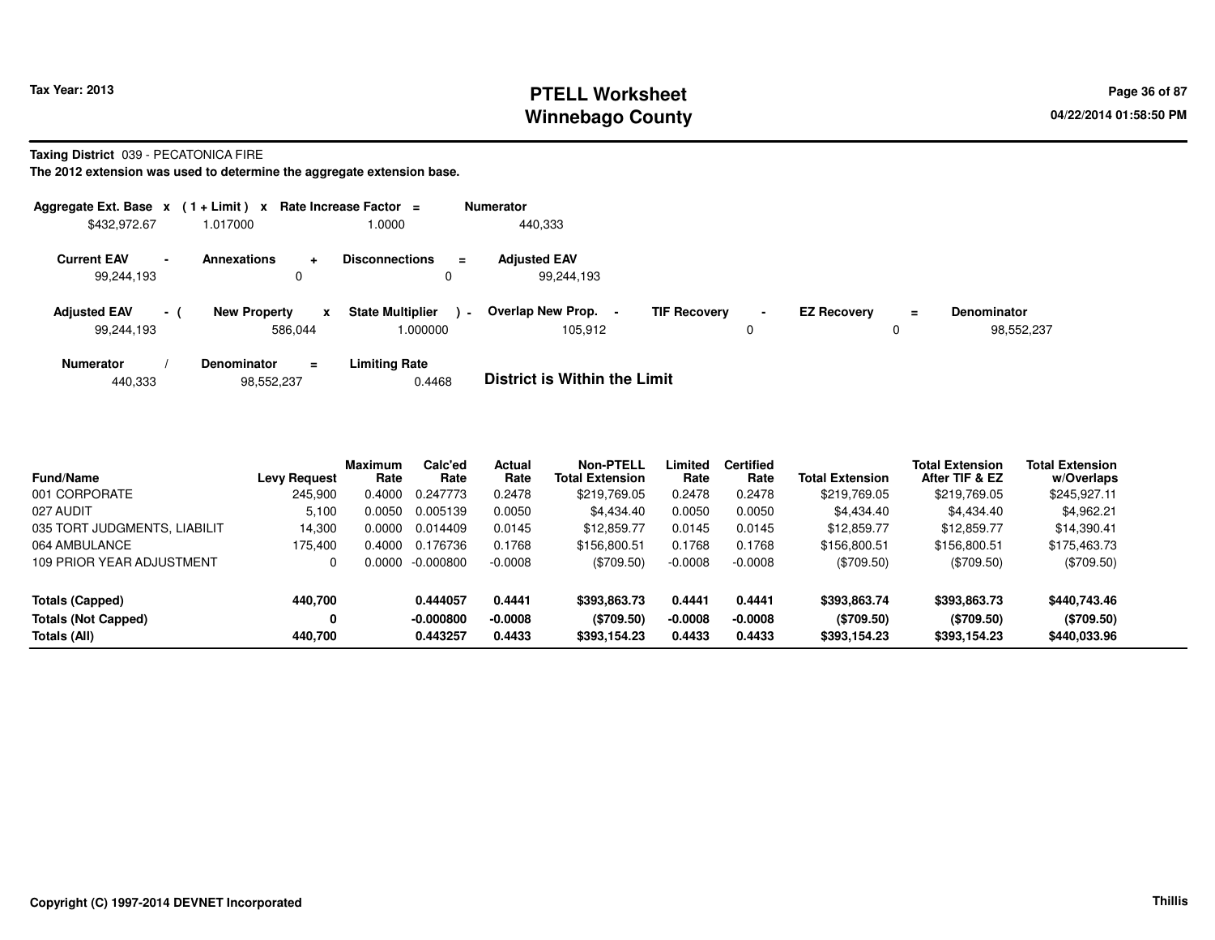Tax Year: 2013

# PTELL Worksheet
# Winnebago County

04/22/2014 01:58:50 PM

**Taxing District** 039 - PECATONICA FIRE

**The 2012 extension was used to determine the aggregate extension base.**

| Aggregate Ext. Base x | (1 + Limit) x | Rate Increase Factor = | Numerator |
|---|---|---|---|
| $432,972.67 | 1.017000 | 1.0000 | 440,333 |

| Current EAV - | Annexations + | Disconnections = | Adjusted EAV |
|---|---|---|---|
| 99,244,193 | 0 | 0 | 99,244,193 |

| Adjusted EAV - ( | New Property x | State Multiplier ) - | Overlap New Prop. - | TIF Recovery - | EZ Recovery = | Denominator |
|---|---|---|---|---|---|---|
| 99,244,193 | 586,044 | 1.000000 | 105,912 | 0 | 0 | 98,552,237 |

| Numerator / | Denominator = | Limiting Rate |
|---|---|---|
| 440,333 | 98,552,237 | 0.4468 |

**District is Within the Limit**

| Fund/Name | Levy Request | Maximum Rate | Calc'ed Rate | Actual Rate | Non-PTELL Total Extension | Limited Rate | Certified Rate | Total Extension | Total Extension After TIF & EZ | Total Extension w/Overlaps |
|---|---|---|---|---|---|---|---|---|---|---|
| 001 CORPORATE | 245,900 | 0.4000 | 0.247773 | 0.2478 | $219,769.05 | 0.2478 | 0.2478 | $219,769.05 | $219,769.05 | $245,927.11 |
| 027 AUDIT | 5,100 | 0.0050 | 0.005139 | 0.0050 | $4,434.40 | 0.0050 | 0.0050 | $4,434.40 | $4,434.40 | $4,962.21 |
| 035 TORT JUDGMENTS, LIABILIT | 14,300 | 0.0000 | 0.014409 | 0.0145 | $12,859.77 | 0.0145 | 0.0145 | $12,859.77 | $12,859.77 | $14,390.41 |
| 064 AMBULANCE | 175,400 | 0.4000 | 0.176736 | 0.1768 | $156,800.51 | 0.1768 | 0.1768 | $156,800.51 | $156,800.51 | $175,463.73 |
| 109 PRIOR YEAR ADJUSTMENT | 0 | 0.0000 | -0.000800 | -0.0008 | ($709.50) | -0.0008 | -0.0008 | ($709.50) | ($709.50) | ($709.50) |
| **Totals (Capped)** | **440,700** | | **0.444057** | **0.4441** | **$393,863.73** | **0.4441** | **0.4441** | **$393,863.74** | **$393,863.73** | **$440,743.46** |
| **Totals (Not Capped)** | **0** | | **-0.000800** | **-0.0008** | **($709.50)** | **-0.0008** | **-0.0008** | **($709.50)** | **($709.50)** | **($709.50)** |
| **Totals (All)** | **440,700** | | **0.443257** | **0.4433** | **$393,154.23** | **0.4433** | **0.4433** | **$393,154.23** | **$393,154.23** | **$440,033.96** |

**Copyright (C) 1997-2014 DEVNET Incorporated**

Thillis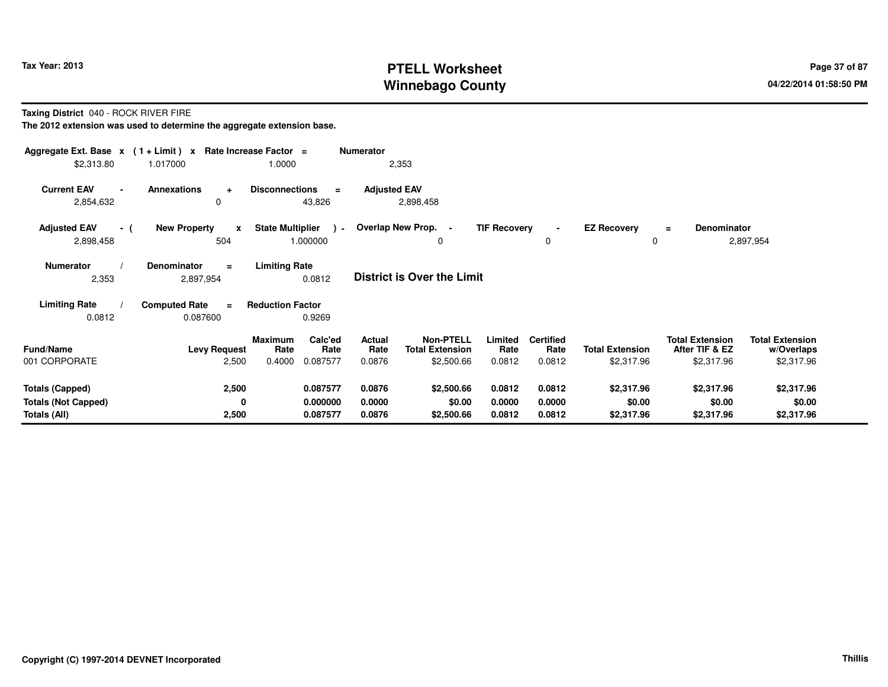Tax Year: 2013

# PTELL Worksheet
# Winnebago County

**Taxing District** 040 - ROCK RIVER FIRE

**The 2012 extension was used to determine the aggregate extension base.**

| Aggregate Ext. Base | x | (1 + Limit) | x | Rate Increase Factor | = | Numerator |
|---|---|---|---|---|---|---|
| $2,313.80 | | 1.017000 | | 1.0000 | | 2,353 |

| Current EAV | - | Annexations | + | Disconnections | = | Adjusted EAV |
|---|---|---|---|---|---|---|
| 2,854,632 | | 0 | | 43,826 | | 2,898,458 |

| Adjusted EAV | - ( | New Property | x | State Multiplier | ) - | Overlap New Prop. | - | TIF Recovery | - | EZ Recovery | = | Denominator |
|---|---|---|---|---|---|---|---|---|---|---|---|---|
| 2,898,458 | | 504 | | 1.000000 | | 0 | | 0 | | 0 | | 2,897,954 |

| Numerator | / | Denominator | = | Limiting Rate |
|---|---|---|---|---|
| 2,353 | | 2,897,954 | | 0.0812 |

**District is Over the Limit**

| Limiting Rate | / | Computed Rate | = | Reduction Factor |
|---|---|---|---|---|
| 0.0812 | | 0.087600 | | 0.9269 |

| Fund/Name | Levy Request | Maximum Rate | Calc'ed Rate | Actual Rate | Non-PTELL Total Extension | Limited Rate | Certified Rate | Total Extension | Total Extension After TIF & EZ | Total Extension w/Overlaps |
|---|---|---|---|---|---|---|---|---|---|---|
| 001 CORPORATE | 2,500 | 0.4000 | 0.087577 | 0.0876 | $2,500.66 | 0.0812 | 0.0812 | $2,317.96 | $2,317.96 | $2,317.96 |
| **Totals (Capped)** | **2,500** | | **0.087577** | **0.0876** | **$2,500.66** | **0.0812** | **0.0812** | **$2,317.96** | **$2,317.96** | **$2,317.96** |
| **Totals (Not Capped)** | **0** | | **0.000000** | **0.0000** | **$0.00** | **0.0000** | **0.0000** | **$0.00** | **$0.00** | **$0.00** |
| **Totals (All)** | **2,500** | | **0.087577** | **0.0876** | **$2,500.66** | **0.0812** | **0.0812** | **$2,317.96** | **$2,317.96** | **$2,317.96** |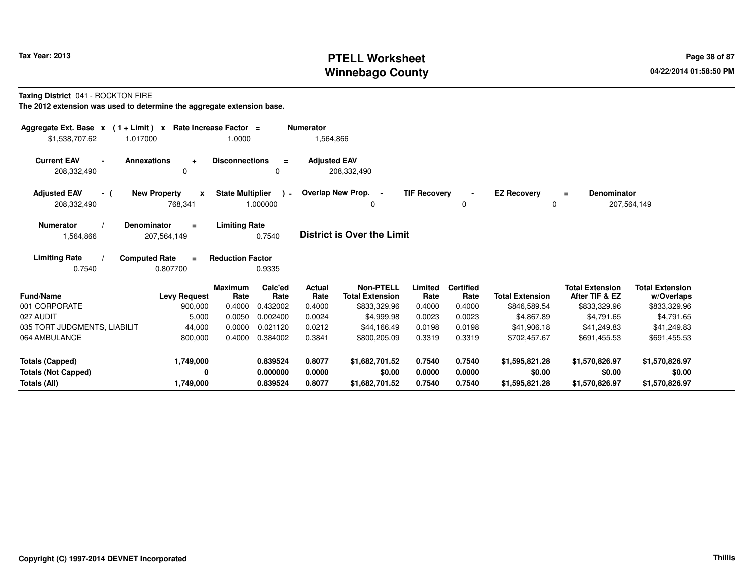**Tax Year: 2013**

# PTELL Worksheet
# Winnebago County

**Taxing District** 041 - ROCKTON FIRE

**The 2012 extension was used to determine the aggregate extension base.**

| Aggregate Ext. Base | x | (1 + Limit) | x | Rate Increase Factor | = | Numerator |
|---|---|---|---|---|---|---|
| $1,538,707.62 | | 1.017000 | | 1.0000 | | 1,564,866 |

| Current EAV | - | Annexations | + | Disconnections | = | Adjusted EAV |
|---|---|---|---|---|---|---|
| 208,332,490 | | 0 | | 0 | | 208,332,490 |

| Adjusted EAV | - ( | New Property | x | State Multiplier | ) - | Overlap New Prop. | - | TIF Recovery | - | EZ Recovery | = | Denominator |
|---|---|---|---|---|---|---|---|---|---|---|---|---|
| 208,332,490 | | 768,341 | | 1.000000 | | 0 | | 0 | | 0 | | 207,564,149 |

| Numerator | / | Denominator | = | Limiting Rate |
|---|---|---|---|---|
| 1,564,866 | | 207,564,149 | | 0.7540 |

**District is Over the Limit**

| Limiting Rate | / | Computed Rate | = | Reduction Factor |
|---|---|---|---|---|
| 0.7540 | | 0.807700 | | 0.9335 |

| Fund/Name | Levy Request | Maximum Rate | Calc'ed Rate | Actual Rate | Non-PTELL Total Extension | Limited Rate | Certified Rate | Total Extension | Total Extension After TIF & EZ | Total Extension w/Overlaps |
|---|---|---|---|---|---|---|---|---|---|---|
| 001 CORPORATE | 900,000 | 0.4000 | 0.432002 | 0.4000 | $833,329.96 | 0.4000 | 0.4000 | $846,589.54 | $833,329.96 | $833,329.96 |
| 027 AUDIT | 5,000 | 0.0050 | 0.002400 | 0.0024 | $4,999.98 | 0.0023 | 0.0023 | $4,867.89 | $4,791.65 | $4,791.65 |
| 035 TORT JUDGMENTS, LIABILIT | 44,000 | 0.0000 | 0.021120 | 0.0212 | $44,166.49 | 0.0198 | 0.0198 | $41,906.18 | $41,249.83 | $41,249.83 |
| 064 AMBULANCE | 800,000 | 0.4000 | 0.384002 | 0.3841 | $800,205.09 | 0.3319 | 0.3319 | $702,457.67 | $691,455.53 | $691,455.53 |
| **Totals (Capped)** | **1,749,000** | | **0.839524** | **0.8077** | **$1,682,701.52** | **0.7540** | **0.7540** | **$1,595,821.28** | **$1,570,826.97** | **$1,570,826.97** |
| **Totals (Not Capped)** | **0** | | **0.000000** | **0.0000** | **$0.00** | **0.0000** | **0.0000** | **$0.00** | **$0.00** | **$0.00** |
| **Totals (All)** | **1,749,000** | | **0.839524** | **0.8077** | **$1,682,701.52** | **0.7540** | **0.7540** | **$1,595,821.28** | **$1,570,826.97** | **$1,570,826.97** |

**Copyright (C) 1997-2014 DEVNET Incorporated**

Thillis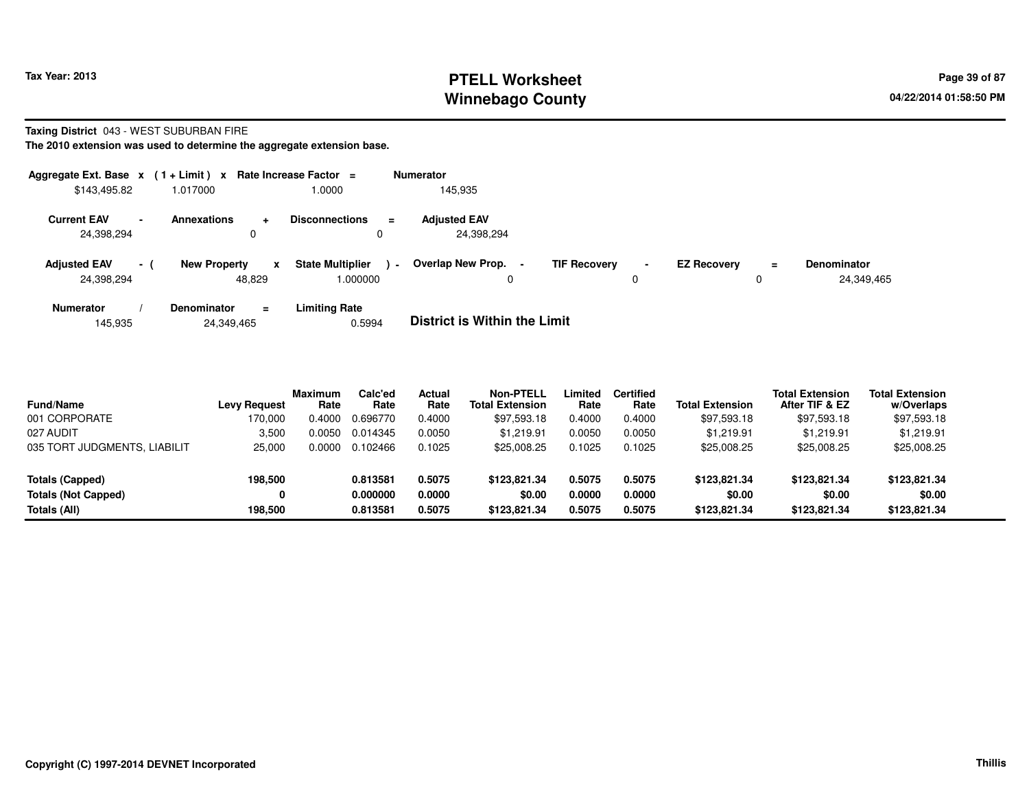# PTELL Worksheet
# Winnebago County

Tax Year: 2013

04/22/2014 01:58:50 PM

**Taxing District** 043 - WEST SUBURBAN FIRE

**The 2010 extension was used to determine the aggregate extension base.**

| Aggregate Ext. Base | x | (1 + Limit) | x | Rate Increase Factor | = | Numerator |
|---|---|---|---|---|---|---|
| $143,495.82 | | 1.017000 | | 1.0000 | | 145,935 |

| Current EAV | - | Annexations | + | Disconnections | = | Adjusted EAV |
|---|---|---|---|---|---|---|
| 24,398,294 | | 0 | | 0 | | 24,398,294 |

| Adjusted EAV | - ( | New Property | x | State Multiplier | ) - | Overlap New Prop. | - | TIF Recovery | - | EZ Recovery | = | Denominator |
|---|---|---|---|---|---|---|---|---|---|---|---|---|
| 24,398,294 | | 48,829 | | 1.000000 | | 0 | | 0 | | 0 | | 24,349,465 |

| Numerator | / | Denominator | = | Limiting Rate |
|---|---|---|---|---|
| 145,935 | | 24,349,465 | | 0.5994 |

**District is Within the Limit**

| Fund/Name | Levy Request | Maximum Rate | Calc'ed Rate | Actual Rate | Non-PTELL Total Extension | Limited Rate | Certified Rate | Total Extension | Total Extension After TIF & EZ | Total Extension w/Overlaps |
|---|---|---|---|---|---|---|---|---|---|---|
| 001 CORPORATE | 170,000 | 0.4000 | 0.696770 | 0.4000 | $97,593.18 | 0.4000 | 0.4000 | $97,593.18 | $97,593.18 | $97,593.18 |
| 027 AUDIT | 3,500 | 0.0050 | 0.014345 | 0.0050 | $1,219.91 | 0.0050 | 0.0050 | $1,219.91 | $1,219.91 | $1,219.91 |
| 035 TORT JUDGMENTS, LIABILIT | 25,000 | 0.0000 | 0.102466 | 0.1025 | $25,008.25 | 0.1025 | 0.1025 | $25,008.25 | $25,008.25 | $25,008.25 |
| **Totals (Capped)** | **198,500** | | **0.813581** | **0.5075** | **$123,821.34** | **0.5075** | **0.5075** | **$123,821.34** | **$123,821.34** | **$123,821.34** |
| **Totals (Not Capped)** | **0** | | **0.000000** | **0.0000** | **$0.00** | **0.0000** | **0.0000** | **$0.00** | **$0.00** | **$0.00** |
| **Totals (All)** | **198,500** | | **0.813581** | **0.5075** | **$123,821.34** | **0.5075** | **0.5075** | **$123,821.34** | **$123,821.34** | **$123,821.34** |

**Copyright (C) 1997-2014 DEVNET Incorporated**

**Thillis**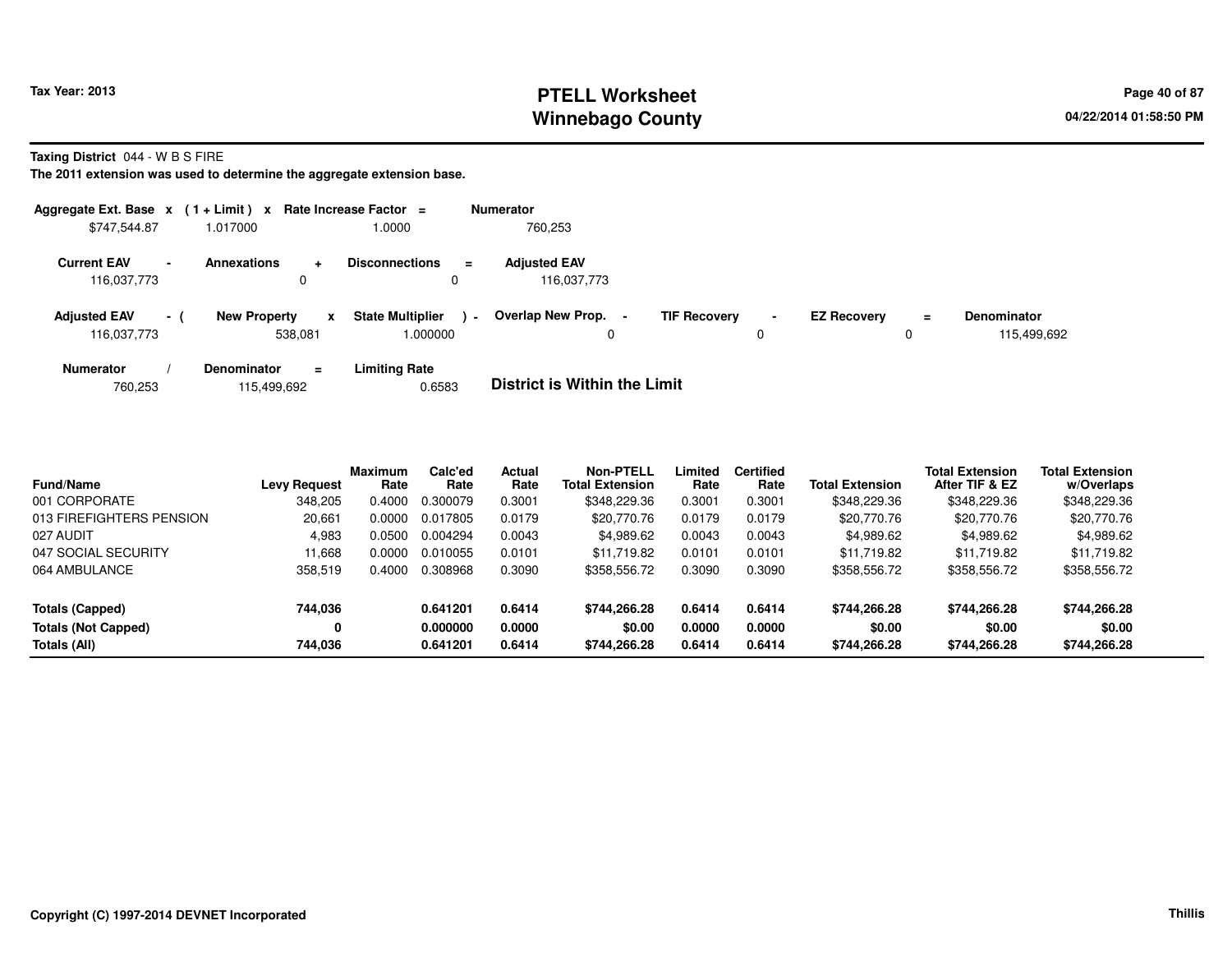Tax Year: 2013

# PTELL Worksheet
## Winnebago County

04/22/2014 01:58:50 PM

**Taxing District** 044 - W B S FIRE

**The 2011 extension was used to determine the aggregate extension base.**

| Aggregate Ext. Base | x | (1 + Limit) | x | Rate Increase Factor | = | Numerator |
|---|---|---|---|---|---|---|
| $747,544.87 | | 1.017000 | | 1.0000 | | 760,253 |

| Current EAV | - | Annexations | + | Disconnections | = | Adjusted EAV |
|---|---|---|---|---|---|---|
| 116,037,773 | | 0 | | 0 | | 116,037,773 |

| Adjusted EAV | - ( | New Property | x | State Multiplier | ) - | Overlap New Prop. | - | TIF Recovery | - | EZ Recovery | = | Denominator |
|---|---|---|---|---|---|---|---|---|---|---|---|---|
| 116,037,773 | | 538,081 | | 1.000000 | | 0 | | 0 | | 0 | | 115,499,692 |

| Numerator | / | Denominator | = | Limiting Rate |
|---|---|---|---|---|
| 760,253 | | 115,499,692 | | 0.6583 |

**District is Within the Limit**

| Fund/Name | Levy Request | Maximum Rate | Calc'ed Rate | Actual Rate | Non-PTELL Total Extension | Limited Rate | Certified Rate | Total Extension | Total Extension After TIF & EZ | Total Extension w/Overlaps |
|---|---|---|---|---|---|---|---|---|---|---|
| 001 CORPORATE | 348,205 | 0.4000 | 0.300079 | 0.3001 | $348,229.36 | 0.3001 | 0.3001 | $348,229.36 | $348,229.36 | $348,229.36 |
| 013 FIREFIGHTERS PENSION | 20,661 | 0.0000 | 0.017805 | 0.0179 | $20,770.76 | 0.0179 | 0.0179 | $20,770.76 | $20,770.76 | $20,770.76 |
| 027 AUDIT | 4,983 | 0.0500 | 0.004294 | 0.0043 | $4,989.62 | 0.0043 | 0.0043 | $4,989.62 | $4,989.62 | $4,989.62 |
| 047 SOCIAL SECURITY | 11,668 | 0.0000 | 0.010055 | 0.0101 | $11,719.82 | 0.0101 | 0.0101 | $11,719.82 | $11,719.82 | $11,719.82 |
| 064 AMBULANCE | 358,519 | 0.4000 | 0.308968 | 0.3090 | $358,556.72 | 0.3090 | 0.3090 | $358,556.72 | $358,556.72 | $358,556.72 |
| **Totals (Capped)** | **744,036** | | **0.641201** | **0.6414** | **$744,266.28** | **0.6414** | **0.6414** | **$744,266.28** | **$744,266.28** | **$744,266.28** |
| **Totals (Not Capped)** | **0** | | **0.000000** | **0.0000** | **$0.00** | **0.0000** | **0.0000** | **$0.00** | **$0.00** | **$0.00** |
| **Totals (All)** | **744,036** | | **0.641201** | **0.6414** | **$744,266.28** | **0.6414** | **0.6414** | **$744,266.28** | **$744,266.28** | **$744,266.28** |

**Copyright (C) 1997-2014 DEVNET Incorporated**

**Thillis**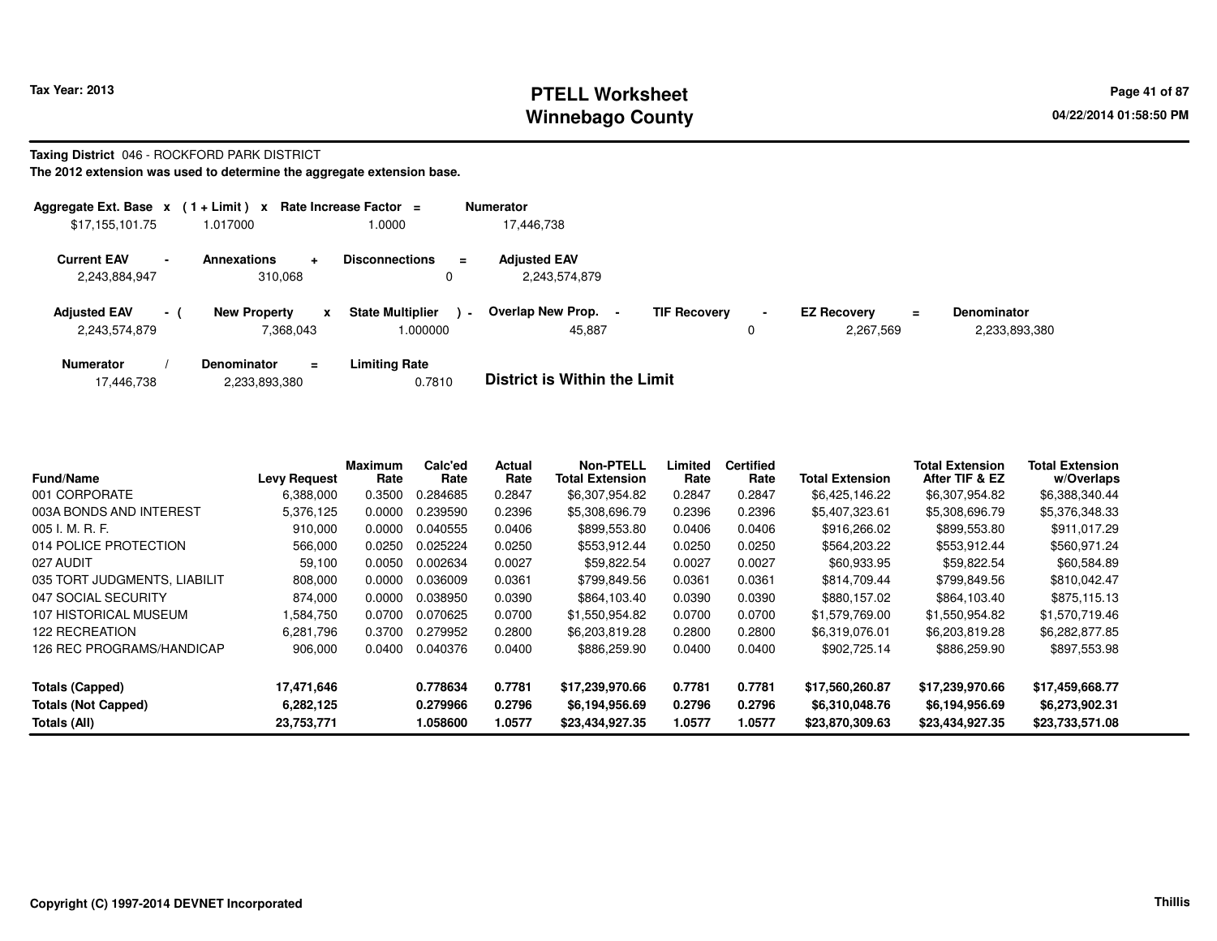# PTELL Worksheet
# Winnebago County

Tax Year: 2013

04/22/2014 01:58:50 PM

**Taxing District** 046 - ROCKFORD PARK DISTRICT

**The 2012 extension was used to determine the aggregate extension base.**

| Aggregate Ext. Base | x | (1 + Limit) | x | Rate Increase Factor | = | Numerator |
|---|---|---|---|---|---|---|
| $17,155,101.75 | | 1.017000 | | 1.0000 | | 17,446,738 |

| Current EAV | - | Annexations | + | Disconnections | = | Adjusted EAV |
|---|---|---|---|---|---|---|
| 2,243,884,947 | | 310,068 | | 0 | | 2,243,574,879 |

| Adjusted EAV | - ( | New Property | x | State Multiplier | ) - | Overlap New Prop. | - | TIF Recovery | - | EZ Recovery | = | Denominator |
|---|---|---|---|---|---|---|---|---|---|---|---|---|
| 2,243,574,879 | | 7,368,043 | | 1.000000 | | 45,887 | | 0 | | 2,267,569 | | 2,233,893,380 |

| Numerator | / | Denominator | = | Limiting Rate |
|---|---|---|---|---|
| 17,446,738 | | 2,233,893,380 | | 0.7810 |

**District is Within the Limit**

| Fund/Name | Levy Request | Maximum Rate | Calc'ed Rate | Actual Rate | Non-PTELL Total Extension | Limited Rate | Certified Rate | Total Extension | Total Extension After TIF & EZ | Total Extension w/Overlaps |
|---|---|---|---|---|---|---|---|---|---|---|
| 001 CORPORATE | 6,388,000 | 0.3500 | 0.284685 | 0.2847 | $6,307,954.82 | 0.2847 | 0.2847 | $6,425,146.22 | $6,307,954.82 | $6,388,340.44 |
| 003A BONDS AND INTEREST | 5,376,125 | 0.0000 | 0.239590 | 0.2396 | $5,308,696.79 | 0.2396 | 0.2396 | $5,407,323.61 | $5,308,696.79 | $5,376,348.33 |
| 005 I. M. R. F. | 910,000 | 0.0000 | 0.040555 | 0.0406 | $899,553.80 | 0.0406 | 0.0406 | $916,266.02 | $899,553.80 | $911,017.29 |
| 014 POLICE PROTECTION | 566,000 | 0.0250 | 0.025224 | 0.0250 | $553,912.44 | 0.0250 | 0.0250 | $564,203.22 | $553,912.44 | $560,971.24 |
| 027 AUDIT | 59,100 | 0.0050 | 0.002634 | 0.0027 | $59,822.54 | 0.0027 | 0.0027 | $60,933.95 | $59,822.54 | $60,584.89 |
| 035 TORT JUDGMENTS, LIABILIT | 808,000 | 0.0000 | 0.036009 | 0.0361 | $799,849.56 | 0.0361 | 0.0361 | $814,709.44 | $799,849.56 | $810,042.47 |
| 047 SOCIAL SECURITY | 874,000 | 0.0000 | 0.038950 | 0.0390 | $864,103.40 | 0.0390 | 0.0390 | $880,157.02 | $864,103.40 | $875,115.13 |
| 107 HISTORICAL MUSEUM | 1,584,750 | 0.0700 | 0.070625 | 0.0700 | $1,550,954.82 | 0.0700 | 0.0700 | $1,579,769.00 | $1,550,954.82 | $1,570,719.46 |
| 122 RECREATION | 6,281,796 | 0.3700 | 0.279952 | 0.2800 | $6,203,819.28 | 0.2800 | 0.2800 | $6,319,076.01 | $6,203,819.28 | $6,282,877.85 |
| 126 REC PROGRAMS/HANDICAP | 906,000 | 0.0400 | 0.040376 | 0.0400 | $886,259.90 | 0.0400 | 0.0400 | $902,725.14 | $886,259.90 | $897,553.98 |
| **Totals (Capped)** | **17,471,646** | | **0.778634** | **0.7781** | **$17,239,970.66** | **0.7781** | **0.7781** | **$17,560,260.87** | **$17,239,970.66** | **$17,459,668.77** |
| **Totals (Not Capped)** | **6,282,125** | | **0.279966** | **0.2796** | **$6,194,956.69** | **0.2796** | **0.2796** | **$6,310,048.76** | **$6,194,956.69** | **$6,273,902.31** |
| **Totals (All)** | **23,753,771** | | **1.058600** | **1.0577** | **$23,434,927.35** | **1.0577** | **1.0577** | **$23,870,309.63** | **$23,434,927.35** | **$23,733,571.08** |

Copyright (C) 1997-2014 DEVNET Incorporated

Thillis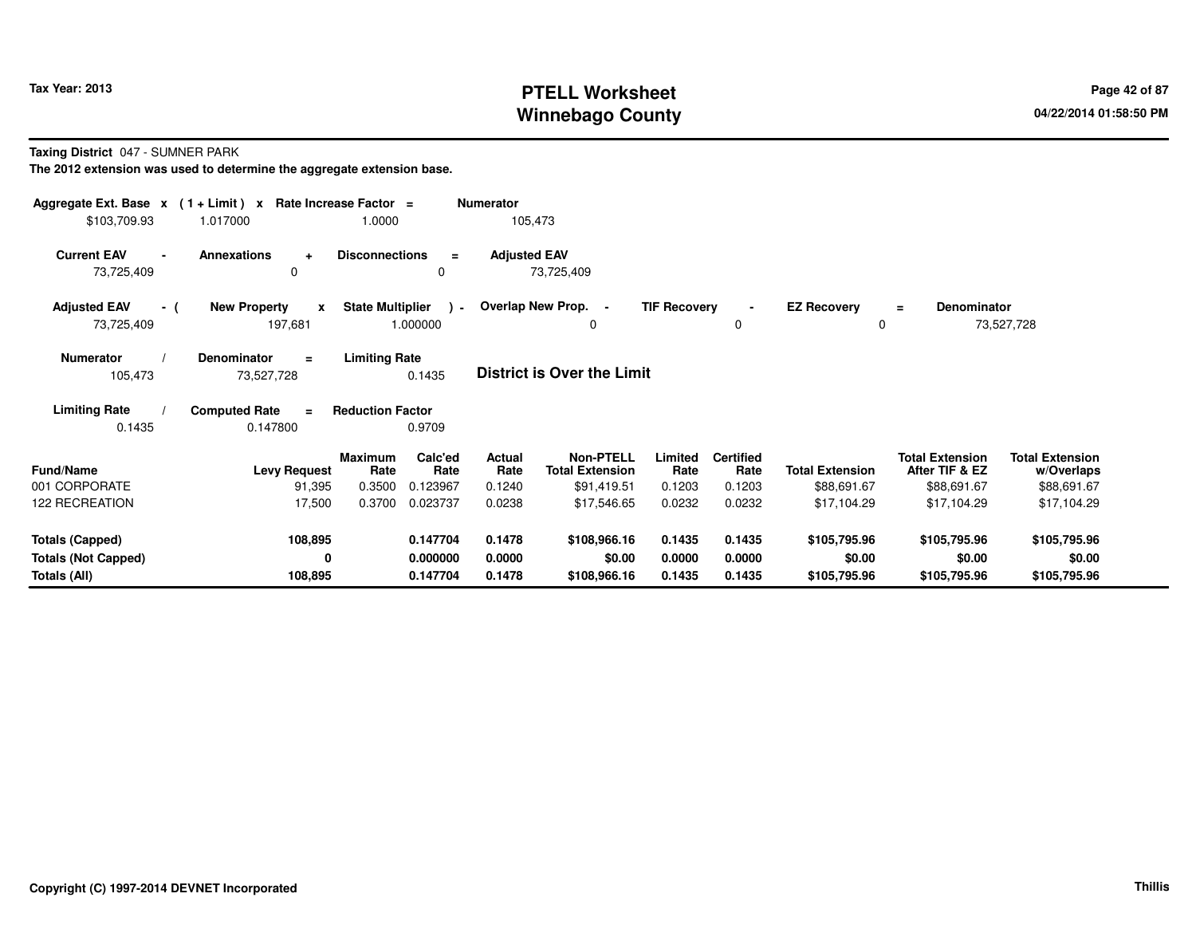**Tax Year: 2013**

# PTELL Worksheet
# Winnebago County

04/22/2014 01:58:50 PM

**Taxing District** 047 - SUMNER PARK

**The 2012 extension was used to determine the aggregate extension base.**

| Aggregate Ext. Base | x | (1 + Limit) | x | Rate Increase Factor | = | Numerator |
|---|---|---|---|---|---|---|
| $103,709.93 | | 1.017000 | | 1.0000 | | 105,473 |

| Current EAV | - | Annexations | + | Disconnections | = | Adjusted EAV |
|---|---|---|---|---|---|---|
| 73,725,409 | | 0 | | 0 | | 73,725,409 |

| Adjusted EAV | - ( | New Property | x | State Multiplier | ) - | Overlap New Prop. | - | TIF Recovery | - | EZ Recovery | = | Denominator |
|---|---|---|---|---|---|---|---|---|---|---|---|---|
| 73,725,409 | | 197,681 | | 1.000000 | | 0 | | 0 | | 0 | | 73,527,728 |

| Numerator | / | Denominator | = | Limiting Rate |
|---|---|---|---|---|
| 105,473 | | 73,527,728 | | 0.1435 |

**District is Over the Limit**

| Limiting Rate | / | Computed Rate | = | Reduction Factor |
|---|---|---|---|---|
| 0.1435 | | 0.147800 | | 0.9709 |

| Fund/Name | Levy Request | Maximum Rate | Calc'ed Rate | Actual Rate | Non-PTELL Total Extension | Limited Rate | Certified Rate | Total Extension | Total Extension After TIF & EZ | Total Extension w/Overlaps |
|---|---|---|---|---|---|---|---|---|---|---|
| 001 CORPORATE | 91,395 | 0.3500 | 0.123967 | 0.1240 | $91,419.51 | 0.1203 | 0.1203 | $88,691.67 | $88,691.67 | $88,691.67 |
| 122 RECREATION | 17,500 | 0.3700 | 0.023737 | 0.0238 | $17,546.65 | 0.0232 | 0.0232 | $17,104.29 | $17,104.29 | $17,104.29 |
| **Totals (Capped)** | **108,895** | | **0.147704** | **0.1478** | **$108,966.16** | **0.1435** | **0.1435** | **$105,795.96** | **$105,795.96** | **$105,795.96** |
| **Totals (Not Capped)** | **0** | | **0.000000** | **0.0000** | **$0.00** | **0.0000** | **0.0000** | **$0.00** | **$0.00** | **$0.00** |
| **Totals (All)** | **108,895** | | **0.147704** | **0.1478** | **$108,966.16** | **0.1435** | **0.1435** | **$105,795.96** | **$105,795.96** | **$105,795.96** |

**Copyright (C) 1997-2014 DEVNET Incorporated** | **Thillis**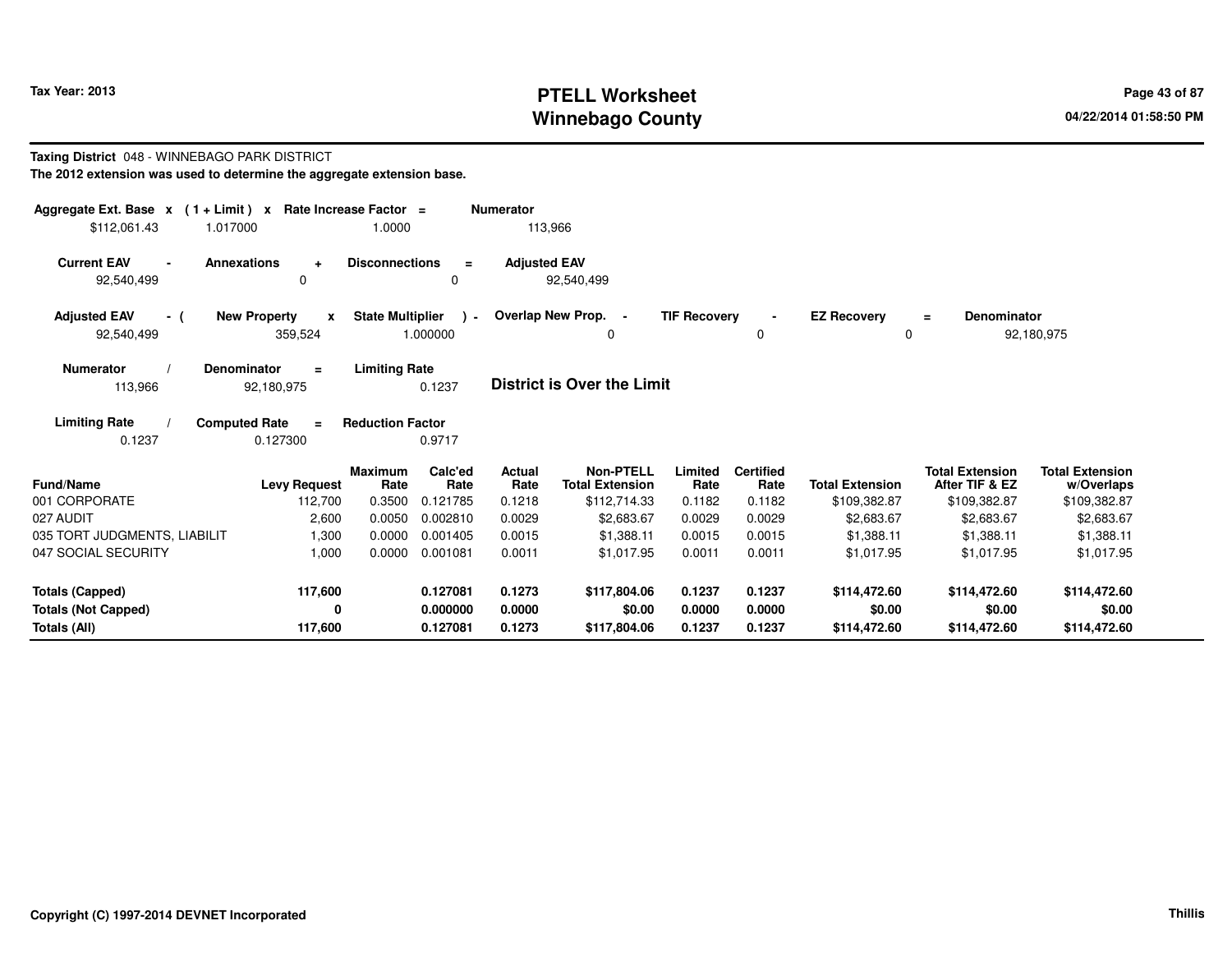# PTELL Worksheet
## Winnebago County

**Tax Year: 2013**

04/22/2014 01:58:50 PM

**Taxing District** 048 - WINNEBAGO PARK DISTRICT

**The 2012 extension was used to determine the aggregate extension base.**

| Aggregate Ext. Base | x | (1 + Limit) | x | Rate Increase Factor | = | Numerator |
|---|---|---|---|---|---|---|
| $112,061.43 | | 1.017000 | | 1.0000 | | 113,966 |

| Current EAV | - | Annexations | + | Disconnections | = | Adjusted EAV |
|---|---|---|---|---|---|---|
| 92,540,499 | | 0 | | 0 | | 92,540,499 |

| Adjusted EAV | - ( | New Property | x | State Multiplier | ) - | Overlap New Prop. | - | TIF Recovery | - | EZ Recovery | = | Denominator |
|---|---|---|---|---|---|---|---|---|---|---|---|---|
| 92,540,499 | | 359,524 | | 1.000000 | | 0 | | 0 | | 0 | | 92,180,975 |

| Numerator | / | Denominator | = | Limiting Rate |
|---|---|---|---|---|
| 113,966 | | 92,180,975 | | 0.1237 |

**District is Over the Limit**

| Limiting Rate | / | Computed Rate | = | Reduction Factor |
|---|---|---|---|---|
| 0.1237 | | 0.127300 | | 0.9717 |

| Fund/Name | Levy Request | Maximum Rate | Calc'ed Rate | Actual Rate | Non-PTELL Total Extension | Limited Rate | Certified Rate | Total Extension | Total Extension After TIF & EZ | Total Extension w/Overlaps |
|---|---|---|---|---|---|---|---|---|---|---|
| 001 CORPORATE | 112,700 | 0.3500 | 0.121785 | 0.1218 | $112,714.33 | 0.1182 | 0.1182 | $109,382.87 | $109,382.87 | $109,382.87 |
| 027 AUDIT | 2,600 | 0.0050 | 0.002810 | 0.0029 | $2,683.67 | 0.0029 | 0.0029 | $2,683.67 | $2,683.67 | $2,683.67 |
| 035 TORT JUDGMENTS, LIABILIT | 1,300 | 0.0000 | 0.001405 | 0.0015 | $1,388.11 | 0.0015 | 0.0015 | $1,388.11 | $1,388.11 | $1,388.11 |
| 047 SOCIAL SECURITY | 1,000 | 0.0000 | 0.001081 | 0.0011 | $1,017.95 | 0.0011 | 0.0011 | $1,017.95 | $1,017.95 | $1,017.95 |
| **Totals (Capped)** | **117,600** | | **0.127081** | **0.1273** | **$117,804.06** | **0.1237** | **0.1237** | **$114,472.60** | **$114,472.60** | **$114,472.60** |
| **Totals (Not Capped)** | **0** | | **0.000000** | **0.0000** | **$0.00** | **0.0000** | **0.0000** | **$0.00** | **$0.00** | **$0.00** |
| **Totals (All)** | **117,600** | | **0.127081** | **0.1273** | **$117,804.06** | **0.1237** | **0.1237** | **$114,472.60** | **$114,472.60** | **$114,472.60** |

**Copyright (C) 1997-2014 DEVNET Incorporated**

**Thillis**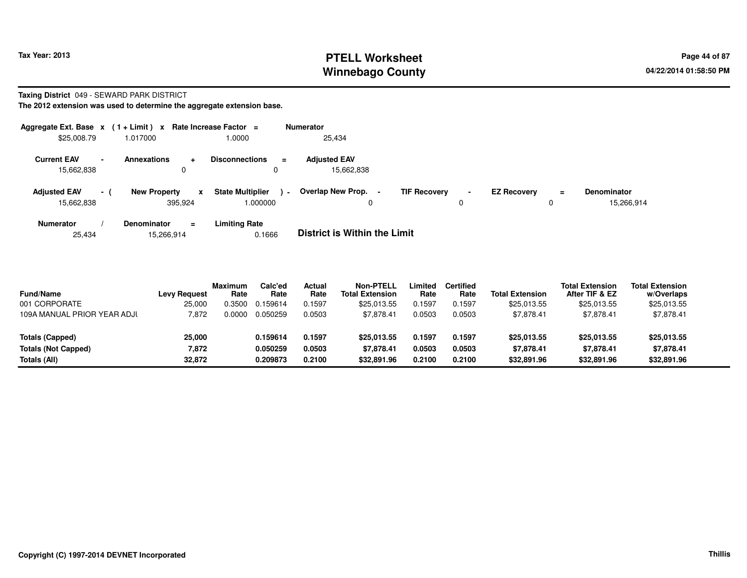Tax Year: 2013

# PTELL Worksheet
# Winnebago County

04/22/2014 01:58:50 PM

**Taxing District** 049 - SEWARD PARK DISTRICT

**The 2012 extension was used to determine the aggregate extension base.**

| Aggregate Ext. Base | x | (1 + Limit) | x | Rate Increase Factor | = | Numerator |
|---|---|---|---|---|---|---|
| $25,008.79 | | 1.017000 | | 1.0000 | | 25,434 |

| Current EAV | - | Annexations | + | Disconnections | = | Adjusted EAV |
|---|---|---|---|---|---|---|
| 15,662,838 | | 0 | | 0 | | 15,662,838 |

| Adjusted EAV | - ( | New Property | x | State Multiplier | ) - | Overlap New Prop. | - | TIF Recovery | - | EZ Recovery | = | Denominator |
|---|---|---|---|---|---|---|---|---|---|---|---|---|
| 15,662,838 | | 395,924 | | 1.000000 | | 0 | | 0 | | 0 | | 15,266,914 |

| Numerator | / | Denominator | = | Limiting Rate |
|---|---|---|---|---|
| 25,434 | | 15,266,914 | | 0.1666 |

**District is Within the Limit**

| Fund/Name | Levy Request | Maximum Rate | Calc'ed Rate | Actual Rate | Non-PTELL Total Extension | Limited Rate | Certified Rate | Total Extension | Total Extension After TIF & EZ | Total Extension w/Overlaps |
|---|---|---|---|---|---|---|---|---|---|---|
| 001 CORPORATE | 25,000 | 0.3500 | 0.159614 | 0.1597 | $25,013.55 | 0.1597 | 0.1597 | $25,013.55 | $25,013.55 | $25,013.55 |
| 109A MANUAL PRIOR YEAR ADJU | 7,872 | 0.0000 | 0.050259 | 0.0503 | $7,878.41 | 0.0503 | 0.0503 | $7,878.41 | $7,878.41 | $7,878.41 |
| **Totals (Capped)** | **25,000** | | **0.159614** | **0.1597** | **$25,013.55** | **0.1597** | **0.1597** | **$25,013.55** | **$25,013.55** | **$25,013.55** |
| **Totals (Not Capped)** | **7,872** | | **0.050259** | **0.0503** | **$7,878.41** | **0.0503** | **0.0503** | **$7,878.41** | **$7,878.41** | **$7,878.41** |
| **Totals (All)** | **32,872** | | **0.209873** | **0.2100** | **$32,891.96** | **0.2100** | **0.2100** | **$32,891.96** | **$32,891.96** | **$32,891.96** |

Copyright (C) 1997-2014 DEVNET Incorporated

Thillis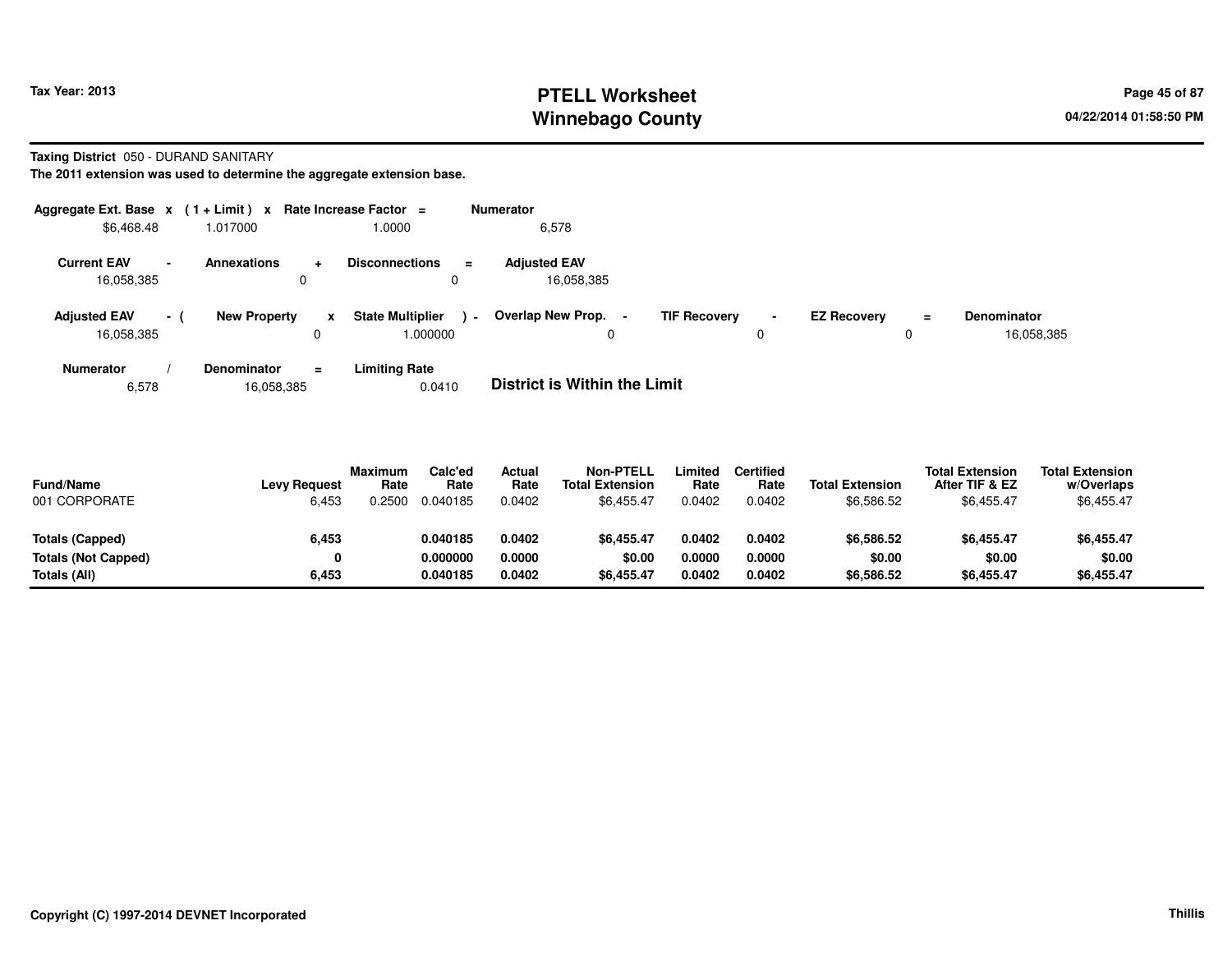Tax Year: 2013

# PTELL Worksheet
# Winnebago County

**Taxing District** 050 - DURAND SANITARY

**The 2011 extension was used to determine the aggregate extension base.**

| Aggregate Ext. Base | x | (1 + Limit) | x | Rate Increase Factor | = | Numerator |
|---|---|---|---|---|---|---|
| $6,468.48 | | 1.017000 | | 1.0000 | | 6,578 |

| Current EAV | - | Annexations | + | Disconnections | = | Adjusted EAV |
|---|---|---|---|---|---|---|
| 16,058,385 | | 0 | | 0 | | 16,058,385 |

| Adjusted EAV | - ( | New Property | x | State Multiplier | ) - | Overlap New Prop. | - | TIF Recovery | - | EZ Recovery | = | Denominator |
|---|---|---|---|---|---|---|---|---|---|---|---|---|
| 16,058,385 | | 0 | | 1.000000 | | 0 | | 0 | | 0 | | 16,058,385 |

| Numerator | / | Denominator | = | Limiting Rate |
|---|---|---|---|---|
| 6,578 | | 16,058,385 | | 0.0410 |

**District is Within the Limit**

| Fund/Name | Levy Request | Maximum Rate | Calc'ed Rate | Actual Rate | Non-PTELL Total Extension | Limited Rate | Certified Rate | Total Extension | Total Extension After TIF & EZ | Total Extension w/Overlaps |
|---|---|---|---|---|---|---|---|---|---|---|
| 001 CORPORATE | 6,453 | 0.2500 | 0.040185 | 0.0402 | $6,455.47 | 0.0402 | 0.0402 | $6,586.52 | $6,455.47 | $6,455.47 |
| **Totals (Capped)** | **6,453** | | **0.040185** | **0.0402** | **$6,455.47** | **0.0402** | **0.0402** | **$6,586.52** | **$6,455.47** | **$6,455.47** |
| **Totals (Not Capped)** | **0** | | **0.000000** | **0.0000** | **$0.00** | **0.0000** | **0.0000** | **$0.00** | **$0.00** | **$0.00** |
| **Totals (All)** | **6,453** | | **0.040185** | **0.0402** | **$6,455.47** | **0.0402** | **0.0402** | **$6,586.52** | **$6,455.47** | **$6,455.47** |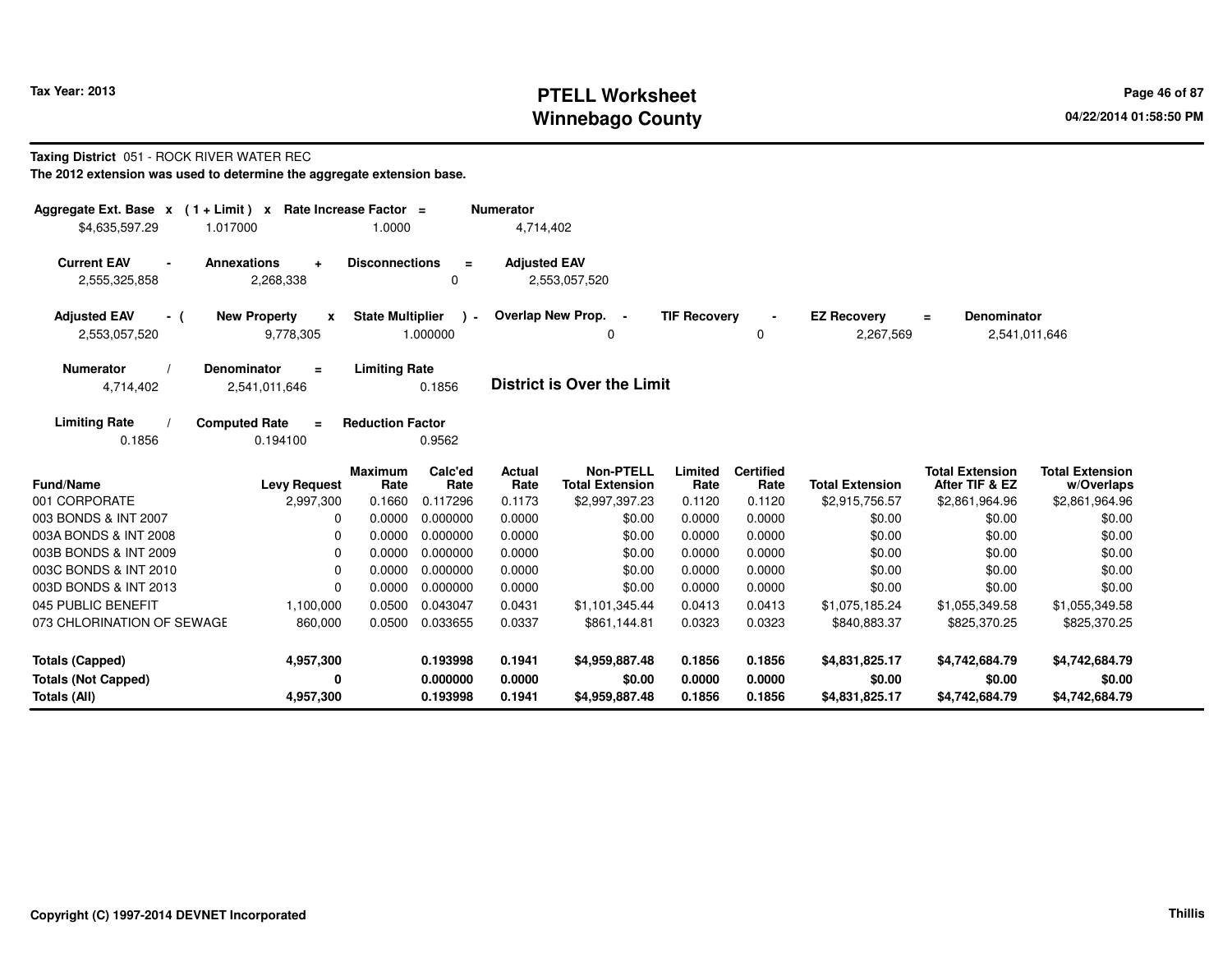**Tax Year: 2013**

# PTELL Worksheet
## Winnebago County

**Taxing District** 051 - ROCK RIVER WATER REC
**The 2012 extension was used to determine the aggregate extension base.**

| Aggregate Ext. Base | x | (1 + Limit) | x | Rate Increase Factor | = | Numerator |
|---|---|---|---|---|---|---|
| $4,635,597.29 | | 1.017000 | | 1.0000 | | 4,714,402 |

| Current EAV | - | Annexations | + | Disconnections | = | Adjusted EAV |
|---|---|---|---|---|---|---|
| 2,555,325,858 | | 2,268,338 | | 0 | | 2,553,057,520 |

| Adjusted EAV | - ( | New Property | x | State Multiplier | ) - | Overlap New Prop. | - | TIF Recovery | - | EZ Recovery | = | Denominator |
|---|---|---|---|---|---|---|---|---|---|---|---|---|
| 2,553,057,520 | | 9,778,305 | | 1.000000 | | 0 | | 0 | | 2,267,569 | | 2,541,011,646 |

| Numerator | / | Denominator | = | Limiting Rate |
|---|---|---|---|---|
| 4,714,402 | | 2,541,011,646 | | 0.1856 |

**District is Over the Limit**

| Limiting Rate | / | Computed Rate | = | Reduction Factor |
|---|---|---|---|---|
| 0.1856 | | 0.194100 | | 0.9562 |

| Fund/Name | Levy Request | Maximum Rate | Calc'ed Rate | Actual Rate | Non-PTELL Total Extension | Limited Rate | Certified Rate | Total Extension | Total Extension After TIF & EZ | Total Extension w/Overlaps |
|---|---|---|---|---|---|---|---|---|---|---|
| 001 CORPORATE | 2,997,300 | 0.1660 | 0.117296 | 0.1173 | $2,997,397.23 | 0.1120 | 0.1120 | $2,915,756.57 | $2,861,964.96 | $2,861,964.96 |
| 003 BONDS & INT 2007 | 0 | 0.0000 | 0.000000 | 0.0000 | $0.00 | 0.0000 | 0.0000 | $0.00 | $0.00 | $0.00 |
| 003A BONDS & INT 2008 | 0 | 0.0000 | 0.000000 | 0.0000 | $0.00 | 0.0000 | 0.0000 | $0.00 | $0.00 | $0.00 |
| 003B BONDS & INT 2009 | 0 | 0.0000 | 0.000000 | 0.0000 | $0.00 | 0.0000 | 0.0000 | $0.00 | $0.00 | $0.00 |
| 003C BONDS & INT 2010 | 0 | 0.0000 | 0.000000 | 0.0000 | $0.00 | 0.0000 | 0.0000 | $0.00 | $0.00 | $0.00 |
| 003D BONDS & INT 2013 | 0 | 0.0000 | 0.000000 | 0.0000 | $0.00 | 0.0000 | 0.0000 | $0.00 | $0.00 | $0.00 |
| 045 PUBLIC BENEFIT | 1,100,000 | 0.0500 | 0.043047 | 0.0431 | $1,101,345.44 | 0.0413 | 0.0413 | $1,075,185.24 | $1,055,349.58 | $1,055,349.58 |
| 073 CHLORINATION OF SEWAGE | 860,000 | 0.0500 | 0.033655 | 0.0337 | $861,144.81 | 0.0323 | 0.0323 | $840,883.37 | $825,370.25 | $825,370.25 |
| **Totals (Capped)** | **4,957,300** | | **0.193998** | **0.1941** | **$4,959,887.48** | **0.1856** | **0.1856** | **$4,831,825.17** | **$4,742,684.79** | **$4,742,684.79** |
| **Totals (Not Capped)** | **0** | | **0.000000** | **0.0000** | **$0.00** | **0.0000** | **0.0000** | **$0.00** | **$0.00** | **$0.00** |
| **Totals (All)** | **4,957,300** | | **0.193998** | **0.1941** | **$4,959,887.48** | **0.1856** | **0.1856** | **$4,831,825.17** | **$4,742,684.79** | **$4,742,684.79** |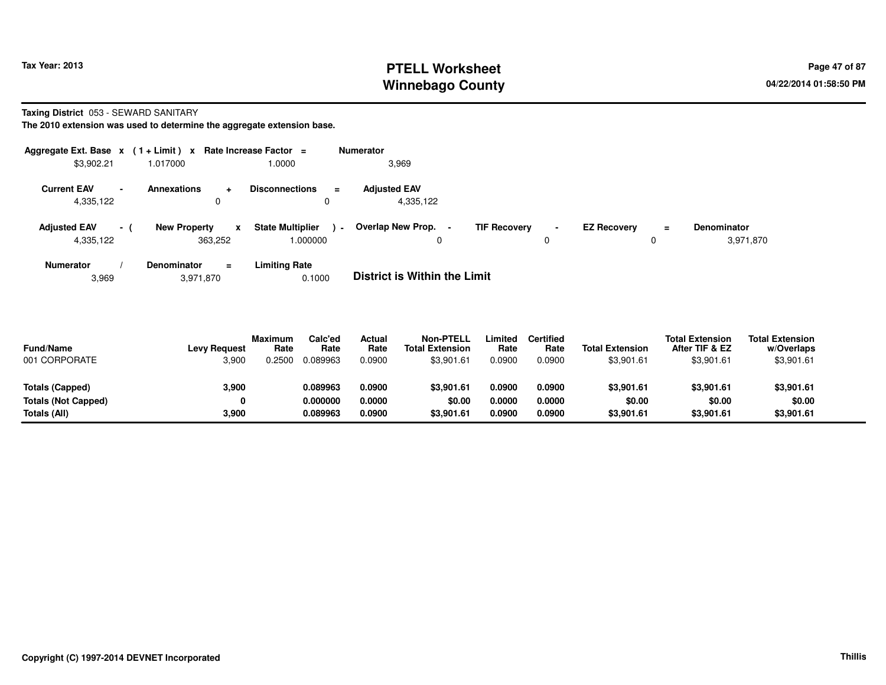# PTELL Worksheet
# Winnebago County

Tax Year: 2013

04/22/2014 01:58:50 PM

**Taxing District** 053 - SEWARD SANITARY

**The 2010 extension was used to determine the aggregate extension base.**

| Aggregate Ext. Base | x | (1 + Limit) | x | Rate Increase Factor | = | Numerator |
|---|---|---|---|---|---|---|
| $3,902.21 | | 1.017000 | | 1.0000 | | 3,969 |

| Current EAV | - | Annexations | + | Disconnections | = | Adjusted EAV |
|---|---|---|---|---|---|---|
| 4,335,122 | | 0 | | 0 | | 4,335,122 |

| Adjusted EAV | - ( | New Property | x | State Multiplier | ) - | Overlap New Prop. | - | TIF Recovery | - | EZ Recovery | = | Denominator |
|---|---|---|---|---|---|---|---|---|---|---|---|---|
| 4,335,122 | | 363,252 | | 1.000000 | | 0 | | 0 | | 0 | | 3,971,870 |

| Numerator | / | Denominator | = | Limiting Rate |
|---|---|---|---|---|
| 3,969 | | 3,971,870 | | 0.1000 |

**District is Within the Limit**

| Fund/Name | Levy Request | Maximum Rate | Calc'ed Rate | Actual Rate | Non-PTELL Total Extension | Limited Rate | Certified Rate | Total Extension | Total Extension After TIF & EZ | Total Extension w/Overlaps |
|---|---|---|---|---|---|---|---|---|---|---|
| 001 CORPORATE | 3,900 | 0.2500 | 0.089963 | 0.0900 | $3,901.61 | 0.0900 | 0.0900 | $3,901.61 | $3,901.61 | $3,901.61 |
| **Totals (Capped)** | **3,900** | | **0.089963** | **0.0900** | **$3,901.61** | **0.0900** | **0.0900** | **$3,901.61** | **$3,901.61** | **$3,901.61** |
| **Totals (Not Capped)** | **0** | | **0.000000** | **0.0000** | **$0.00** | **0.0000** | **0.0000** | **$0.00** | **$0.00** | **$0.00** |
| **Totals (All)** | **3,900** | | **0.089963** | **0.0900** | **$3,901.61** | **0.0900** | **0.0900** | **$3,901.61** | **$3,901.61** | **$3,901.61** |

Copyright (C) 1997-2014 DEVNET Incorporated

Thillis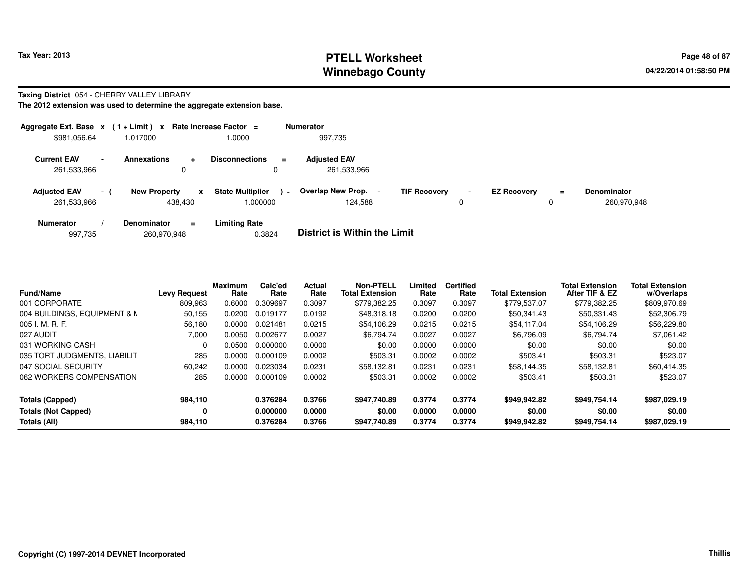Tax Year: 2013

# PTELL Worksheet
# Winnebago County

04/22/2014 01:58:50 PM

**Taxing District** 054 - CHERRY VALLEY LIBRARY

**The 2012 extension was used to determine the aggregate extension base.**

| Aggregate Ext. Base x | (1 + Limit) x | Rate Increase Factor = | Numerator |
|---|---|---|---|
| $981,056.64 | 1.017000 | 1.0000 | 997,735 |

| Current EAV - | Annexations + | Disconnections = | Adjusted EAV |
|---|---|---|---|
| 261,533,966 | 0 | 0 | 261,533,966 |

| Adjusted EAV - ( | New Property x | State Multiplier ) - | Overlap New Prop. - | TIF Recovery - | EZ Recovery = | Denominator |
|---|---|---|---|---|---|---|
| 261,533,966 | 438,430 | 1.000000 | 124,588 | 0 | 0 | 260,970,948 |

| Numerator / | Denominator = | Limiting Rate |
|---|---|---|
| 997,735 | 260,970,948 | 0.3824 |

**District is Within the Limit**

| Fund/Name | Levy Request | Maximum Rate | Calc'ed Rate | Actual Rate | Non-PTELL Total Extension | Limited Rate | Certified Rate | Total Extension | Total Extension After TIF & EZ | Total Extension w/Overlaps |
|---|---|---|---|---|---|---|---|---|---|---|
| 001 CORPORATE | 809,963 | 0.6000 | 0.309697 | 0.3097 | $779,382.25 | 0.3097 | 0.3097 | $779,537.07 | $779,382.25 | $809,970.69 |
| 004 BUILDINGS, EQUIPMENT & M | 50,155 | 0.0200 | 0.019177 | 0.0192 | $48,318.18 | 0.0200 | 0.0200 | $50,341.43 | $50,331.43 | $52,306.79 |
| 005 I. M. R. F. | 56,180 | 0.0000 | 0.021481 | 0.0215 | $54,106.29 | 0.0215 | 0.0215 | $54,117.04 | $54,106.29 | $56,229.80 |
| 027 AUDIT | 7,000 | 0.0050 | 0.002677 | 0.0027 | $6,794.74 | 0.0027 | 0.0027 | $6,796.09 | $6,794.74 | $7,061.42 |
| 031 WORKING CASH | 0 | 0.0500 | 0.000000 | 0.0000 | $0.00 | 0.0000 | 0.0000 | $0.00 | $0.00 | $0.00 |
| 035 TORT JUDGMENTS, LIABILIT | 285 | 0.0000 | 0.000109 | 0.0002 | $503.31 | 0.0002 | 0.0002 | $503.41 | $503.31 | $523.07 |
| 047 SOCIAL SECURITY | 60,242 | 0.0000 | 0.023034 | 0.0231 | $58,132.81 | 0.0231 | 0.0231 | $58,144.35 | $58,132.81 | $60,414.35 |
| 062 WORKERS COMPENSATION | 285 | 0.0000 | 0.000109 | 0.0002 | $503.31 | 0.0002 | 0.0002 | $503.41 | $503.31 | $523.07 |
| **Totals (Capped)** | **984,110** | | **0.376284** | **0.3766** | **$947,740.89** | **0.3774** | **0.3774** | **$949,942.82** | **$949,754.14** | **$987,029.19** |
| **Totals (Not Capped)** | **0** | | **0.000000** | **0.0000** | **$0.00** | **0.0000** | **0.0000** | **$0.00** | **$0.00** | **$0.00** |
| **Totals (All)** | **984,110** | | **0.376284** | **0.3766** | **$947,740.89** | **0.3774** | **0.3774** | **$949,942.82** | **$949,754.14** | **$987,029.19** |

**Copyright (C) 1997-2014 DEVNET Incorporated** | **Thillis**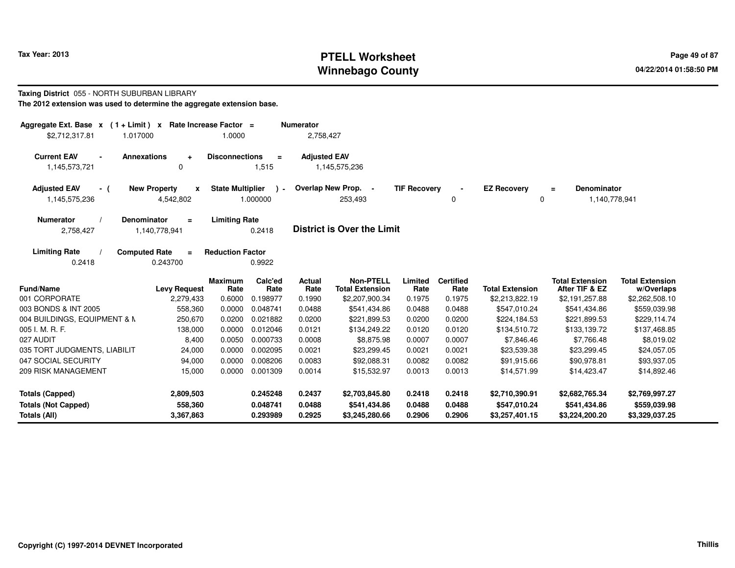# PTELL Worksheet
# Winnebago County

Tax Year: 2013

04/22/2014 01:58:50 PM

**Taxing District** 055 - NORTH SUBURBAN LIBRARY

**The 2012 extension was used to determine the aggregate extension base.**

| Aggregate Ext. Base | x | (1 + Limit) | x | Rate Increase Factor | = | Numerator |
|---|---|---|---|---|---|---|
| $2,712,317.81 | | 1.017000 | | 1.0000 | | 2,758,427 |

| Current EAV | - | Annexations | + | Disconnections | = | Adjusted EAV |
|---|---|---|---|---|---|---|
| 1,145,573,721 | | 0 | | 1,515 | | 1,145,575,236 |

| Adjusted EAV | - ( | New Property | x | State Multiplier | ) - | Overlap New Prop. | - | TIF Recovery | - | EZ Recovery | = | Denominator |
|---|---|---|---|---|---|---|---|---|---|---|---|---|
| 1,145,575,236 | | 4,542,802 | | 1.000000 | | 253,493 | | 0 | | 0 | | 1,140,778,941 |

| Numerator | / | Denominator | = | Limiting Rate |
|---|---|---|---|---|
| 2,758,427 | | 1,140,778,941 | | 0.2418 |

**District is Over the Limit**

| Limiting Rate | / | Computed Rate | = | Reduction Factor |
|---|---|---|---|---|
| 0.2418 | | 0.243700 | | 0.9922 |

| Fund/Name | Levy Request | Maximum Rate | Calc'ed Rate | Actual Rate | Non-PTELL Total Extension | Limited Rate | Certified Rate | Total Extension | Total Extension After TIF & EZ | Total Extension w/Overlaps |
|---|---|---|---|---|---|---|---|---|---|---|
| 001 CORPORATE | 2,279,433 | 0.6000 | 0.198977 | 0.1990 | $2,207,900.34 | 0.1975 | 0.1975 | $2,213,822.19 | $2,191,257.88 | $2,262,508.10 |
| 003 BONDS & INT 2005 | 558,360 | 0.0000 | 0.048741 | 0.0488 | $541,434.86 | 0.0488 | 0.0488 | $547,010.24 | $541,434.86 | $559,039.98 |
| 004 BUILDINGS, EQUIPMENT & M | 250,670 | 0.0200 | 0.021882 | 0.0200 | $221,899.53 | 0.0200 | 0.0200 | $224,184.53 | $221,899.53 | $229,114.74 |
| 005 I. M. R. F. | 138,000 | 0.0000 | 0.012046 | 0.0121 | $134,249.22 | 0.0120 | 0.0120 | $134,510.72 | $133,139.72 | $137,468.85 |
| 027 AUDIT | 8,400 | 0.0050 | 0.000733 | 0.0008 | $8,875.98 | 0.0007 | 0.0007 | $7,846.46 | $7,766.48 | $8,019.02 |
| 035 TORT JUDGMENTS, LIABILIT | 24,000 | 0.0000 | 0.002095 | 0.0021 | $23,299.45 | 0.0021 | 0.0021 | $23,539.38 | $23,299.45 | $24,057.05 |
| 047 SOCIAL SECURITY | 94,000 | 0.0000 | 0.008206 | 0.0083 | $92,088.31 | 0.0082 | 0.0082 | $91,915.66 | $90,978.81 | $93,937.05 |
| 209 RISK MANAGEMENT | 15,000 | 0.0000 | 0.001309 | 0.0014 | $15,532.97 | 0.0013 | 0.0013 | $14,571.99 | $14,423.47 | $14,892.46 |
| **Totals (Capped)** | **2,809,503** | | **0.245248** | **0.2437** | **$2,703,845.80** | **0.2418** | **0.2418** | **$2,710,390.91** | **$2,682,765.34** | **$2,769,997.27** |
| **Totals (Not Capped)** | **558,360** | | **0.048741** | **0.0488** | **$541,434.86** | **0.0488** | **0.0488** | **$547,010.24** | **$541,434.86** | **$559,039.98** |
| **Totals (All)** | **3,367,863** | | **0.293989** | **0.2925** | **$3,245,280.66** | **0.2906** | **0.2906** | **$3,257,401.15** | **$3,224,200.20** | **$3,329,037.25** |

Copyright (C) 1997-2014 DEVNET Incorporated

Thillis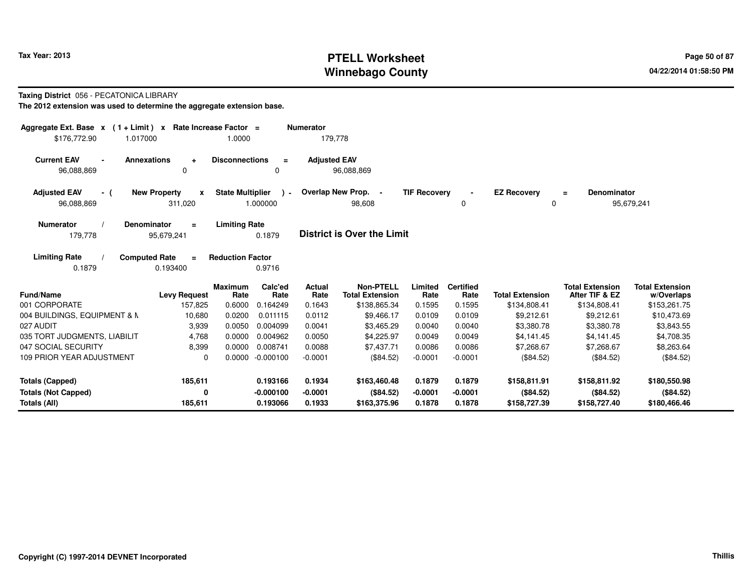# PTELL Worksheet
# Winnebago County

Tax Year: 2013

04/22/2014 01:58:50 PM

**Taxing District** 056 - PECATONICA LIBRARY

**The 2012 extension was used to determine the aggregate extension base.**

| Aggregate Ext. Base x | (1 + Limit) x | Rate Increase Factor = | Numerator |
|---|---|---|---|
| $176,772.90 | 1.017000 | 1.0000 | 179,778 |

| Current EAV - | Annexations + | Disconnections = | Adjusted EAV |
|---|---|---|---|
| 96,088,869 | 0 | 0 | 96,088,869 |

| Adjusted EAV - ( | New Property x | State Multiplier ) - | Overlap New Prop. - | TIF Recovery - | EZ Recovery = | Denominator |
|---|---|---|---|---|---|---|
| 96,088,869 | 311,020 | 1.000000 | 98,608 | 0 | 0 | 95,679,241 |

| Numerator / | Denominator = | Limiting Rate |
|---|---|---|
| 179,778 | 95,679,241 | 0.1879 |

**District is Over the Limit**

| Limiting Rate / | Computed Rate = | Reduction Factor |
|---|---|---|
| 0.1879 | 0.193400 | 0.9716 |

| Fund/Name | Levy Request | Maximum Rate | Calc'ed Rate | Actual Rate | Non-PTELL Total Extension | Limited Rate | Certified Rate | Total Extension | Total Extension After TIF & EZ | Total Extension w/Overlaps |
|---|---|---|---|---|---|---|---|---|---|---|
| 001 CORPORATE | 157,825 | 0.6000 | 0.164249 | 0.1643 | $138,865.34 | 0.1595 | 0.1595 | $134,808.41 | $134,808.41 | $153,261.75 |
| 004 BUILDINGS, EQUIPMENT & M | 10,680 | 0.0200 | 0.011115 | 0.0112 | $9,466.17 | 0.0109 | 0.0109 | $9,212.61 | $9,212.61 | $10,473.69 |
| 027 AUDIT | 3,939 | 0.0050 | 0.004099 | 0.0041 | $3,465.29 | 0.0040 | 0.0040 | $3,380.78 | $3,380.78 | $3,843.55 |
| 035 TORT JUDGMENTS, LIABILIT | 4,768 | 0.0000 | 0.004962 | 0.0050 | $4,225.97 | 0.0049 | 0.0049 | $4,141.45 | $4,141.45 | $4,708.35 |
| 047 SOCIAL SECURITY | 8,399 | 0.0000 | 0.008741 | 0.0088 | $7,437.71 | 0.0086 | 0.0086 | $7,268.67 | $7,268.67 | $8,263.64 |
| 109 PRIOR YEAR ADJUSTMENT | 0 | 0.0000 | -0.000100 | -0.0001 | ($84.52) | -0.0001 | -0.0001 | ($84.52) | ($84.52) | ($84.52) |
| **Totals (Capped)** | **185,611** | | **0.193166** | **0.1934** | **$163,460.48** | **0.1879** | **0.1879** | **$158,811.91** | **$158,811.92** | **$180,550.98** |
| **Totals (Not Capped)** | **0** | | **-0.000100** | **-0.0001** | **($84.52)** | **-0.0001** | **-0.0001** | **($84.52)** | **($84.52)** | **($84.52)** |
| **Totals (All)** | **185,611** | | **0.193066** | **0.1933** | **$163,375.96** | **0.1878** | **0.1878** | **$158,727.39** | **$158,727.40** | **$180,466.46** |

Copyright (C) 1997-2014 DEVNET Incorporated

Thillis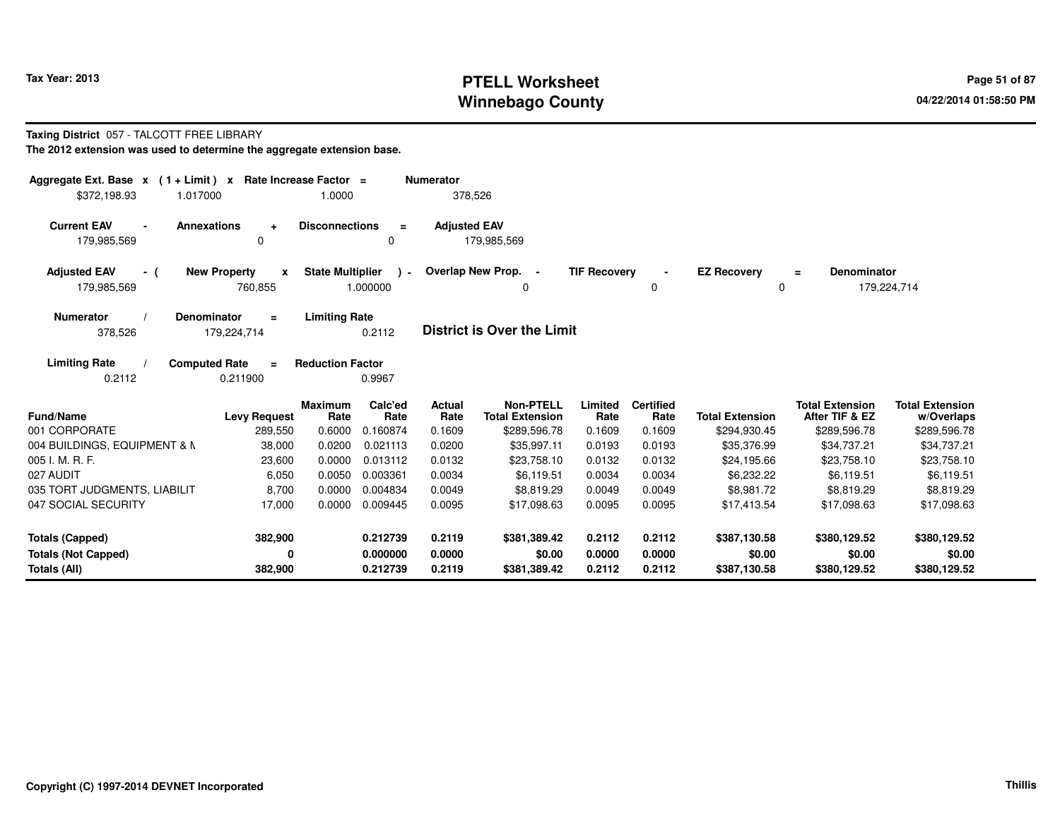# PTELL Worksheet
# Winnebago County

Tax Year: 2013

04/22/2014 01:58:50 PM

**Taxing District** 057 - TALCOTT FREE LIBRARY

**The 2012 extension was used to determine the aggregate extension base.**

| Aggregate Ext. Base | x | (1 + Limit) | x | Rate Increase Factor | = | Numerator |
|---|---|---|---|---|---|---|
| $372,198.93 | | 1.017000 | | 1.0000 | | 378,526 |

| Current EAV | - | Annexations | + | Disconnections | = | Adjusted EAV |
|---|---|---|---|---|---|---|
| 179,985,569 | | 0 | | 0 | | 179,985,569 |

| Adjusted EAV | - ( | New Property | x | State Multiplier | ) - | Overlap New Prop. | - | TIF Recovery | - | EZ Recovery | = | Denominator |
|---|---|---|---|---|---|---|---|---|---|---|---|---|
| 179,985,569 | | 760,855 | | 1.000000 | | 0 | | 0 | | 0 | | 179,224,714 |

| Numerator | / | Denominator | = | Limiting Rate |
|---|---|---|---|---|
| 378,526 | | 179,224,714 | | 0.2112 |

**District is Over the Limit**

| Limiting Rate | / | Computed Rate | = | Reduction Factor |
|---|---|---|---|---|
| 0.2112 | | 0.211900 | | 0.9967 |

| Fund/Name | Levy Request | Maximum Rate | Calc'ed Rate | Actual Rate | Non-PTELL Total Extension | Limited Rate | Certified Rate | Total Extension | Total Extension After TIF & EZ | Total Extension w/Overlaps |
|---|---|---|---|---|---|---|---|---|---|---|
| 001 CORPORATE | 289,550 | 0.6000 | 0.160874 | 0.1609 | $289,596.78 | 0.1609 | 0.1609 | $294,930.45 | $289,596.78 | $289,596.78 |
| 004 BUILDINGS, EQUIPMENT & M | 38,000 | 0.0200 | 0.021113 | 0.0200 | $35,997.11 | 0.0193 | 0.0193 | $35,376.99 | $34,737.21 | $34,737.21 |
| 005 I. M. R. F. | 23,600 | 0.0000 | 0.013112 | 0.0132 | $23,758.10 | 0.0132 | 0.0132 | $24,195.66 | $23,758.10 | $23,758.10 |
| 027 AUDIT | 6,050 | 0.0050 | 0.003361 | 0.0034 | $6,119.51 | 0.0034 | 0.0034 | $6,232.22 | $6,119.51 | $6,119.51 |
| 035 TORT JUDGMENTS, LIABILIT | 8,700 | 0.0000 | 0.004834 | 0.0049 | $8,819.29 | 0.0049 | 0.0049 | $8,981.72 | $8,819.29 | $8,819.29 |
| 047 SOCIAL SECURITY | 17,000 | 0.0000 | 0.009445 | 0.0095 | $17,098.63 | 0.0095 | 0.0095 | $17,413.54 | $17,098.63 | $17,098.63 |
| **Totals (Capped)** | **382,900** | | **0.212739** | **0.2119** | **$381,389.42** | **0.2112** | **0.2112** | **$387,130.58** | **$380,129.52** | **$380,129.52** |
| **Totals (Not Capped)** | **0** | | **0.000000** | **0.0000** | **$0.00** | **0.0000** | **0.0000** | **$0.00** | **$0.00** | **$0.00** |
| **Totals (All)** | **382,900** | | **0.212739** | **0.2119** | **$381,389.42** | **0.2112** | **0.2112** | **$387,130.58** | **$380,129.52** | **$380,129.52** |

**Copyright (C) 1997-2014 DEVNET Incorporated** Thillis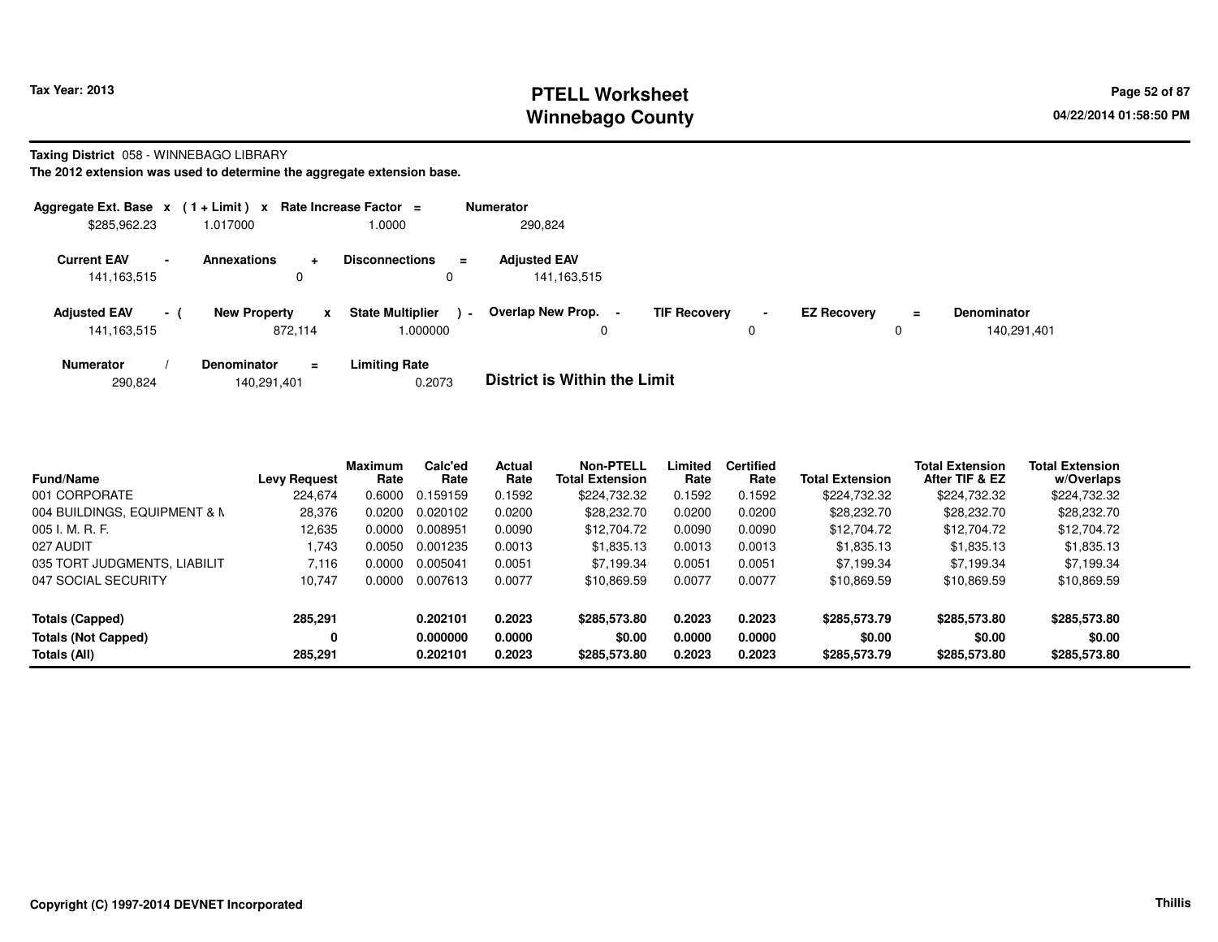Tax Year: 2013

# PTELL Worksheet
# Winnebago County

04/22/2014 01:58:50 PM

**Taxing District** 058 - WINNEBAGO LIBRARY

**The 2012 extension was used to determine the aggregate extension base.**

| Aggregate Ext. Base x | (1 + Limit) x | Rate Increase Factor = | Numerator |
|---|---|---|---|
| $285,962.23 | 1.017000 | 1.0000 | 290,824 |

| Current EAV - | Annexations + | Disconnections = | Adjusted EAV |
|---|---|---|---|
| 141,163,515 | 0 | 0 | 141,163,515 |

| Adjusted EAV - ( | New Property x | State Multiplier ) - | Overlap New Prop. - | TIF Recovery - | EZ Recovery = | Denominator |
|---|---|---|---|---|---|---|
| 141,163,515 | 872,114 | 1.000000 | 0 | 0 | 0 | 140,291,401 |

| Numerator / | Denominator = | Limiting Rate |
|---|---|---|
| 290,824 | 140,291,401 | 0.2073 |

**District is Within the Limit**

| Fund/Name | Levy Request | Maximum Rate | Calc'ed Rate | Actual Rate | Non-PTELL Total Extension | Limited Rate | Certified Rate | Total Extension | Total Extension After TIF & EZ | Total Extension w/Overlaps |
|---|---|---|---|---|---|---|---|---|---|---|
| 001 CORPORATE | 224,674 | 0.6000 | 0.159159 | 0.1592 | $224,732.32 | 0.1592 | 0.1592 | $224,732.32 | $224,732.32 | $224,732.32 |
| 004 BUILDINGS, EQUIPMENT & M | 28,376 | 0.0200 | 0.020102 | 0.0200 | $28,232.70 | 0.0200 | 0.0200 | $28,232.70 | $28,232.70 | $28,232.70 |
| 005 I. M. R. F. | 12,635 | 0.0000 | 0.008951 | 0.0090 | $12,704.72 | 0.0090 | 0.0090 | $12,704.72 | $12,704.72 | $12,704.72 |
| 027 AUDIT | 1,743 | 0.0050 | 0.001235 | 0.0013 | $1,835.13 | 0.0013 | 0.0013 | $1,835.13 | $1,835.13 | $1,835.13 |
| 035 TORT JUDGMENTS, LIABILIT | 7,116 | 0.0000 | 0.005041 | 0.0051 | $7,199.34 | 0.0051 | 0.0051 | $7,199.34 | $7,199.34 | $7,199.34 |
| 047 SOCIAL SECURITY | 10,747 | 0.0000 | 0.007613 | 0.0077 | $10,869.59 | 0.0077 | 0.0077 | $10,869.59 | $10,869.59 | $10,869.59 |
| **Totals (Capped)** | **285,291** | | **0.202101** | **0.2023** | **$285,573.80** | **0.2023** | **0.2023** | **$285,573.79** | **$285,573.80** | **$285,573.80** |
| **Totals (Not Capped)** | **0** | | **0.000000** | **0.0000** | **$0.00** | **0.0000** | **0.0000** | **$0.00** | **$0.00** | **$0.00** |
| **Totals (All)** | **285,291** | | **0.202101** | **0.2023** | **$285,573.80** | **0.2023** | **0.2023** | **$285,573.79** | **$285,573.80** | **$285,573.80** |

Copyright (C) 1997-2014 DEVNET Incorporated

Thillis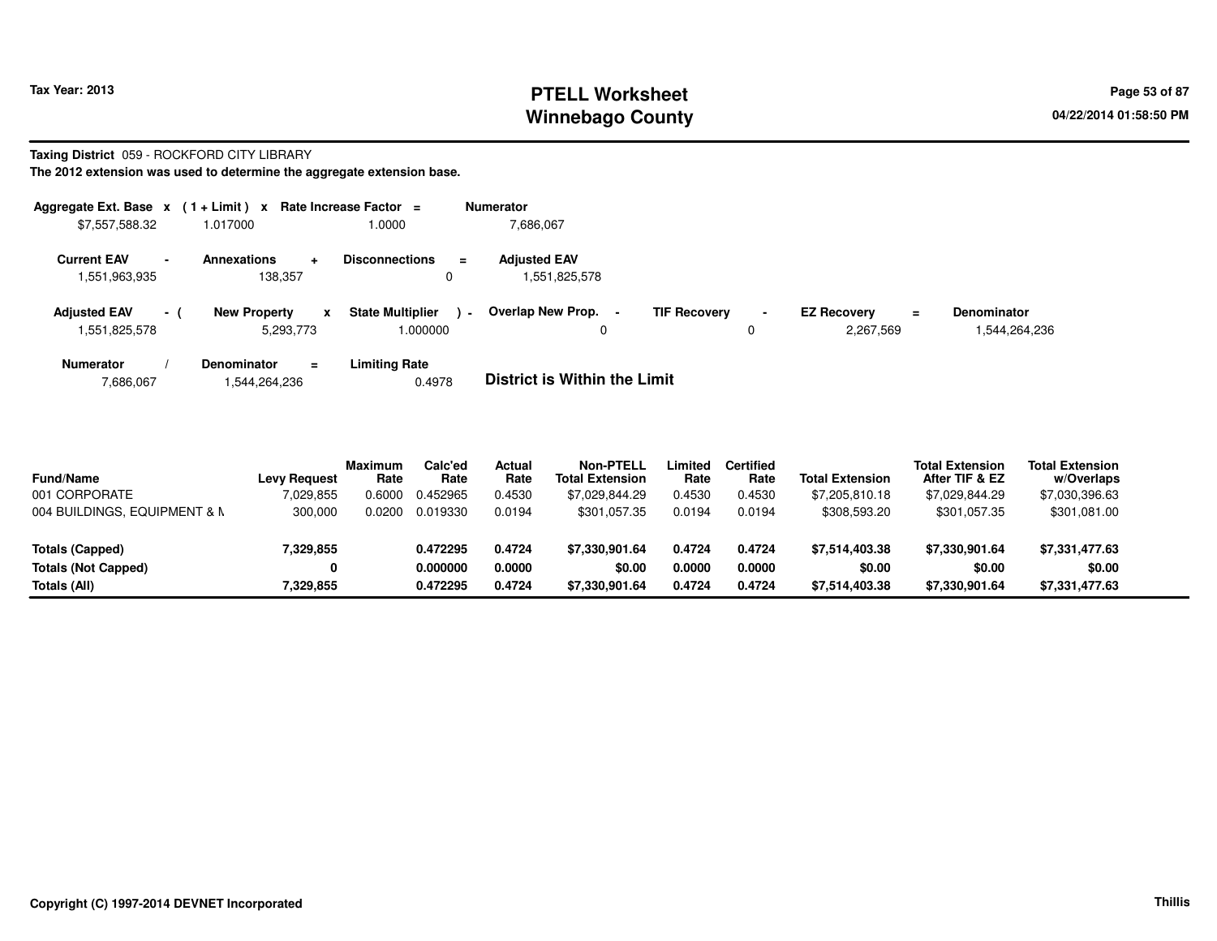# PTELL Worksheet
# Winnebago County

Tax Year: 2013

04/22/2014 01:58:50 PM

**Taxing District** 059 - ROCKFORD CITY LIBRARY

**The 2012 extension was used to determine the aggregate extension base.**

| Aggregate Ext. Base | x | (1 + Limit) | x | Rate Increase Factor | = | Numerator |
|---|---|---|---|---|---|---|
| $7,557,588.32 | | 1.017000 | | 1.0000 | | 7,686,067 |

| Current EAV | - | Annexations | + | Disconnections | = | Adjusted EAV |
|---|---|---|---|---|---|---|
| 1,551,963,935 | | 138,357 | | 0 | | 1,551,825,578 |

| Adjusted EAV | - ( | New Property | x | State Multiplier | ) - | Overlap New Prop. | - | TIF Recovery | - | EZ Recovery | = | Denominator |
|---|---|---|---|---|---|---|---|---|---|---|---|---|
| 1,551,825,578 | | 5,293,773 | | 1.000000 | | 0 | | 0 | | 2,267,569 | | 1,544,264,236 |

| Numerator | / | Denominator | = | Limiting Rate |
|---|---|---|---|---|
| 7,686,067 | | 1,544,264,236 | | 0.4978 |

**District is Within the Limit**

| Fund/Name | Levy Request | Maximum Rate | Calc'ed Rate | Actual Rate | Non-PTELL Total Extension | Limited Rate | Certified Rate | Total Extension | Total Extension After TIF & EZ | Total Extension w/Overlaps |
|---|---|---|---|---|---|---|---|---|---|---|
| 001 CORPORATE | 7,029,855 | 0.6000 | 0.452965 | 0.4530 | $7,029,844.29 | 0.4530 | 0.4530 | $7,205,810.18 | $7,029,844.29 | $7,030,396.63 |
| 004 BUILDINGS, EQUIPMENT & M | 300,000 | 0.0200 | 0.019330 | 0.0194 | $301,057.35 | 0.0194 | 0.0194 | $308,593.20 | $301,057.35 | $301,081.00 |
| **Totals (Capped)** | **7,329,855** | | **0.472295** | **0.4724** | **$7,330,901.64** | **0.4724** | **0.4724** | **$7,514,403.38** | **$7,330,901.64** | **$7,331,477.63** |
| **Totals (Not Capped)** | **0** | | **0.000000** | **0.0000** | **$0.00** | **0.0000** | **0.0000** | **$0.00** | **$0.00** | **$0.00** |
| **Totals (All)** | **7,329,855** | | **0.472295** | **0.4724** | **$7,330,901.64** | **0.4724** | **0.4724** | **$7,514,403.38** | **$7,330,901.64** | **$7,331,477.63** |

Copyright (C) 1997-2014 DEVNET Incorporated

Thillis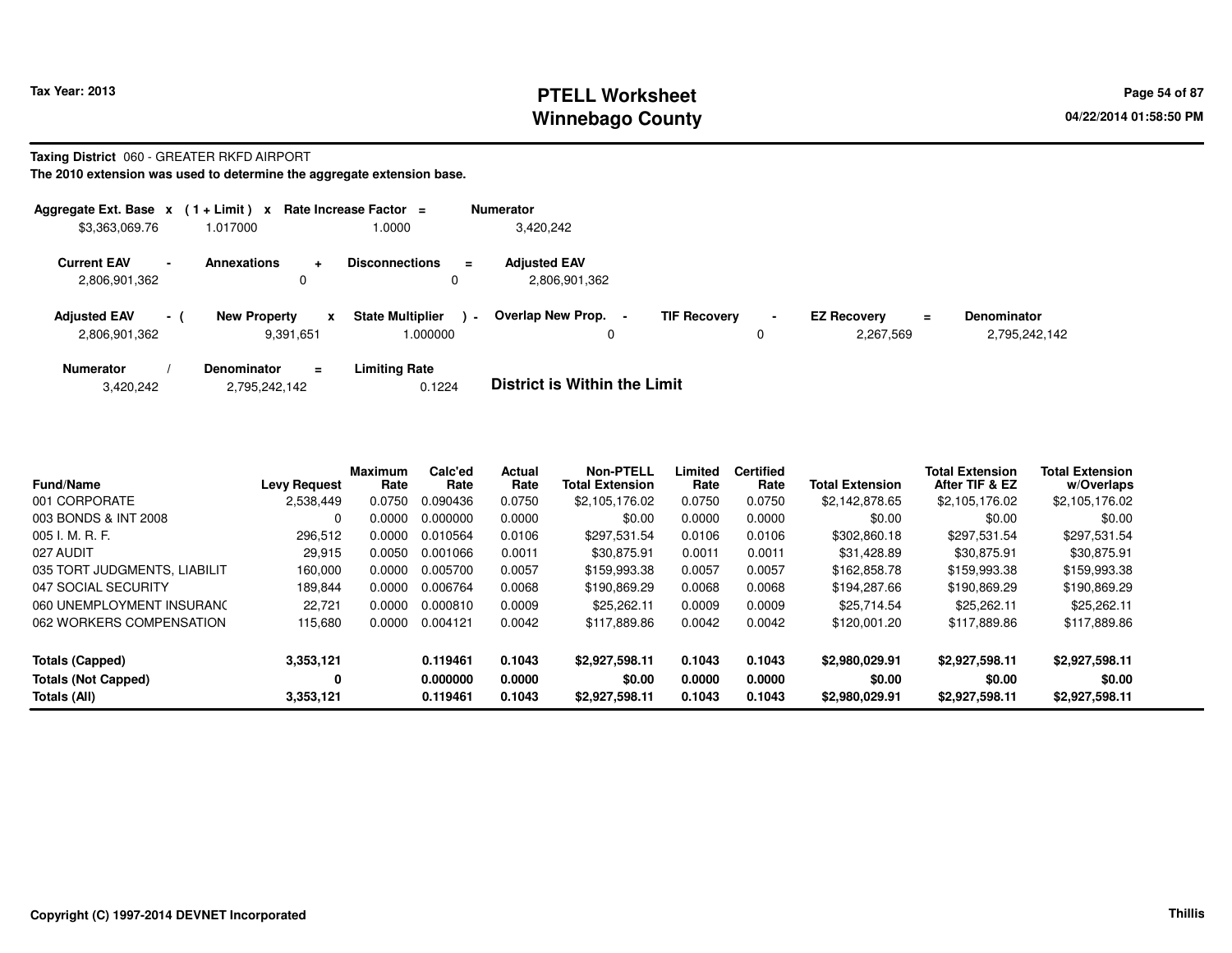**Tax Year: 2013**

# PTELL Worksheet
# Winnebago County

04/22/2014 01:58:50 PM

**Taxing District** 060 - GREATER RKFD AIRPORT

**The 2010 extension was used to determine the aggregate extension base.**

| Aggregate Ext. Base | x | (1 + Limit) | x | Rate Increase Factor | = | Numerator |
|---|---|---|---|---|---|---|
| $3,363,069.76 | | 1.017000 | | 1.0000 | | 3,420,242 |

| Current EAV | - | Annexations | + | Disconnections | = | Adjusted EAV |
|---|---|---|---|---|---|---|
| 2,806,901,362 | | 0 | | 0 | | 2,806,901,362 |

| Adjusted EAV | - ( | New Property | x | State Multiplier | ) - | Overlap New Prop. | - | TIF Recovery | - | EZ Recovery | = | Denominator |
|---|---|---|---|---|---|---|---|---|---|---|---|---|
| 2,806,901,362 | | 9,391,651 | | 1.000000 | | 0 | | 0 | | 2,267,569 | | 2,795,242,142 |

| Numerator | / | Denominator | = | Limiting Rate |
|---|---|---|---|---|
| 3,420,242 | | 2,795,242,142 | | 0.1224 |

**District is Within the Limit**

| Fund/Name | Levy Request | Maximum Rate | Calc'ed Rate | Actual Rate | Non-PTELL Total Extension | Limited Rate | Certified Rate | Total Extension | Total Extension After TIF & EZ | Total Extension w/Overlaps |
|---|---|---|---|---|---|---|---|---|---|---|
| 001 CORPORATE | 2,538,449 | 0.0750 | 0.090436 | 0.0750 | $2,105,176.02 | 0.0750 | 0.0750 | $2,142,878.65 | $2,105,176.02 | $2,105,176.02 |
| 003 BONDS & INT 2008 | 0 | 0.0000 | 0.000000 | 0.0000 | $0.00 | 0.0000 | 0.0000 | $0.00 | $0.00 | $0.00 |
| 005 I. M. R. F. | 296,512 | 0.0000 | 0.010564 | 0.0106 | $297,531.54 | 0.0106 | 0.0106 | $302,860.18 | $297,531.54 | $297,531.54 |
| 027 AUDIT | 29,915 | 0.0050 | 0.001066 | 0.0011 | $30,875.91 | 0.0011 | 0.0011 | $31,428.89 | $30,875.91 | $30,875.91 |
| 035 TORT JUDGMENTS, LIABILIT | 160,000 | 0.0000 | 0.005700 | 0.0057 | $159,993.38 | 0.0057 | 0.0057 | $162,858.78 | $159,993.38 | $159,993.38 |
| 047 SOCIAL SECURITY | 189,844 | 0.0000 | 0.006764 | 0.0068 | $190,869.29 | 0.0068 | 0.0068 | $194,287.66 | $190,869.29 | $190,869.29 |
| 060 UNEMPLOYMENT INSURANC | 22,721 | 0.0000 | 0.000810 | 0.0009 | $25,262.11 | 0.0009 | 0.0009 | $25,714.54 | $25,262.11 | $25,262.11 |
| 062 WORKERS COMPENSATION | 115,680 | 0.0000 | 0.004121 | 0.0042 | $117,889.86 | 0.0042 | 0.0042 | $120,001.20 | $117,889.86 | $117,889.86 |
| **Totals (Capped)** | **3,353,121** | | **0.119461** | **0.1043** | **$2,927,598.11** | **0.1043** | **0.1043** | **$2,980,029.91** | **$2,927,598.11** | **$2,927,598.11** |
| **Totals (Not Capped)** | **0** | | **0.000000** | **0.0000** | **$0.00** | **0.0000** | **0.0000** | **$0.00** | **$0.00** | **$0.00** |
| **Totals (All)** | **3,353,121** | | **0.119461** | **0.1043** | **$2,927,598.11** | **0.1043** | **0.1043** | **$2,980,029.91** | **$2,927,598.11** | **$2,927,598.11** |

**Copyright (C) 1997-2014 DEVNET Incorporated** | **Thillis**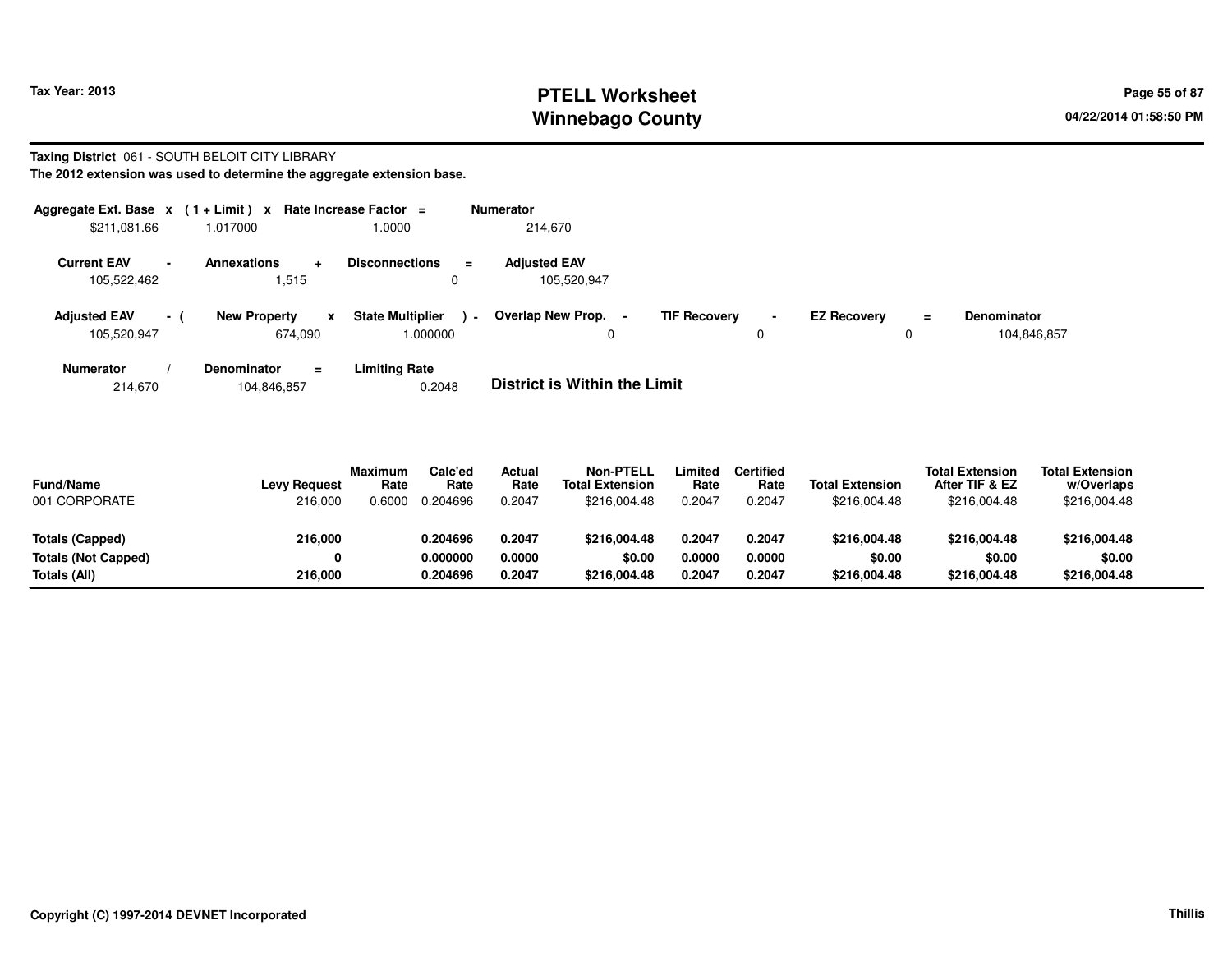# PTELL Worksheet
# Winnebago County

Tax Year: 2013

04/22/2014 01:58:50 PM

**Taxing District** 061 - SOUTH BELOIT CITY LIBRARY

**The 2012 extension was used to determine the aggregate extension base.**

| Aggregate Ext. Base | x | ( 1 + Limit ) | x | Rate Increase Factor | = | Numerator |
|---|---|---|---|---|---|---|
| $211,081.66 | | 1.017000 | | 1.0000 | | 214,670 |

| Current EAV | - | Annexations | + | Disconnections | = | Adjusted EAV |
|---|---|---|---|---|---|---|
| 105,522,462 | | 1,515 | | 0 | | 105,520,947 |

| Adjusted EAV | - ( | New Property | x | State Multiplier | ) - | Overlap New Prop. | - | TIF Recovery | - | EZ Recovery | = | Denominator |
|---|---|---|---|---|---|---|---|---|---|---|---|---|
| 105,520,947 | | 674,090 | | 1.000000 | | 0 | | 0 | | 0 | | 104,846,857 |

| Numerator | / | Denominator | = | Limiting Rate |
|---|---|---|---|---|
| 214,670 | | 104,846,857 | | 0.2048 |

**District is Within the Limit**

| Fund/Name | Levy Request | Maximum Rate | Calc'ed Rate | Actual Rate | Non-PTELL Total Extension | Limited Rate | Certified Rate | Total Extension | Total Extension After TIF & EZ | Total Extension w/Overlaps |
|---|---|---|---|---|---|---|---|---|---|---|
| 001 CORPORATE | 216,000 | 0.6000 | 0.204696 | 0.2047 | $216,004.48 | 0.2047 | 0.2047 | $216,004.48 | $216,004.48 | $216,004.48 |
| **Totals (Capped)** | **216,000** | | **0.204696** | **0.2047** | **$216,004.48** | **0.2047** | **0.2047** | **$216,004.48** | **$216,004.48** | **$216,004.48** |
| **Totals (Not Capped)** | **0** | | **0.000000** | **0.0000** | **$0.00** | **0.0000** | **0.0000** | **$0.00** | **$0.00** | **$0.00** |
| **Totals (All)** | **216,000** | | **0.204696** | **0.2047** | **$216,004.48** | **0.2047** | **0.2047** | **$216,004.48** | **$216,004.48** | **$216,004.48** |

Copyright (C) 1997-2014 DEVNET Incorporated

Thillis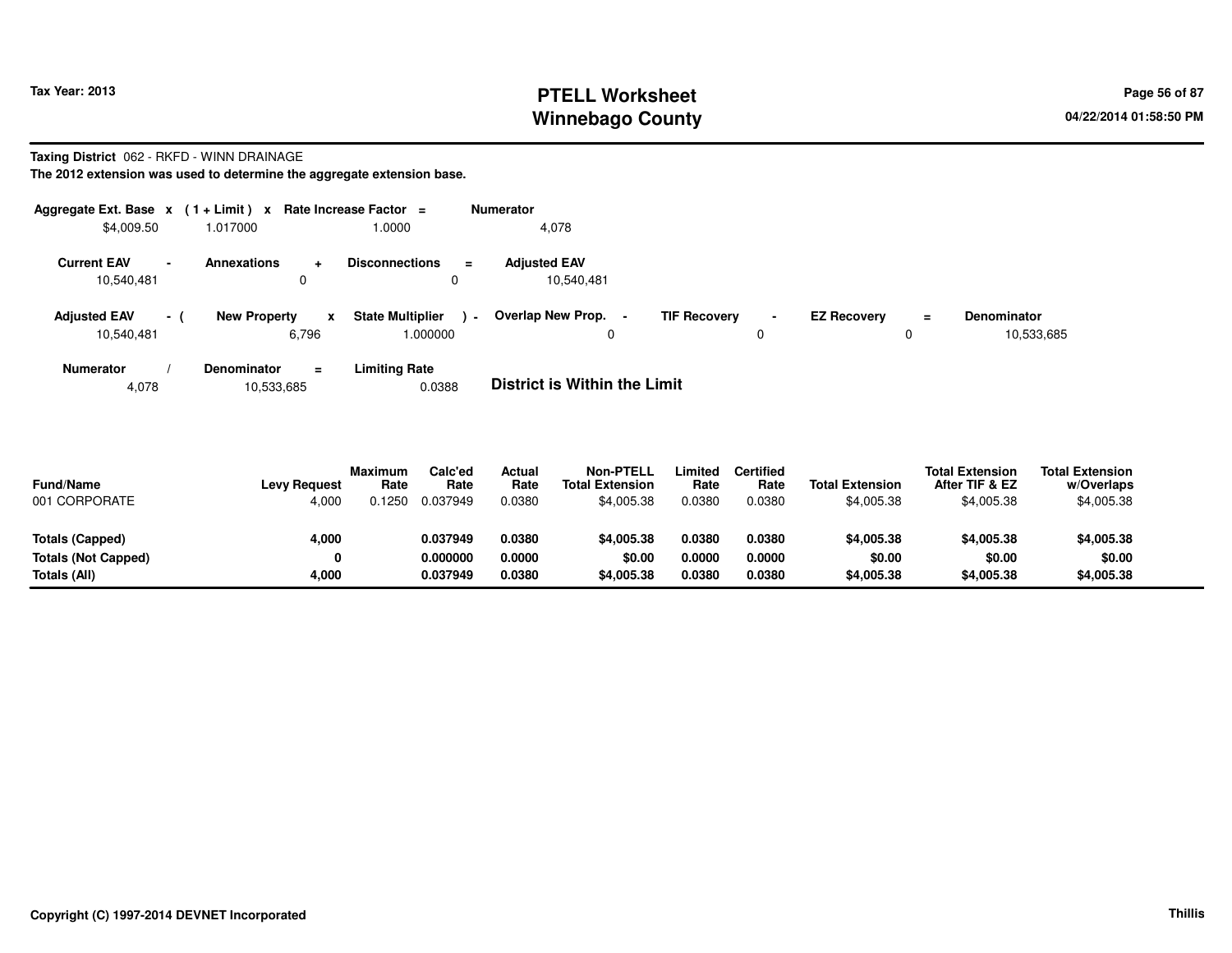Tax Year: 2013

# PTELL Worksheet
# Winnebago County

04/22/2014 01:58:50 PM

**Taxing District** 062 - RKFD - WINN DRAINAGE

**The 2012 extension was used to determine the aggregate extension base.**

| Aggregate Ext. Base | x | (1 + Limit) | x | Rate Increase Factor | = | Numerator |
|---|---|---|---|---|---|---|
| $4,009.50 | | 1.017000 | | 1.0000 | | 4,078 |

| Current EAV | - | Annexations | + | Disconnections | = | Adjusted EAV |
|---|---|---|---|---|---|---|
| 10,540,481 | | 0 | | 0 | | 10,540,481 |

| Adjusted EAV | - ( | New Property | x | State Multiplier | ) - | Overlap New Prop. | - | TIF Recovery | - | EZ Recovery | = | Denominator |
|---|---|---|---|---|---|---|---|---|---|---|---|---|
| 10,540,481 | | 6,796 | | 1.000000 | | 0 | | 0 | | 0 | | 10,533,685 |

| Numerator | / | Denominator | = | Limiting Rate |
|---|---|---|---|---|
| 4,078 | | 10,533,685 | | 0.0388 |

**District is Within the Limit**

| Fund/Name | Levy Request | Maximum Rate | Calc'ed Rate | Actual Rate | Non-PTELL Total Extension | Limited Rate | Certified Rate | Total Extension | Total Extension After TIF & EZ | Total Extension w/Overlaps |
|---|---|---|---|---|---|---|---|---|---|---|
| 001 CORPORATE | 4,000 | 0.1250 | 0.037949 | 0.0380 | $4,005.38 | 0.0380 | 0.0380 | $4,005.38 | $4,005.38 | $4,005.38 |
| **Totals (Capped)** | **4,000** | | **0.037949** | **0.0380** | **$4,005.38** | **0.0380** | **0.0380** | **$4,005.38** | **$4,005.38** | **$4,005.38** |
| **Totals (Not Capped)** | **0** | | **0.000000** | **0.0000** | **$0.00** | **0.0000** | **0.0000** | **$0.00** | **$0.00** | **$0.00** |
| **Totals (All)** | **4,000** | | **0.037949** | **0.0380** | **$4,005.38** | **0.0380** | **0.0380** | **$4,005.38** | **$4,005.38** | **$4,005.38** |

Copyright (C) 1997-2014 DEVNET Incorporated

Thillis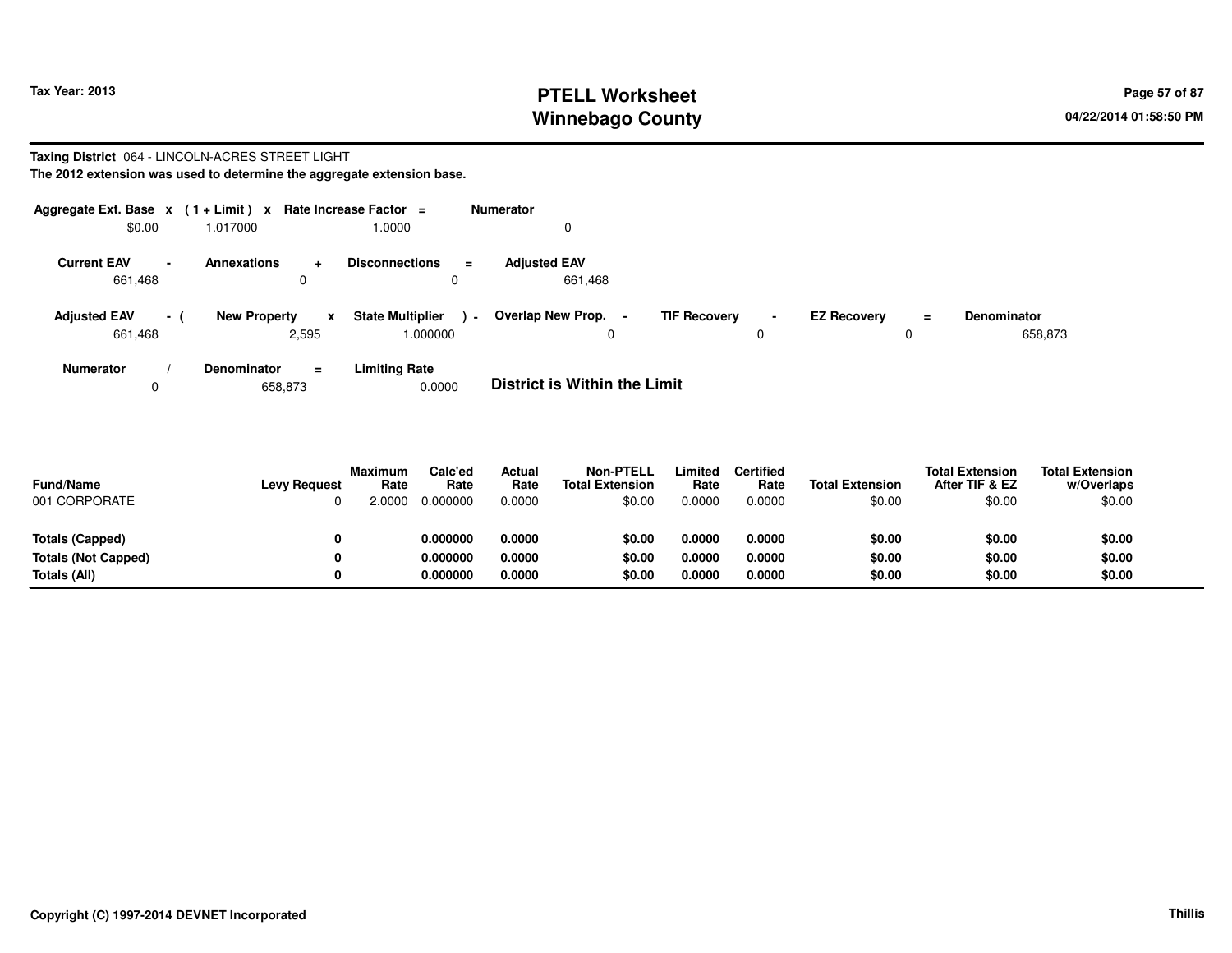# PTELL Worksheet
# Winnebago County

Tax Year: 2013

04/22/2014 01:58:50 PM

**Taxing District** 064 - LINCOLN-ACRES STREET LIGHT

**The 2012 extension was used to determine the aggregate extension base.**

| Aggregate Ext. Base | x | (1 + Limit) | x | Rate Increase Factor | = | Numerator |
|---|---|---|---|---|---|---|
| $0.00 | | 1.017000 | | 1.0000 | | 0 |

| Current EAV | - | Annexations | + | Disconnections | = | Adjusted EAV |
|---|---|---|---|---|---|---|
| 661,468 | | 0 | | 0 | | 661,468 |

| Adjusted EAV | - ( | New Property | x | State Multiplier | ) - | Overlap New Prop. | - | TIF Recovery | - | EZ Recovery | = | Denominator |
|---|---|---|---|---|---|---|---|---|---|---|---|---|
| 661,468 | | 2,595 | | 1.000000 | | 0 | | 0 | | 0 | | 658,873 |

| Numerator | / | Denominator | = | Limiting Rate |
|---|---|---|---|---|
| 0 | | 658,873 | | 0.0000 |

**District is Within the Limit**

| Fund/Name | Levy Request | Maximum Rate | Calc'ed Rate | Actual Rate | Non-PTELL Total Extension | Limited Rate | Certified Rate | Total Extension | Total Extension After TIF & EZ | Total Extension w/Overlaps |
|---|---|---|---|---|---|---|---|---|---|---|
| 001 CORPORATE | 0 | 2.0000 | 0.000000 | 0.0000 | $0.00 | 0.0000 | 0.0000 | $0.00 | $0.00 | $0.00 |
| **Totals (Capped)** | **0** | | **0.000000** | **0.0000** | **$0.00** | **0.0000** | **0.0000** | **$0.00** | **$0.00** | **$0.00** |
| **Totals (Not Capped)** | **0** | | **0.000000** | **0.0000** | **$0.00** | **0.0000** | **0.0000** | **$0.00** | **$0.00** | **$0.00** |
| **Totals (All)** | **0** | | **0.000000** | **0.0000** | **$0.00** | **0.0000** | **0.0000** | **$0.00** | **$0.00** | **$0.00** |

**Copyright (C) 1997-2014 DEVNET Incorporated**

**Thillis**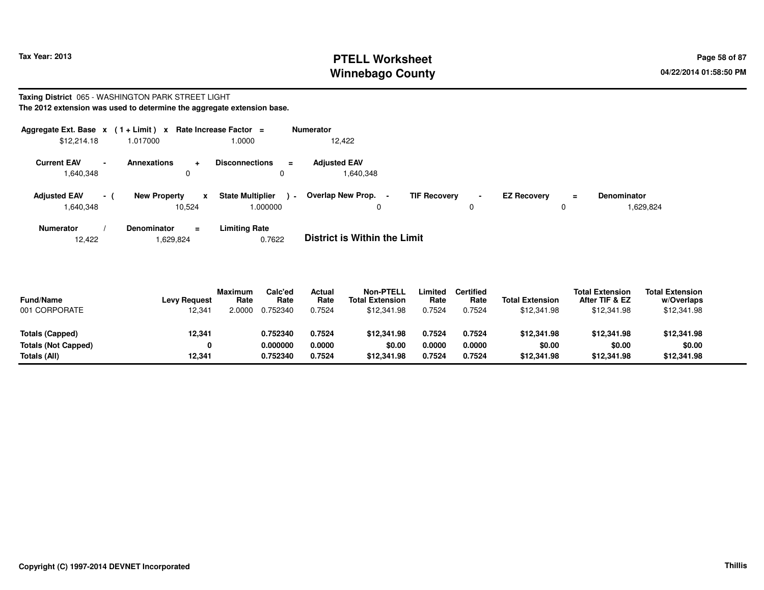# PTELL Worksheet
# Winnebago County

Tax Year: 2013

04/22/2014 01:58:50 PM

**Taxing District** 065 - WASHINGTON PARK STREET LIGHT

**The 2012 extension was used to determine the aggregate extension base.**

| Aggregate Ext. Base | x | (1 + Limit) | x | Rate Increase Factor | = | Numerator |
|---|---|---|---|---|---|---|
| $12,214.18 | | 1.017000 | | 1.0000 | | 12,422 |

| Current EAV | - | Annexations | + | Disconnections | = | Adjusted EAV |
|---|---|---|---|---|---|---|
| 1,640,348 | | 0 | | 0 | | 1,640,348 |

| Adjusted EAV | - ( | New Property | x | State Multiplier | ) - | Overlap New Prop. | - | TIF Recovery | - | EZ Recovery | = | Denominator |
|---|---|---|---|---|---|---|---|---|---|---|---|---|
| 1,640,348 | | 10,524 | | 1.000000 | | 0 | | 0 | | 0 | | 1,629,824 |

| Numerator | / | Denominator | = | Limiting Rate |
|---|---|---|---|---|
| 12,422 | | 1,629,824 | | 0.7622 |

**District is Within the Limit**

| Fund/Name | Levy Request | Maximum Rate | Calc'ed Rate | Actual Rate | Non-PTELL Total Extension | Limited Rate | Certified Rate | Total Extension | Total Extension After TIF & EZ | Total Extension w/Overlaps |
|---|---|---|---|---|---|---|---|---|---|---|
| 001 CORPORATE | 12,341 | 2.0000 | 0.752340 | 0.7524 | $12,341.98 | 0.7524 | 0.7524 | $12,341.98 | $12,341.98 | $12,341.98 |
| **Totals (Capped)** | **12,341** | | **0.752340** | **0.7524** | **$12,341.98** | **0.7524** | **0.7524** | **$12,341.98** | **$12,341.98** | **$12,341.98** |
| **Totals (Not Capped)** | **0** | | **0.000000** | **0.0000** | **$0.00** | **0.0000** | **0.0000** | **$0.00** | **$0.00** | **$0.00** |
| **Totals (All)** | **12,341** | | **0.752340** | **0.7524** | **$12,341.98** | **0.7524** | **0.7524** | **$12,341.98** | **$12,341.98** | **$12,341.98** |

**Copyright (C) 1997-2014 DEVNET Incorporated**

**Thillis**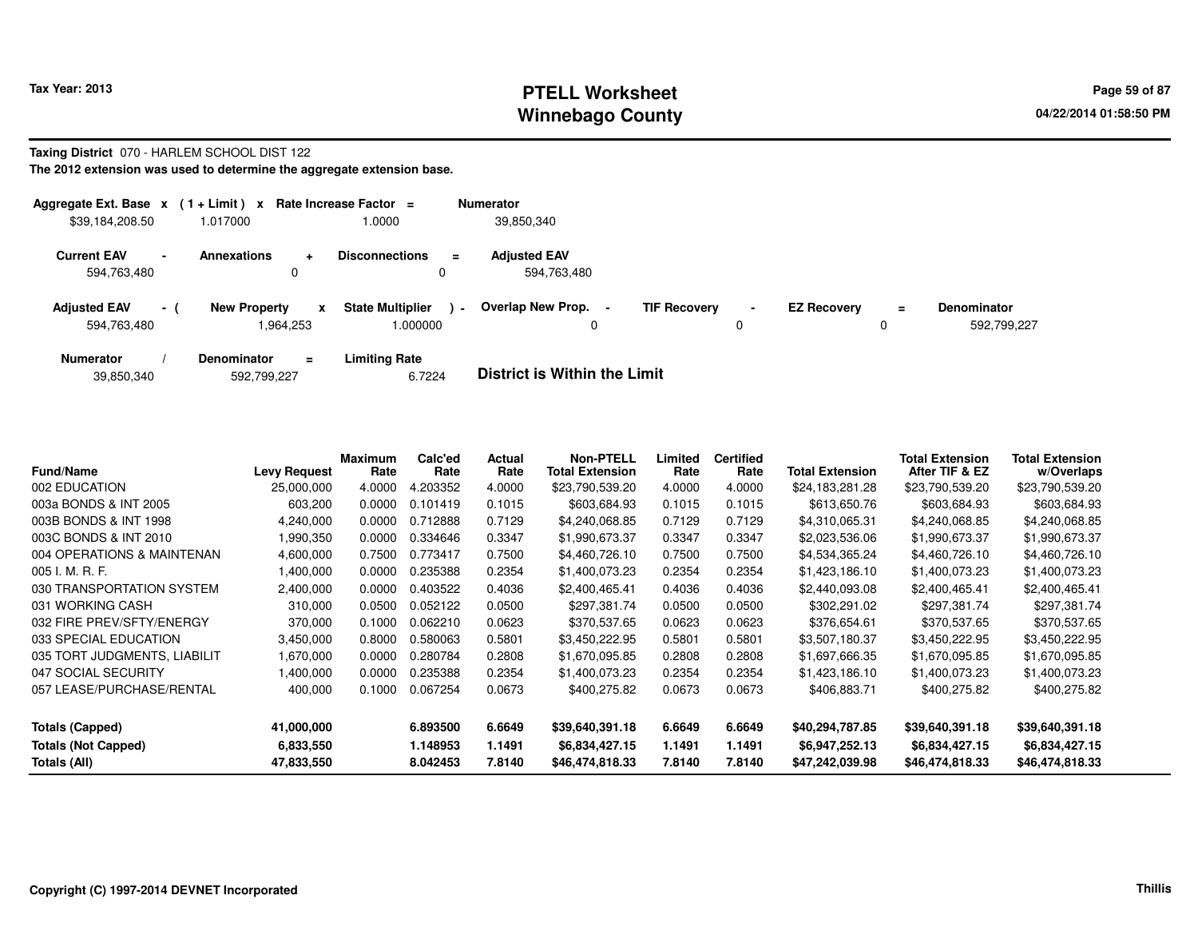Tax Year: 2013

# PTELL Worksheet
# Winnebago County

04/22/2014 01:58:50 PM

**Taxing District** 070 - HARLEM SCHOOL DIST 122

**The 2012 extension was used to determine the aggregate extension base.**

| Aggregate Ext. Base | x | (1 + Limit) | x | Rate Increase Factor | = | Numerator |
|---|---|---|---|---|---|---|
| $39,184,208.50 | | 1.017000 | | 1.0000 | | 39,850,340 |

| Current EAV | - | Annexations | + | Disconnections | = | Adjusted EAV |
|---|---|---|---|---|---|---|
| 594,763,480 | | 0 | | 0 | | 594,763,480 |

| Adjusted EAV | - ( | New Property | x | State Multiplier | ) - | Overlap New Prop. | - | TIF Recovery | - | EZ Recovery | = | Denominator |
|---|---|---|---|---|---|---|---|---|---|---|---|---|
| 594,763,480 | | 1,964,253 | | 1.000000 | | 0 | | 0 | | 0 | | 592,799,227 |

| Numerator | / | Denominator | = | Limiting Rate |
|---|---|---|---|---|
| 39,850,340 | | 592,799,227 | | 6.7224 |

**District is Within the Limit**

| Fund/Name | Levy Request | Maximum Rate | Calc'ed Rate | Actual Rate | Non-PTELL Total Extension | Limited Rate | Certified Rate | Total Extension | Total Extension After TIF & EZ | Total Extension w/Overlaps |
|---|---|---|---|---|---|---|---|---|---|---|
| 002 EDUCATION | 25,000,000 | 4.0000 | 4.203352 | 4.0000 | $23,790,539.20 | 4.0000 | 4.0000 | $24,183,281.28 | $23,790,539.20 | $23,790,539.20 |
| 003a BONDS & INT 2005 | 603,200 | 0.0000 | 0.101419 | 0.1015 | $603,684.93 | 0.1015 | 0.1015 | $613,650.76 | $603,684.93 | $603,684.93 |
| 003B BONDS & INT 1998 | 4,240,000 | 0.0000 | 0.712888 | 0.7129 | $4,240,068.85 | 0.7129 | 0.7129 | $4,310,065.31 | $4,240,068.85 | $4,240,068.85 |
| 003C BONDS & INT 2010 | 1,990,350 | 0.0000 | 0.334646 | 0.3347 | $1,990,673.37 | 0.3347 | 0.3347 | $2,023,536.06 | $1,990,673.37 | $1,990,673.37 |
| 004 OPERATIONS & MAINTENAN | 4,600,000 | 0.7500 | 0.773417 | 0.7500 | $4,460,726.10 | 0.7500 | 0.7500 | $4,534,365.24 | $4,460,726.10 | $4,460,726.10 |
| 005 I. M. R. F. | 1,400,000 | 0.0000 | 0.235388 | 0.2354 | $1,400,073.23 | 0.2354 | 0.2354 | $1,423,186.10 | $1,400,073.23 | $1,400,073.23 |
| 030 TRANSPORTATION SYSTEM | 2,400,000 | 0.0000 | 0.403522 | 0.4036 | $2,400,465.41 | 0.4036 | 0.4036 | $2,440,093.08 | $2,400,465.41 | $2,400,465.41 |
| 031 WORKING CASH | 310,000 | 0.0500 | 0.052122 | 0.0500 | $297,381.74 | 0.0500 | 0.0500 | $302,291.02 | $297,381.74 | $297,381.74 |
| 032 FIRE PREV/SFTY/ENERGY | 370,000 | 0.1000 | 0.062210 | 0.0623 | $370,537.65 | 0.0623 | 0.0623 | $376,654.61 | $370,537.65 | $370,537.65 |
| 033 SPECIAL EDUCATION | 3,450,000 | 0.8000 | 0.580063 | 0.5801 | $3,450,222.95 | 0.5801 | 0.5801 | $3,507,180.37 | $3,450,222.95 | $3,450,222.95 |
| 035 TORT JUDGMENTS, LIABILIT | 1,670,000 | 0.0000 | 0.280784 | 0.2808 | $1,670,095.85 | 0.2808 | 0.2808 | $1,697,666.35 | $1,670,095.85 | $1,670,095.85 |
| 047 SOCIAL SECURITY | 1,400,000 | 0.0000 | 0.235388 | 0.2354 | $1,400,073.23 | 0.2354 | 0.2354 | $1,423,186.10 | $1,400,073.23 | $1,400,073.23 |
| 057 LEASE/PURCHASE/RENTAL | 400,000 | 0.1000 | 0.067254 | 0.0673 | $400,275.82 | 0.0673 | 0.0673 | $406,883.71 | $400,275.82 | $400,275.82 |
| **Totals (Capped)** | **41,000,000** | | **6.893500** | **6.6649** | **$39,640,391.18** | **6.6649** | **6.6649** | **$40,294,787.85** | **$39,640,391.18** | **$39,640,391.18** |
| **Totals (Not Capped)** | **6,833,550** | | **1.148953** | **1.1491** | **$6,834,427.15** | **1.1491** | **1.1491** | **$6,947,252.13** | **$6,834,427.15** | **$6,834,427.15** |
| **Totals (All)** | **47,833,550** | | **8.042453** | **7.8140** | **$46,474,818.33** | **7.8140** | **7.8140** | **$47,242,039.98** | **$46,474,818.33** | **$46,474,818.33** |

**Copyright (C) 1997-2014 DEVNET Incorporated**

Thillis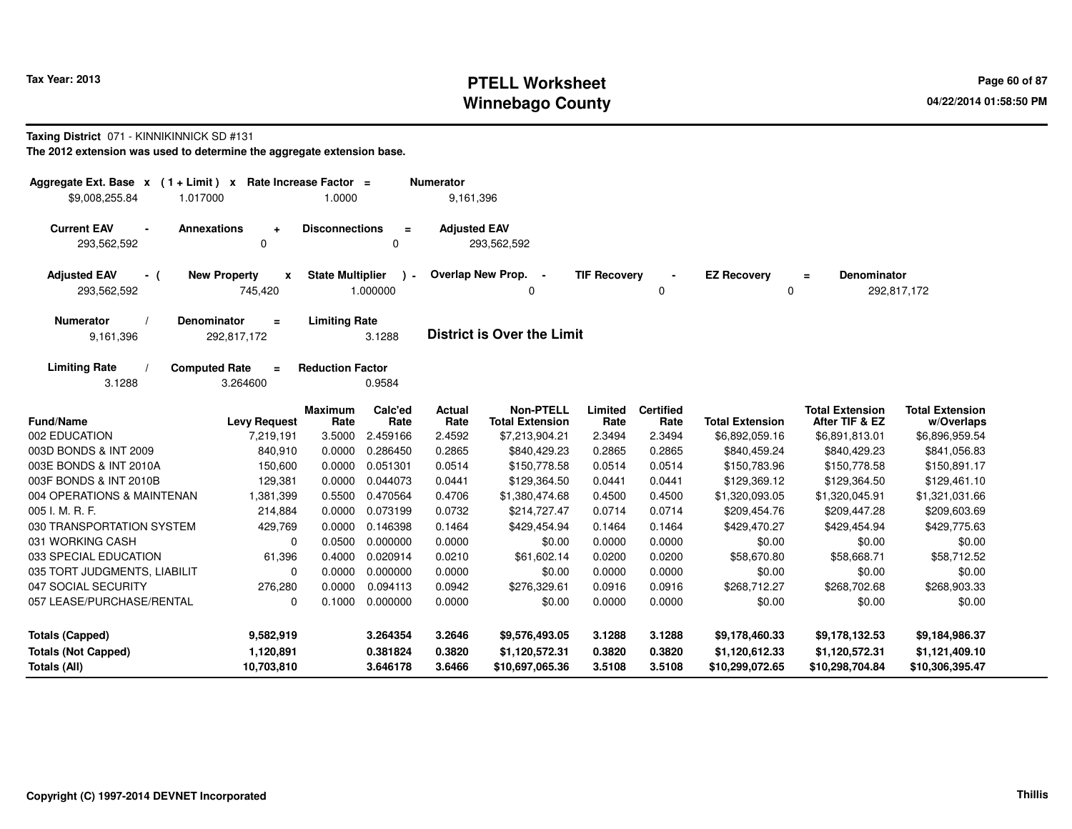# PTELL Worksheet
# Winnebago County

Tax Year: 2013

04/22/2014 01:58:50 PM

**Taxing District** 071 - KINNIKINNICK SD #131

**The 2012 extension was used to determine the aggregate extension base.**

| Aggregate Ext. Base x | (1 + Limit) x | Rate Increase Factor = | Numerator |
|---|---|---|---|
| $9,008,255.84 | 1.017000 | 1.0000 | 9,161,396 |

| Current EAV - | Annexations + | Disconnections = | Adjusted EAV |
|---|---|---|---|
| 293,562,592 | 0 | 0 | 293,562,592 |

| Adjusted EAV - ( | New Property x | State Multiplier ) - | Overlap New Prop. - | TIF Recovery - | EZ Recovery = | Denominator |
|---|---|---|---|---|---|---|
| 293,562,592 | 745,420 | 1.000000 | 0 | 0 | 0 | 292,817,172 |

| Numerator / | Denominator = | Limiting Rate |
|---|---|---|
| 9,161,396 | 292,817,172 | 3.1288 |

**District is Over the Limit**

| Limiting Rate / | Computed Rate = | Reduction Factor |
|---|---|---|
| 3.1288 | 3.264600 | 0.9584 |

| Fund/Name | Levy Request | Maximum Rate | Calc'ed Rate | Actual Rate | Non-PTELL Total Extension | Limited Rate | Certified Rate | Total Extension | Total Extension After TIF & EZ | Total Extension w/Overlaps |
|---|---|---|---|---|---|---|---|---|---|---|
| 002 EDUCATION | 7,219,191 | 3.5000 | 2.459166 | 2.4592 | $7,213,904.21 | 2.3494 | 2.3494 | $6,892,059.16 | $6,891,813.01 | $6,896,959.54 |
| 003D BONDS & INT 2009 | 840,910 | 0.0000 | 0.286450 | 0.2865 | $840,429.23 | 0.2865 | 0.2865 | $840,459.24 | $840,429.23 | $841,056.83 |
| 003E BONDS & INT 2010A | 150,600 | 0.0000 | 0.051301 | 0.0514 | $150,778.58 | 0.0514 | 0.0514 | $150,783.96 | $150,778.58 | $150,891.17 |
| 003F BONDS & INT 2010B | 129,381 | 0.0000 | 0.044073 | 0.0441 | $129,364.50 | 0.0441 | 0.0441 | $129,369.12 | $129,364.50 | $129,461.10 |
| 004 OPERATIONS & MAINTENAN | 1,381,399 | 0.5500 | 0.470564 | 0.4706 | $1,380,474.68 | 0.4500 | 0.4500 | $1,320,093.05 | $1,320,045.91 | $1,321,031.66 |
| 005 I. M. R. F. | 214,884 | 0.0000 | 0.073199 | 0.0732 | $214,727.47 | 0.0714 | 0.0714 | $209,454.76 | $209,447.28 | $209,603.69 |
| 030 TRANSPORTATION SYSTEM | 429,769 | 0.0000 | 0.146398 | 0.1464 | $429,454.94 | 0.1464 | 0.1464 | $429,470.27 | $429,454.94 | $429,775.63 |
| 031 WORKING CASH | 0 | 0.0500 | 0.000000 | 0.0000 | $0.00 | 0.0000 | 0.0000 | $0.00 | $0.00 | $0.00 |
| 033 SPECIAL EDUCATION | 61,396 | 0.4000 | 0.020914 | 0.0210 | $61,602.14 | 0.0200 | 0.0200 | $58,670.80 | $58,668.71 | $58,712.52 |
| 035 TORT JUDGMENTS, LIABILIT | 0 | 0.0000 | 0.000000 | 0.0000 | $0.00 | 0.0000 | 0.0000 | $0.00 | $0.00 | $0.00 |
| 047 SOCIAL SECURITY | 276,280 | 0.0000 | 0.094113 | 0.0942 | $276,329.61 | 0.0916 | 0.0916 | $268,712.27 | $268,702.68 | $268,903.33 |
| 057 LEASE/PURCHASE/RENTAL | 0 | 0.1000 | 0.000000 | 0.0000 | $0.00 | 0.0000 | 0.0000 | $0.00 | $0.00 | $0.00 |
| **Totals (Capped)** | **9,582,919** | | **3.264354** | **3.2646** | **$9,576,493.05** | **3.1288** | **3.1288** | **$9,178,460.33** | **$9,178,132.53** | **$9,184,986.37** |
| **Totals (Not Capped)** | **1,120,891** | | **0.381824** | **0.3820** | **$1,120,572.31** | **0.3820** | **0.3820** | **$1,120,612.33** | **$1,120,572.31** | **$1,121,409.10** |
| **Totals (All)** | **10,703,810** | | **3.646178** | **3.6466** | **$10,697,065.36** | **3.5108** | **3.5108** | **$10,299,072.65** | **$10,298,704.84** | **$10,306,395.47** |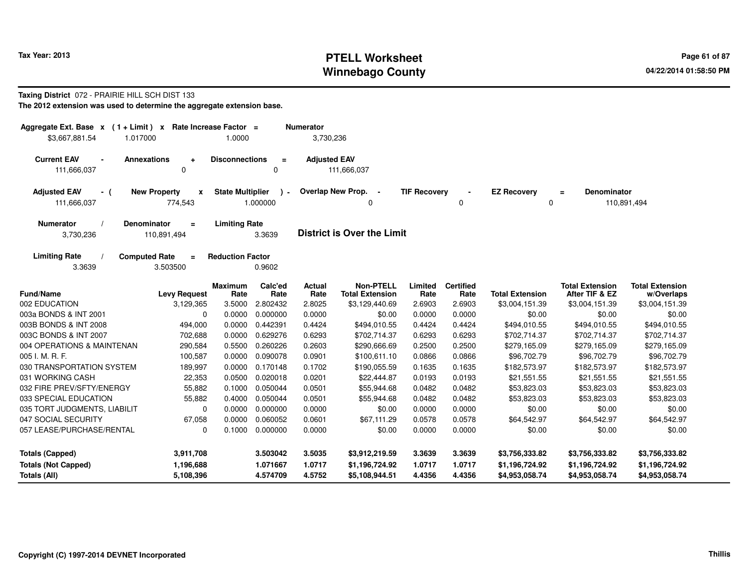# PTELL Worksheet
# Winnebago County

**Tax Year: 2013**

04/22/2014 01:58:50 PM

**Taxing District** 072 - PRAIRIE HILL SCH DIST 133

**The 2012 extension was used to determine the aggregate extension base.**

| Aggregate Ext. Base x | (1 + Limit) x | Rate Increase Factor = | Numerator |
|---|---|---|---|
| $3,667,881.54 | 1.017000 | 1.0000 | 3,730,236 |

| Current EAV - | Annexations + | Disconnections = | Adjusted EAV |
|---|---|---|---|
| 111,666,037 | 0 | 0 | 111,666,037 |

| Adjusted EAV - ( | New Property x | State Multiplier ) - | Overlap New Prop. - | TIF Recovery - | EZ Recovery = | Denominator |
|---|---|---|---|---|---|---|
| 111,666,037 | 774,543 | 1.000000 | 0 | 0 | 0 | 110,891,494 |

| Numerator / | Denominator = | Limiting Rate |
|---|---|---|
| 3,730,236 | 110,891,494 | 3.3639 |

**District is Over the Limit**

| Limiting Rate / | Computed Rate = | Reduction Factor |
|---|---|---|
| 3.3639 | 3.503500 | 0.9602 |

| Fund/Name | Levy Request | Maximum Rate | Calc'ed Rate | Actual Rate | Non-PTELL Total Extension | Limited Rate | Certified Rate | Total Extension | Total Extension After TIF & EZ | Total Extension w/Overlaps |
|---|---|---|---|---|---|---|---|---|---|---|
| 002 EDUCATION | 3,129,365 | 3.5000 | 2.802432 | 2.8025 | $3,129,440.69 | 2.6903 | 2.6903 | $3,004,151.39 | $3,004,151.39 | $3,004,151.39 |
| 003a BONDS & INT 2001 | 0 | 0.0000 | 0.000000 | 0.0000 | $0.00 | 0.0000 | 0.0000 | $0.00 | $0.00 | $0.00 |
| 003B BONDS & INT 2008 | 494,000 | 0.0000 | 0.442391 | 0.4424 | $494,010.55 | 0.4424 | 0.4424 | $494,010.55 | $494,010.55 | $494,010.55 |
| 003C BONDS & INT 2007 | 702,688 | 0.0000 | 0.629276 | 0.6293 | $702,714.37 | 0.6293 | 0.6293 | $702,714.37 | $702,714.37 | $702,714.37 |
| 004 OPERATIONS & MAINTENAN | 290,584 | 0.5500 | 0.260226 | 0.2603 | $290,666.69 | 0.2500 | 0.2500 | $279,165.09 | $279,165.09 | $279,165.09 |
| 005 I. M. R. F. | 100,587 | 0.0000 | 0.090078 | 0.0901 | $100,611.10 | 0.0866 | 0.0866 | $96,702.79 | $96,702.79 | $96,702.79 |
| 030 TRANSPORTATION SYSTEM | 189,997 | 0.0000 | 0.170148 | 0.1702 | $190,055.59 | 0.1635 | 0.1635 | $182,573.97 | $182,573.97 | $182,573.97 |
| 031 WORKING CASH | 22,353 | 0.0500 | 0.020018 | 0.0201 | $22,444.87 | 0.0193 | 0.0193 | $21,551.55 | $21,551.55 | $21,551.55 |
| 032 FIRE PREV/SFTY/ENERGY | 55,882 | 0.1000 | 0.050044 | 0.0501 | $55,944.68 | 0.0482 | 0.0482 | $53,823.03 | $53,823.03 | $53,823.03 |
| 033 SPECIAL EDUCATION | 55,882 | 0.4000 | 0.050044 | 0.0501 | $55,944.68 | 0.0482 | 0.0482 | $53,823.03 | $53,823.03 | $53,823.03 |
| 035 TORT JUDGMENTS, LIABILIT | 0 | 0.0000 | 0.000000 | 0.0000 | $0.00 | 0.0000 | 0.0000 | $0.00 | $0.00 | $0.00 |
| 047 SOCIAL SECURITY | 67,058 | 0.0000 | 0.060052 | 0.0601 | $67,111.29 | 0.0578 | 0.0578 | $64,542.97 | $64,542.97 | $64,542.97 |
| 057 LEASE/PURCHASE/RENTAL | 0 | 0.1000 | 0.000000 | 0.0000 | $0.00 | 0.0000 | 0.0000 | $0.00 | $0.00 | $0.00 |
| **Totals (Capped)** | **3,911,708** | | **3.503042** | **3.5035** | **$3,912,219.59** | **3.3639** | **3.3639** | **$3,756,333.82** | **$3,756,333.82** | **$3,756,333.82** |
| **Totals (Not Capped)** | **1,196,688** | | **1.071667** | **1.0717** | **$1,196,724.92** | **1.0717** | **1.0717** | **$1,196,724.92** | **$1,196,724.92** | **$1,196,724.92** |
| **Totals (All)** | **5,108,396** | | **4.574709** | **4.5752** | **$5,108,944.51** | **4.4356** | **4.4356** | **$4,953,058.74** | **$4,953,058.74** | **$4,953,058.74** |

Copyright (C) 1997-2014 DEVNET Incorporated

Thillis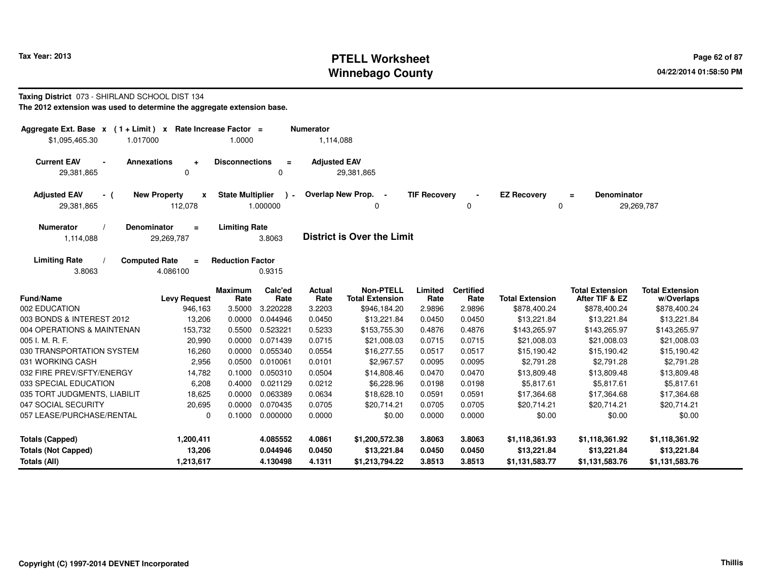# PTELL Worksheet
## Winnebago County

Tax Year: 2013

04/22/2014 01:58:50 PM

**Taxing District** 073 - SHIRLAND SCHOOL DIST 134

**The 2012 extension was used to determine the aggregate extension base.**

| Aggregate Ext. Base | x | (1 + Limit) | x | Rate Increase Factor | = | Numerator |
|---|---|---|---|---|---|---|
| $1,095,465.30 | | 1.017000 | | 1.0000 | | 1,114,088 |

| Current EAV | - | Annexations | + | Disconnections | = | Adjusted EAV |
|---|---|---|---|---|---|---|
| 29,381,865 | | 0 | | 0 | | 29,381,865 |

| Adjusted EAV | - ( | New Property | x | State Multiplier | ) - | Overlap New Prop. | - | TIF Recovery | - | EZ Recovery | = | Denominator |
|---|---|---|---|---|---|---|---|---|---|---|---|---|
| 29,381,865 | | 112,078 | | 1.000000 | | 0 | | 0 | | 0 | | 29,269,787 |

| Numerator | / | Denominator | = | Limiting Rate |
|---|---|---|---|---|
| 1,114,088 | | 29,269,787 | | 3.8063 |

**District is Over the Limit**

| Limiting Rate | / | Computed Rate | = | Reduction Factor |
|---|---|---|---|---|
| 3.8063 | | 4.086100 | | 0.9315 |

| Fund/Name | Levy Request | Maximum Rate | Calc'ed Rate | Actual Rate | Non-PTELL Total Extension | Limited Rate | Certified Rate | Total Extension | Total Extension After TIF & EZ | Total Extension w/Overlaps |
|---|---|---|---|---|---|---|---|---|---|---|
| 002 EDUCATION | 946,163 | 3.5000 | 3.220228 | 3.2203 | $946,184.20 | 2.9896 | 2.9896 | $878,400.24 | $878,400.24 | $878,400.24 |
| 003 BONDS & INTEREST 2012 | 13,206 | 0.0000 | 0.044946 | 0.0450 | $13,221.84 | 0.0450 | 0.0450 | $13,221.84 | $13,221.84 | $13,221.84 |
| 004 OPERATIONS & MAINTENAN | 153,732 | 0.5500 | 0.523221 | 0.5233 | $153,755.30 | 0.4876 | 0.4876 | $143,265.97 | $143,265.97 | $143,265.97 |
| 005 I. M. R. F. | 20,990 | 0.0000 | 0.071439 | 0.0715 | $21,008.03 | 0.0715 | 0.0715 | $21,008.03 | $21,008.03 | $21,008.03 |
| 030 TRANSPORTATION SYSTEM | 16,260 | 0.0000 | 0.055340 | 0.0554 | $16,277.55 | 0.0517 | 0.0517 | $15,190.42 | $15,190.42 | $15,190.42 |
| 031 WORKING CASH | 2,956 | 0.0500 | 0.010061 | 0.0101 | $2,967.57 | 0.0095 | 0.0095 | $2,791.28 | $2,791.28 | $2,791.28 |
| 032 FIRE PREV/SFTY/ENERGY | 14,782 | 0.1000 | 0.050310 | 0.0504 | $14,808.46 | 0.0470 | 0.0470 | $13,809.48 | $13,809.48 | $13,809.48 |
| 033 SPECIAL EDUCATION | 6,208 | 0.4000 | 0.021129 | 0.0212 | $6,228.96 | 0.0198 | 0.0198 | $5,817.61 | $5,817.61 | $5,817.61 |
| 035 TORT JUDGMENTS, LIABILIT | 18,625 | 0.0000 | 0.063389 | 0.0634 | $18,628.10 | 0.0591 | 0.0591 | $17,364.68 | $17,364.68 | $17,364.68 |
| 047 SOCIAL SECURITY | 20,695 | 0.0000 | 0.070435 | 0.0705 | $20,714.21 | 0.0705 | 0.0705 | $20,714.21 | $20,714.21 | $20,714.21 |
| 057 LEASE/PURCHASE/RENTAL | 0 | 0.1000 | 0.000000 | 0.0000 | $0.00 | 0.0000 | 0.0000 | $0.00 | $0.00 | $0.00 |
| **Totals (Capped)** | **1,200,411** | | **4.085552** | **4.0861** | **$1,200,572.38** | **3.8063** | **3.8063** | **$1,118,361.93** | **$1,118,361.92** | **$1,118,361.92** |
| **Totals (Not Capped)** | **13,206** | | **0.044946** | **0.0450** | **$13,221.84** | **0.0450** | **0.0450** | **$13,221.84** | **$13,221.84** | **$13,221.84** |
| **Totals (All)** | **1,213,617** | | **4.130498** | **4.1311** | **$1,213,794.22** | **3.8513** | **3.8513** | **$1,131,583.77** | **$1,131,583.76** | **$1,131,583.76** |

Copyright (C) 1997-2014 DEVNET Incorporated

Thillis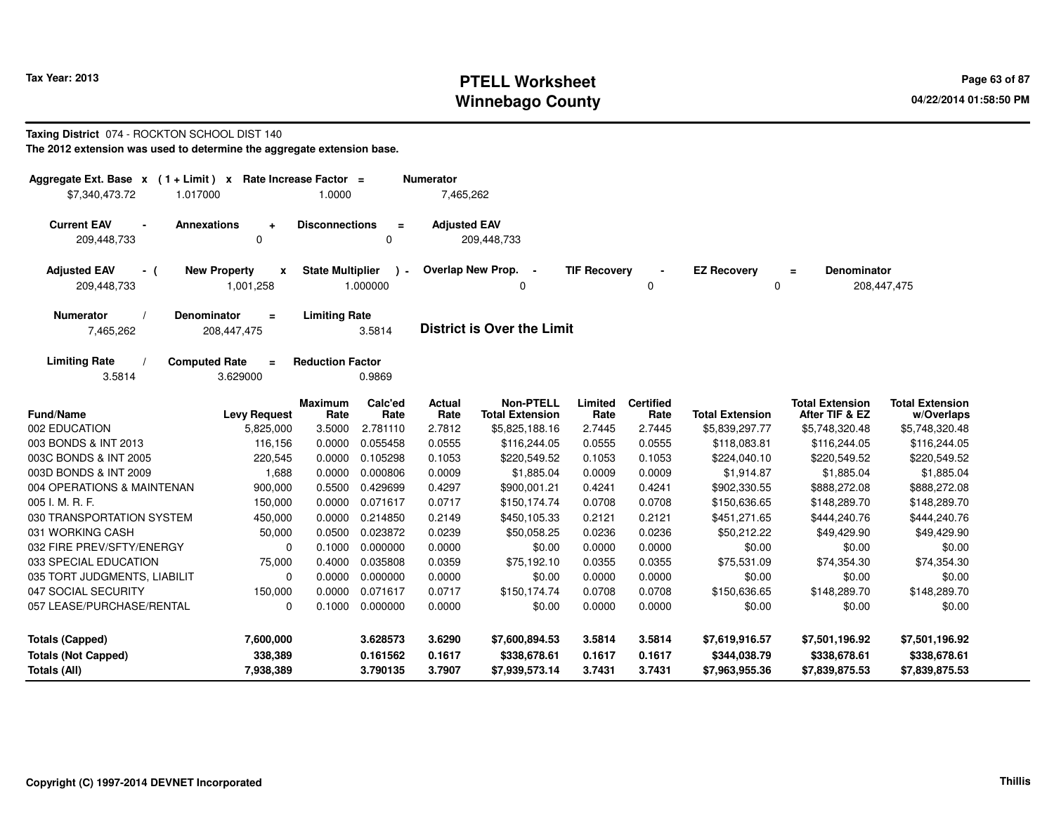**Tax Year: 2013**

# PTELL Worksheet
## Winnebago County

04/22/2014 01:58:50 PM

**Taxing District** 074 - ROCKTON SCHOOL DIST 140

**The 2012 extension was used to determine the aggregate extension base.**

| Aggregate Ext. Base x | (1 + Limit) x | Rate Increase Factor = | Numerator |
|---|---|---|---|
| $7,340,473.72 | 1.017000 | 1.0000 | 7,465,262 |

| Current EAV - | Annexations + | Disconnections = | Adjusted EAV |
|---|---|---|---|
| 209,448,733 | 0 | 0 | 209,448,733 |

| Adjusted EAV - ( | New Property x | State Multiplier ) - | Overlap New Prop. - | TIF Recovery - | EZ Recovery = | Denominator |
|---|---|---|---|---|---|---|
| 209,448,733 | 1,001,258 | 1.000000 | 0 | 0 | 0 | 208,447,475 |

| Numerator / | Denominator = | Limiting Rate |
|---|---|---|
| 7,465,262 | 208,447,475 | 3.5814 |

**District is Over the Limit**

| Limiting Rate / | Computed Rate = | Reduction Factor |
|---|---|---|
| 3.5814 | 3.629000 | 0.9869 |

| Fund/Name | Levy Request | Maximum Rate | Calc'ed Rate | Actual Rate | Non-PTELL Total Extension | Limited Rate | Certified Rate | Total Extension | Total Extension After TIF & EZ | Total Extension w/Overlaps |
|---|---|---|---|---|---|---|---|---|---|---|
| 002 EDUCATION | 5,825,000 | 3.5000 | 2.781110 | 2.7812 | $5,825,188.16 | 2.7445 | 2.7445 | $5,839,297.77 | $5,748,320.48 | $5,748,320.48 |
| 003 BONDS & INT 2013 | 116,156 | 0.0000 | 0.055458 | 0.0555 | $116,244.05 | 0.0555 | 0.0555 | $118,083.81 | $116,244.05 | $116,244.05 |
| 003C BONDS & INT 2005 | 220,545 | 0.0000 | 0.105298 | 0.1053 | $220,549.52 | 0.1053 | 0.1053 | $224,040.10 | $220,549.52 | $220,549.52 |
| 003D BONDS & INT 2009 | 1,688 | 0.0000 | 0.000806 | 0.0009 | $1,885.04 | 0.0009 | 0.0009 | $1,914.87 | $1,885.04 | $1,885.04 |
| 004 OPERATIONS & MAINTENAN | 900,000 | 0.5500 | 0.429699 | 0.4297 | $900,001.21 | 0.4241 | 0.4241 | $902,330.55 | $888,272.08 | $888,272.08 |
| 005 I. M. R. F. | 150,000 | 0.0000 | 0.071617 | 0.0717 | $150,174.74 | 0.0708 | 0.0708 | $150,636.65 | $148,289.70 | $148,289.70 |
| 030 TRANSPORTATION SYSTEM | 450,000 | 0.0000 | 0.214850 | 0.2149 | $450,105.33 | 0.2121 | 0.2121 | $451,271.65 | $444,240.76 | $444,240.76 |
| 031 WORKING CASH | 50,000 | 0.0500 | 0.023872 | 0.0239 | $50,058.25 | 0.0236 | 0.0236 | $50,212.22 | $49,429.90 | $49,429.90 |
| 032 FIRE PREV/SFTY/ENERGY | 0 | 0.1000 | 0.000000 | 0.0000 | $0.00 | 0.0000 | 0.0000 | $0.00 | $0.00 | $0.00 |
| 033 SPECIAL EDUCATION | 75,000 | 0.4000 | 0.035808 | 0.0359 | $75,192.10 | 0.0355 | 0.0355 | $75,531.09 | $74,354.30 | $74,354.30 |
| 035 TORT JUDGMENTS, LIABILIT | 0 | 0.0000 | 0.000000 | 0.0000 | $0.00 | 0.0000 | 0.0000 | $0.00 | $0.00 | $0.00 |
| 047 SOCIAL SECURITY | 150,000 | 0.0000 | 0.071617 | 0.0717 | $150,174.74 | 0.0708 | 0.0708 | $150,636.65 | $148,289.70 | $148,289.70 |
| 057 LEASE/PURCHASE/RENTAL | 0 | 0.1000 | 0.000000 | 0.0000 | $0.00 | 0.0000 | 0.0000 | $0.00 | $0.00 | $0.00 |
| **Totals (Capped)** | **7,600,000** | | **3.628573** | **3.6290** | **$7,600,894.53** | **3.5814** | **3.5814** | **$7,619,916.57** | **$7,501,196.92** | **$7,501,196.92** |
| **Totals (Not Capped)** | **338,389** | | **0.161562** | **0.1617** | **$338,678.61** | **0.1617** | **0.1617** | **$344,038.79** | **$338,678.61** | **$338,678.61** |
| **Totals (All)** | **7,938,389** | | **3.790135** | **3.7907** | **$7,939,573.14** | **3.7431** | **3.7431** | **$7,963,955.36** | **$7,839,875.53** | **$7,839,875.53** |

Copyright (C) 1997-2014 DEVNET Incorporated

Thillis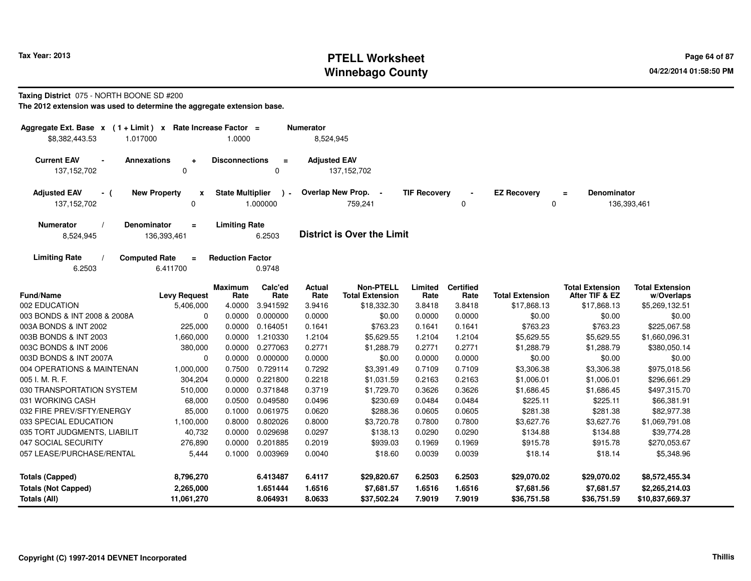# PTELL Worksheet
# Winnebago County

Tax Year: 2013

04/22/2014 01:58:50 PM

**Taxing District** 075 - NORTH BOONE SD #200

**The 2012 extension was used to determine the aggregate extension base.**

| Aggregate Ext. Base x | (1 + Limit) x | Rate Increase Factor = | Numerator |
|---|---|---|---|
| $8,382,443.53 | 1.017000 | 1.0000 | 8,524,945 |

| Current EAV - | Annexations + | Disconnections = | Adjusted EAV |
|---|---|---|---|
| 137,152,702 | 0 | 0 | 137,152,702 |

| Adjusted EAV - ( | New Property x | State Multiplier ) - | Overlap New Prop. - | TIF Recovery - | EZ Recovery = | Denominator |
|---|---|---|---|---|---|---|
| 137,152,702 | 0 | 1.000000 | 759,241 | 0 | 0 | 136,393,461 |

| Numerator / | Denominator = | Limiting Rate |
|---|---|---|
| 8,524,945 | 136,393,461 | 6.2503 |

**District is Over the Limit**

| Limiting Rate / | Computed Rate = | Reduction Factor |
|---|---|---|
| 6.2503 | 6.411700 | 0.9748 |

| Fund/Name | Levy Request | Maximum Rate | Calc'ed Rate | Actual Rate | Non-PTELL Total Extension | Limited Rate | Certified Rate | Total Extension | Total Extension After TIF & EZ | Total Extension w/Overlaps |
|---|---|---|---|---|---|---|---|---|---|---|
| 002 EDUCATION | 5,406,000 | 4.0000 | 3.941592 | 3.9416 | $18,332.30 | 3.8418 | 3.8418 | $17,868.13 | $17,868.13 | $5,269,132.51 |
| 003 BONDS & INT 2008 & 2008A | 0 | 0.0000 | 0.000000 | 0.0000 | $0.00 | 0.0000 | 0.0000 | $0.00 | $0.00 | $0.00 |
| 003A BONDS & INT 2002 | 225,000 | 0.0000 | 0.164051 | 0.1641 | $763.23 | 0.1641 | 0.1641 | $763.23 | $763.23 | $225,067.58 |
| 003B BONDS & INT 2003 | 1,660,000 | 0.0000 | 1.210330 | 1.2104 | $5,629.55 | 1.2104 | 1.2104 | $5,629.55 | $5,629.55 | $1,660,096.31 |
| 003C BONDS & INT 2006 | 380,000 | 0.0000 | 0.277063 | 0.2771 | $1,288.79 | 0.2771 | 0.2771 | $1,288.79 | $1,288.79 | $380,050.14 |
| 003D BONDS & INT 2007A | 0 | 0.0000 | 0.000000 | 0.0000 | $0.00 | 0.0000 | 0.0000 | $0.00 | $0.00 | $0.00 |
| 004 OPERATIONS & MAINTENAN | 1,000,000 | 0.7500 | 0.729114 | 0.7292 | $3,391.49 | 0.7109 | 0.7109 | $3,306.38 | $3,306.38 | $975,018.56 |
| 005 I. M. R. F. | 304,204 | 0.0000 | 0.221800 | 0.2218 | $1,031.59 | 0.2163 | 0.2163 | $1,006.01 | $1,006.01 | $296,661.29 |
| 030 TRANSPORTATION SYSTEM | 510,000 | 0.0000 | 0.371848 | 0.3719 | $1,729.70 | 0.3626 | 0.3626 | $1,686.45 | $1,686.45 | $497,315.70 |
| 031 WORKING CASH | 68,000 | 0.0500 | 0.049580 | 0.0496 | $230.69 | 0.0484 | 0.0484 | $225.11 | $225.11 | $66,381.91 |
| 032 FIRE PREV/SFTY/ENERGY | 85,000 | 0.1000 | 0.061975 | 0.0620 | $288.36 | 0.0605 | 0.0605 | $281.38 | $281.38 | $82,977.38 |
| 033 SPECIAL EDUCATION | 1,100,000 | 0.8000 | 0.802026 | 0.8000 | $3,720.78 | 0.7800 | 0.7800 | $3,627.76 | $3,627.76 | $1,069,791.08 |
| 035 TORT JUDGMENTS, LIABILIT | 40,732 | 0.0000 | 0.029698 | 0.0297 | $138.13 | 0.0290 | 0.0290 | $134.88 | $134.88 | $39,774.28 |
| 047 SOCIAL SECURITY | 276,890 | 0.0000 | 0.201885 | 0.2019 | $939.03 | 0.1969 | 0.1969 | $915.78 | $915.78 | $270,053.67 |
| 057 LEASE/PURCHASE/RENTAL | 5,444 | 0.1000 | 0.003969 | 0.0040 | $18.60 | 0.0039 | 0.0039 | $18.14 | $18.14 | $5,348.96 |
| **Totals (Capped)** | **8,796,270** | | **6.413487** | **6.4117** | **$29,820.67** | **6.2503** | **6.2503** | **$29,070.02** | **$29,070.02** | **$8,572,455.34** |
| **Totals (Not Capped)** | **2,265,000** | | **1.651444** | **1.6516** | **$7,681.57** | **1.6516** | **1.6516** | **$7,681.56** | **$7,681.57** | **$2,265,214.03** |
| **Totals (All)** | **11,061,270** | | **8.064931** | **8.0633** | **$37,502.24** | **7.9019** | **7.9019** | **$36,751.58** | **$36,751.59** | **$10,837,669.37** |

Copyright (C) 1997-2014 DEVNET Incorporated

Thillis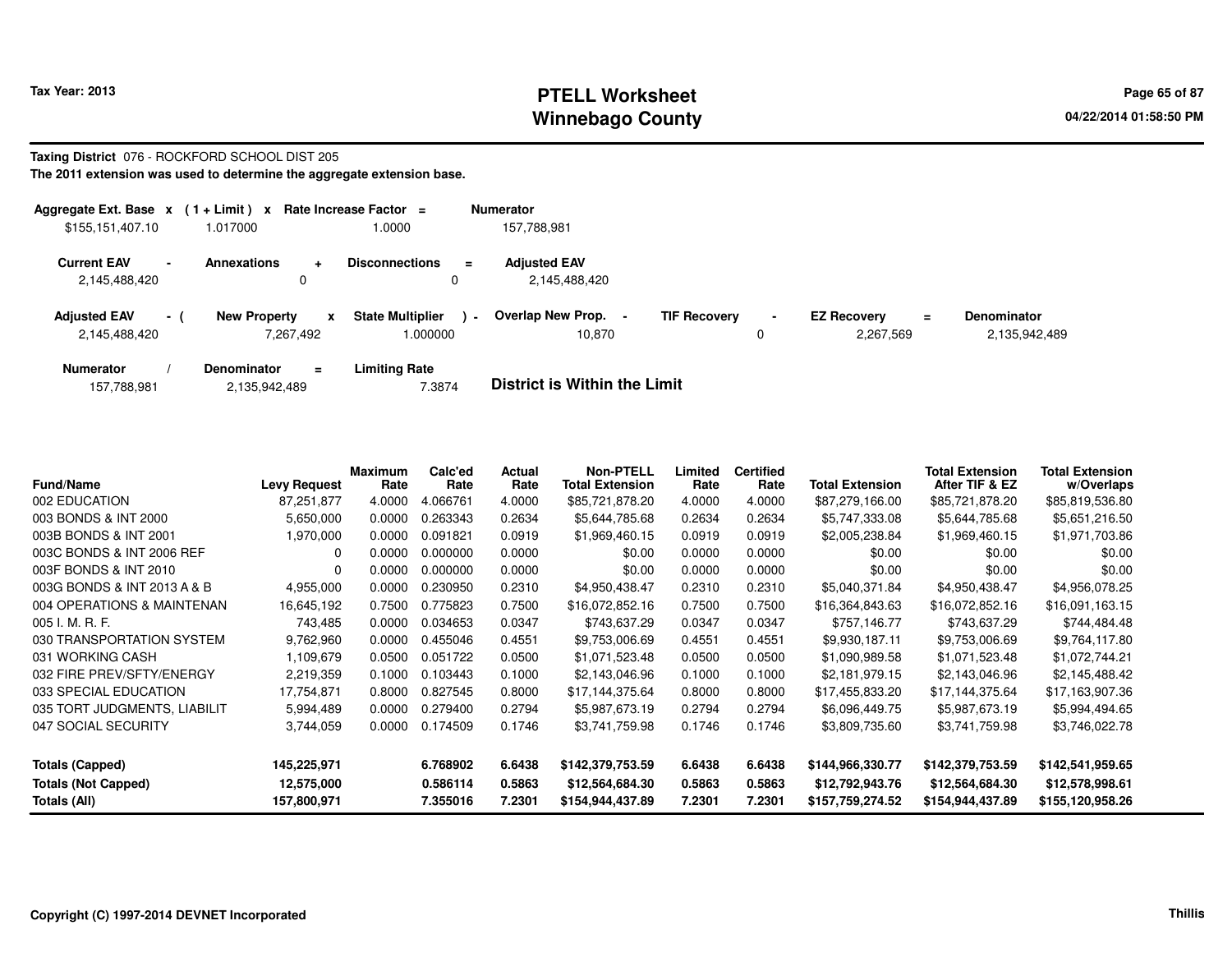# PTELL Worksheet
# Winnebago County

Tax Year: 2013

04/22/2014 01:58:50 PM

**Taxing District** 076 - ROCKFORD SCHOOL DIST 205

**The 2011 extension was used to determine the aggregate extension base.**

| Aggregate Ext. Base | x | ( 1 + Limit ) | x | Rate Increase Factor | = | Numerator |
|---|---|---|---|---|---|---|
| $155,151,407.10 | | 1.017000 | | 1.0000 | | 157,788,981 |

| Current EAV | - | Annexations | + | Disconnections | = | Adjusted EAV |
|---|---|---|---|---|---|---|
| 2,145,488,420 | | 0 | | 0 | | 2,145,488,420 |

| Adjusted EAV | - ( | New Property | x | State Multiplier | ) - | Overlap New Prop. | - | TIF Recovery | - | EZ Recovery | = | Denominator |
|---|---|---|---|---|---|---|---|---|---|---|---|---|
| 2,145,488,420 | | 7,267,492 | | 1.000000 | | 10,870 | | 0 | | 2,267,569 | | 2,135,942,489 |

| Numerator | / | Denominator | = | Limiting Rate |
|---|---|---|---|---|
| 157,788,981 | | 2,135,942,489 | | 7.3874 |

**District is Within the Limit**

| Fund/Name | Levy Request | Maximum Rate | Calc'ed Rate | Actual Rate | Non-PTELL Total Extension | Limited Rate | Certified Rate | Total Extension | Total Extension After TIF & EZ | Total Extension w/Overlaps |
|---|---|---|---|---|---|---|---|---|---|---|
| 002 EDUCATION | 87,251,877 | 4.0000 | 4.066761 | 4.0000 | $85,721,878.20 | 4.0000 | 4.0000 | $87,279,166.00 | $85,721,878.20 | $85,819,536.80 |
| 003 BONDS & INT 2000 | 5,650,000 | 0.0000 | 0.263343 | 0.2634 | $5,644,785.68 | 0.2634 | 0.2634 | $5,747,333.08 | $5,644,785.68 | $5,651,216.50 |
| 003B BONDS & INT 2001 | 1,970,000 | 0.0000 | 0.091821 | 0.0919 | $1,969,460.15 | 0.0919 | 0.0919 | $2,005,238.84 | $1,969,460.15 | $1,971,703.86 |
| 003C BONDS & INT 2006 REF | 0 | 0.0000 | 0.000000 | 0.0000 | $0.00 | 0.0000 | 0.0000 | $0.00 | $0.00 | $0.00 |
| 003F BONDS & INT 2010 | 0 | 0.0000 | 0.000000 | 0.0000 | $0.00 | 0.0000 | 0.0000 | $0.00 | $0.00 | $0.00 |
| 003G BONDS & INT 2013 A & B | 4,955,000 | 0.0000 | 0.230950 | 0.2310 | $4,950,438.47 | 0.2310 | 0.2310 | $5,040,371.84 | $4,950,438.47 | $4,956,078.25 |
| 004 OPERATIONS & MAINTENAN | 16,645,192 | 0.7500 | 0.775823 | 0.7500 | $16,072,852.16 | 0.7500 | 0.7500 | $16,364,843.63 | $16,072,852.16 | $16,091,163.15 |
| 005 I. M. R. F. | 743,485 | 0.0000 | 0.034653 | 0.0347 | $743,637.29 | 0.0347 | 0.0347 | $757,146.77 | $743,637.29 | $744,484.48 |
| 030 TRANSPORTATION SYSTEM | 9,762,960 | 0.0000 | 0.455046 | 0.4551 | $9,753,006.69 | 0.4551 | 0.4551 | $9,930,187.11 | $9,753,006.69 | $9,764,117.80 |
| 031 WORKING CASH | 1,109,679 | 0.0500 | 0.051722 | 0.0500 | $1,071,523.48 | 0.0500 | 0.0500 | $1,090,989.58 | $1,071,523.48 | $1,072,744.21 |
| 032 FIRE PREV/SFTY/ENERGY | 2,219,359 | 0.1000 | 0.103443 | 0.1000 | $2,143,046.96 | 0.1000 | 0.1000 | $2,181,979.15 | $2,143,046.96 | $2,145,488.42 |
| 033 SPECIAL EDUCATION | 17,754,871 | 0.8000 | 0.827545 | 0.8000 | $17,144,375.64 | 0.8000 | 0.8000 | $17,455,833.20 | $17,144,375.64 | $17,163,907.36 |
| 035 TORT JUDGMENTS, LIABILIT | 5,994,489 | 0.0000 | 0.279400 | 0.2794 | $5,987,673.19 | 0.2794 | 0.2794 | $6,096,449.75 | $5,987,673.19 | $5,994,494.65 |
| 047 SOCIAL SECURITY | 3,744,059 | 0.0000 | 0.174509 | 0.1746 | $3,741,759.98 | 0.1746 | 0.1746 | $3,809,735.60 | $3,741,759.98 | $3,746,022.78 |
| **Totals (Capped)** | **145,225,971** | | **6.768902** | **6.6438** | **$142,379,753.59** | **6.6438** | **6.6438** | **$144,966,330.77** | **$142,379,753.59** | **$142,541,959.65** |
| **Totals (Not Capped)** | **12,575,000** | | **0.586114** | **0.5863** | **$12,564,684.30** | **0.5863** | **0.5863** | **$12,792,943.76** | **$12,564,684.30** | **$12,578,998.61** |
| **Totals (All)** | **157,800,971** | | **7.355016** | **7.2301** | **$154,944,437.89** | **7.2301** | **7.2301** | **$157,759,274.52** | **$154,944,437.89** | **$155,120,958.26** |

Copyright (C) 1997-2014 DEVNET Incorporated

Thillis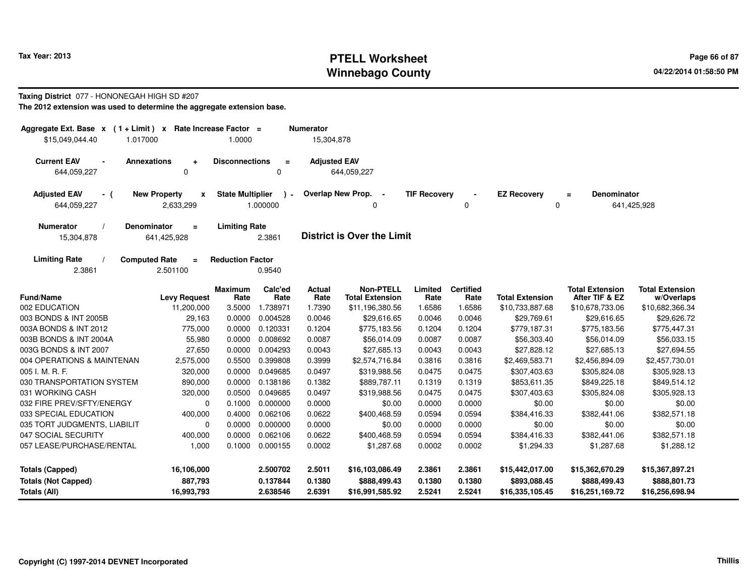# PTELL Worksheet
# Winnebago County

Tax Year: 2013

04/22/2014 01:58:50 PM

**Taxing District** 077 - HONONEGAH HIGH SD #207

**The 2012 extension was used to determine the aggregate extension base.**

| Aggregate Ext. Base | x | ( 1 + Limit ) | x | Rate Increase Factor | = | Numerator |
|---|---|---|---|---|---|---|
| $15,049,044.40 | | 1.017000 | | 1.0000 | | 15,304,878 |

| Current EAV | - | Annexations | + | Disconnections | = | Adjusted EAV |
|---|---|---|---|---|---|---|
| 644,059,227 | | 0 | | 0 | | 644,059,227 |

| Adjusted EAV | - ( | New Property | x | State Multiplier | ) - | Overlap New Prop. | - | TIF Recovery | - | EZ Recovery | = | Denominator |
|---|---|---|---|---|---|---|---|---|---|---|---|---|
| 644,059,227 | | 2,633,299 | | 1.000000 | | 0 | | 0 | | 0 | | 641,425,928 |

| Numerator | / | Denominator | = | Limiting Rate |
|---|---|---|---|---|
| 15,304,878 | | 641,425,928 | | 2.3861 |

**District is Over the Limit**

| Limiting Rate | / | Computed Rate | = | Reduction Factor |
|---|---|---|---|---|
| 2.3861 | | 2.501100 | | 0.9540 |

| Fund/Name | Levy Request | Maximum Rate | Calc'ed Rate | Actual Rate | Non-PTELL Total Extension | Limited Rate | Certified Rate | Total Extension | Total Extension After TIF & EZ | Total Extension w/Overlaps |
|---|---|---|---|---|---|---|---|---|---|---|
| 002 EDUCATION | 11,200,000 | 3.5000 | 1.738971 | 1.7390 | $11,196,380.56 | 1.6586 | 1.6586 | $10,733,887.68 | $10,678,733.06 | $10,682,366.34 |
| 003 BONDS & INT 2005B | 29,163 | 0.0000 | 0.004528 | 0.0046 | $29,616.65 | 0.0046 | 0.0046 | $29,769.61 | $29,616.65 | $29,626.72 |
| 003A BONDS & INT 2012 | 775,000 | 0.0000 | 0.120331 | 0.1204 | $775,183.56 | 0.1204 | 0.1204 | $779,187.31 | $775,183.56 | $775,447.31 |
| 003B BONDS & INT 2004A | 55,980 | 0.0000 | 0.008692 | 0.0087 | $56,014.09 | 0.0087 | 0.0087 | $56,303.40 | $56,014.09 | $56,033.15 |
| 003G BONDS & INT 2007 | 27,650 | 0.0000 | 0.004293 | 0.0043 | $27,685.13 | 0.0043 | 0.0043 | $27,828.12 | $27,685.13 | $27,694.55 |
| 004 OPERATIONS & MAINTENAN | 2,575,000 | 0.5500 | 0.399808 | 0.3999 | $2,574,716.84 | 0.3816 | 0.3816 | $2,469,583.71 | $2,456,894.09 | $2,457,730.01 |
| 005 I. M. R. F. | 320,000 | 0.0000 | 0.049685 | 0.0497 | $319,988.56 | 0.0475 | 0.0475 | $307,403.63 | $305,824.08 | $305,928.13 |
| 030 TRANSPORTATION SYSTEM | 890,000 | 0.0000 | 0.138186 | 0.1382 | $889,787.11 | 0.1319 | 0.1319 | $853,611.35 | $849,225.18 | $849,514.12 |
| 031 WORKING CASH | 320,000 | 0.0500 | 0.049685 | 0.0497 | $319,988.56 | 0.0475 | 0.0475 | $307,403.63 | $305,824.08 | $305,928.13 |
| 032 FIRE PREV/SFTY/ENERGY | 0 | 0.1000 | 0.000000 | 0.0000 | $0.00 | 0.0000 | 0.0000 | $0.00 | $0.00 | $0.00 |
| 033 SPECIAL EDUCATION | 400,000 | 0.4000 | 0.062106 | 0.0622 | $400,468.59 | 0.0594 | 0.0594 | $384,416.33 | $382,441.06 | $382,571.18 |
| 035 TORT JUDGMENTS, LIABILIT | 0 | 0.0000 | 0.000000 | 0.0000 | $0.00 | 0.0000 | 0.0000 | $0.00 | $0.00 | $0.00 |
| 047 SOCIAL SECURITY | 400,000 | 0.0000 | 0.062106 | 0.0622 | $400,468.59 | 0.0594 | 0.0594 | $384,416.33 | $382,441.06 | $382,571.18 |
| 057 LEASE/PURCHASE/RENTAL | 1,000 | 0.1000 | 0.000155 | 0.0002 | $1,287.68 | 0.0002 | 0.0002 | $1,294.33 | $1,287.68 | $1,288.12 |
| **Totals (Capped)** | **16,106,000** | | **2.500702** | **2.5011** | **$16,103,086.49** | **2.3861** | **2.3861** | **$15,442,017.00** | **$15,362,670.29** | **$15,367,897.21** |
| **Totals (Not Capped)** | **887,793** | | **0.137844** | **0.1380** | **$888,499.43** | **0.1380** | **0.1380** | **$893,088.45** | **$888,499.43** | **$888,801.73** |
| **Totals (All)** | **16,993,793** | | **2.638546** | **2.6391** | **$16,991,585.92** | **2.5241** | **2.5241** | **$16,335,105.45** | **$16,251,169.72** | **$16,256,698.94** |

Copyright (C) 1997-2014 DEVNET Incorporated

Thillis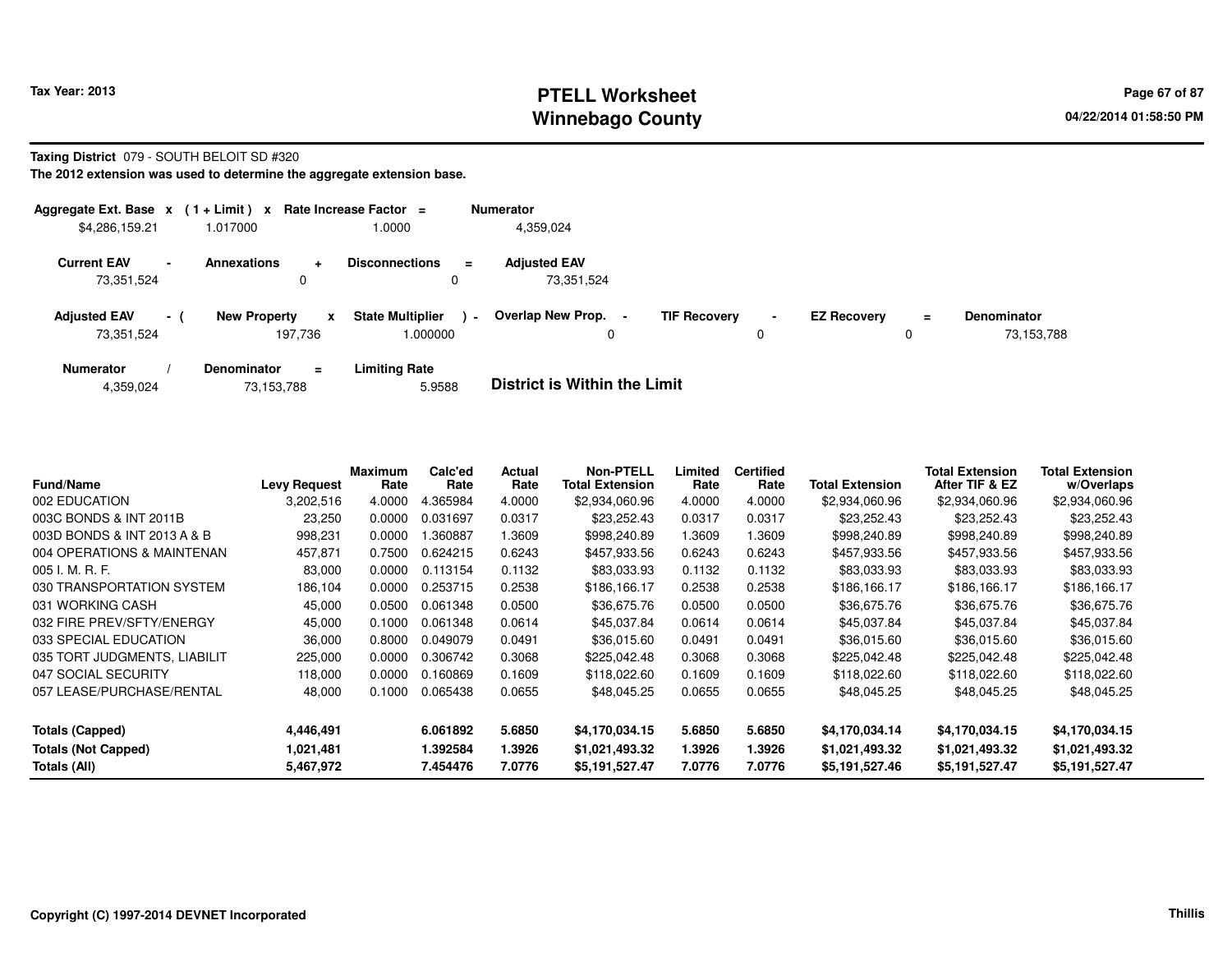Tax Year: 2013

# PTELL Worksheet
# Winnebago County

04/22/2014 01:58:50 PM

**Taxing District** 079 - SOUTH BELOIT SD #320

**The 2012 extension was used to determine the aggregate extension base.**

| Aggregate Ext. Base x | (1 + Limit) x | Rate Increase Factor = | Numerator |
|---|---|---|---|
| $4,286,159.21 | 1.017000 | 1.0000 | 4,359,024 |

| Current EAV - | Annexations + | Disconnections = | Adjusted EAV |
|---|---|---|---|
| 73,351,524 | 0 | 0 | 73,351,524 |

| Adjusted EAV - ( | New Property x | State Multiplier ) - | Overlap New Prop. - | TIF Recovery - | EZ Recovery = | Denominator |
|---|---|---|---|---|---|---|
| 73,351,524 | 197,736 | 1.000000 | 0 | 0 | 0 | 73,153,788 |

| Numerator / | Denominator = | Limiting Rate |
|---|---|---|
| 4,359,024 | 73,153,788 | 5.9588 |

**District is Within the Limit**

| Fund/Name | Levy Request | Maximum Rate | Calc'ed Rate | Actual Rate | Non-PTELL Total Extension | Limited Rate | Certified Rate | Total Extension | Total Extension After TIF & EZ | Total Extension w/Overlaps |
|---|---|---|---|---|---|---|---|---|---|---|
| 002 EDUCATION | 3,202,516 | 4.0000 | 4.365984 | 4.0000 | $2,934,060.96 | 4.0000 | 4.0000 | $2,934,060.96 | $2,934,060.96 | $2,934,060.96 |
| 003C BONDS & INT 2011B | 23,250 | 0.0000 | 0.031697 | 0.0317 | $23,252.43 | 0.0317 | 0.0317 | $23,252.43 | $23,252.43 | $23,252.43 |
| 003D BONDS & INT 2013 A & B | 998,231 | 0.0000 | 1.360887 | 1.3609 | $998,240.89 | 1.3609 | 1.3609 | $998,240.89 | $998,240.89 | $998,240.89 |
| 004 OPERATIONS & MAINTENAN | 457,871 | 0.7500 | 0.624215 | 0.6243 | $457,933.56 | 0.6243 | 0.6243 | $457,933.56 | $457,933.56 | $457,933.56 |
| 005 I. M. R. F. | 83,000 | 0.0000 | 0.113154 | 0.1132 | $83,033.93 | 0.1132 | 0.1132 | $83,033.93 | $83,033.93 | $83,033.93 |
| 030 TRANSPORTATION SYSTEM | 186,104 | 0.0000 | 0.253715 | 0.2538 | $186,166.17 | 0.2538 | 0.2538 | $186,166.17 | $186,166.17 | $186,166.17 |
| 031 WORKING CASH | 45,000 | 0.0500 | 0.061348 | 0.0500 | $36,675.76 | 0.0500 | 0.0500 | $36,675.76 | $36,675.76 | $36,675.76 |
| 032 FIRE PREV/SFTY/ENERGY | 45,000 | 0.1000 | 0.061348 | 0.0614 | $45,037.84 | 0.0614 | 0.0614 | $45,037.84 | $45,037.84 | $45,037.84 |
| 033 SPECIAL EDUCATION | 36,000 | 0.8000 | 0.049079 | 0.0491 | $36,015.60 | 0.0491 | 0.0491 | $36,015.60 | $36,015.60 | $36,015.60 |
| 035 TORT JUDGMENTS, LIABILIT | 225,000 | 0.0000 | 0.306742 | 0.3068 | $225,042.48 | 0.3068 | 0.3068 | $225,042.48 | $225,042.48 | $225,042.48 |
| 047 SOCIAL SECURITY | 118,000 | 0.0000 | 0.160869 | 0.1609 | $118,022.60 | 0.1609 | 0.1609 | $118,022.60 | $118,022.60 | $118,022.60 |
| 057 LEASE/PURCHASE/RENTAL | 48,000 | 0.1000 | 0.065438 | 0.0655 | $48,045.25 | 0.0655 | 0.0655 | $48,045.25 | $48,045.25 | $48,045.25 |
| **Totals (Capped)** | **4,446,491** | | **6.061892** | **5.6850** | **$4,170,034.15** | **5.6850** | **5.6850** | **$4,170,034.14** | **$4,170,034.15** | **$4,170,034.15** |
| **Totals (Not Capped)** | **1,021,481** | | **1.392584** | **1.3926** | **$1,021,493.32** | **1.3926** | **1.3926** | **$1,021,493.32** | **$1,021,493.32** | **$1,021,493.32** |
| **Totals (All)** | **5,467,972** | | **7.454476** | **7.0776** | **$5,191,527.47** | **7.0776** | **7.0776** | **$5,191,527.46** | **$5,191,527.47** | **$5,191,527.47** |

**Copyright (C) 1997-2014 DEVNET Incorporated** Thillis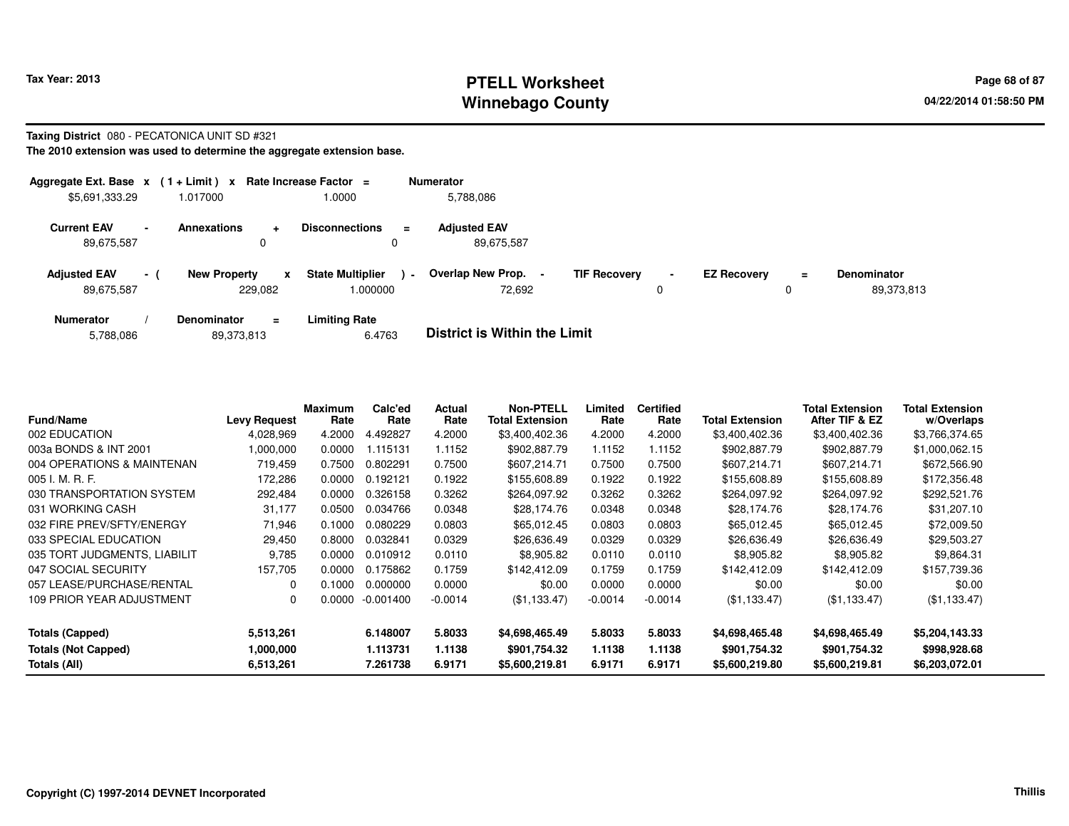**Tax Year: 2013**

# PTELL Worksheet
# Winnebago County

**Taxing District** 080 - PECATONICA UNIT SD #321

**The 2010 extension was used to determine the aggregate extension base.**

| Aggregate Ext. Base x | (1 + Limit) x | Rate Increase Factor = | Numerator |
|---|---|---|---|
| $5,691,333.29 | 1.017000 | 1.0000 | 5,788,086 |

| Current EAV - | Annexations + | Disconnections = | Adjusted EAV |
|---|---|---|---|
| 89,675,587 | 0 | 0 | 89,675,587 |

| Adjusted EAV - ( | New Property x | State Multiplier ) - | Overlap New Prop. - | TIF Recovery - | EZ Recovery = | Denominator |
|---|---|---|---|---|---|---|
| 89,675,587 | 229,082 | 1.000000 | 72,692 | 0 | 0 | 89,373,813 |

| Numerator / | Denominator = | Limiting Rate | |
|---|---|---|---|
| 5,788,086 | 89,373,813 | 6.4763 | **District is Within the Limit** |

| Fund/Name | Levy Request | Maximum Rate | Calc'ed Rate | Actual Rate | Non-PTELL Total Extension | Limited Rate | Certified Rate | Total Extension | Total Extension After TIF & EZ | Total Extension w/Overlaps |
|---|---|---|---|---|---|---|---|---|---|---|
| 002 EDUCATION | 4,028,969 | 4.2000 | 4.492827 | 4.2000 | $3,400,402.36 | 4.2000 | 4.2000 | $3,400,402.36 | $3,400,402.36 | $3,766,374.65 |
| 003a BONDS & INT 2001 | 1,000,000 | 0.0000 | 1.115131 | 1.1152 | $902,887.79 | 1.1152 | 1.1152 | $902,887.79 | $902,887.79 | $1,000,062.15 |
| 004 OPERATIONS & MAINTENAN | 719,459 | 0.7500 | 0.802291 | 0.7500 | $607,214.71 | 0.7500 | 0.7500 | $607,214.71 | $607,214.71 | $672,566.90 |
| 005 I. M. R. F. | 172,286 | 0.0000 | 0.192121 | 0.1922 | $155,608.89 | 0.1922 | 0.1922 | $155,608.89 | $155,608.89 | $172,356.48 |
| 030 TRANSPORTATION SYSTEM | 292,484 | 0.0000 | 0.326158 | 0.3262 | $264,097.92 | 0.3262 | 0.3262 | $264,097.92 | $264,097.92 | $292,521.76 |
| 031 WORKING CASH | 31,177 | 0.0500 | 0.034766 | 0.0348 | $28,174.76 | 0.0348 | 0.0348 | $28,174.76 | $28,174.76 | $31,207.10 |
| 032 FIRE PREV/SFTY/ENERGY | 71,946 | 0.1000 | 0.080229 | 0.0803 | $65,012.45 | 0.0803 | 0.0803 | $65,012.45 | $65,012.45 | $72,009.50 |
| 033 SPECIAL EDUCATION | 29,450 | 0.8000 | 0.032841 | 0.0329 | $26,636.49 | 0.0329 | 0.0329 | $26,636.49 | $26,636.49 | $29,503.27 |
| 035 TORT JUDGMENTS, LIABILIT | 9,785 | 0.0000 | 0.010912 | 0.0110 | $8,905.82 | 0.0110 | 0.0110 | $8,905.82 | $8,905.82 | $9,864.31 |
| 047 SOCIAL SECURITY | 157,705 | 0.0000 | 0.175862 | 0.1759 | $142,412.09 | 0.1759 | 0.1759 | $142,412.09 | $142,412.09 | $157,739.36 |
| 057 LEASE/PURCHASE/RENTAL | 0 | 0.1000 | 0.000000 | 0.0000 | $0.00 | 0.0000 | 0.0000 | $0.00 | $0.00 | $0.00 |
| 109 PRIOR YEAR ADJUSTMENT | 0 | 0.0000 | -0.001400 | -0.0014 | ($1,133.47) | -0.0014 | -0.0014 | ($1,133.47) | ($1,133.47) | ($1,133.47) |
| **Totals (Capped)** | **5,513,261** | | **6.148007** | **5.8033** | **$4,698,465.49** | **5.8033** | **5.8033** | **$4,698,465.48** | **$4,698,465.49** | **$5,204,143.33** |
| **Totals (Not Capped)** | **1,000,000** | | **1.113731** | **1.1138** | **$901,754.32** | **1.1138** | **1.1138** | **$901,754.32** | **$901,754.32** | **$998,928.68** |
| **Totals (All)** | **6,513,261** | | **7.261738** | **6.9171** | **$5,600,219.81** | **6.9171** | **6.9171** | **$5,600,219.80** | **$5,600,219.81** | **$6,203,072.01** |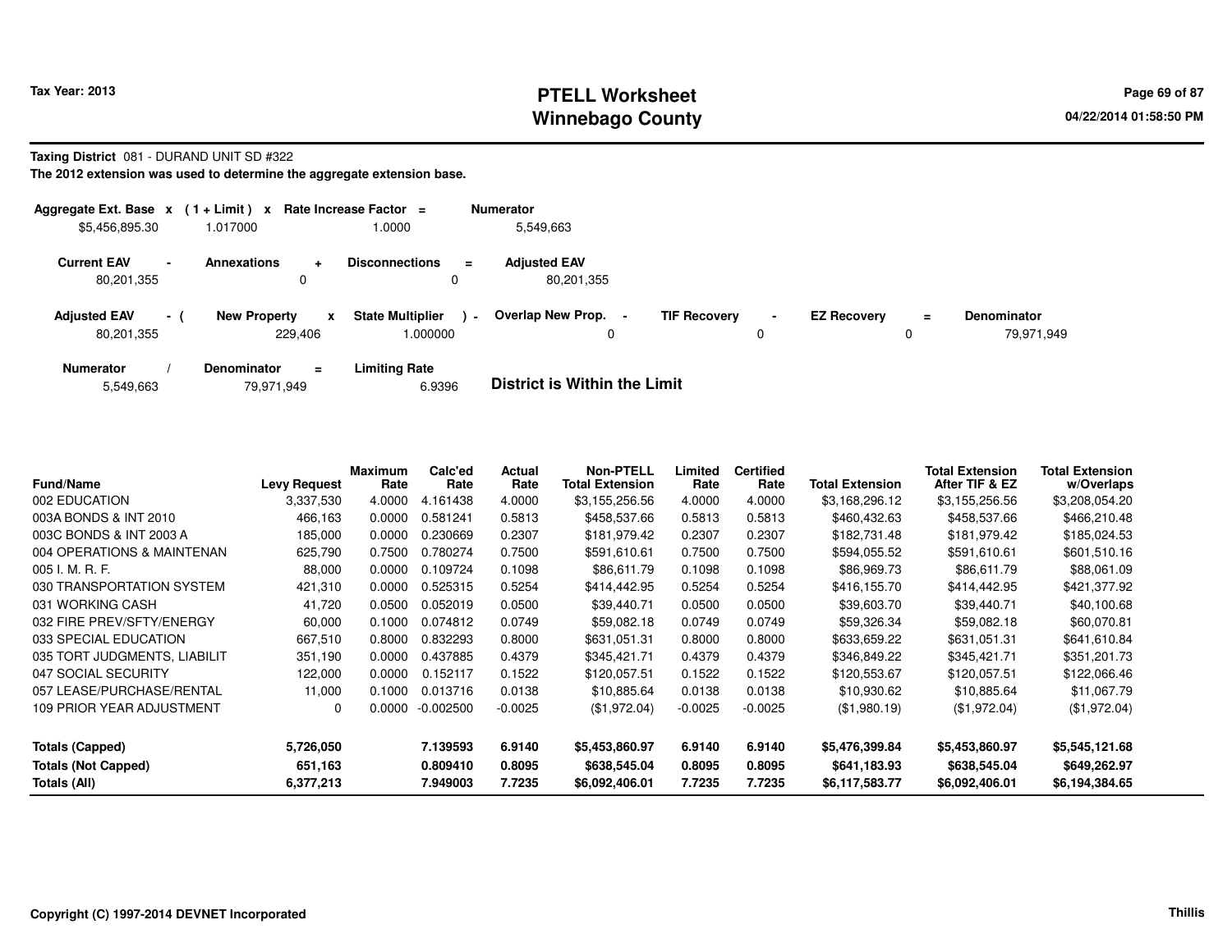Tax Year: 2013

# PTELL Worksheet
# Winnebago County

04/22/2014 01:58:50 PM

**Taxing District** 081 - DURAND UNIT SD #322

**The 2012 extension was used to determine the aggregate extension base.**

| Aggregate Ext. Base x | (1 + Limit) x | Rate Increase Factor = | Numerator |
|---|---|---|---|
| $5,456,895.30 | 1.017000 | 1.0000 | 5,549,663 |

| Current EAV - | Annexations + | Disconnections = | Adjusted EAV |
|---|---|---|---|
| 80,201,355 | 0 | 0 | 80,201,355 |

| Adjusted EAV - ( | New Property x | State Multiplier ) - | Overlap New Prop. - | TIF Recovery - | EZ Recovery = | Denominator |
|---|---|---|---|---|---|---|
| 80,201,355 | 229,406 | 1.000000 | 0 | 0 | 0 | 79,971,949 |

| Numerator / | Denominator = | Limiting Rate |
|---|---|---|
| 5,549,663 | 79,971,949 | 6.9396 |

**District is Within the Limit**

| Fund/Name | Levy Request | Maximum Rate | Calc'ed Rate | Actual Rate | Non-PTELL Total Extension | Limited Rate | Certified Rate | Total Extension | Total Extension After TIF & EZ | Total Extension w/Overlaps |
|---|---|---|---|---|---|---|---|---|---|---|
| 002 EDUCATION | 3,337,530 | 4.0000 | 4.161438 | 4.0000 | $3,155,256.56 | 4.0000 | 4.0000 | $3,168,296.12 | $3,155,256.56 | $3,208,054.20 |
| 003A BONDS & INT 2010 | 466,163 | 0.0000 | 0.581241 | 0.5813 | $458,537.66 | 0.5813 | 0.5813 | $460,432.63 | $458,537.66 | $466,210.48 |
| 003C BONDS & INT 2003 A | 185,000 | 0.0000 | 0.230669 | 0.2307 | $181,979.42 | 0.2307 | 0.2307 | $182,731.48 | $181,979.42 | $185,024.53 |
| 004 OPERATIONS & MAINTENAN | 625,790 | 0.7500 | 0.780274 | 0.7500 | $591,610.61 | 0.7500 | 0.7500 | $594,055.52 | $591,610.61 | $601,510.16 |
| 005 I. M. R. F. | 88,000 | 0.0000 | 0.109724 | 0.1098 | $86,611.79 | 0.1098 | 0.1098 | $86,969.73 | $86,611.79 | $88,061.09 |
| 030 TRANSPORTATION SYSTEM | 421,310 | 0.0000 | 0.525315 | 0.5254 | $414,442.95 | 0.5254 | 0.5254 | $416,155.70 | $414,442.95 | $421,377.92 |
| 031 WORKING CASH | 41,720 | 0.0500 | 0.052019 | 0.0500 | $39,440.71 | 0.0500 | 0.0500 | $39,603.70 | $39,440.71 | $40,100.68 |
| 032 FIRE PREV/SFTY/ENERGY | 60,000 | 0.1000 | 0.074812 | 0.0749 | $59,082.18 | 0.0749 | 0.0749 | $59,326.34 | $59,082.18 | $60,070.81 |
| 033 SPECIAL EDUCATION | 667,510 | 0.8000 | 0.832293 | 0.8000 | $631,051.31 | 0.8000 | 0.8000 | $633,659.22 | $631,051.31 | $641,610.84 |
| 035 TORT JUDGMENTS, LIABILIT | 351,190 | 0.0000 | 0.437885 | 0.4379 | $345,421.71 | 0.4379 | 0.4379 | $346,849.22 | $345,421.71 | $351,201.73 |
| 047 SOCIAL SECURITY | 122,000 | 0.0000 | 0.152117 | 0.1522 | $120,057.51 | 0.1522 | 0.1522 | $120,553.67 | $120,057.51 | $122,066.46 |
| 057 LEASE/PURCHASE/RENTAL | 11,000 | 0.1000 | 0.013716 | 0.0138 | $10,885.64 | 0.0138 | 0.0138 | $10,930.62 | $10,885.64 | $11,067.79 |
| 109 PRIOR YEAR ADJUSTMENT | 0 | 0.0000 | -0.002500 | -0.0025 | ($1,972.04) | -0.0025 | -0.0025 | ($1,980.19) | ($1,972.04) | ($1,972.04) |
| **Totals (Capped)** | **5,726,050** | | **7.139593** | **6.9140** | **$5,453,860.97** | **6.9140** | **6.9140** | **$5,476,399.84** | **$5,453,860.97** | **$5,545,121.68** |
| **Totals (Not Capped)** | **651,163** | | **0.809410** | **0.8095** | **$638,545.04** | **0.8095** | **0.8095** | **$641,183.93** | **$638,545.04** | **$649,262.97** |
| **Totals (All)** | **6,377,213** | | **7.949003** | **7.7235** | **$6,092,406.01** | **7.7235** | **7.7235** | **$6,117,583.77** | **$6,092,406.01** | **$6,194,384.65** |

Copyright (C) 1997-2014 DEVNET Incorporated

Thillis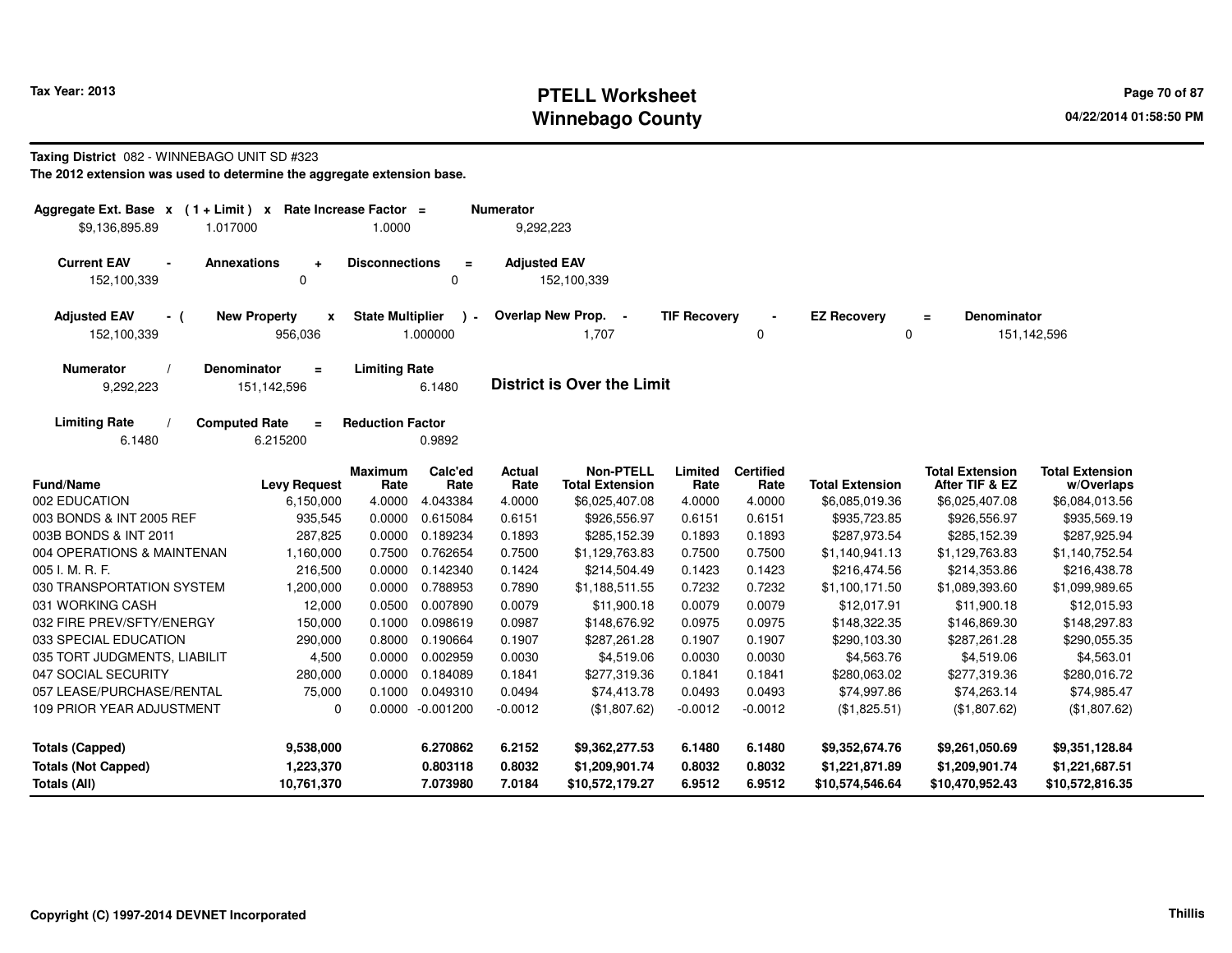# PTELL Worksheet
# Winnebago County

Tax Year: 2013

04/22/2014 01:58:50 PM

**Taxing District** 082 - WINNEBAGO UNIT SD #323

**The 2012 extension was used to determine the aggregate extension base.**

| Aggregate Ext. Base | x | (1 + Limit) | x | Rate Increase Factor | = | Numerator |
|---|---|---|---|---|---|---|
| $9,136,895.89 | | 1.017000 | | 1.0000 | | 9,292,223 |

| Current EAV | - | Annexations | + | Disconnections | = | Adjusted EAV |
|---|---|---|---|---|---|---|
| 152,100,339 | | 0 | | 0 | | 152,100,339 |

| Adjusted EAV | - ( | New Property | x | State Multiplier | ) - | Overlap New Prop. | - | TIF Recovery | - | EZ Recovery | = | Denominator |
|---|---|---|---|---|---|---|---|---|---|---|---|---|
| 152,100,339 | | 956,036 | | 1.000000 | | 1,707 | | 0 | | 0 | | 151,142,596 |

| Numerator | / | Denominator | = | Limiting Rate |
|---|---|---|---|---|
| 9,292,223 | | 151,142,596 | | 6.1480 |

**District is Over the Limit**

| Limiting Rate | / | Computed Rate | = | Reduction Factor |
|---|---|---|---|---|
| 6.1480 | | 6.215200 | | 0.9892 |

| Fund/Name | Levy Request | Maximum Rate | Calc'ed Rate | Actual Rate | Non-PTELL Total Extension | Limited Rate | Certified Rate | Total Extension | Total Extension After TIF & EZ | Total Extension w/Overlaps |
|---|---|---|---|---|---|---|---|---|---|---|
| 002 EDUCATION | 6,150,000 | 4.0000 | 4.043384 | 4.0000 | $6,025,407.08 | 4.0000 | 4.0000 | $6,085,019.36 | $6,025,407.08 | $6,084,013.56 |
| 003 BONDS & INT 2005 REF | 935,545 | 0.0000 | 0.615084 | 0.6151 | $926,556.97 | 0.6151 | 0.6151 | $935,723.85 | $926,556.97 | $935,569.19 |
| 003B BONDS & INT 2011 | 287,825 | 0.0000 | 0.189234 | 0.1893 | $285,152.39 | 0.1893 | 0.1893 | $287,973.54 | $285,152.39 | $287,925.94 |
| 004 OPERATIONS & MAINTENAN | 1,160,000 | 0.7500 | 0.762654 | 0.7500 | $1,129,763.83 | 0.7500 | 0.7500 | $1,140,941.13 | $1,129,763.83 | $1,140,752.54 |
| 005 I. M. R. F. | 216,500 | 0.0000 | 0.142340 | 0.1424 | $214,504.49 | 0.1423 | 0.1423 | $216,474.56 | $214,353.86 | $216,438.78 |
| 030 TRANSPORTATION SYSTEM | 1,200,000 | 0.0000 | 0.788953 | 0.7890 | $1,188,511.55 | 0.7232 | 0.7232 | $1,100,171.50 | $1,089,393.60 | $1,099,989.65 |
| 031 WORKING CASH | 12,000 | 0.0500 | 0.007890 | 0.0079 | $11,900.18 | 0.0079 | 0.0079 | $12,017.91 | $11,900.18 | $12,015.93 |
| 032 FIRE PREV/SFTY/ENERGY | 150,000 | 0.1000 | 0.098619 | 0.0987 | $148,676.92 | 0.0975 | 0.0975 | $148,322.35 | $146,869.30 | $148,297.83 |
| 033 SPECIAL EDUCATION | 290,000 | 0.8000 | 0.190664 | 0.1907 | $287,261.28 | 0.1907 | 0.1907 | $290,103.30 | $287,261.28 | $290,055.35 |
| 035 TORT JUDGMENTS, LIABILIT | 4,500 | 0.0000 | 0.002959 | 0.0030 | $4,519.06 | 0.0030 | 0.0030 | $4,563.76 | $4,519.06 | $4,563.01 |
| 047 SOCIAL SECURITY | 280,000 | 0.0000 | 0.184089 | 0.1841 | $277,319.36 | 0.1841 | 0.1841 | $280,063.02 | $277,319.36 | $280,016.72 |
| 057 LEASE/PURCHASE/RENTAL | 75,000 | 0.1000 | 0.049310 | 0.0494 | $74,413.78 | 0.0493 | 0.0493 | $74,997.86 | $74,263.14 | $74,985.47 |
| 109 PRIOR YEAR ADJUSTMENT | 0 | 0.0000 | -0.001200 | -0.0012 | ($1,807.62) | -0.0012 | -0.0012 | ($1,825.51) | ($1,807.62) | ($1,807.62) |
| **Totals (Capped)** | **9,538,000** | | **6.270862** | **6.2152** | **$9,362,277.53** | **6.1480** | **6.1480** | **$9,352,674.76** | **$9,261,050.69** | **$9,351,128.84** |
| **Totals (Not Capped)** | **1,223,370** | | **0.803118** | **0.8032** | **$1,209,901.74** | **0.8032** | **0.8032** | **$1,221,871.89** | **$1,209,901.74** | **$1,221,687.51** |
| **Totals (All)** | **10,761,370** | | **7.073980** | **7.0184** | **$10,572,179.27** | **6.9512** | **6.9512** | **$10,574,546.64** | **$10,470,952.43** | **$10,572,816.35** |

Copyright (C) 1997-2014 DEVNET Incorporated

Thillis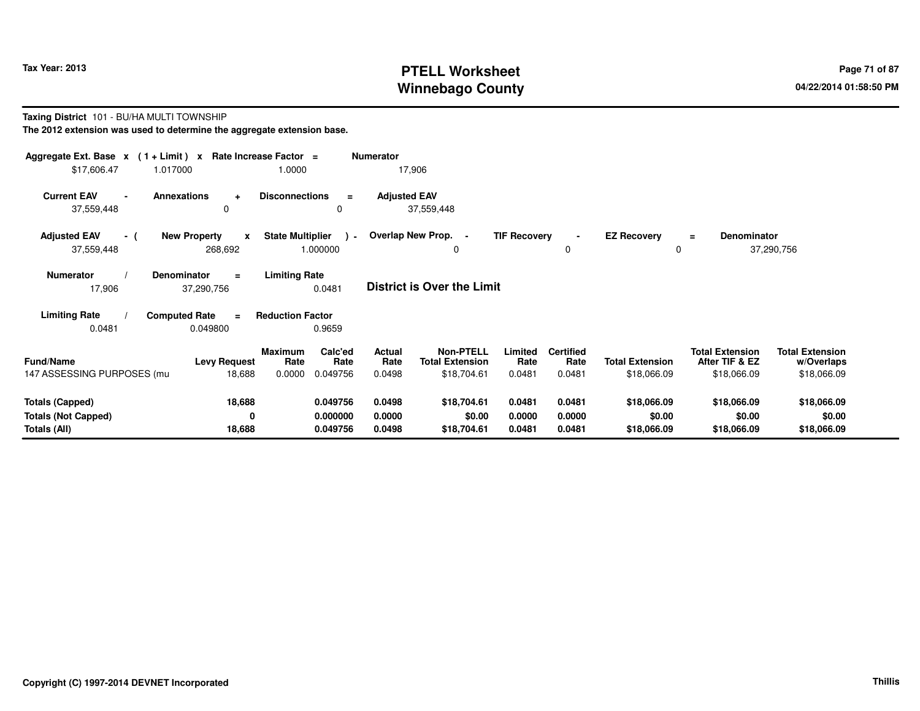# PTELL Worksheet
# Winnebago County

Tax Year: 2013

04/22/2014 01:58:50 PM

**Taxing District** 101 - BU/HA MULTI TOWNSHIP

**The 2012 extension was used to determine the aggregate extension base.**

| Aggregate Ext. Base | x | (1 + Limit) | x | Rate Increase Factor | = | Numerator |
|---|---|---|---|---|---|---|
| $17,606.47 | | 1.017000 | | 1.0000 | | 17,906 |

| Current EAV | - | Annexations | + | Disconnections | = | Adjusted EAV |
|---|---|---|---|---|---|---|
| 37,559,448 | | 0 | | 0 | | 37,559,448 |

| Adjusted EAV | - ( | New Property | x | State Multiplier | ) - | Overlap New Prop. | - | TIF Recovery | - | EZ Recovery | = | Denominator |
|---|---|---|---|---|---|---|---|---|---|---|---|---|
| 37,559,448 | | 268,692 | | 1.000000 | | 0 | | 0 | | 0 | | 37,290,756 |

| Numerator | / | Denominator | = | Limiting Rate |
|---|---|---|---|---|
| 17,906 | | 37,290,756 | | 0.0481 |

**District is Over the Limit**

| Limiting Rate | / | Computed Rate | = | Reduction Factor |
|---|---|---|---|---|
| 0.0481 | | 0.049800 | | 0.9659 |

| Fund/Name | Levy Request | Maximum Rate | Calc'ed Rate | Actual Rate | Non-PTELL Total Extension | Limited Rate | Certified Rate | Total Extension | Total Extension After TIF & EZ | Total Extension w/Overlaps |
|---|---|---|---|---|---|---|---|---|---|---|
| 147 ASSESSING PURPOSES (mu | 18,688 | 0.0000 | 0.049756 | 0.0498 | $18,704.61 | 0.0481 | 0.0481 | $18,066.09 | $18,066.09 | $18,066.09 |
| **Totals (Capped)** | **18,688** | | **0.049756** | **0.0498** | **$18,704.61** | **0.0481** | **0.0481** | **$18,066.09** | **$18,066.09** | **$18,066.09** |
| **Totals (Not Capped)** | **0** | | **0.000000** | **0.0000** | **$0.00** | **0.0000** | **0.0000** | **$0.00** | **$0.00** | **$0.00** |
| **Totals (All)** | **18,688** | | **0.049756** | **0.0498** | **$18,704.61** | **0.0481** | **0.0481** | **$18,066.09** | **$18,066.09** | **$18,066.09** |

Copyright (C) 1997-2014 DEVNET Incorporated

Thillis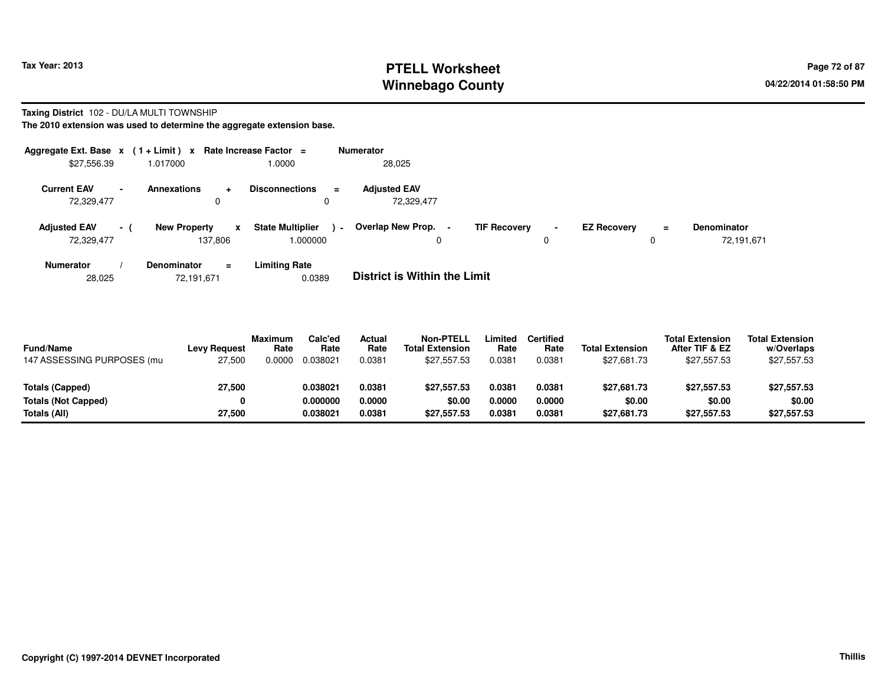**Taxing District** 102 - DU/LA MULTI TOWNSHIP

**The 2010 extension was used to determine the aggregate extension base.**

| Aggregate Ext. Base | x | (1 + Limit) | x | Rate Increase Factor | = | Numerator |
|---|---|---|---|---|---|---|
| $27,556.39 | | 1.017000 | | 1.0000 | | 28,025 |

| Current EAV | - | Annexations | + | Disconnections | = | Adjusted EAV |
|---|---|---|---|---|---|---|
| 72,329,477 | | 0 | | 0 | | 72,329,477 |

| Adjusted EAV | - ( | New Property | x | State Multiplier | ) - | Overlap New Prop. | - | TIF Recovery | - | EZ Recovery | = | Denominator |
|---|---|---|---|---|---|---|---|---|---|---|---|---|
| 72,329,477 | | 137,806 | | 1.000000 | | 0 | | 0 | | 0 | | 72,191,671 |

| Numerator | / | Denominator | = | Limiting Rate |
|---|---|---|---|---|
| 28,025 | | 72,191,671 | | 0.0389 |

**District is Within the Limit**

| Fund/Name | Levy Request | Maximum Rate | Calc'ed Rate | Actual Rate | Non-PTELL Total Extension | Limited Rate | Certified Rate | Total Extension | Total Extension After TIF & EZ | Total Extension w/Overlaps |
|---|---|---|---|---|---|---|---|---|---|---|
| 147 ASSESSING PURPOSES (mu | 27,500 | 0.0000 | 0.038021 | 0.0381 | $27,557.53 | 0.0381 | 0.0381 | $27,681.73 | $27,557.53 | $27,557.53 |
| **Totals (Capped)** | **27,500** | | **0.038021** | **0.0381** | **$27,557.53** | **0.0381** | **0.0381** | **$27,681.73** | **$27,557.53** | **$27,557.53** |
| **Totals (Not Capped)** | **0** | | **0.000000** | **0.0000** | **$0.00** | **0.0000** | **0.0000** | **$0.00** | **$0.00** | **$0.00** |
| **Totals (All)** | **27,500** | | **0.038021** | **0.0381** | **$27,557.53** | **0.0381** | **0.0381** | **$27,681.73** | **$27,557.53** | **$27,557.53** |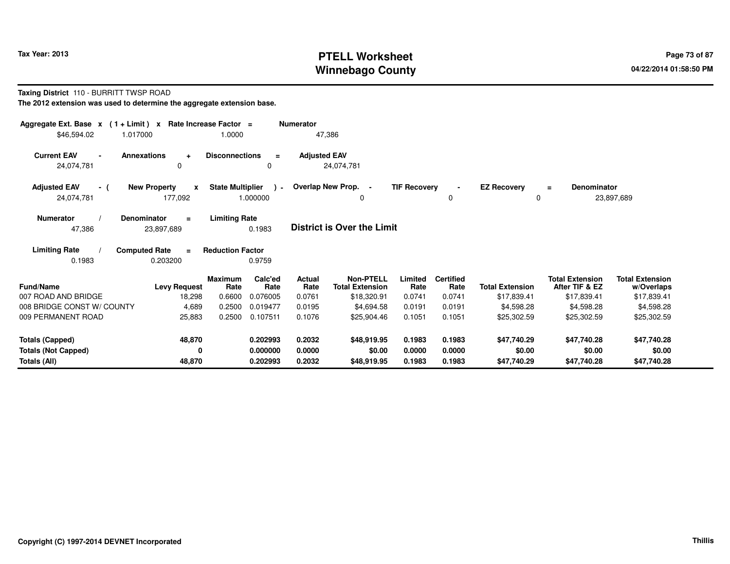# PTELL Worksheet
# Winnebago County

Tax Year: 2013

04/22/2014 01:58:50 PM

**Taxing District** 110 - BURRITT TWSP ROAD

**The 2012 extension was used to determine the aggregate extension base.**

| Aggregate Ext. Base | x | (1 + Limit) | x | Rate Increase Factor | = | Numerator |
|---|---|---|---|---|---|---|
| $46,594.02 | | 1.017000 | | 1.0000 | | 47,386 |

| Current EAV | - | Annexations | + | Disconnections | = | Adjusted EAV |
|---|---|---|---|---|---|---|
| 24,074,781 | | 0 | | 0 | | 24,074,781 |

| Adjusted EAV | - ( | New Property | x | State Multiplier | ) - | Overlap New Prop. | - | TIF Recovery | - | EZ Recovery | = | Denominator |
|---|---|---|---|---|---|---|---|---|---|---|---|---|
| 24,074,781 | | 177,092 | | 1.000000 | | 0 | | 0 | | 0 | | 23,897,689 |

| Numerator | / | Denominator | = | Limiting Rate |
|---|---|---|---|---|
| 47,386 | | 23,897,689 | | 0.1983 |

**District is Over the Limit**

| Limiting Rate | / | Computed Rate | = | Reduction Factor |
|---|---|---|---|---|
| 0.1983 | | 0.203200 | | 0.9759 |

| Fund/Name | Levy Request | Maximum Rate | Calc'ed Rate | Actual Rate | Non-PTELL Total Extension | Limited Rate | Certified Rate | Total Extension | Total Extension After TIF & EZ | Total Extension w/Overlaps |
|---|---|---|---|---|---|---|---|---|---|---|
| 007 ROAD AND BRIDGE | 18,298 | 0.6600 | 0.076005 | 0.0761 | $18,320.91 | 0.0741 | 0.0741 | $17,839.41 | $17,839.41 | $17,839.41 |
| 008 BRIDGE CONST W/ COUNTY | 4,689 | 0.2500 | 0.019477 | 0.0195 | $4,694.58 | 0.0191 | 0.0191 | $4,598.28 | $4,598.28 | $4,598.28 |
| 009 PERMANENT ROAD | 25,883 | 0.2500 | 0.107511 | 0.1076 | $25,904.46 | 0.1051 | 0.1051 | $25,302.59 | $25,302.59 | $25,302.59 |
| **Totals (Capped)** | **48,870** | | **0.202993** | **0.2032** | **$48,919.95** | **0.1983** | **0.1983** | **$47,740.29** | **$47,740.28** | **$47,740.28** |
| **Totals (Not Capped)** | **0** | | **0.000000** | **0.0000** | **$0.00** | **0.0000** | **0.0000** | **$0.00** | **$0.00** | **$0.00** |
| **Totals (All)** | **48,870** | | **0.202993** | **0.2032** | **$48,919.95** | **0.1983** | **0.1983** | **$47,740.29** | **$47,740.28** | **$47,740.28** |

Copyright (C) 1997-2014 DEVNET Incorporated

Thillis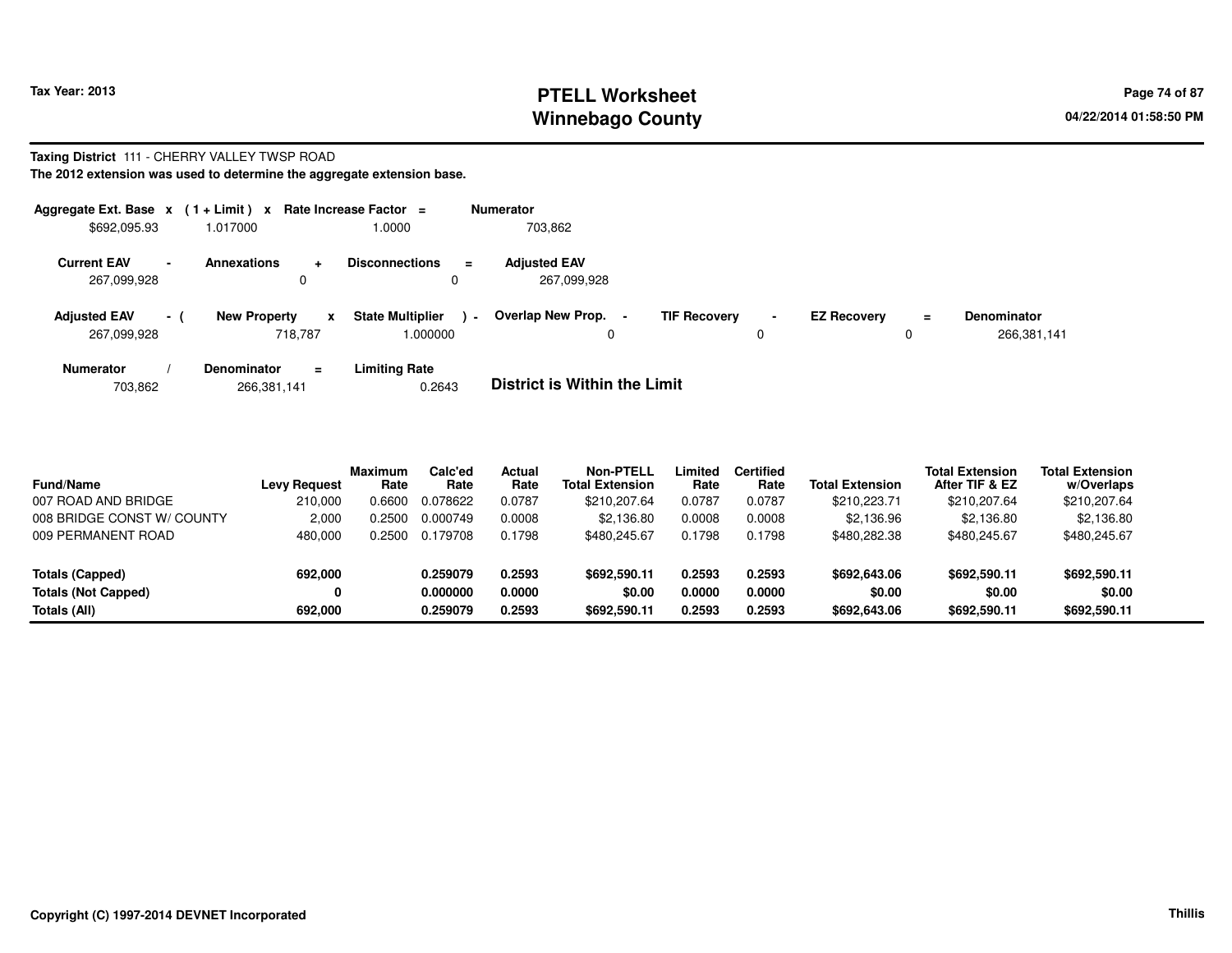# PTELL Worksheet
# Winnebago County

Tax Year: 2013

04/22/2014 01:58:50 PM

**Taxing District** 111 - CHERRY VALLEY TWSP ROAD

**The 2012 extension was used to determine the aggregate extension base.**

| Aggregate Ext. Base | x | (1 + Limit) | x | Rate Increase Factor | = | Numerator |
|---|---|---|---|---|---|---|
| $692,095.93 | | 1.017000 | | 1.0000 | | 703,862 |

| Current EAV | - | Annexations | + | Disconnections | = | Adjusted EAV |
|---|---|---|---|---|---|---|
| 267,099,928 | | 0 | | 0 | | 267,099,928 |

| Adjusted EAV | - ( | New Property | x | State Multiplier | ) - | Overlap New Prop. | - | TIF Recovery | - | EZ Recovery | = | Denominator |
|---|---|---|---|---|---|---|---|---|---|---|---|---|
| 267,099,928 | | 718,787 | | 1.000000 | | 0 | | 0 | | 0 | | 266,381,141 |

| Numerator | / | Denominator | = | Limiting Rate |
|---|---|---|---|---|
| 703,862 | | 266,381,141 | | 0.2643 |

**District is Within the Limit**

| Fund/Name | Levy Request | Maximum Rate | Calc'ed Rate | Actual Rate | Non-PTELL Total Extension | Limited Rate | Certified Rate | Total Extension | Total Extension After TIF & EZ | Total Extension w/Overlaps |
|---|---|---|---|---|---|---|---|---|---|---|
| 007 ROAD AND BRIDGE | 210,000 | 0.6600 | 0.078622 | 0.0787 | $210,207.64 | 0.0787 | 0.0787 | $210,223.71 | $210,207.64 | $210,207.64 |
| 008 BRIDGE CONST W/ COUNTY | 2,000 | 0.2500 | 0.000749 | 0.0008 | $2,136.80 | 0.0008 | 0.0008 | $2,136.96 | $2,136.80 | $2,136.80 |
| 009 PERMANENT ROAD | 480,000 | 0.2500 | 0.179708 | 0.1798 | $480,245.67 | 0.1798 | 0.1798 | $480,282.38 | $480,245.67 | $480,245.67 |
| **Totals (Capped)** | **692,000** | | **0.259079** | **0.2593** | **$692,590.11** | **0.2593** | **0.2593** | **$692,643.06** | **$692,590.11** | **$692,590.11** |
| **Totals (Not Capped)** | **0** | | **0.000000** | **0.0000** | **$0.00** | **0.0000** | **0.0000** | **$0.00** | **$0.00** | **$0.00** |
| **Totals (All)** | **692,000** | | **0.259079** | **0.2593** | **$692,590.11** | **0.2593** | **0.2593** | **$692,643.06** | **$692,590.11** | **$692,590.11** |

**Copyright (C) 1997-2014 DEVNET Incorporated** Thillis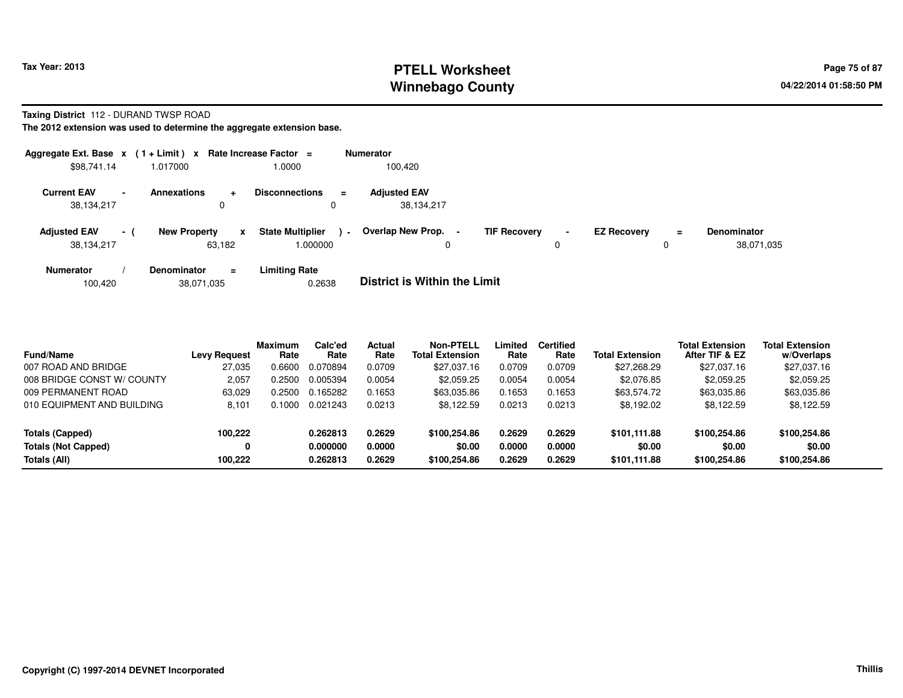Tax Year: 2013

# PTELL Worksheet
# Winnebago County

**Taxing District** 112 - DURAND TWSP ROAD

**The 2012 extension was used to determine the aggregate extension base.**

| Aggregate Ext. Base x | ( 1 + Limit ) x | Rate Increase Factor = | Numerator |
|---|---|---|---|
| $98,741.14 | 1.017000 | 1.0000 | 100,420 |

| Current EAV - | Annexations + | Disconnections = | Adjusted EAV |
|---|---|---|---|
| 38,134,217 | 0 | 0 | 38,134,217 |

| Adjusted EAV - ( | New Property x | State Multiplier ) - | Overlap New Prop. - | TIF Recovery - | EZ Recovery = | Denominator |
|---|---|---|---|---|---|---|
| 38,134,217 | 63,182 | 1.000000 | 0 | 0 | 0 | 38,071,035 |

| Numerator / | Denominator = | Limiting Rate |
|---|---|---|
| 100,420 | 38,071,035 | 0.2638 |

**District is Within the Limit**

| Fund/Name | Levy Request | Maximum Rate | Calc'ed Rate | Actual Rate | Non-PTELL Total Extension | Limited Rate | Certified Rate | Total Extension | Total Extension After TIF & EZ | Total Extension w/Overlaps |
|---|---|---|---|---|---|---|---|---|---|---|
| 007 ROAD AND BRIDGE | 27,035 | 0.6600 | 0.070894 | 0.0709 | $27,037.16 | 0.0709 | 0.0709 | $27,268.29 | $27,037.16 | $27,037.16 |
| 008 BRIDGE CONST W/ COUNTY | 2,057 | 0.2500 | 0.005394 | 0.0054 | $2,059.25 | 0.0054 | 0.0054 | $2,076.85 | $2,059.25 | $2,059.25 |
| 009 PERMANENT ROAD | 63,029 | 0.2500 | 0.165282 | 0.1653 | $63,035.86 | 0.1653 | 0.1653 | $63,574.72 | $63,035.86 | $63,035.86 |
| 010 EQUIPMENT AND BUILDING | 8,101 | 0.1000 | 0.021243 | 0.0213 | $8,122.59 | 0.0213 | 0.0213 | $8,192.02 | $8,122.59 | $8,122.59 |
| **Totals (Capped)** | **100,222** | | **0.262813** | **0.2629** | **$100,254.86** | **0.2629** | **0.2629** | **$101,111.88** | **$100,254.86** | **$100,254.86** |
| **Totals (Not Capped)** | **0** | | **0.000000** | **0.0000** | **$0.00** | **0.0000** | **0.0000** | **$0.00** | **$0.00** | **$0.00** |
| **Totals (All)** | **100,222** | | **0.262813** | **0.2629** | **$100,254.86** | **0.2629** | **0.2629** | **$101,111.88** | **$100,254.86** | **$100,254.86** |

**Copyright (C) 1997-2014 DEVNET Incorporated**

**Thillis**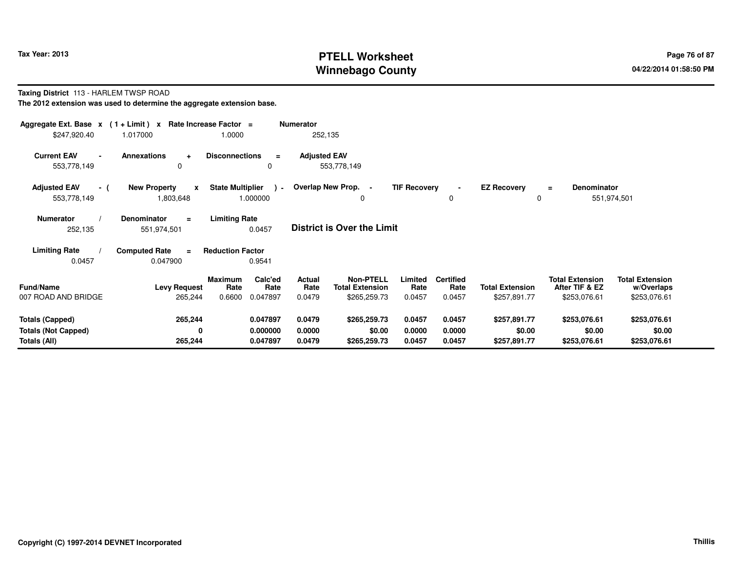# PTELL Worksheet
# Winnebago County

Tax Year: 2013

04/22/2014 01:58:50 PM

**Taxing District** 113 - HARLEM TWSP ROAD

**The 2012 extension was used to determine the aggregate extension base.**

| Aggregate Ext. Base | x | (1 + Limit) | x | Rate Increase Factor | = | Numerator |
|---|---|---|---|---|---|---|
| $247,920.40 | | 1.017000 | | 1.0000 | | 252,135 |

| Current EAV | - | Annexations | + | Disconnections | = | Adjusted EAV |
|---|---|---|---|---|---|---|
| 553,778,149 | | 0 | | 0 | | 553,778,149 |

| Adjusted EAV | - ( | New Property | x | State Multiplier | ) - | Overlap New Prop. | - | TIF Recovery | - | EZ Recovery | = | Denominator |
|---|---|---|---|---|---|---|---|---|---|---|---|---|
| 553,778,149 | | 1,803,648 | | 1.000000 | | 0 | | 0 | | 0 | | 551,974,501 |

| Numerator | / | Denominator | = | Limiting Rate |
|---|---|---|---|---|
| 252,135 | | 551,974,501 | | 0.0457 |

**District is Over the Limit**

| Limiting Rate | / | Computed Rate | = | Reduction Factor |
|---|---|---|---|---|
| 0.0457 | | 0.047900 | | 0.9541 |

| Fund/Name | Levy Request | Maximum Rate | Calc'ed Rate | Actual Rate | Non-PTELL Total Extension | Limited Rate | Certified Rate | Total Extension | Total Extension After TIF & EZ | Total Extension w/Overlaps |
|---|---|---|---|---|---|---|---|---|---|---|
| 007 ROAD AND BRIDGE | 265,244 | 0.6600 | 0.047897 | 0.0479 | $265,259.73 | 0.0457 | 0.0457 | $257,891.77 | $253,076.61 | $253,076.61 |
| **Totals (Capped)** | **265,244** | | **0.047897** | **0.0479** | **$265,259.73** | **0.0457** | **0.0457** | **$257,891.77** | **$253,076.61** | **$253,076.61** |
| **Totals (Not Capped)** | **0** | | **0.000000** | **0.0000** | **$0.00** | **0.0000** | **0.0000** | **$0.00** | **$0.00** | **$0.00** |
| **Totals (All)** | **265,244** | | **0.047897** | **0.0479** | **$265,259.73** | **0.0457** | **0.0457** | **$257,891.77** | **$253,076.61** | **$253,076.61** |

**Copyright (C) 1997-2014 DEVNET Incorporated**

**Thillis**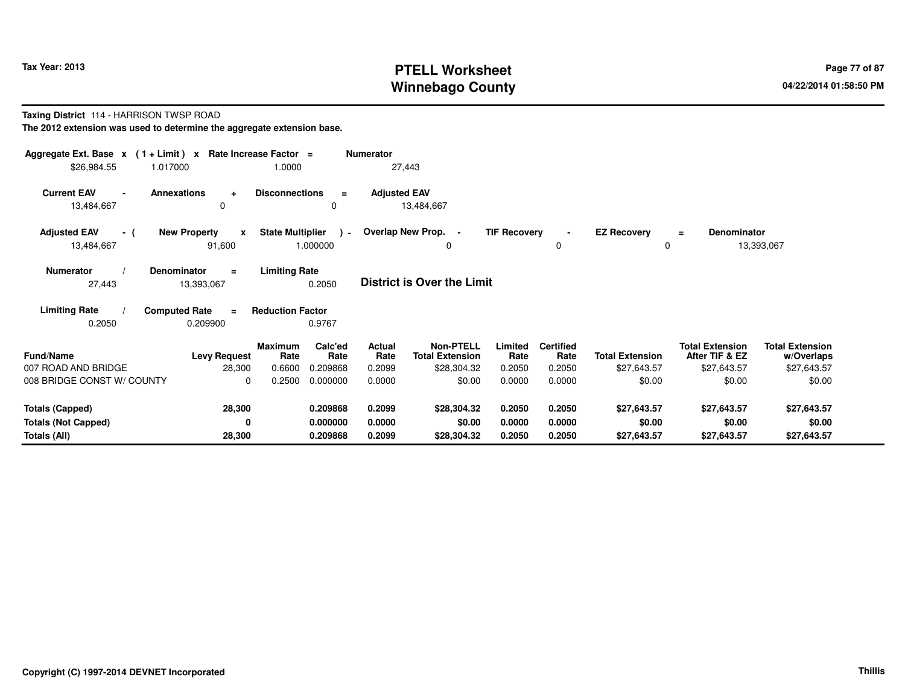# PTELL Worksheet
# Winnebago County

Tax Year: 2013

04/22/2014 01:58:50 PM

**Taxing District** 114 - HARRISON TWSP ROAD

**The 2012 extension was used to determine the aggregate extension base.**

| Aggregate Ext. Base | x | (1 + Limit) | x | Rate Increase Factor | = | Numerator |
|---|---|---|---|---|---|---|
| $26,984.55 | | 1.017000 | | 1.0000 | | 27,443 |

| Current EAV | - | Annexations | + | Disconnections | = | Adjusted EAV |
|---|---|---|---|---|---|---|
| 13,484,667 | | 0 | | 0 | | 13,484,667 |

| Adjusted EAV | - ( | New Property | x | State Multiplier | ) - | Overlap New Prop. | - | TIF Recovery | - | EZ Recovery | = | Denominator |
|---|---|---|---|---|---|---|---|---|---|---|---|---|
| 13,484,667 | | 91,600 | | 1.000000 | | 0 | | 0 | | 0 | | 13,393,067 |

| Numerator | / | Denominator | = | Limiting Rate |
|---|---|---|---|---|
| 27,443 | | 13,393,067 | | 0.2050 |

**District is Over the Limit**

| Limiting Rate | / | Computed Rate | = | Reduction Factor |
|---|---|---|---|---|
| 0.2050 | | 0.209900 | | 0.9767 |

| Fund/Name | Levy Request | Maximum Rate | Calc'ed Rate | Actual Rate | Non-PTELL Total Extension | Limited Rate | Certified Rate | Total Extension | Total Extension After TIF & EZ | Total Extension w/Overlaps |
|---|---|---|---|---|---|---|---|---|---|---|
| 007 ROAD AND BRIDGE | 28,300 | 0.6600 | 0.209868 | 0.2099 | $28,304.32 | 0.2050 | 0.2050 | $27,643.57 | $27,643.57 | $27,643.57 |
| 008 BRIDGE CONST W/ COUNTY | 0 | 0.2500 | 0.000000 | 0.0000 | $0.00 | 0.0000 | 0.0000 | $0.00 | $0.00 | $0.00 |
| **Totals (Capped)** | **28,300** | | **0.209868** | **0.2099** | **$28,304.32** | **0.2050** | **0.2050** | **$27,643.57** | **$27,643.57** | **$27,643.57** |
| **Totals (Not Capped)** | **0** | | **0.000000** | **0.0000** | **$0.00** | **0.0000** | **0.0000** | **$0.00** | **$0.00** | **$0.00** |
| **Totals (All)** | **28,300** | | **0.209868** | **0.2099** | **$28,304.32** | **0.2050** | **0.2050** | **$27,643.57** | **$27,643.57** | **$27,643.57** |

Copyright (C) 1997-2014 DEVNET Incorporated

Thillis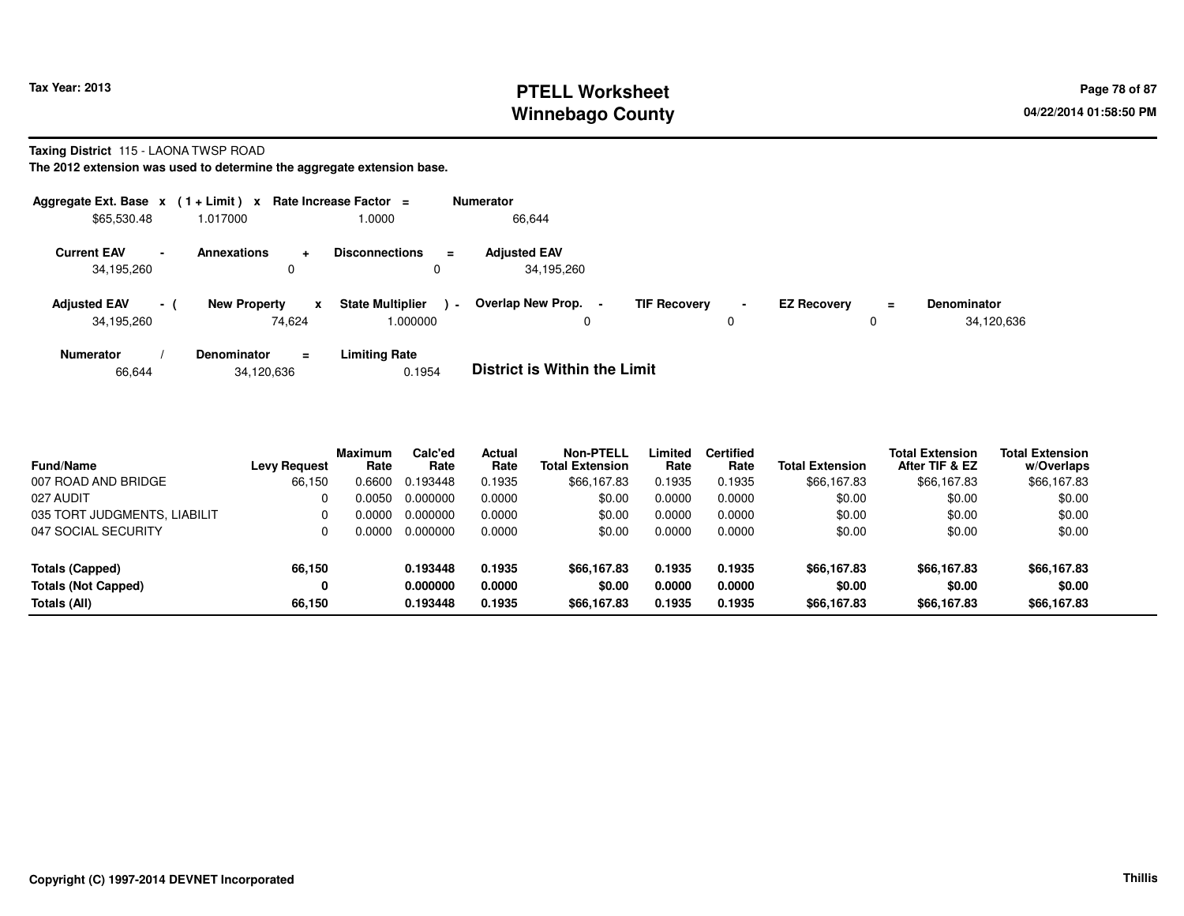# PTELL Worksheet
# Winnebago County

Tax Year: 2013

04/22/2014 01:58:50 PM

**Taxing District** 115 - LAONA TWSP ROAD

**The 2012 extension was used to determine the aggregate extension base.**

| Aggregate Ext. Base | x | ( 1 + Limit ) | x | Rate Increase Factor | = | Numerator |
|---|---|---|---|---|---|---|
| $65,530.48 | | 1.017000 | | 1.0000 | | 66,644 |

| Current EAV | - | Annexations | + | Disconnections | = | Adjusted EAV |
|---|---|---|---|---|---|---|
| 34,195,260 | | 0 | | 0 | | 34,195,260 |

| Adjusted EAV | - ( | New Property | x | State Multiplier | ) - | Overlap New Prop. | - | TIF Recovery | - | EZ Recovery | = | Denominator |
|---|---|---|---|---|---|---|---|---|---|---|---|---|
| 34,195,260 | | 74,624 | | 1.000000 | | 0 | | 0 | | 0 | | 34,120,636 |

| Numerator | / | Denominator | = | Limiting Rate |
|---|---|---|---|---|
| 66,644 | | 34,120,636 | | 0.1954 |

**District is Within the Limit**

| Fund/Name | Levy Request | Maximum Rate | Calc'ed Rate | Actual Rate | Non-PTELL Total Extension | Limited Rate | Certified Rate | Total Extension | Total Extension After TIF & EZ | Total Extension w/Overlaps |
|---|---|---|---|---|---|---|---|---|---|---|
| 007 ROAD AND BRIDGE | 66,150 | 0.6600 | 0.193448 | 0.1935 | $66,167.83 | 0.1935 | 0.1935 | $66,167.83 | $66,167.83 | $66,167.83 |
| 027 AUDIT | 0 | 0.0050 | 0.000000 | 0.0000 | $0.00 | 0.0000 | 0.0000 | $0.00 | $0.00 | $0.00 |
| 035 TORT JUDGMENTS, LIABILIT | 0 | 0.0000 | 0.000000 | 0.0000 | $0.00 | 0.0000 | 0.0000 | $0.00 | $0.00 | $0.00 |
| 047 SOCIAL SECURITY | 0 | 0.0000 | 0.000000 | 0.0000 | $0.00 | 0.0000 | 0.0000 | $0.00 | $0.00 | $0.00 |
| **Totals (Capped)** | **66,150** | | **0.193448** | **0.1935** | **$66,167.83** | **0.1935** | **0.1935** | **$66,167.83** | **$66,167.83** | **$66,167.83** |
| **Totals (Not Capped)** | **0** | | **0.000000** | **0.0000** | **$0.00** | **0.0000** | **0.0000** | **$0.00** | **$0.00** | **$0.00** |
| **Totals (All)** | **66,150** | | **0.193448** | **0.1935** | **$66,167.83** | **0.1935** | **0.1935** | **$66,167.83** | **$66,167.83** | **$66,167.83** |

**Copyright (C) 1997-2014 DEVNET Incorporated**

**Thillis**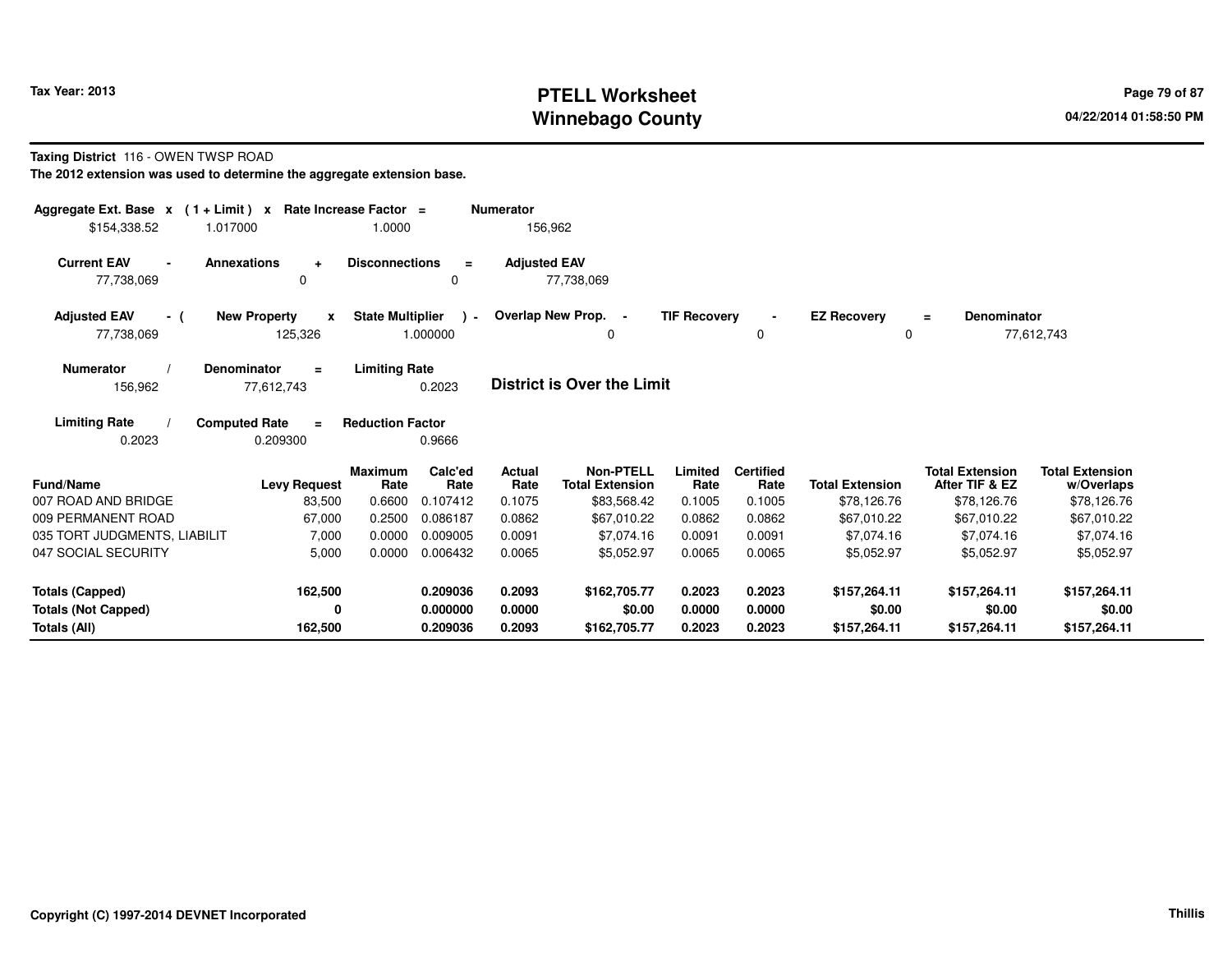**Tax Year: 2013**

# PTELL Worksheet
# Winnebago County

04/22/2014 01:58:50 PM

**Taxing District** 116 - OWEN TWSP ROAD

**The 2012 extension was used to determine the aggregate extension base.**

| Aggregate Ext. Base | x | (1 + Limit) | x | Rate Increase Factor | = | Numerator |
|---|---|---|---|---|---|---|
| $154,338.52 | | 1.017000 | | 1.0000 | | 156,962 |

| Current EAV | - | Annexations | + | Disconnections | = | Adjusted EAV |
|---|---|---|---|---|---|---|
| 77,738,069 | | 0 | | 0 | | 77,738,069 |

| Adjusted EAV | - ( | New Property | x | State Multiplier | ) - | Overlap New Prop. | - | TIF Recovery | - | EZ Recovery | = | Denominator |
|---|---|---|---|---|---|---|---|---|---|---|---|---|
| 77,738,069 | | 125,326 | | 1.000000 | | 0 | | 0 | | 0 | | 77,612,743 |

| Numerator | / | Denominator | = | Limiting Rate |
|---|---|---|---|---|
| 156,962 | | 77,612,743 | | 0.2023 |

**District is Over the Limit**

| Limiting Rate | / | Computed Rate | = | Reduction Factor |
|---|---|---|---|---|
| 0.2023 | | 0.209300 | | 0.9666 |

| Fund/Name | Levy Request | Maximum Rate | Calc'ed Rate | Actual Rate | Non-PTELL Total Extension | Limited Rate | Certified Rate | Total Extension | Total Extension After TIF & EZ | Total Extension w/Overlaps |
|---|---|---|---|---|---|---|---|---|---|---|
| 007 ROAD AND BRIDGE | 83,500 | 0.6600 | 0.107412 | 0.1075 | $83,568.42 | 0.1005 | 0.1005 | $78,126.76 | $78,126.76 | $78,126.76 |
| 009 PERMANENT ROAD | 67,000 | 0.2500 | 0.086187 | 0.0862 | $67,010.22 | 0.0862 | 0.0862 | $67,010.22 | $67,010.22 | $67,010.22 |
| 035 TORT JUDGMENTS, LIABILIT | 7,000 | 0.0000 | 0.009005 | 0.0091 | $7,074.16 | 0.0091 | 0.0091 | $7,074.16 | $7,074.16 | $7,074.16 |
| 047 SOCIAL SECURITY | 5,000 | 0.0000 | 0.006432 | 0.0065 | $5,052.97 | 0.0065 | 0.0065 | $5,052.97 | $5,052.97 | $5,052.97 |
| **Totals (Capped)** | **162,500** | | **0.209036** | **0.2093** | **$162,705.77** | **0.2023** | **0.2023** | **$157,264.11** | **$157,264.11** | **$157,264.11** |
| **Totals (Not Capped)** | **0** | | **0.000000** | **0.0000** | **$0.00** | **0.0000** | **0.0000** | **$0.00** | **$0.00** | **$0.00** |
| **Totals (All)** | **162,500** | | **0.209036** | **0.2093** | **$162,705.77** | **0.2023** | **0.2023** | **$157,264.11** | **$157,264.11** | **$157,264.11** |

**Copyright (C) 1997-2014 DEVNET Incorporated** Thillis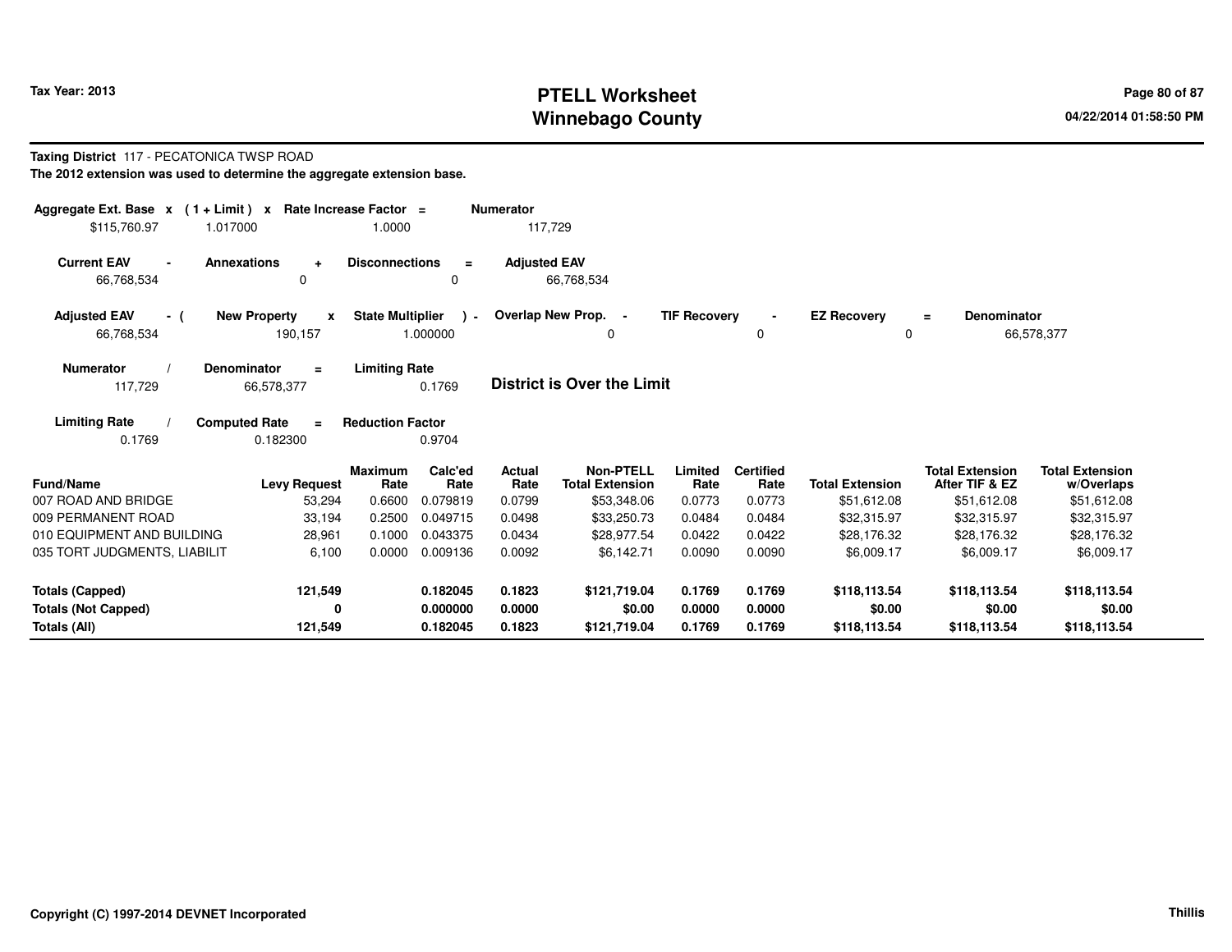# PTELL Worksheet
# Winnebago County

Tax Year: 2013

04/22/2014 01:58:50 PM

**Taxing District** 117 - PECATONICA TWSP ROAD

**The 2012 extension was used to determine the aggregate extension base.**

| Aggregate Ext. Base x | (1 + Limit) x | Rate Increase Factor = | Numerator |
|---|---|---|---|
| $115,760.97 | 1.017000 | 1.0000 | 117,729 |

| Current EAV - | Annexations + | Disconnections = | Adjusted EAV |
|---|---|---|---|
| 66,768,534 | 0 | 0 | 66,768,534 |

| Adjusted EAV - ( | New Property x | State Multiplier ) - | Overlap New Prop. - | TIF Recovery - | EZ Recovery = | Denominator |
|---|---|---|---|---|---|---|
| 66,768,534 | 190,157 | 1.000000 | 0 | 0 | 0 | 66,578,377 |

| Numerator / | Denominator = | Limiting Rate |
|---|---|---|
| 117,729 | 66,578,377 | 0.1769 |

**District is Over the Limit**

| Limiting Rate / | Computed Rate = | Reduction Factor |
|---|---|---|
| 0.1769 | 0.182300 | 0.9704 |

| Fund/Name | Levy Request | Maximum Rate | Calc'ed Rate | Actual Rate | Non-PTELL Total Extension | Limited Rate | Certified Rate | Total Extension | Total Extension After TIF & EZ | Total Extension w/Overlaps |
|---|---|---|---|---|---|---|---|---|---|---|
| 007 ROAD AND BRIDGE | 53,294 | 0.6600 | 0.079819 | 0.0799 | $53,348.06 | 0.0773 | 0.0773 | $51,612.08 | $51,612.08 | $51,612.08 |
| 009 PERMANENT ROAD | 33,194 | 0.2500 | 0.049715 | 0.0498 | $33,250.73 | 0.0484 | 0.0484 | $32,315.97 | $32,315.97 | $32,315.97 |
| 010 EQUIPMENT AND BUILDING | 28,961 | 0.1000 | 0.043375 | 0.0434 | $28,977.54 | 0.0422 | 0.0422 | $28,176.32 | $28,176.32 | $28,176.32 |
| 035 TORT JUDGMENTS, LIABILIT | 6,100 | 0.0000 | 0.009136 | 0.0092 | $6,142.71 | 0.0090 | 0.0090 | $6,009.17 | $6,009.17 | $6,009.17 |
| **Totals (Capped)** | **121,549** | | **0.182045** | **0.1823** | **$121,719.04** | **0.1769** | **0.1769** | **$118,113.54** | **$118,113.54** | **$118,113.54** |
| **Totals (Not Capped)** | **0** | | **0.000000** | **0.0000** | **$0.00** | **0.0000** | **0.0000** | **$0.00** | **$0.00** | **$0.00** |
| **Totals (All)** | **121,549** | | **0.182045** | **0.1823** | **$121,719.04** | **0.1769** | **0.1769** | **$118,113.54** | **$118,113.54** | **$118,113.54** |

Copyright (C) 1997-2014 DEVNET Incorporated

Thillis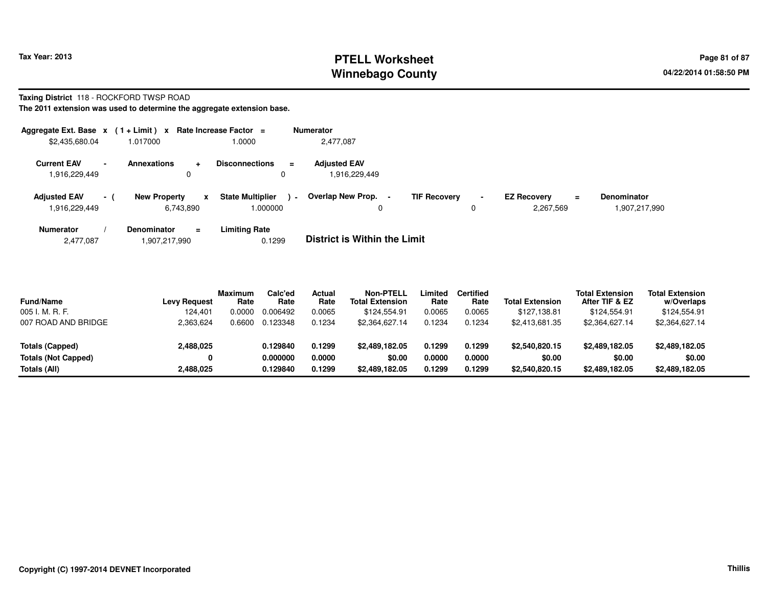# PTELL Worksheet
# Winnebago County

Tax Year: 2013

04/22/2014 01:58:50 PM

**Taxing District** 118 - ROCKFORD TWSP ROAD

**The 2011 extension was used to determine the aggregate extension base.**

| Aggregate Ext. Base | x | (1 + Limit) | x | Rate Increase Factor | = | Numerator |
|---|---|---|---|---|---|---|
| $2,435,680.04 | | 1.017000 | | 1.0000 | | 2,477,087 |

| Current EAV | - | Annexations | + | Disconnections | = | Adjusted EAV |
|---|---|---|---|---|---|---|
| 1,916,229,449 | | 0 | | 0 | | 1,916,229,449 |

| Adjusted EAV | - ( | New Property | x | State Multiplier | ) - | Overlap New Prop. | - | TIF Recovery | - | EZ Recovery | = | Denominator |
|---|---|---|---|---|---|---|---|---|---|---|---|---|
| 1,916,229,449 | | 6,743,890 | | 1.000000 | | 0 | | 0 | | 2,267,569 | | 1,907,217,990 |

| Numerator | / | Denominator | = | Limiting Rate |
|---|---|---|---|---|
| 2,477,087 | | 1,907,217,990 | | 0.1299 |

**District is Within the Limit**

| Fund/Name | Levy Request | Maximum Rate | Calc'ed Rate | Actual Rate | Non-PTELL Total Extension | Limited Rate | Certified Rate | Total Extension | Total Extension After TIF & EZ | Total Extension w/Overlaps |
|---|---|---|---|---|---|---|---|---|---|---|
| 005 I. M. R. F. | 124,401 | 0.0000 | 0.006492 | 0.0065 | $124,554.91 | 0.0065 | 0.0065 | $127,138.81 | $124,554.91 | $124,554.91 |
| 007 ROAD AND BRIDGE | 2,363,624 | 0.6600 | 0.123348 | 0.1234 | $2,364,627.14 | 0.1234 | 0.1234 | $2,413,681.35 | $2,364,627.14 | $2,364,627.14 |
| **Totals (Capped)** | **2,488,025** | | **0.129840** | **0.1299** | **$2,489,182.05** | **0.1299** | **0.1299** | **$2,540,820.15** | **$2,489,182.05** | **$2,489,182.05** |
| **Totals (Not Capped)** | **0** | | **0.000000** | **0.0000** | **$0.00** | **0.0000** | **0.0000** | **$0.00** | **$0.00** | **$0.00** |
| **Totals (All)** | **2,488,025** | | **0.129840** | **0.1299** | **$2,489,182.05** | **0.1299** | **0.1299** | **$2,540,820.15** | **$2,489,182.05** | **$2,489,182.05** |

**Copyright (C) 1997-2014 DEVNET Incorporated** — Thillis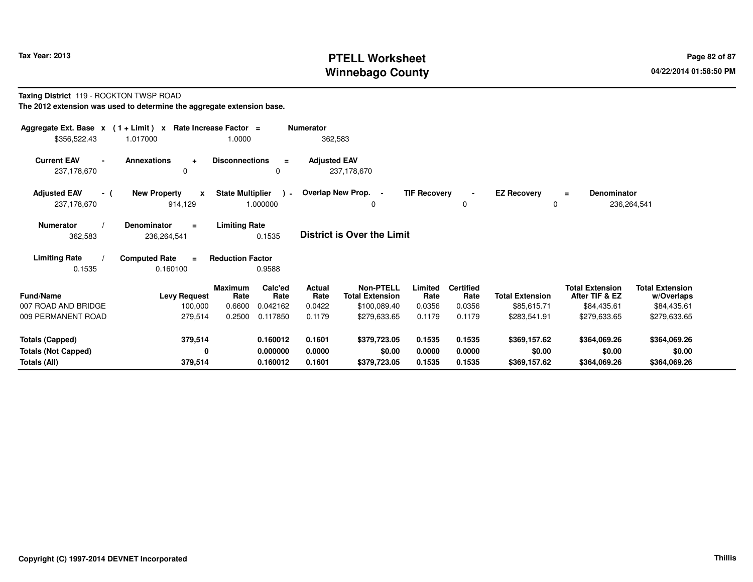**Tax Year: 2013**

# PTELL Worksheet
# Winnebago County

04/22/2014 01:58:50 PM

**Taxing District** 119 - ROCKTON TWSP ROAD

**The 2012 extension was used to determine the aggregate extension base.**

| Aggregate Ext. Base x | (1 + Limit) x | Rate Increase Factor = | Numerator |
|---|---|---|---|
| $356,522.43 | 1.017000 | 1.0000 | 362,583 |

| Current EAV - | Annexations + | Disconnections = | Adjusted EAV |
|---|---|---|---|
| 237,178,670 | 0 | 0 | 237,178,670 |

| Adjusted EAV - ( | New Property x | State Multiplier ) - | Overlap New Prop. - | TIF Recovery - | EZ Recovery = | Denominator |
|---|---|---|---|---|---|---|
| 237,178,670 | 914,129 | 1.000000 | 0 | 0 | 0 | 236,264,541 |

| Numerator / | Denominator = | Limiting Rate |
|---|---|---|
| 362,583 | 236,264,541 | 0.1535 |

**District is Over the Limit**

| Limiting Rate / | Computed Rate = | Reduction Factor |
|---|---|---|
| 0.1535 | 0.160100 | 0.9588 |

| Fund/Name | Levy Request | Maximum Rate | Calc'ed Rate | Actual Rate | Non-PTELL Total Extension | Limited Rate | Certified Rate | Total Extension | Total Extension After TIF & EZ | Total Extension w/Overlaps |
|---|---|---|---|---|---|---|---|---|---|---|
| 007 ROAD AND BRIDGE | 100,000 | 0.6600 | 0.042162 | 0.0422 | $100,089.40 | 0.0356 | 0.0356 | $85,615.71 | $84,435.61 | $84,435.61 |
| 009 PERMANENT ROAD | 279,514 | 0.2500 | 0.117850 | 0.1179 | $279,633.65 | 0.1179 | 0.1179 | $283,541.91 | $279,633.65 | $279,633.65 |
| **Totals (Capped)** | **379,514** | | **0.160012** | **0.1601** | **$379,723.05** | **0.1535** | **0.1535** | **$369,157.62** | **$364,069.26** | **$364,069.26** |
| **Totals (Not Capped)** | **0** | | **0.000000** | **0.0000** | **$0.00** | **0.0000** | **0.0000** | **$0.00** | **$0.00** | **$0.00** |
| **Totals (All)** | **379,514** | | **0.160012** | **0.1601** | **$379,723.05** | **0.1535** | **0.1535** | **$369,157.62** | **$364,069.26** | **$364,069.26** |

**Copyright (C) 1997-2014 DEVNET Incorporated** — **Thillis**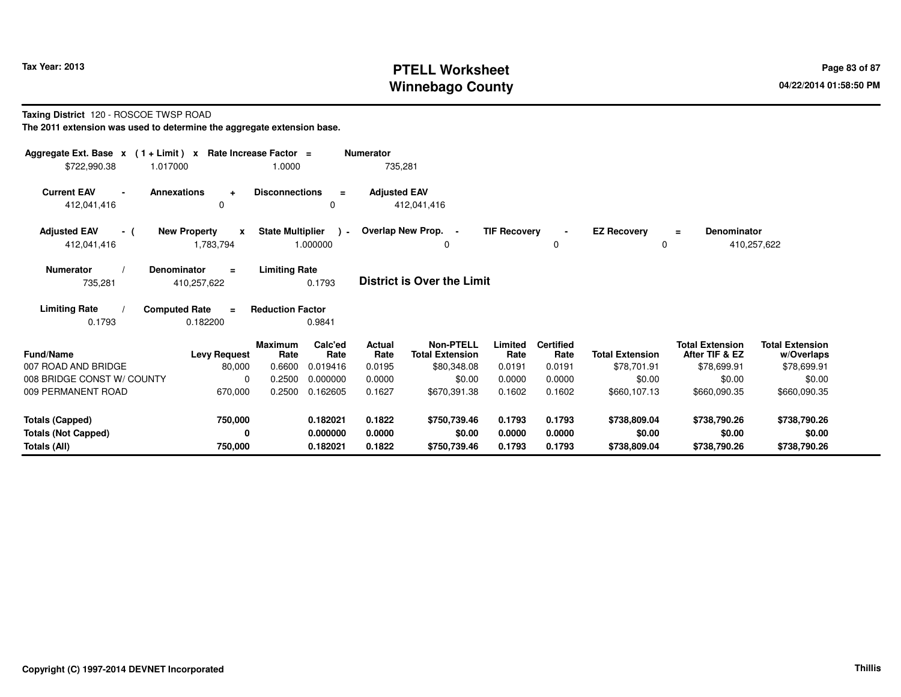# PTELL Worksheet
# Winnebago County

Tax Year: 2013

04/22/2014 01:58:50 PM

**Taxing District** 120 - ROSCOE TWSP ROAD

**The 2011 extension was used to determine the aggregate extension base.**

| Aggregate Ext. Base | x | ( 1 + Limit ) | x | Rate Increase Factor | = | Numerator |
|---|---|---|---|---|---|---|
| $722,990.38 | | 1.017000 | | 1.0000 | | 735,281 |

| Current EAV | - | Annexations | + | Disconnections | = | Adjusted EAV |
|---|---|---|---|---|---|---|
| 412,041,416 | | 0 | | 0 | | 412,041,416 |

| Adjusted EAV | - ( | New Property | x | State Multiplier | ) - | Overlap New Prop. | - | TIF Recovery | - | EZ Recovery | = | Denominator |
|---|---|---|---|---|---|---|---|---|---|---|---|---|
| 412,041,416 | | 1,783,794 | | 1.000000 | | 0 | | 0 | | 0 | | 410,257,622 |

| Numerator | / | Denominator | = | Limiting Rate |
|---|---|---|---|---|
| 735,281 | | 410,257,622 | | 0.1793 |

**District is Over the Limit**

| Limiting Rate | / | Computed Rate | = | Reduction Factor |
|---|---|---|---|---|
| 0.1793 | | 0.182200 | | 0.9841 |

| Fund/Name | Levy Request | Maximum Rate | Calc'ed Rate | Actual Rate | Non-PTELL Total Extension | Limited Rate | Certified Rate | Total Extension | Total Extension After TIF & EZ | Total Extension w/Overlaps |
|---|---|---|---|---|---|---|---|---|---|---|
| 007 ROAD AND BRIDGE | 80,000 | 0.6600 | 0.019416 | 0.0195 | $80,348.08 | 0.0191 | 0.0191 | $78,701.91 | $78,699.91 | $78,699.91 |
| 008 BRIDGE CONST W/ COUNTY | 0 | 0.2500 | 0.000000 | 0.0000 | $0.00 | 0.0000 | 0.0000 | $0.00 | $0.00 | $0.00 |
| 009 PERMANENT ROAD | 670,000 | 0.2500 | 0.162605 | 0.1627 | $670,391.38 | 0.1602 | 0.1602 | $660,107.13 | $660,090.35 | $660,090.35 |
| **Totals (Capped)** | **750,000** | | **0.182021** | **0.1822** | **$750,739.46** | **0.1793** | **0.1793** | **$738,809.04** | **$738,790.26** | **$738,790.26** |
| **Totals (Not Capped)** | **0** | | **0.000000** | **0.0000** | **$0.00** | **0.0000** | **0.0000** | **$0.00** | **$0.00** | **$0.00** |
| **Totals (All)** | **750,000** | | **0.182021** | **0.1822** | **$750,739.46** | **0.1793** | **0.1793** | **$738,809.04** | **$738,790.26** | **$738,790.26** |

Copyright (C) 1997-2014 DEVNET Incorporated

Thillis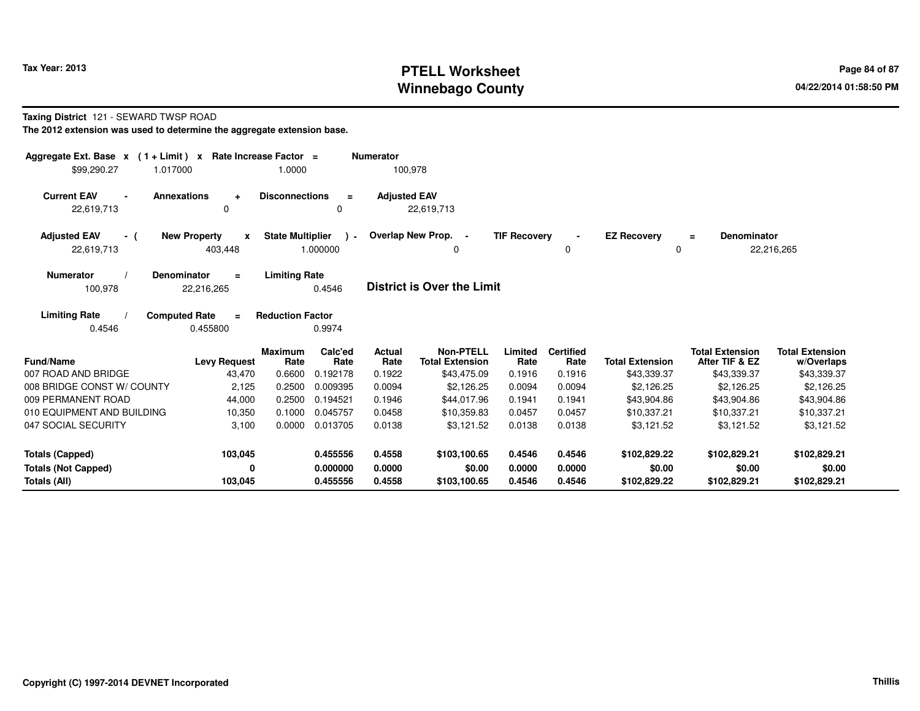# PTELL Worksheet
# Winnebago County

Tax Year: 2013

04/22/2014 01:58:50 PM

**Taxing District** 121 - SEWARD TWSP ROAD

**The 2012 extension was used to determine the aggregate extension base.**

| Aggregate Ext. Base | x | (1 + Limit) | x | Rate Increase Factor | = | Numerator |
|---|---|---|---|---|---|---|
| $99,290.27 | | 1.017000 | | 1.0000 | | 100,978 |

| Current EAV | - | Annexations | + | Disconnections | = | Adjusted EAV |
|---|---|---|---|---|---|---|
| 22,619,713 | | 0 | | 0 | | 22,619,713 |

| Adjusted EAV | - ( | New Property | x | State Multiplier | ) - | Overlap New Prop. | - | TIF Recovery | - | EZ Recovery | = | Denominator |
|---|---|---|---|---|---|---|---|---|---|---|---|---|
| 22,619,713 | | 403,448 | | 1.000000 | | 0 | | 0 | | 0 | | 22,216,265 |

| Numerator | / | Denominator | = | Limiting Rate |
|---|---|---|---|---|
| 100,978 | | 22,216,265 | | 0.4546 |

**District is Over the Limit**

| Limiting Rate | / | Computed Rate | = | Reduction Factor |
|---|---|---|---|---|
| 0.4546 | | 0.455800 | | 0.9974 |

| Fund/Name | Levy Request | Maximum Rate | Calc'ed Rate | Actual Rate | Non-PTELL Total Extension | Limited Rate | Certified Rate | Total Extension | Total Extension After TIF & EZ | Total Extension w/Overlaps |
|---|---|---|---|---|---|---|---|---|---|---|
| 007 ROAD AND BRIDGE | 43,470 | 0.6600 | 0.192178 | 0.1922 | $43,475.09 | 0.1916 | 0.1916 | $43,339.37 | $43,339.37 | $43,339.37 |
| 008 BRIDGE CONST W/ COUNTY | 2,125 | 0.2500 | 0.009395 | 0.0094 | $2,126.25 | 0.0094 | 0.0094 | $2,126.25 | $2,126.25 | $2,126.25 |
| 009 PERMANENT ROAD | 44,000 | 0.2500 | 0.194521 | 0.1946 | $44,017.96 | 0.1941 | 0.1941 | $43,904.86 | $43,904.86 | $43,904.86 |
| 010 EQUIPMENT AND BUILDING | 10,350 | 0.1000 | 0.045757 | 0.0458 | $10,359.83 | 0.0457 | 0.0457 | $10,337.21 | $10,337.21 | $10,337.21 |
| 047 SOCIAL SECURITY | 3,100 | 0.0000 | 0.013705 | 0.0138 | $3,121.52 | 0.0138 | 0.0138 | $3,121.52 | $3,121.52 | $3,121.52 |
| **Totals (Capped)** | **103,045** | | **0.455556** | **0.4558** | **$103,100.65** | **0.4546** | **0.4546** | **$102,829.22** | **$102,829.21** | **$102,829.21** |
| **Totals (Not Capped)** | **0** | | **0.000000** | **0.0000** | **$0.00** | **0.0000** | **0.0000** | **$0.00** | **$0.00** | **$0.00** |
| **Totals (All)** | **103,045** | | **0.455556** | **0.4558** | **$103,100.65** | **0.4546** | **0.4546** | **$102,829.22** | **$102,829.21** | **$102,829.21** |

Copyright (C) 1997-2014 DEVNET Incorporated

Thillis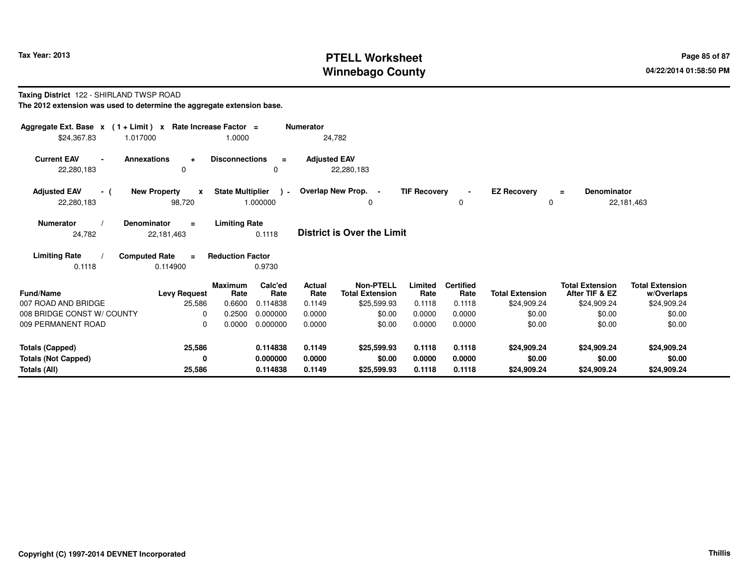**Taxing District** 122 - SHIRLAND TWSP ROAD

**The 2012 extension was used to determine the aggregate extension base.**

| Aggregate Ext. Base | x | (1 + Limit) | x | Rate Increase Factor | = | Numerator |
|---|---|---|---|---|---|---|
| $24,367.83 | | 1.017000 | | 1.0000 | | 24,782 |

| Current EAV | - | Annexations | + | Disconnections | = | Adjusted EAV |
|---|---|---|---|---|---|---|
| 22,280,183 | | 0 | | 0 | | 22,280,183 |

| Adjusted EAV | - ( | New Property | x | State Multiplier | ) - | Overlap New Prop. | - | TIF Recovery | - | EZ Recovery | = | Denominator |
|---|---|---|---|---|---|---|---|---|---|---|---|---|
| 22,280,183 | | 98,720 | | 1.000000 | | 0 | | 0 | | 0 | | 22,181,463 |

| Numerator | / | Denominator | = | Limiting Rate |
|---|---|---|---|---|
| 24,782 | | 22,181,463 | | 0.1118 |

**District is Over the Limit**

| Limiting Rate | / | Computed Rate | = | Reduction Factor |
|---|---|---|---|---|
| 0.1118 | | 0.114900 | | 0.9730 |

| Fund/Name | Levy Request | Maximum Rate | Calc'ed Rate | Actual Rate | Non-PTELL Total Extension | Limited Rate | Certified Rate | Total Extension | Total Extension After TIF & EZ | Total Extension w/Overlaps |
|---|---|---|---|---|---|---|---|---|---|---|
| 007 ROAD AND BRIDGE | 25,586 | 0.6600 | 0.114838 | 0.1149 | $25,599.93 | 0.1118 | 0.1118 | $24,909.24 | $24,909.24 | $24,909.24 |
| 008 BRIDGE CONST W/ COUNTY | 0 | 0.2500 | 0.000000 | 0.0000 | $0.00 | 0.0000 | 0.0000 | $0.00 | $0.00 | $0.00 |
| 009 PERMANENT ROAD | 0 | 0.0000 | 0.000000 | 0.0000 | $0.00 | 0.0000 | 0.0000 | $0.00 | $0.00 | $0.00 |
| **Totals (Capped)** | **25,586** | | **0.114838** | **0.1149** | **$25,599.93** | **0.1118** | **0.1118** | **$24,909.24** | **$24,909.24** | **$24,909.24** |
| **Totals (Not Capped)** | **0** | | **0.000000** | **0.0000** | **$0.00** | **0.0000** | **0.0000** | **$0.00** | **$0.00** | **$0.00** |
| **Totals (All)** | **25,586** | | **0.114838** | **0.1149** | **$25,599.93** | **0.1118** | **0.1118** | **$24,909.24** | **$24,909.24** | **$24,909.24** |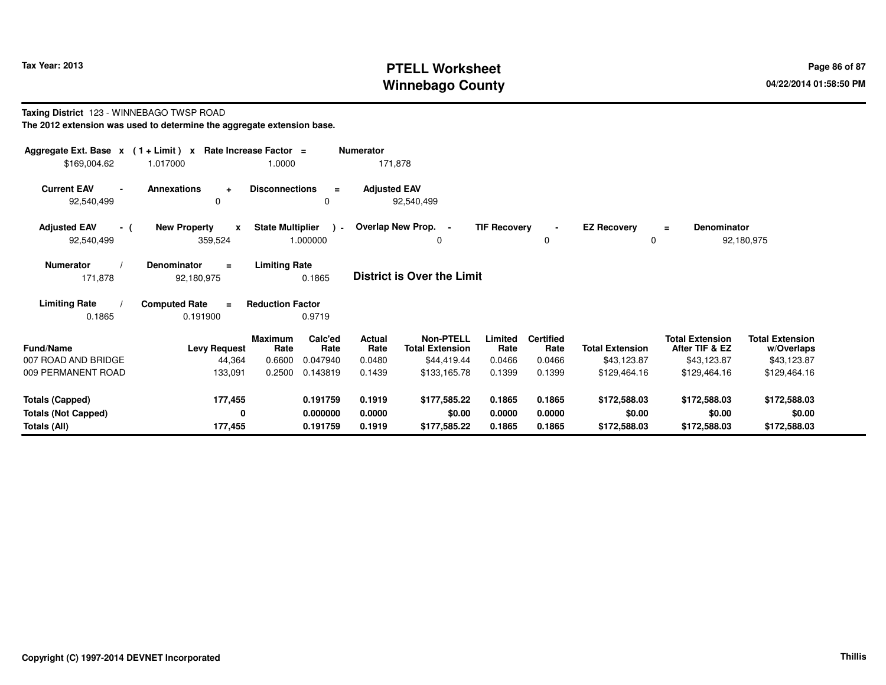# PTELL Worksheet
# Winnebago County

Tax Year: 2013

04/22/2014 01:58:50 PM

**Taxing District** 123 - WINNEBAGO TWSP ROAD

**The 2012 extension was used to determine the aggregate extension base.**

| Aggregate Ext. Base | x | (1 + Limit) | x | Rate Increase Factor | = | Numerator |
|---|---|---|---|---|---|---|
| $169,004.62 | | 1.017000 | | 1.0000 | | 171,878 |

| Current EAV | - | Annexations | + | Disconnections | = | Adjusted EAV |
|---|---|---|---|---|---|---|
| 92,540,499 | | 0 | | 0 | | 92,540,499 |

| Adjusted EAV | - ( | New Property | x | State Multiplier | ) - | Overlap New Prop. | - | TIF Recovery | - | EZ Recovery | = | Denominator |
|---|---|---|---|---|---|---|---|---|---|---|---|---|
| 92,540,499 | | 359,524 | | 1.000000 | | 0 | | 0 | | 0 | | 92,180,975 |

| Numerator | / | Denominator | = | Limiting Rate |
|---|---|---|---|---|
| 171,878 | | 92,180,975 | | 0.1865 |

**District is Over the Limit**

| Limiting Rate | / | Computed Rate | = | Reduction Factor |
|---|---|---|---|---|
| 0.1865 | | 0.191900 | | 0.9719 |

| Fund/Name | Levy Request | Maximum Rate | Calc'ed Rate | Actual Rate | Non-PTELL Total Extension | Limited Rate | Certified Rate | Total Extension | Total Extension After TIF & EZ | Total Extension w/Overlaps |
|---|---|---|---|---|---|---|---|---|---|---|
| 007 ROAD AND BRIDGE | 44,364 | 0.6600 | 0.047940 | 0.0480 | $44,419.44 | 0.0466 | 0.0466 | $43,123.87 | $43,123.87 | $43,123.87 |
| 009 PERMANENT ROAD | 133,091 | 0.2500 | 0.143819 | 0.1439 | $133,165.78 | 0.1399 | 0.1399 | $129,464.16 | $129,464.16 | $129,464.16 |
| **Totals (Capped)** | **177,455** | | **0.191759** | **0.1919** | **$177,585.22** | **0.1865** | **0.1865** | **$172,588.03** | **$172,588.03** | **$172,588.03** |
| **Totals (Not Capped)** | **0** | | **0.000000** | **0.0000** | **$0.00** | **0.0000** | **0.0000** | **$0.00** | **$0.00** | **$0.00** |
| **Totals (All)** | **177,455** | | **0.191759** | **0.1919** | **$177,585.22** | **0.1865** | **0.1865** | **$172,588.03** | **$172,588.03** | **$172,588.03** |

**Copyright (C) 1997-2014 DEVNET Incorporated**

Thillis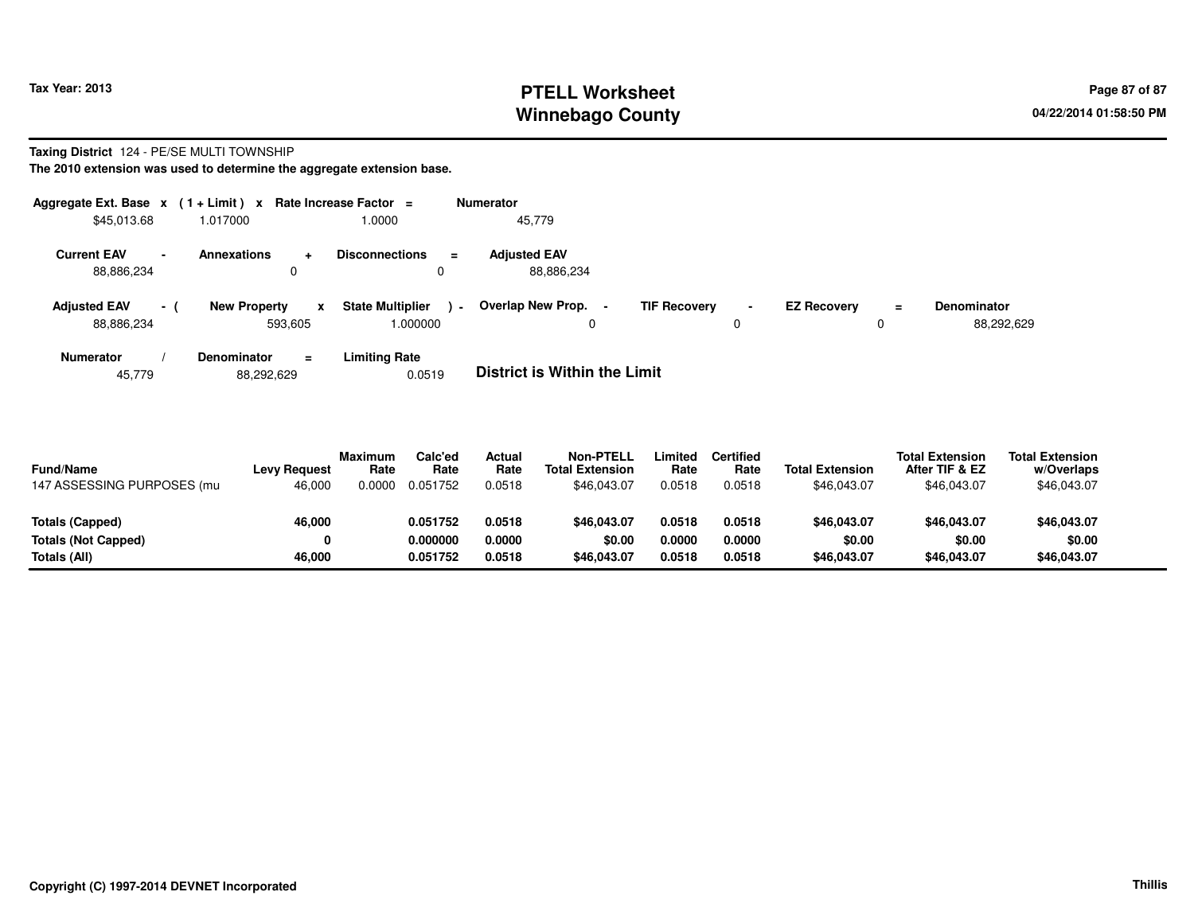**Taxing District** 124 - PE/SE MULTI TOWNSHIP

**The 2010 extension was used to determine the aggregate extension base.**

| Aggregate Ext. Base | x | (1 + Limit) | x | Rate Increase Factor | = | Numerator |
|---|---|---|---|---|---|---|
| $45,013.68 | | 1.017000 | | 1.0000 | | 45,779 |

| Current EAV | - | Annexations | + | Disconnections | = | Adjusted EAV |
|---|---|---|---|---|---|---|
| 88,886,234 | | 0 | | 0 | | 88,886,234 |

| Adjusted EAV | - ( | New Property | x | State Multiplier | ) - | Overlap New Prop. | - | TIF Recovery | - | EZ Recovery | = | Denominator |
|---|---|---|---|---|---|---|---|---|---|---|---|---|
| 88,886,234 | | 593,605 | | 1.000000 | | 0 | | 0 | | 0 | | 88,292,629 |

| Numerator | / | Denominator | = | Limiting Rate |
|---|---|---|---|---|
| 45,779 | | 88,292,629 | | 0.0519 |

**District is Within the Limit**

| Fund/Name | Levy Request | Maximum Rate | Calc'ed Rate | Actual Rate | Non-PTELL Total Extension | Limited Rate | Certified Rate | Total Extension | Total Extension After TIF & EZ | Total Extension w/Overlaps |
|---|---|---|---|---|---|---|---|---|---|---|
| 147 ASSESSING PURPOSES (mu | 46,000 | 0.0000 | 0.051752 | 0.0518 | $46,043.07 | 0.0518 | 0.0518 | $46,043.07 | $46,043.07 | $46,043.07 |
| **Totals (Capped)** | **46,000** | | **0.051752** | **0.0518** | **$46,043.07** | **0.0518** | **0.0518** | **$46,043.07** | **$46,043.07** | **$46,043.07** |
| **Totals (Not Capped)** | **0** | | **0.000000** | **0.0000** | **$0.00** | **0.0000** | **0.0000** | **$0.00** | **$0.00** | **$0.00** |
| **Totals (All)** | **46,000** | | **0.051752** | **0.0518** | **$46,043.07** | **0.0518** | **0.0518** | **$46,043.07** | **$46,043.07** | **$46,043.07** |